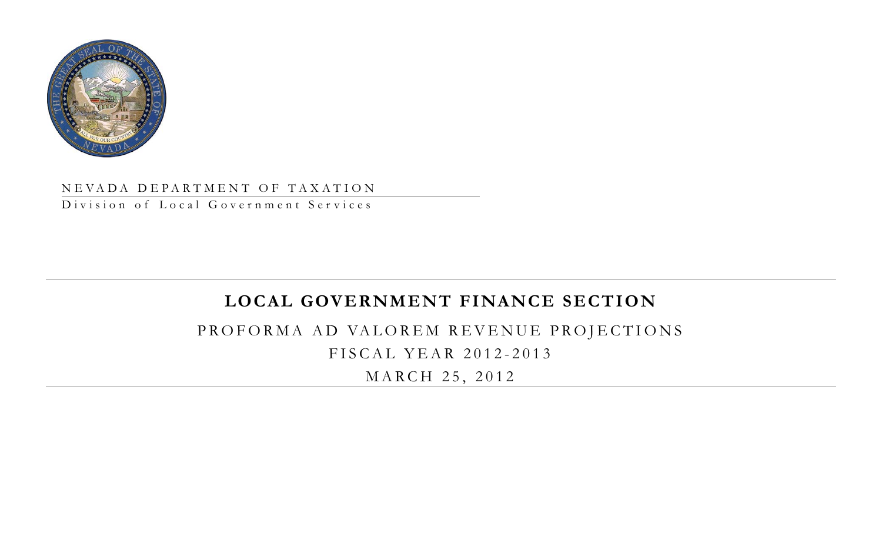NEVADA DEPARTMENT OF TAXATION

Division of Local Government Services

# LOCAL GOVERNMENT FINANCE SECTION

## PROFORMA AD VALOREM REVENUE PROJECTIONS

## FISCAL YEAR 2012-2013

## MARCH 25, 2012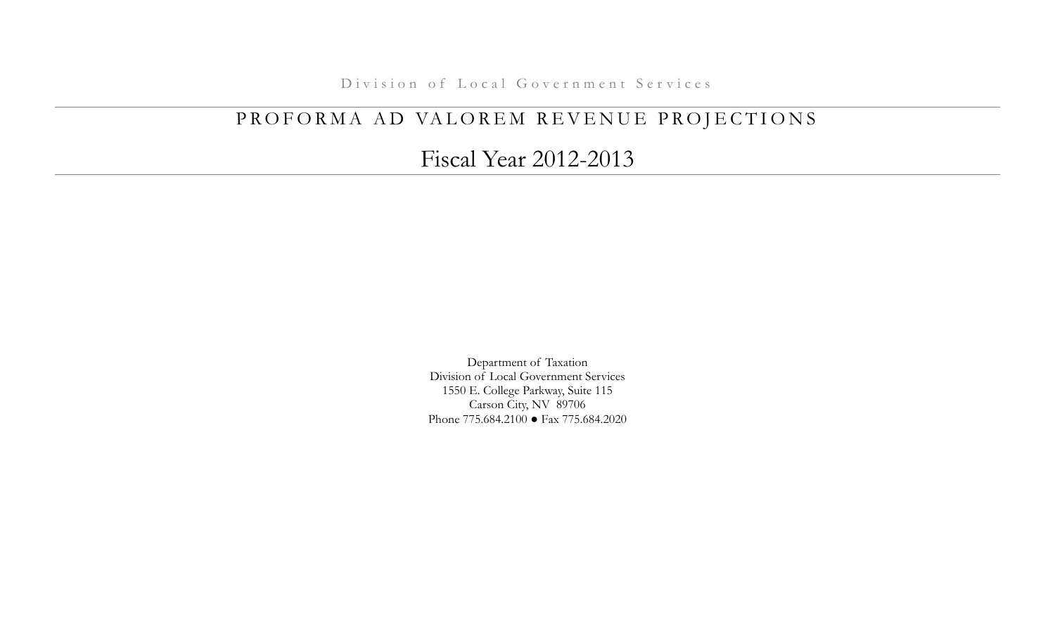Division of Local Government Services

# PROFORMA AD VALOREM REVENUE PROJECTIONS

## Fiscal Year 2012-2013

Department of Taxation
Division of Local Government Services
1550 E. College Parkway, Suite 115
Carson City, NV 89706
Phone 775.684.2100 ● Fax 775.684.2020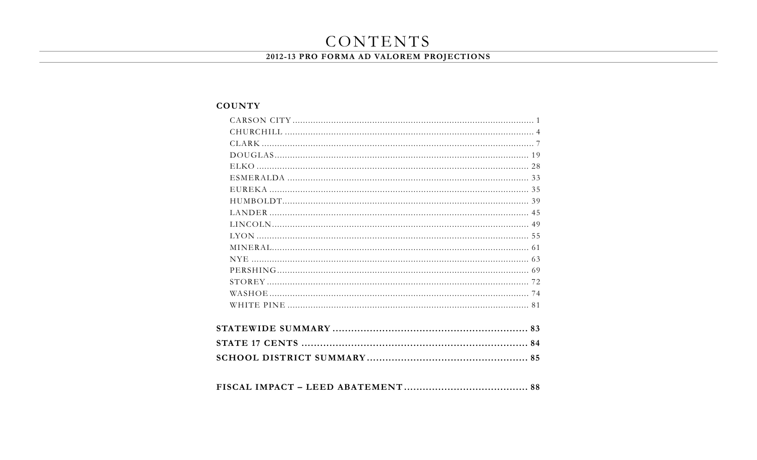# CONTENTS

## 2012-13 PRO FORMA AD VALOREM PROJECTIONS

### COUNTY

- CARSON CITY ............ 1
- CHURCHILL ............ 4
- CLARK ............ 7
- DOUGLAS ............ 19
- ELKO ............ 28
- ESMERALDA ............ 33
- EUREKA ............ 35
- HUMBOLDT ............ 39
- LANDER ............ 45
- LINCOLN ............ 49
- LYON ............ 55
- MINERAL ............ 61
- NYE ............ 63
- PERSHING ............ 69
- STOREY ............ 72
- WASHOE ............ 74
- WHITE PINE ............ 81

**STATEWIDE SUMMARY ............ 83**

**STATE 17 CENTS ............ 84**

**SCHOOL DISTRICT SUMMARY ............ 85**

**FISCAL IMPACT – LEED ABATEMENT ............ 88**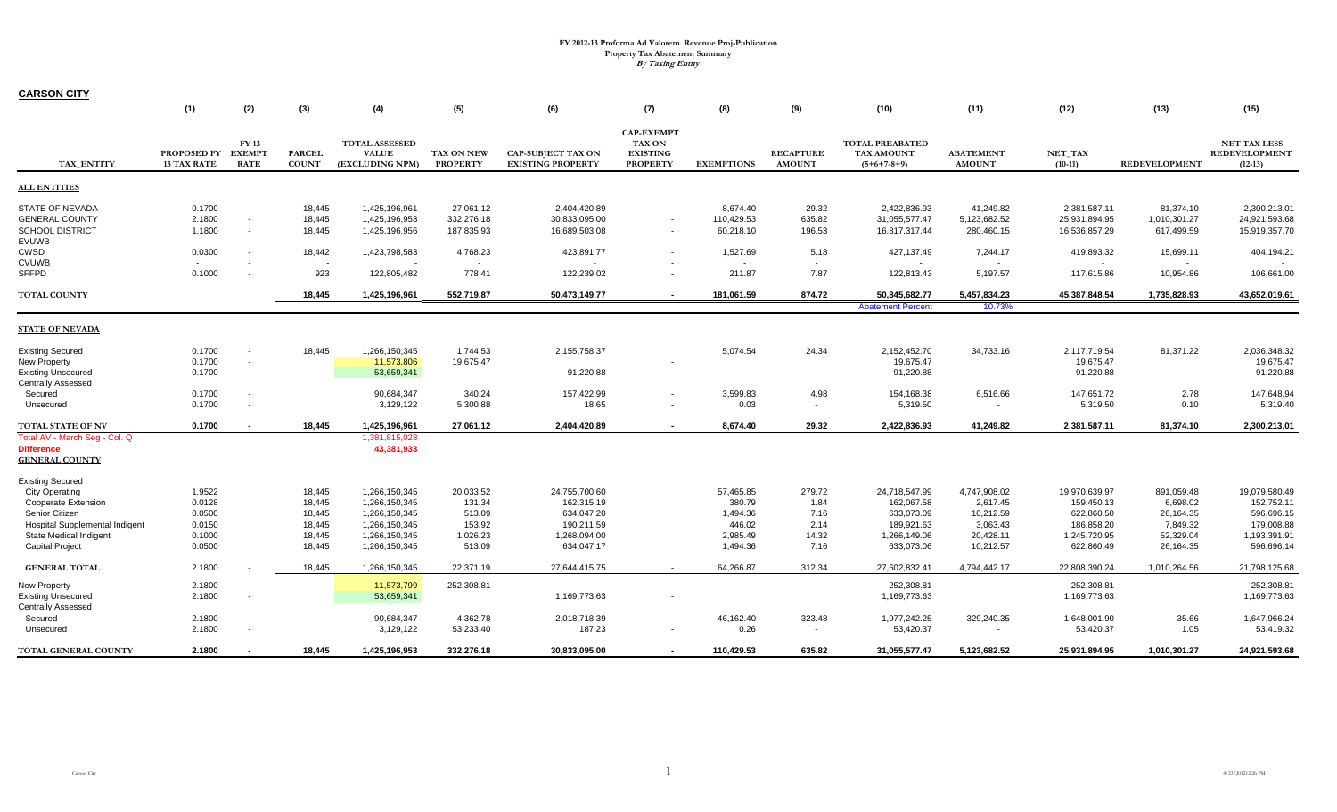# FY 2012-13 Proforma Ad Valorem Revenue Proj-Publication
## Property Tax Abatement Summary
### *By Taxing Entity*

**CARSON CITY**

| TAX_ENTITY | (1) PROPOSED FY 13 TAX RATE | (2) FY 13 EXEMPT RATE | (3) PARCEL COUNT | (4) TOTAL ASSESSED VALUE (EXCLUDING NPM) | (5) TAX ON NEW PROPERTY | (6) CAP-SUBJECT TAX ON EXISTING PROPERTY | (7) CAP-EXEMPT TAX ON EXISTING PROPERTY | (8) EXEMPTIONS | (9) RECAPTURE AMOUNT | (10) TOTAL PREABATED TAX AMOUNT (5+6+7-8+9) | (11) ABATEMENT AMOUNT | (12) NET_TAX (10-11) | (13) REDEVELOPMENT | (15) NET TAX LESS REDEVELOPMENT (12-13) |
|---|---|---|---|---|---|---|---|---|---|---|---|---|---|---|
| **ALL ENTITIES** | | | | | | | | | | | | | | |
| STATE OF NEVADA | 0.1700 | - | 18,445 | 1,425,196,961 | 27,061.12 | 2,404,420.89 | - | 8,674.40 | 29.32 | 2,422,836.93 | 41,249.82 | 2,381,587.11 | 81,374.10 | 2,300,213.01 |
| GENERAL COUNTY | 2.1800 | - | 18,445 | 1,425,196,953 | 332,276.18 | 30,833,095.00 | - | 110,429.53 | 635.82 | 31,055,577.47 | 5,123,682.52 | 25,931,894.95 | 1,010,301.27 | 24,921,593.68 |
| SCHOOL DISTRICT | 1.1800 | - | 18,445 | 1,425,196,956 | 187,835.93 | 16,689,503.08 | - | 60,218.10 | 196.53 | 16,817,317.44 | 280,460.15 | 16,536,857.29 | 617,499.59 | 15,919,357.70 |
| EVUWB | - | - | - | - | - | - | - | - | - | - | - | - | - | - |
| CWSD | 0.0300 | - | 18,442 | 1,423,798,583 | 4,768.23 | 423,891.77 | - | 1,527.69 | 5.18 | 427,137.49 | 7,244.17 | 419,893.32 | 15,699.11 | 404,194.21 |
| CVUWB | - | - | - | - | - | - | - | - | - | - | - | - | - | - |
| SFFPD | 0.1000 | - | 923 | 122,805,482 | 778.41 | 122,239.02 | - | 211.87 | 7.87 | 122,813.43 | 5,197.57 | 117,615.86 | 10,954.86 | 106,661.00 |
| **TOTAL COUNTY** | | | **18,445** | **1,425,196,961** | **552,719.87** | **50,473,149.77** | **-** | **181,061.59** | **874.72** | **50,845,682.77** | **5,457,834.23** | **45,387,848.54** | **1,735,828.93** | **43,652,019.61** |
| | | | | | | | | | | Abatement Percent | 10.73% | | | |
| **STATE OF NEVADA** | | | | | | | | | | | | | | |
| Existing Secured | 0.1700 | - | 18,445 | 1,266,150,345 | 1,744.53 | 2,155,758.37 | | 5,074.54 | 24.34 | 2,152,452.70 | 34,733.16 | 2,117,719.54 | 81,371.22 | 2,036,348.32 |
| New Property | 0.1700 | - | | 11,573,806 | 19,675.47 | | - | | | 19,675.47 | | 19,675.47 | | 19,675.47 |
| Existing Unsecured | 0.1700 | - | | 53,659,341 | | 91,220.88 | - | | | 91,220.88 | | 91,220.88 | | 91,220.88 |
| Centrally Assessed | | | | | | | | | | | | | | |
| Secured | 0.1700 | - | | 90,684,347 | 340.24 | 157,422.99 | - | 3,599.83 | 4.98 | 154,168.38 | 6,516.66 | 147,651.72 | 2.78 | 147,648.94 |
| Unsecured | 0.1700 | - | | 3,129,122 | 5,300.88 | 18.65 | - | 0.03 | - | 5,319.50 | - | 5,319.50 | 0.10 | 5,319.40 |
| **TOTAL STATE OF NV** | **0.1700** | **-** | **18,445** | **1,425,196,961** | **27,061.12** | **2,404,420.89** | **-** | **8,674.40** | **29.32** | **2,422,836.93** | **41,249.82** | **2,381,587.11** | **81,374.10** | **2,300,213.01** |
| Total AV - March Seg - Col. Q | | | | 1,381,815,028 | | | | | | | | | | |
| **Difference** | | | | **43,381,933** | | | | | | | | | | |
| **GENERAL COUNTY** | | | | | | | | | | | | | | |
| Existing Secured | | | | | | | | | | | | | | |
| City Operating | 1.9522 | | 18,445 | 1,266,150,345 | 20,033.52 | 24,755,700.60 | | 57,465.85 | 279.72 | 24,718,547.99 | 4,747,908.02 | 19,970,639.97 | 891,059.48 | 19,079,580.49 |
| Cooperate Extension | 0.0128 | | 18,445 | 1,266,150,345 | 131.34 | 162,315.19 | | 380.79 | 1.84 | 162,067.58 | 2,617.45 | 159,450.13 | 6,698.02 | 152,752.11 |
| Senior Citizen | 0.0500 | | 18,445 | 1,266,150,345 | 513.09 | 634,047.20 | | 1,494.36 | 7.16 | 633,073.09 | 10,212.59 | 622,860.50 | 26,164.35 | 596,696.15 |
| Hospital Supplemental Indigent | 0.0150 | | 18,445 | 1,266,150,345 | 153.92 | 190,211.59 | | 446.02 | 2.14 | 189,921.63 | 3,063.43 | 186,858.20 | 7,849.32 | 179,008.88 |
| State Medical Indigent | 0.1000 | | 18,445 | 1,266,150,345 | 1,026.23 | 1,268,094.00 | | 2,985.49 | 14.32 | 1,266,149.06 | 20,428.11 | 1,245,720.95 | 52,329.04 | 1,193,391.91 |
| Capital Project | 0.0500 | | 18,445 | 1,266,150,345 | 513.09 | 634,047.17 | | 1,494.36 | 7.16 | 633,073.06 | 10,212.57 | 622,860.49 | 26,164.35 | 596,696.14 |
| **GENERAL TOTAL** | 2.1800 | - | 18,445 | 1,266,150,345 | 22,371.19 | 27,644,415.75 | - | 64,266.87 | 312.34 | 27,602,832.41 | 4,794,442.17 | 22,808,390.24 | 1,010,264.56 | 21,798,125.68 |
| New Property | 2.1800 | - | | 11,573,799 | 252,308.81 | | - | | | 252,308.81 | | 252,308.81 | | 252,308.81 |
| Existing Unsecured | 2.1800 | - | | 53,659,341 | | 1,169,773.63 | - | | | 1,169,773.63 | | 1,169,773.63 | | 1,169,773.63 |
| Centrally Assessed | | | | | | | | | | | | | | |
| Secured | 2.1800 | - | | 90,684,347 | 4,362.78 | 2,018,718.39 | - | 46,162.40 | 323.48 | 1,977,242.25 | 329,240.35 | 1,648,001.90 | 35.66 | 1,647,966.24 |
| Unsecured | 2.1800 | - | | 3,129,122 | 53,233.40 | 187.23 | - | 0.26 | - | 53,420.37 | - | 53,420.37 | 1.05 | 53,419.32 |
| **TOTAL GENERAL COUNTY** | **2.1800** | **-** | **18,445** | **1,425,196,953** | **332,276.18** | **30,833,095.00** | **-** | **110,429.53** | **635.82** | **31,055,577.47** | **5,123,682.52** | **25,931,894.95** | **1,010,301.27** | **24,921,593.68** |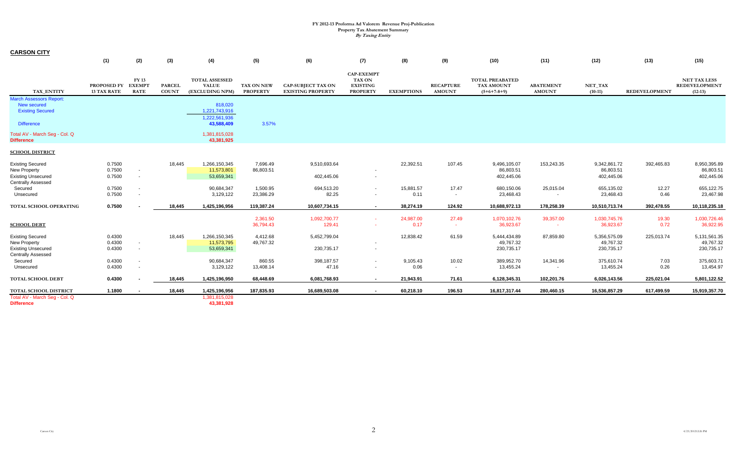**FY 2012-13 Proforma Ad Valorem Revenue Proj-Publication**
**Property Tax Abatement Summary**
***By Taxing Entity***

## CARSON CITY

| | (1) | (2) | (3) | (4) | (5) | (6) | (7) | (8) | (9) | (10) | (11) | (12) | (13) | (15) |
|---|---|---|---|---|---|---|---|---|---|---|---|---|---|---|
| TAX_ENTITY | PROPOSED FY 13 TAX RATE | FY 13 EXEMPT RATE | PARCEL COUNT | TOTAL ASSESSED VALUE (EXCLUDING NPM) | TAX ON NEW PROPERTY | CAP-SUBJECT TAX ON EXISTING PROPERTY | CAP-EXEMPT TAX ON EXISTING PROPERTY | EXEMPTIONS | RECAPTURE AMOUNT | TOTAL PREABATED TAX AMOUNT (5+6+7-8+9) | ABATEMENT AMOUNT | NET_TAX (10-11) | REDEVELOPMENT | NET TAX LESS REDEVELOPMENT (12-13) |
| March Assessors Report: | | | | | | | | | | | | | | |
| New secured | | | | 818,020 | | | | | | | | | | |
| Existing Secured | | | | 1,221,743,916 | | | | | | | | | | |
| | | | | 1,222,561,936 | | | | | | | | | | |
| Difference | | | | 43,588,409 | 3.57% | | | | | | | | | |
| Total AV - March Seg - Col. Q | | | | 1,381,815,028 | | | | | | | | | | |
| Difference | | | | 43,381,925 | | | | | | | | | | |
| **SCHOOL DISTRICT** | | | | | | | | | | | | | | |
| Existing Secured | 0.7500 | | 18,445 | 1,266,150,345 | 7,696.49 | 9,510,693.64 | | 22,392.51 | 107.45 | 9,496,105.07 | 153,243.35 | 9,342,861.72 | 392,465.83 | 8,950,395.89 |
| New Property | 0.7500 | - | | 11,573,801 | 86,803.51 | | - | | | 86,803.51 | | 86,803.51 | | 86,803.51 |
| Existing Unsecured | 0.7500 | - | | 53,659,341 | | 402,445.06 | - | | | 402,445.06 | | 402,445.06 | | 402,445.06 |
| Centrally Assessed | | | | | | | | | | | | | | |
| Secured | 0.7500 | - | | 90,684,347 | 1,500.95 | 694,513.20 | - | 15,881.57 | 17.47 | 680,150.06 | 25,015.04 | 655,135.02 | 12.27 | 655,122.75 |
| Unsecured | 0.7500 | - | | 3,129,122 | 23,386.29 | 82.25 | - | 0.11 | - | 23,468.43 | - | 23,468.43 | 0.46 | 23,467.98 |
| **TOTAL SCHOOL OPERATING** | **0.7500** | **-** | **18,445** | **1,425,196,956** | **119,387.24** | **10,607,734.15** | **-** | **38,274.19** | **124.92** | **10,688,972.13** | **178,258.39** | **10,510,713.74** | **392,478.55** | **10,118,235.18** |
| | | | | | 2,361.50 | 1,092,700.77 | - | 24,987.00 | 27.49 | 1,070,102.76 | 39,357.00 | 1,030,745.76 | 19.30 | 1,030,726.46 |
| **SCHOOL DEBT** | | | | | 36,794.43 | 129.41 | - | 0.17 | - | 36,923.67 | - | 36,923.67 | 0.72 | 36,922.95 |
| Existing Secured | 0.4300 | | 18,445 | 1,266,150,345 | 4,412.68 | 5,452,799.04 | | 12,838.42 | 61.59 | 5,444,434.89 | 87,859.80 | 5,356,575.09 | 225,013.74 | 5,131,561.35 |
| New Property | 0.4300 | - | | 11,573,795 | 49,767.32 | | - | | | 49,767.32 | | 49,767.32 | | 49,767.32 |
| Existing Unsecured | 0.4300 | - | | 53,659,341 | | 230,735.17 | - | | | 230,735.17 | | 230,735.17 | | 230,735.17 |
| Centrally Assessed | | | | | | | | | | | | | | |
| Secured | 0.4300 | - | | 90,684,347 | 860.55 | 398,187.57 | - | 9,105.43 | 10.02 | 389,952.70 | 14,341.96 | 375,610.74 | 7.03 | 375,603.71 |
| Unsecured | 0.4300 | - | | 3,129,122 | 13,408.14 | 47.16 | - | 0.06 | - | 13,455.24 | - | 13,455.24 | 0.26 | 13,454.97 |
| **TOTAL SCHOOL DEBT** | **0.4300** | **-** | **18,445** | **1,425,196,950** | **68,448.69** | **6,081,768.93** | **-** | **21,943.91** | **71.61** | **6,128,345.31** | **102,201.76** | **6,026,143.56** | **225,021.04** | **5,801,122.52** |
| **TOTAL SCHOOL DISTRICT** | **1.1800** | **-** | **18,445** | **1,425,196,956** | **187,835.93** | **16,689,503.08** | **-** | **60,218.10** | **196.53** | **16,817,317.44** | **280,460.15** | **16,536,857.29** | **617,499.59** | **15,919,357.70** |
| Total AV - March Seg - Col. Q | | | | 1,381,815,028 | | | | | | | | | | |
| Difference | | | | 43,381,928 | | | | | | | | | | |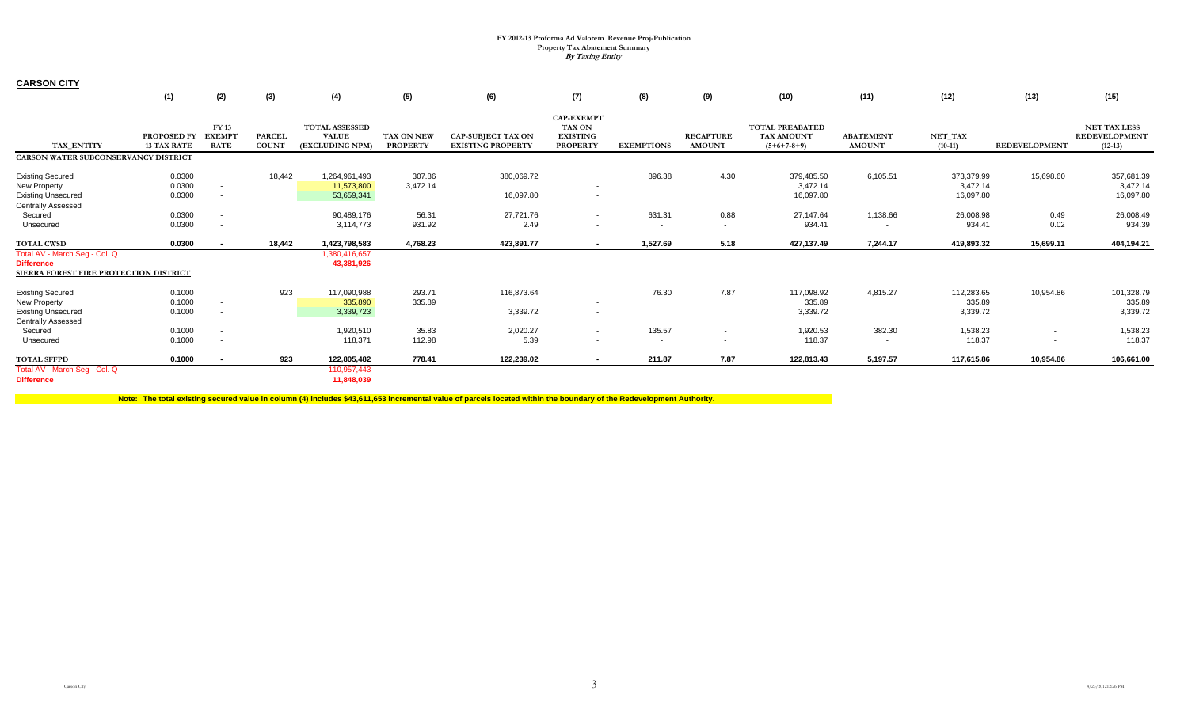**FY 2012-13 Proforma Ad Valorem Revenue Proj-Publication**
**Property Tax Abatement Summary**
***By Taxing Entity***

## CARSON CITY

| | (1) | (2) | (3) | (4) | (5) | (6) | (7) | (8) | (9) | (10) | (11) | (12) | (13) | (15) |
|---|---|---|---|---|---|---|---|---|---|---|---|---|---|---|
| TAX_ENTITY | PROPOSED FY 13 TAX RATE | FY 13 EXEMPT RATE | PARCEL COUNT | TOTAL ASSESSED VALUE (EXCLUDING NPM) | TAX ON NEW PROPERTY | CAP-SUBJECT TAX ON EXISTING PROPERTY | CAP-EXEMPT TAX ON EXISTING PROPERTY | EXEMPTIONS | RECAPTURE AMOUNT | TOTAL PREABATED TAX AMOUNT (5+6+7-8+9) | ABATEMENT AMOUNT | NET_TAX (10-11) | REDEVELOPMENT | NET TAX LESS REDEVELOPMENT (12-13) |
| **CARSON WATER SUBCONSERVANCY DISTRICT** | | | | | | | | | | | | | | |
| Existing Secured | 0.0300 | | 18,442 | 1,264,961,493 | 307.86 | 380,069.72 | | 896.38 | 4.30 | 379,485.50 | 6,105.51 | 373,379.99 | 15,698.60 | 357,681.39 |
| New Property | 0.0300 | - | | 11,573,800 | 3,472.14 | | - | | | 3,472.14 | | 3,472.14 | | 3,472.14 |
| Existing Unsecured | 0.0300 | - | | 53,659,341 | | 16,097.80 | - | | | 16,097.80 | | 16,097.80 | | 16,097.80 |
| Centrally Assessed | | | | | | | | | | | | | | |
| Secured | 0.0300 | - | | 90,489,176 | 56.31 | 27,721.76 | - | 631.31 | 0.88 | 27,147.64 | 1,138.66 | 26,008.98 | 0.49 | 26,008.49 |
| Unsecured | 0.0300 | - | | 3,114,773 | 931.92 | 2.49 | - | - | - | 934.41 | - | 934.41 | 0.02 | 934.39 |
| **TOTAL CWSD** | **0.0300** | **-** | **18,442** | **1,423,798,583** | **4,768.23** | **423,891.77** | **-** | **1,527.69** | **5.18** | **427,137.49** | **7,244.17** | **419,893.32** | **15,699.11** | **404,194.21** |
| Total AV - March Seg - Col. Q | | | | 1,380,416,657 | | | | | | | | | | |
| **Difference** | | | | **43,381,926** | | | | | | | | | | |
| **SIERRA FOREST FIRE PROTECTION DISTRICT** | | | | | | | | | | | | | | |
| Existing Secured | 0.1000 | | 923 | 117,090,988 | 293.71 | 116,873.64 | | 76.30 | 7.87 | 117,098.92 | 4,815.27 | 112,283.65 | 10,954.86 | 101,328.79 |
| New Property | 0.1000 | - | | 335,890 | 335.89 | | - | | | 335.89 | | 335.89 | | 335.89 |
| Existing Unsecured | 0.1000 | - | | 3,339,723 | | 3,339.72 | - | | | 3,339.72 | | 3,339.72 | | 3,339.72 |
| Centrally Assessed | | | | | | | | | | | | | | |
| Secured | 0.1000 | - | | 1,920,510 | 35.83 | 2,020.27 | - | 135.57 | - | 1,920.53 | 382.30 | 1,538.23 | - | 1,538.23 |
| Unsecured | 0.1000 | - | | 118,371 | 112.98 | 5.39 | - | - | - | 118.37 | - | 118.37 | - | 118.37 |
| **TOTAL SFFPD** | **0.1000** | **-** | **923** | **122,805,482** | **778.41** | **122,239.02** | **-** | **211.87** | **7.87** | **122,813.43** | **5,197.57** | **117,615.86** | **10,954.86** | **106,661.00** |
| Total AV - March Seg - Col. Q | | | | 110,957,443 | | | | | | | | | | |
| **Difference** | | | | **11,848,039** | | | | | | | | | | |

**Note: The total existing secured value in column (4) includes $43,611,653 incremental value of parcels located within the boundary of the Redevelopment Authority.**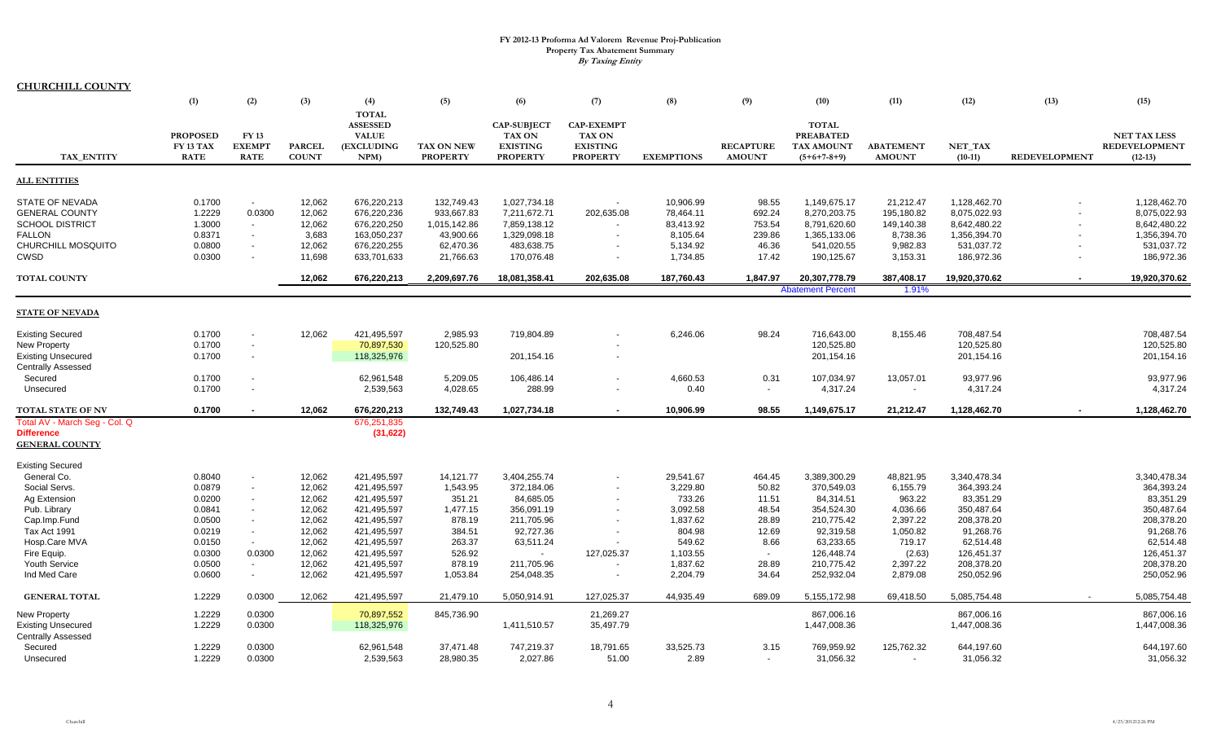# FY 2012-13 Proforma Ad Valorem Revenue Proj-Publication
## Property Tax Abatement Summary
### *By Taxing Entity*

**CHURCHILL COUNTY**

| | (1) | (2) | (3) | (4) | (5) | (6) | (7) | (8) | (9) | (10) | (11) | (12) | (13) | (15) |
|---|---|---|---|---|---|---|---|---|---|---|---|---|---|---|
| TAX_ENTITY | PROPOSED FY 13 TAX RATE | FY 13 EXEMPT RATE | PARCEL COUNT | TOTAL ASSESSED VALUE (EXCLUDING NPM) | TAX ON NEW PROPERTY | CAP-SUBJECT TAX ON EXISTING PROPERTY | CAP-EXEMPT TAX ON EXISTING PROPERTY | EXEMPTIONS | RECAPTURE AMOUNT | TOTAL PREABATED TAX AMOUNT (5+6+7-8+9) | ABATEMENT AMOUNT | NET_TAX (10-11) | REDEVELOPMENT | NET TAX LESS REDEVELOPMENT (12-13) |
| **ALL ENTITIES** | | | | | | | | | | | | | | |
| STATE OF NEVADA | 0.1700 | - | 12,062 | 676,220,213 | 132,749.43 | 1,027,734.18 | - | 10,906.99 | 98.55 | 1,149,675.17 | 21,212.47 | 1,128,462.70 | - | 1,128,462.70 |
| GENERAL COUNTY | 1.2229 | 0.0300 | 12,062 | 676,220,236 | 933,667.83 | 7,211,672.71 | 202,635.08 | 78,464.11 | 692.24 | 8,270,203.75 | 195,180.82 | 8,075,022.93 | - | 8,075,022.93 |
| SCHOOL DISTRICT | 1.3000 | - | 12,062 | 676,220,250 | 1,015,142.86 | 7,859,138.12 | - | 83,413.92 | 753.54 | 8,791,620.60 | 149,140.38 | 8,642,480.22 | - | 8,642,480.22 |
| FALLON | 0.8371 | - | 3,683 | 163,050,237 | 43,900.66 | 1,329,098.18 | - | 8,105.64 | 239.86 | 1,365,133.06 | 8,738.36 | 1,356,394.70 | - | 1,356,394.70 |
| CHURCHILL MOSQUITO | 0.0800 | - | 12,062 | 676,220,255 | 62,470.36 | 483,638.75 | - | 5,134.92 | 46.36 | 541,020.55 | 9,982.83 | 531,037.72 | - | 531,037.72 |
| CWSD | 0.0300 | - | 11,698 | 633,701,633 | 21,766.63 | 170,076.48 | - | 1,734.85 | 17.42 | 190,125.67 | 3,153.31 | 186,972.36 | - | 186,972.36 |
| **TOTAL COUNTY** | | | **12,062** | **676,220,213** | **2,209,697.76** | **18,081,358.41** | **202,635.08** | **187,760.43** | **1,847.97** | **20,307,778.79** | **387,408.17** | **19,920,370.62** | **-** | **19,920,370.62** |
| | | | | | | | | | | Abatement Percent | 1.91% | | | |
| **STATE OF NEVADA** | | | | | | | | | | | | | | |
| Existing Secured | 0.1700 | - | 12,062 | 421,495,597 | 2,985.93 | 719,804.89 | - | 6,246.06 | 98.24 | 716,643.00 | 8,155.46 | 708,487.54 | | 708,487.54 |
| New Property | 0.1700 | - | | 70,897,530 | 120,525.80 | | | | | 120,525.80 | | 120,525.80 | | 120,525.80 |
| Existing Unsecured | 0.1700 | - | | 118,325,976 | | 201,154.16 | - | | | 201,154.16 | | 201,154.16 | | 201,154.16 |
| Centrally Assessed | | | | | | | | | | | | | | |
| Secured | 0.1700 | - | | 62,961,548 | 5,209.05 | 106,486.14 | - | 4,660.53 | 0.31 | 107,034.97 | 13,057.01 | 93,977.96 | | 93,977.96 |
| Unsecured | 0.1700 | - | | 2,539,563 | 4,028.65 | 288.99 | - | 0.40 | - | 4,317.24 | - | 4,317.24 | | 4,317.24 |
| **TOTAL STATE OF NV** | **0.1700** | **-** | **12,062** | **676,220,213** | **132,749.43** | **1,027,734.18** | **-** | **10,906.99** | **98.55** | **1,149,675.17** | **21,212.47** | **1,128,462.70** | **-** | **1,128,462.70** |
| Total AV - March Seg - Col. Q | | | | 676,251,835 | | | | | | | | | | |
| **Difference** | | | | (31,622) | | | | | | | | | | |
| **GENERAL COUNTY** | | | | | | | | | | | | | | |
| Existing Secured | | | | | | | | | | | | | | |
| General Co. | 0.8040 | - | 12,062 | 421,495,597 | 14,121.77 | 3,404,255.74 | - | 29,541.67 | 464.45 | 3,389,300.29 | 48,821.95 | 3,340,478.34 | | 3,340,478.34 |
| Social Servs. | 0.0879 | - | 12,062 | 421,495,597 | 1,543.95 | 372,184.06 | - | 3,229.80 | 50.82 | 370,549.03 | 6,155.79 | 364,393.24 | | 364,393.24 |
| Ag Extension | 0.0200 | - | 12,062 | 421,495,597 | 351.21 | 84,685.05 | - | 733.26 | 11.51 | 84,314.51 | 963.22 | 83,351.29 | | 83,351.29 |
| Pub. Library | 0.0841 | - | 12,062 | 421,495,597 | 1,477.15 | 356,091.19 | - | 3,092.58 | 48.54 | 354,524.30 | 4,036.66 | 350,487.64 | | 350,487.64 |
| Cap.Imp.Fund | 0.0500 | - | 12,062 | 421,495,597 | 878.19 | 211,705.96 | - | 1,837.62 | 28.89 | 210,775.42 | 2,397.22 | 208,378.20 | | 208,378.20 |
| Tax Act 1991 | 0.0219 | - | 12,062 | 421,495,597 | 384.51 | 92,727.36 | - | 804.98 | 12.69 | 92,319.58 | 1,050.82 | 91,268.76 | | 91,268.76 |
| Hosp.Care MVA | 0.0150 | - | 12,062 | 421,495,597 | 263.37 | 63,511.24 | - | 549.62 | 8.66 | 63,233.65 | 719.17 | 62,514.48 | | 62,514.48 |
| Fire Equip. | 0.0300 | 0.0300 | 12,062 | 421,495,597 | 526.92 | - | 127,025.37 | 1,103.55 | - | 126,448.74 | (2.63) | 126,451.37 | | 126,451.37 |
| Youth Service | 0.0500 | - | 12,062 | 421,495,597 | 878.19 | 211,705.96 | - | 1,837.62 | 28.89 | 210,775.42 | 2,397.22 | 208,378.20 | | 208,378.20 |
| Ind Med Care | 0.0600 | - | 12,062 | 421,495,597 | 1,053.84 | 254,048.35 | - | 2,204.79 | 34.64 | 252,932.04 | 2,879.08 | 250,052.96 | | 250,052.96 |
| **GENERAL TOTAL** | 1.2229 | 0.0300 | 12,062 | 421,495,597 | 21,479.10 | 5,050,914.91 | 127,025.37 | 44,935.49 | 689.09 | 5,155,172.98 | 69,418.50 | 5,085,754.48 | - | 5,085,754.48 |
| New Property | 1.2229 | 0.0300 | | 70,897,552 | 845,736.90 | | 21,269.27 | | | 867,006.16 | | 867,006.16 | | 867,006.16 |
| Existing Unsecured | 1.2229 | 0.0300 | | 118,325,976 | | 1,411,510.57 | 35,497.79 | | | 1,447,008.36 | | 1,447,008.36 | | 1,447,008.36 |
| Centrally Assessed | | | | | | | | | | | | | | |
| Secured | 1.2229 | 0.0300 | | 62,961,548 | 37,471.48 | 747,219.37 | 18,791.65 | 33,525.73 | 3.15 | 769,959.92 | 125,762.32 | 644,197.60 | | 644,197.60 |
| Unsecured | 1.2229 | 0.0300 | | 2,539,563 | 28,980.35 | 2,027.86 | 51.00 | 2.89 | - | 31,056.32 | - | 31,056.32 | | 31,056.32 |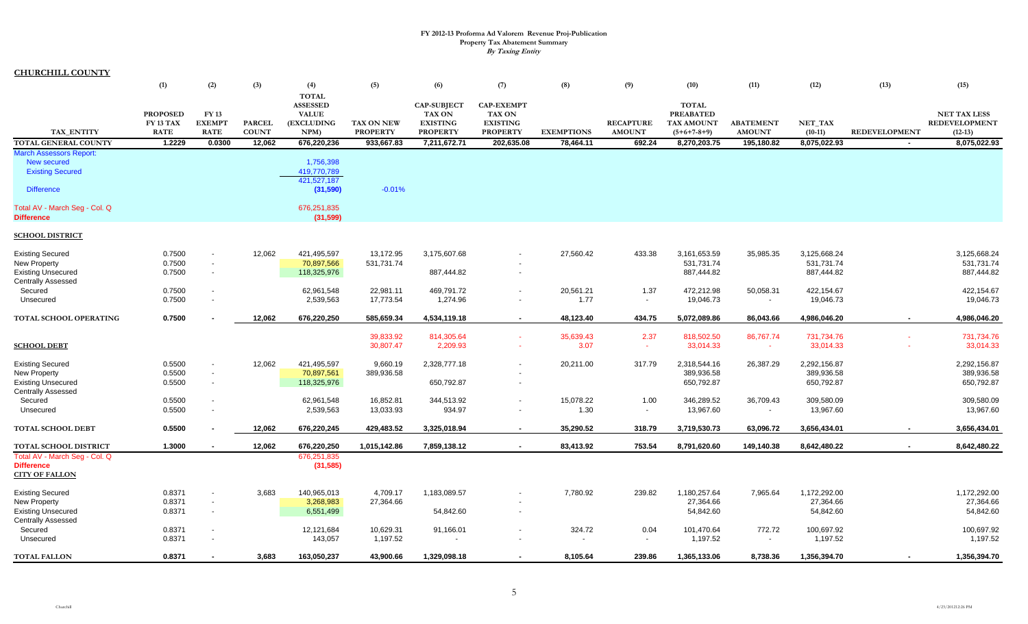# FY 2012-13 Proforma Ad Valorem Revenue Proj-Publication

**Property Tax Abatement Summary**

*By Taxing Entity*

## CHURCHILL COUNTY

| TAX_ENTITY | (1) PROPOSED FY 13 TAX RATE | (2) FY 13 EXEMPT RATE | (3) PARCEL COUNT | (4) TOTAL ASSESSED VALUE (EXCLUDING NPM) | (5) TAX ON NEW PROPERTY | (6) CAP-SUBJECT TAX ON EXISTING PROPERTY | (7) CAP-EXEMPT TAX ON EXISTING PROPERTY | (8) EXEMPTIONS | (9) RECAPTURE AMOUNT | (10) TOTAL PREABATED TAX AMOUNT (5+6+7-8+9) | (11) ABATEMENT AMOUNT | (12) NET_TAX (10-11) | (13) REDEVELOPMENT | (15) NET TAX LESS REDEVELOPMENT (12-13) |
|---|---|---|---|---|---|---|---|---|---|---|---|---|---|---|
| **TOTAL GENERAL COUNTY** | **1.2229** | **0.0300** | **12,062** | **676,220,236** | **933,667.83** | **7,211,672.71** | **202,635.08** | **78,464.11** | **692.24** | **8,270,203.75** | **195,180.82** | **8,075,022.93** | **-** | **8,075,022.93** |
| March Assessors Report: | | | | | | | | | | | | | | |
| New secured | | | | 1,756,398 | | | | | | | | | | |
| Existing Secured | | | | 419,770,789 | | | | | | | | | | |
| | | | | 421,527,187 | | | | | | | | | | |
| Difference | | | | (31,590) | -0.01% | | | | | | | | | |
| Total AV - March Seg - Col. Q | | | | 676,251,835 | | | | | | | | | | |
| **Difference** | | | | (31,599) | | | | | | | | | | |
| **SCHOOL DISTRICT** | | | | | | | | | | | | | | |
| Existing Secured | 0.7500 | - | 12,062 | 421,495,597 | 13,172.95 | 3,175,607.68 | - | 27,560.42 | 433.38 | 3,161,653.59 | 35,985.35 | 3,125,668.24 | | 3,125,668.24 |
| New Property | 0.7500 | - | | 70,897,566 | 531,731.74 | | - | | | 531,731.74 | | 531,731.74 | | 531,731.74 |
| Existing Unsecured | 0.7500 | - | | 118,325,976 | | 887,444.82 | - | | | 887,444.82 | | 887,444.82 | | 887,444.82 |
| Centrally Assessed | | | | | | | | | | | | | | |
| Secured | 0.7500 | - | | 62,961,548 | 22,981.11 | 469,791.72 | - | 20,561.21 | 1.37 | 472,212.98 | 50,058.31 | 422,154.67 | | 422,154.67 |
| Unsecured | 0.7500 | - | | 2,539,563 | 17,773.54 | 1,274.96 | - | 1.77 | - | 19,046.73 | - | 19,046.73 | | 19,046.73 |
| **TOTAL SCHOOL OPERATING** | **0.7500** | **-** | **12,062** | **676,220,250** | **585,659.34** | **4,534,119.18** | **-** | **48,123.40** | **434.75** | **5,072,089.86** | **86,043.66** | **4,986,046.20** | **-** | **4,986,046.20** |
| | | | | | 39,833.92 | 814,305.64 | - | 35,639.43 | 2.37 | 818,502.50 | 86,767.74 | 731,734.76 | - | 731,734.76 |
| **SCHOOL DEBT** | | | | | 30,807.47 | 2,209.93 | - | 3.07 | - | 33,014.33 | - | 33,014.33 | - | 33,014.33 |
| Existing Secured | 0.5500 | - | 12,062 | 421,495,597 | 9,660.19 | 2,328,777.18 | - | 20,211.00 | 317.79 | 2,318,544.16 | 26,387.29 | 2,292,156.87 | | 2,292,156.87 |
| New Property | 0.5500 | - | | 70,897,561 | 389,936.58 | | - | | | 389,936.58 | | 389,936.58 | | 389,936.58 |
| Existing Unsecured | 0.5500 | - | | 118,325,976 | | 650,792.87 | - | | | 650,792.87 | | 650,792.87 | | 650,792.87 |
| Centrally Assessed | | | | | | | | | | | | | | |
| Secured | 0.5500 | - | | 62,961,548 | 16,852.81 | 344,513.92 | - | 15,078.22 | 1.00 | 346,289.52 | 36,709.43 | 309,580.09 | | 309,580.09 |
| Unsecured | 0.5500 | - | | 2,539,563 | 13,033.93 | 934.97 | - | 1.30 | - | 13,967.60 | - | 13,967.60 | | 13,967.60 |
| **TOTAL SCHOOL DEBT** | **0.5500** | **-** | **12,062** | **676,220,245** | **429,483.52** | **3,325,018.94** | **-** | **35,290.52** | **318.79** | **3,719,530.73** | **63,096.72** | **3,656,434.01** | **-** | **3,656,434.01** |
| **TOTAL SCHOOL DISTRICT** | **1.3000** | **-** | **12,062** | **676,220,250** | **1,015,142.86** | **7,859,138.12** | **-** | **83,413.92** | **753.54** | **8,791,620.60** | **149,140.38** | **8,642,480.22** | **-** | **8,642,480.22** |
| Total AV - March Seg - Col. Q | | | | 676,251,835 | | | | | | | | | | |
| **Difference** | | | | (31,585) | | | | | | | | | | |
| **CITY OF FALLON** | | | | | | | | | | | | | | |
| Existing Secured | 0.8371 | - | 3,683 | 140,965,013 | 4,709.17 | 1,183,089.57 | - | 7,780.92 | 239.82 | 1,180,257.64 | 7,965.64 | 1,172,292.00 | | 1,172,292.00 |
| New Property | 0.8371 | - | | 3,268,983 | 27,364.66 | | - | | | 27,364.66 | | 27,364.66 | | 27,364.66 |
| Existing Unsecured | 0.8371 | - | | 6,551,499 | | 54,842.60 | - | | | 54,842.60 | | 54,842.60 | | 54,842.60 |
| Centrally Assessed | | | | | | | | | | | | | | |
| Secured | 0.8371 | - | | 12,121,684 | 10,629.31 | 91,166.01 | - | 324.72 | 0.04 | 101,470.64 | 772.72 | 100,697.92 | | 100,697.92 |
| Unsecured | 0.8371 | - | | 143,057 | 1,197.52 | - | - | - | - | 1,197.52 | - | 1,197.52 | | 1,197.52 |
| **TOTAL FALLON** | **0.8371** | **-** | **3,683** | **163,050,237** | **43,900.66** | **1,329,098.18** | **-** | **8,105.64** | **239.86** | **1,365,133.06** | **8,738.36** | **1,356,394.70** | **-** | **1,356,394.70** |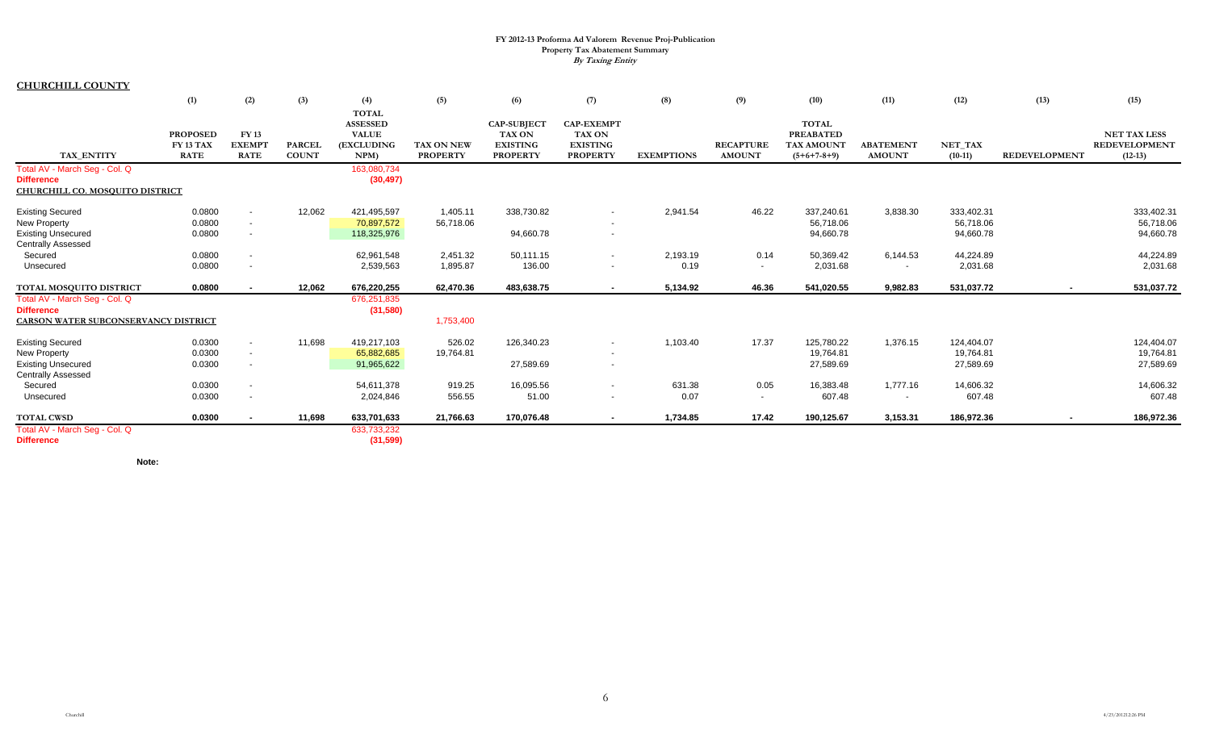**FY 2012-13 Proforma Ad Valorem Revenue Proj-Publication**
**Property Tax Abatement Summary**
***By Taxing Entity***

**CHURCHILL COUNTY**

| TAX_ENTITY | (1) PROPOSED FY 13 TAX RATE | (2) FY 13 EXEMPT RATE | (3) PARCEL COUNT | (4) TOTAL ASSESSED VALUE (EXCLUDING NPM) | (5) TAX ON NEW PROPERTY | (6) CAP-SUBJECT TAX ON EXISTING PROPERTY | (7) CAP-EXEMPT TAX ON EXISTING PROPERTY | (8) EXEMPTIONS | (9) RECAPTURE AMOUNT | (10) TOTAL PREABATED TAX AMOUNT (5+6+7-8+9) | (11) ABATEMENT AMOUNT | (12) NET_TAX (10-11) | (13) REDEVELOPMENT | (15) NET TAX LESS REDEVELOPMENT (12-13) |
|---|---|---|---|---|---|---|---|---|---|---|---|---|---|---|
| Total AV - March Seg - Col. Q | | | | 163,080,734 | | | | | | | | | | |
| **Difference** | | | | **(30,497)** | | | | | | | | | | |
| **CHURCHILL CO. MOSQUITO DISTRICT** | | | | | | | | | | | | | | |
| Existing Secured | 0.0800 | - | 12,062 | 421,495,597 | 1,405.11 | 338,730.82 | - | 2,941.54 | 46.22 | 337,240.61 | 3,838.30 | 333,402.31 | | 333,402.31 |
| New Property | 0.0800 | - | | 70,897,572 | 56,718.06 | | - | | | 56,718.06 | | 56,718.06 | | 56,718.06 |
| Existing Unsecured | 0.0800 | - | | 118,325,976 | | 94,660.78 | - | | | 94,660.78 | | 94,660.78 | | 94,660.78 |
| Centrally Assessed | | | | | | | | | | | | | | |
| Secured | 0.0800 | - | | 62,961,548 | 2,451.32 | 50,111.15 | - | 2,193.19 | 0.14 | 50,369.42 | 6,144.53 | 44,224.89 | | 44,224.89 |
| Unsecured | 0.0800 | - | | 2,539,563 | 1,895.87 | 136.00 | - | 0.19 | - | 2,031.68 | - | 2,031.68 | | 2,031.68 |
| **TOTAL MOSQUITO DISTRICT** | **0.0800** | **-** | **12,062** | **676,220,255** | **62,470.36** | **483,638.75** | **-** | **5,134.92** | **46.36** | **541,020.55** | **9,982.83** | **531,037.72** | **-** | **531,037.72** |
| Total AV - March Seg - Col. Q | | | | 676,251,835 | | | | | | | | | | |
| **Difference** | | | | **(31,580)** | | | | | | | | | | |
| **CARSON WATER SUBCONSERVANCY DISTRICT** | | | | | 1,753,400 | | | | | | | | | |
| Existing Secured | 0.0300 | - | 11,698 | 419,217,103 | 526.02 | 126,340.23 | - | 1,103.40 | 17.37 | 125,780.22 | 1,376.15 | 124,404.07 | | 124,404.07 |
| New Property | 0.0300 | - | | 65,882,685 | 19,764.81 | | - | | | 19,764.81 | | 19,764.81 | | 19,764.81 |
| Existing Unsecured | 0.0300 | - | | 91,965,622 | | 27,589.69 | - | | | 27,589.69 | | 27,589.69 | | 27,589.69 |
| Centrally Assessed | | | | | | | | | | | | | | |
| Secured | 0.0300 | - | | 54,611,378 | 919.25 | 16,095.56 | - | 631.38 | 0.05 | 16,383.48 | 1,777.16 | 14,606.32 | | 14,606.32 |
| Unsecured | 0.0300 | - | | 2,024,846 | 556.55 | 51.00 | - | 0.07 | - | 607.48 | - | 607.48 | | 607.48 |
| **TOTAL CWSD** | **0.0300** | **-** | **11,698** | **633,701,633** | **21,766.63** | **170,076.48** | **-** | **1,734.85** | **17.42** | **190,125.67** | **3,153.31** | **186,972.36** | **-** | **186,972.36** |
| Total AV - March Seg - Col. Q | | | | 633,733,232 | | | | | | | | | | |
| **Difference** | | | | **(31,599)** | | | | | | | | | | |

**Note:**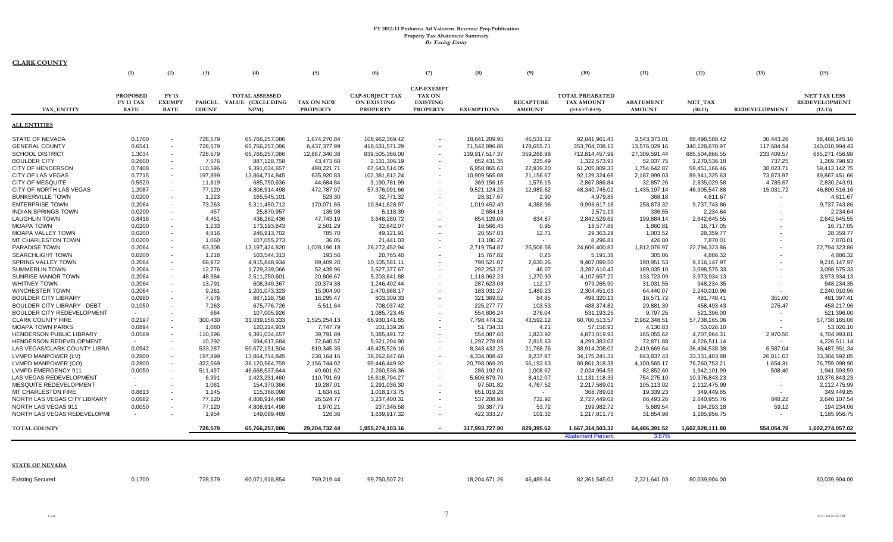# FY 2012-13 Proforma Ad Valorem Revenue Proj-Publication
## Property Tax Abatement Summary
### *By Taxing Entity*

**CLARK COUNTY**

| TAX_ENTITY | (1) PROPOSED FY 13 TAX RATE | (2) FY 13 EXEMPT RATE | (3) PARCEL COUNT | (4) TOTAL ASSESSED VALUE (EXCLUDING NPM) | (5) TAX ON NEW PROPERTY | (6) CAP-SUBJECT TAX ON EXISTING PROPERTY | (7) CAP-EXEMPT TAX ON EXISTING PROPERTY | (8) EXEMPTIONS | (9) RECAPTURE AMOUNT | (10) TOTAL PREABATED TAX AMOUNT (5+6+7-8+9) | (11) ABATEMENT AMOUNT | (12) NET_TAX (10-11) | (13) REDEVELOPMENT | (15) NET TAX LESS REDEVELOPMENT (12-13) |
|---|---|---|---|---|---|---|---|---|---|---|---|---|---|---|
| **ALL ENTITIES** | | | | | | | | | | | | | | |
| STATE OF NEVADA | 0.1700 | - | 728,579 | 65,766,257,086 | 1,674,270.84 | 108,962,369.42 | - | 18,641,209.95 | 46,531.12 | 92,041,961.43 | 3,543,373.01 | 88,498,588.42 | 30,443.26 | 88,468,145.16 |
| GENERAL COUNTY | 0.6541 | - | 728,579 | 65,766,257,086 | 6,437,377.99 | 418,631,571.29 | - | 71,542,896.86 | 178,655.71 | 353,704,708.13 | 13,576,029.16 | 340,128,678.97 | 117,684.54 | 340,010,994.43 |
| SCHOOL DISTRICT | 1.3034 | - | 728,579 | 65,766,257,086 | 12,867,340.38 | 839,505,366.00 | - | 139,917,517.37 | 359,268.98 | 712,814,457.99 | 27,309,591.44 | 685,504,866.55 | 233,409.57 | 685,271,456.98 |
| BOULDER CITY | 0.2600 | - | 7,576 | 887,128,758 | 43,473.60 | 2,131,306.19 | - | 852,431.35 | 225.49 | 1,322,573.93 | 52,037.75 | 1,270,536.18 | 737.25 | 1,269,798.93 |
| CITY OF HENDERSON | 0.7408 | - | 110,596 | 9,391,034,657 | 498,221.71 | 67,643,514.05 | - | 6,958,865.63 | 22,939.20 | 61,205,809.33 | 1,754,642.87 | 59,451,166.46 | 38,023.71 | 59,413,142.75 |
| CITY OF LAS VEGAS | 0.7715 | - | 197,899 | 13,864,714,845 | 635,920.83 | 102,381,812.24 | - | 10,909,565.08 | 21,156.67 | 92,129,324.66 | 2,187,999.03 | 89,941,325.63 | 73,873.97 | 89,867,451.66 |
| CITY OF MESQUITE | 0.5520 | - | 11,819 | 685,750,636 | 44,684.84 | 3,190,781.99 | - | 369,156.15 | 1,576.15 | 2,867,886.84 | 32,857.26 | 2,835,029.58 | 4,785.67 | 2,830,243.91 |
| CITY OF NORTH LAS VEGAS | 1.2087 | - | 77,120 | 4,808,914,498 | 472,787.97 | 57,376,091.66 | - | 9,521,124.23 | 12,989.62 | 48,340,745.02 | 1,435,197.14 | 46,905,547.88 | 15,031.72 | 46,890,516.16 |
| BUNKERVILLE TOWN | 0.0200 | - | 1,223 | 165,545,101 | 523.30 | 32,771.32 | - | 28,317.67 | 2.90 | 4,979.85 | 368.18 | 4,611.67 | - | 4,611.67 |
| ENTERPRISE TOWN | 0.2064 | - | 73,263 | 5,311,450,712 | 170,071.65 | 10,841,628.97 | - | 1,019,452.40 | 4,368.96 | 9,996,617.18 | 258,873.32 | 9,737,743.86 | - | 9,737,743.86 |
| INDIAN SPRINGS TOWN | 0.0200 | - | 457 | 25,870,957 | 136.98 | 5,118.39 | - | 2,684.18 | - | 2,571.19 | 336.55 | 2,234.64 | - | 2,234.64 |
| LAUGHLIN TOWN | 0.8416 | - | 4,451 | 436,262,436 | 47,743.19 | 3,648,280.72 | - | 854,129.09 | 634.87 | 2,842,529.69 | 199,884.14 | 2,642,645.55 | - | 2,642,645.55 |
| MOAPA TOWN | 0.0200 | - | 1,233 | 173,193,843 | 2,501.29 | 32,642.07 | - | 16,566.45 | 0.95 | 18,577.86 | 1,860.81 | 16,717.05 | - | 16,717.05 |
| MOAPA VALLEY TOWN | 0.0200 | - | 4,816 | 246,913,702 | 785.70 | 49,121.91 | - | 20,557.03 | 12.71 | 29,363.29 | 1,003.52 | 28,359.77 | - | 28,359.77 |
| MT CHARLESTON TOWN | 0.0200 | - | 1,060 | 107,055,273 | 36.05 | 21,441.03 | - | 13,180.27 | - | 8,296.81 | 426.80 | 7,870.01 | - | 7,870.01 |
| PARADISE TOWN | 0.2064 | - | 63,308 | 13,197,424,820 | 1,028,196.18 | 26,272,452.94 | - | 2,719,754.87 | 25,506.58 | 24,606,400.83 | 1,812,076.97 | 22,794,323.86 | - | 22,794,323.86 |
| SEARCHLIGHT TOWN | 0.0200 | - | 1,218 | 103,544,313 | 193.56 | 20,765.40 | - | 15,767.82 | 0.25 | 5,191.38 | 305.06 | 4,886.32 | - | 4,886.32 |
| SPRING VALLEY TOWN | 0.2064 | - | 68,972 | 4,915,848,934 | 89,409.20 | 10,105,581.11 | - | 790,521.07 | 2,630.26 | 9,407,099.50 | 190,951.53 | 9,216,147.97 | - | 9,216,147.97 |
| SUMMERLIN TOWN | 0.2064 | - | 12,776 | 1,729,339,066 | 52,439.96 | 3,527,377.67 | - | 292,253.27 | 46.07 | 3,287,610.43 | 189,035.10 | 3,098,575.33 | - | 3,098,575.33 |
| SUNRISE MANOR TOWN | 0.2064 | - | 48,984 | 2,511,250,601 | 20,806.67 | 5,203,641.88 | - | 1,118,062.23 | 1,270.90 | 4,107,657.22 | 133,723.09 | 3,973,934.13 | - | 3,973,934.13 |
| WHITNEY TOWN | 0.2064 | - | 13,791 | 608,349,367 | 20,374.38 | 1,246,402.44 | - | 287,623.08 | 112.17 | 979,265.90 | 31,031.55 | 948,234.35 | - | 948,234.35 |
| WINCHESTER TOWN | 0.2064 | - | 9,261 | 1,201,073,323 | 15,004.90 | 2,470,988.17 | - | 183,031.27 | 1,489.23 | 2,304,451.03 | 64,440.07 | 2,240,010.96 | - | 2,240,010.96 |
| BOULDER CITY LIBRARY | 0.0980 | - | 7,576 | 887,128,758 | 16,295.47 | 803,309.33 | - | 321,369.52 | 84.85 | 498,320.13 | 16,571.72 | 481,748.41 | 351.00 | 481,397.41 |
| BOULDER CITY LIBRARY - DEBT | 0.1050 | - | 7,263 | 675,776,726 | 5,511.64 | 708,037.42 | - | 225,277.77 | 103.53 | 488,374.82 | 29,881.39 | 458,493.43 | 275.47 | 458,217.96 |
| BOULDER CITY REDEVELOPMENT | - | - | 664 | 107,005,926 | - | 1,085,723.45 | - | 554,806.24 | 276.04 | 531,193.25 | 9,797.25 | 521,396.00 | - | 521,396.00 |
| CLARK COUNTY FIRE | 0.2197 | - | 300,430 | 31,039,156,333 | 1,525,254.13 | 66,930,141.65 | - | 7,798,474.32 | 43,592.12 | 60,700,513.57 | 2,962,348.51 | 57,738,165.06 | - | 57,738,165.06 |
| MOAPA TOWN PARKS | 0.0894 | - | 1,080 | 120,214,919 | 7,747.79 | 101,139.26 | - | 51,734.33 | 4.21 | 57,156.93 | 4,130.83 | 53,026.10 | - | 53,026.10 |
| HENDERSON PUBLIC LIBRARY | 0.0589 | - | 110,596 | 9,391,034,657 | 39,791.89 | 5,385,491.72 | - | 554,087.60 | 1,823.92 | 4,873,019.93 | 165,055.62 | 4,707,964.31 | 2,970.50 | 4,704,993.81 |
| HENDERSON REDEVELOPMENT | - | - | 10,292 | 694,617,684 | 72,640.57 | 5,521,204.90 | - | 1,297,278.08 | 2,815.63 | 4,299,383.02 | 72,871.88 | 4,226,511.14 | - | 4,226,511.14 |
| LAS VEGAS/CLARK COUNTY LIBRA | 0.0942 | - | 533,287 | 50,672,151,504 | 810,345.35 | 46,425,526.16 | - | 8,343,432.25 | 21,768.76 | 38,914,208.02 | 2,419,669.64 | 36,494,538.38 | 6,587.04 | 36,487,951.34 |
| LVMPD MANPOWER (LV) | 0.2800 | - | 197,899 | 13,864,714,845 | 238,164.16 | 38,262,847.60 | - | 4,334,008.42 | 8,237.97 | 34,175,241.31 | 843,837.43 | 33,331,403.88 | 26,811.03 | 33,304,592.85 |
| LVMPD MANPOWER (CO) | 0.2800 | - | 323,569 | 36,120,564,759 | 2,156,744.02 | 99,446,449.92 | - | 20,798,069.20 | 56,193.63 | 80,861,318.38 | 4,100,565.17 | 76,760,753.21 | 1,654.31 | 76,759,098.90 |
| LVMPD EMERGENCY 911 | 0.0050 | - | 511,497 | 46,668,537,644 | 49,601.62 | 2,260,536.36 | - | 286,192.01 | 1,008.62 | 2,024,954.59 | 82,852.60 | 1,942,101.99 | 508.40 | 1,941,593.59 |
| LAS VEGAS REDEVELOPMENT | - | - | 6,991 | 1,423,231,460 | 110,791.69 | 16,618,794.27 | - | 5,606,879.70 | 8,412.07 | 11,131,118.33 | 754,275.10 | 10,376,843.23 | - | 10,376,843.23 |
| MESQUITE REDEVELOPMENT | - | - | 1,061 | 154,370,366 | 19,287.01 | 2,291,036.30 | - | 97,501.82 | 4,767.52 | 2,217,589.01 | 105,113.02 | 2,112,475.99 | - | 2,112,475.99 |
| MT CHARLESTON FIRE | 0.8813 | - | 1,145 | 115,368,098 | 1,634.61 | 1,018,173.75 | - | 651,019.28 | - | 368,789.08 | 19,339.23 | 349,449.85 | - | 349,449.85 |
| NORTH LAS VEGAS CITY LIBRARY | 0.0682 | - | 77,120 | 4,808,914,498 | 26,524.77 | 3,237,400.31 | - | 537,208.98 | 732.92 | 2,727,449.02 | 86,493.26 | 2,640,955.76 | 848.22 | 2,640,107.54 |
| NORTH LAS VEGAS 911 | 0.0050 | - | 77,120 | 4,808,914,498 | 1,970.21 | 237,346.58 | - | 39,387.79 | 53.72 | 199,982.72 | 5,689.54 | 194,293.18 | 59.12 | 194,234.06 |
| NORTH LAS VEGAS REDEVELOPMI | - | - | 1,954 | 149,089,469 | 126.36 | 1,639,917.32 | - | 422,333.27 | 101.32 | 1,217,811.73 | 31,854.98 | 1,185,956.75 | - | 1,185,956.75 |
| **TOTAL COUNTY** | | | 728,579 | 65,766,257,086 | 29,204,732.44 | 1,955,274,103.16 | - | 317,993,727.90 | 829,395.62 | 1,667,314,503.32 | 64,486,391.52 | 1,602,828,111.80 | 554,054.78 | 1,602,274,057.02 |
| | | | | | | | | | | Abatement Percent | 3.87% | | | |

**STATE OF NEVADA**

| TAX_ENTITY | (1) | (2) | (3) | (4) | (5) | (6) | (7) | (8) | (9) | (10) | (11) | (12) | (13) | (15) |
|---|---|---|---|---|---|---|---|---|---|---|---|---|---|---|
| Existing Secured | 0.1700 | | 728,579 | 60,071,918,854 | 769,219.44 | 99,750,507.21 | | 18,204,671.26 | 46,489.64 | 82,361,545.03 | 2,321,641.03 | 80,039,904.00 | | 80,039,904.00 |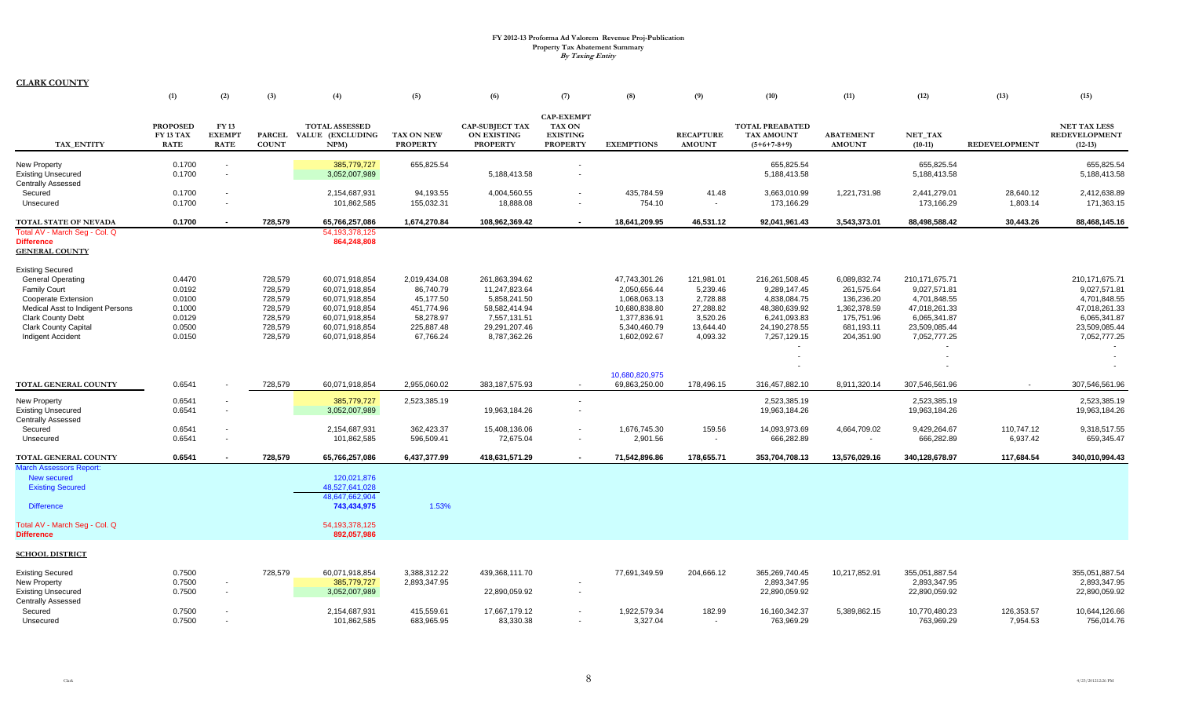# FY 2012-13 Proforma Ad Valorem Revenue Proj-Publication

**Property Tax Abatement Summary**

***By Taxing Entity***

**CLARK COUNTY**

| TAX_ENTITY | (1) PROPOSED FY 13 TAX RATE | (2) FY 13 EXEMPT RATE | (3) PARCEL COUNT | (4) TOTAL ASSESSED VALUE (EXCLUDING NPM) | (5) TAX ON NEW PROPERTY | (6) CAP-SUBJECT TAX ON EXISTING PROPERTY | (7) CAP-EXEMPT TAX ON EXISTING PROPERTY | (8) EXEMPTIONS | (9) RECAPTURE AMOUNT | (10) TOTAL PREABATED TAX AMOUNT (5+6+7-8+9) | (11) ABATEMENT AMOUNT | (12) NET_TAX (10-11) | (13) REDEVELOPMENT | (15) NET TAX LESS REDEVELOPMENT (12-13) |
|---|---|---|---|---|---|---|---|---|---|---|---|---|---|---|
| New Property | 0.1700 | - | | 385,779,727 | 655,825.54 | | - | | | 655,825.54 | | 655,825.54 | | 655,825.54 |
| Existing Unsecured | 0.1700 | - | | 3,052,007,989 | | 5,188,413.58 | - | | | 5,188,413.58 | | 5,188,413.58 | | 5,188,413.58 |
| Centrally Assessed | | | | | | | | | | | | | | |
| Secured | 0.1700 | - | | 2,154,687,931 | 94,193.55 | 4,004,560.55 | - | 435,784.59 | 41.48 | 3,663,010.99 | 1,221,731.98 | 2,441,279.01 | 28,640.12 | 2,412,638.89 |
| Unsecured | 0.1700 | - | | 101,862,585 | 155,032.31 | 18,888.08 | - | 754.10 | - | 173,166.29 | | 173,166.29 | 1,803.14 | 171,363.15 |
| **TOTAL STATE OF NEVADA** | **0.1700** | **-** | **728,579** | **65,766,257,086** | **1,674,270.84** | **108,962,369.42** | **-** | **18,641,209.95** | **46,531.12** | **92,041,961.43** | **3,543,373.01** | **88,498,588.42** | **30,443.26** | **88,468,145.16** |
| Total AV - March Seg - Col. Q | | | | 54,193,378,125 | | | | | | | | | | |
| **Difference** | | | | **864,248,808** | | | | | | | | | | |
| **GENERAL COUNTY** | | | | | | | | | | | | | | |
| Existing Secured | | | | | | | | | | | | | | |
| General Operating | 0.4470 | | 728,579 | 60,071,918,854 | 2,019,434.08 | 261,863,394.62 | | 47,743,301.26 | 121,981.01 | 216,261,508.45 | 6,089,832.74 | 210,171,675.71 | | 210,171,675.71 |
| Family Court | 0.0192 | | 728,579 | 60,071,918,854 | 86,740.79 | 11,247,823.64 | | 2,050,656.44 | 5,239.46 | 9,289,147.45 | 261,575.64 | 9,027,571.81 | | 9,027,571.81 |
| Cooperate Extension | 0.0100 | | 728,579 | 60,071,918,854 | 45,177.50 | 5,858,241.50 | | 1,068,063.13 | 2,728.88 | 4,838,084.75 | 136,236.20 | 4,701,848.55 | | 4,701,848.55 |
| Medical Asst to Indigent Persons | 0.1000 | | 728,579 | 60,071,918,854 | 451,774.96 | 58,582,414.94 | | 10,680,838.80 | 27,288.82 | 48,380,639.92 | 1,362,378.59 | 47,018,261.33 | | 47,018,261.33 |
| Clark County Debt | 0.0129 | | 728,579 | 60,071,918,854 | 58,278.97 | 7,557,131.51 | | 1,377,836.91 | 3,520.26 | 6,241,093.83 | 175,751.96 | 6,065,341.87 | | 6,065,341.87 |
| Clark County Capital | 0.0500 | | 728,579 | 60,071,918,854 | 225,887.48 | 29,291,207.46 | | 5,340,460.79 | 13,644.40 | 24,190,278.55 | 681,193.11 | 23,509,085.44 | | 23,509,085.44 |
| Indigent Accident | 0.0150 | | 728,579 | 60,071,918,854 | 67,766.24 | 8,787,362.26 | | 1,602,092.67 | 4,093.32 | 7,257,129.15 | 204,351.90 | 7,052,777.25 | | 7,052,777.25 |
| | | | | | | | | | | - | | - | | - |
| | | | | | | | | | | - | | - | | - |
| | | | | | | | | | | - | | - | | - |
| | | | | | | | | 10,680,820,975 | | | | | | |
| **TOTAL GENERAL COUNTY** | 0.6541 | - | 728,579 | 60,071,918,854 | 2,955,060.02 | 383,187,575.93 | - | 69,863,250.00 | 178,496.15 | 316,457,882.10 | 8,911,320.14 | 307,546,561.96 | - | 307,546,561.96 |
| New Property | 0.6541 | - | | 385,779,727 | 2,523,385.19 | | - | | | 2,523,385.19 | | 2,523,385.19 | | 2,523,385.19 |
| Existing Unsecured | 0.6541 | - | | 3,052,007,989 | | 19,963,184.26 | - | | | 19,963,184.26 | | 19,963,184.26 | | 19,963,184.26 |
| Centrally Assessed | | | | | | | | | | | | | | |
| Secured | 0.6541 | - | | 2,154,687,931 | 362,423.37 | 15,408,136.06 | - | 1,676,745.30 | 159.56 | 14,093,973.69 | 4,664,709.02 | 9,429,264.67 | 110,747.12 | 9,318,517.55 |
| Unsecured | 0.6541 | - | | 101,862,585 | 596,509.41 | 72,675.04 | - | 2,901.56 | - | 666,282.89 | - | 666,282.89 | 6,937.42 | 659,345.47 |
| **TOTAL GENERAL COUNTY** | **0.6541** | **-** | **728,579** | **65,766,257,086** | **6,437,377.99** | **418,631,571.29** | **-** | **71,542,896.86** | **178,655.71** | **353,704,708.13** | **13,576,029.16** | **340,128,678.97** | **117,684.54** | **340,010,994.43** |
| March Assessors Report: | | | | | | | | | | | | | | |
| New secured | | | | 120,021,876 | | | | | | | | | | |
| Existing Secured | | | | 48,527,641,028 | | | | | | | | | | |
| | | | | 48,647,662,904 | | | | | | | | | | |
| Difference | | | | 743,434,975 | 1.53% | | | | | | | | | |
| Total AV - March Seg - Col. Q | | | | 54,193,378,125 | | | | | | | | | | |
| **Difference** | | | | **892,057,986** | | | | | | | | | | |
| **SCHOOL DISTRICT** | | | | | | | | | | | | | | |
| Existing Secured | 0.7500 | | 728,579 | 60,071,918,854 | 3,388,312.22 | 439,368,111.70 | | 77,691,349.59 | 204,666.12 | 365,269,740.45 | 10,217,852.91 | 355,051,887.54 | | 355,051,887.54 |
| New Property | 0.7500 | - | | 385,779,727 | 2,893,347.95 | | - | | | 2,893,347.95 | | 2,893,347.95 | | 2,893,347.95 |
| Existing Unsecured | 0.7500 | - | | 3,052,007,989 | | 22,890,059.92 | - | | | 22,890,059.92 | | 22,890,059.92 | | 22,890,059.92 |
| Centrally Assessed | | | | | | | | | | | | | | |
| Secured | 0.7500 | - | | 2,154,687,931 | 415,559.61 | 17,667,179.12 | - | 1,922,579.34 | 182.99 | 16,160,342.37 | 5,389,862.15 | 10,770,480.23 | 126,353.57 | 10,644,126.66 |
| Unsecured | 0.7500 | - | | 101,862,585 | 683,965.95 | 83,330.38 | - | 3,327.04 | - | 763,969.29 | | 763,969.29 | 7,954.53 | 756,014.76 |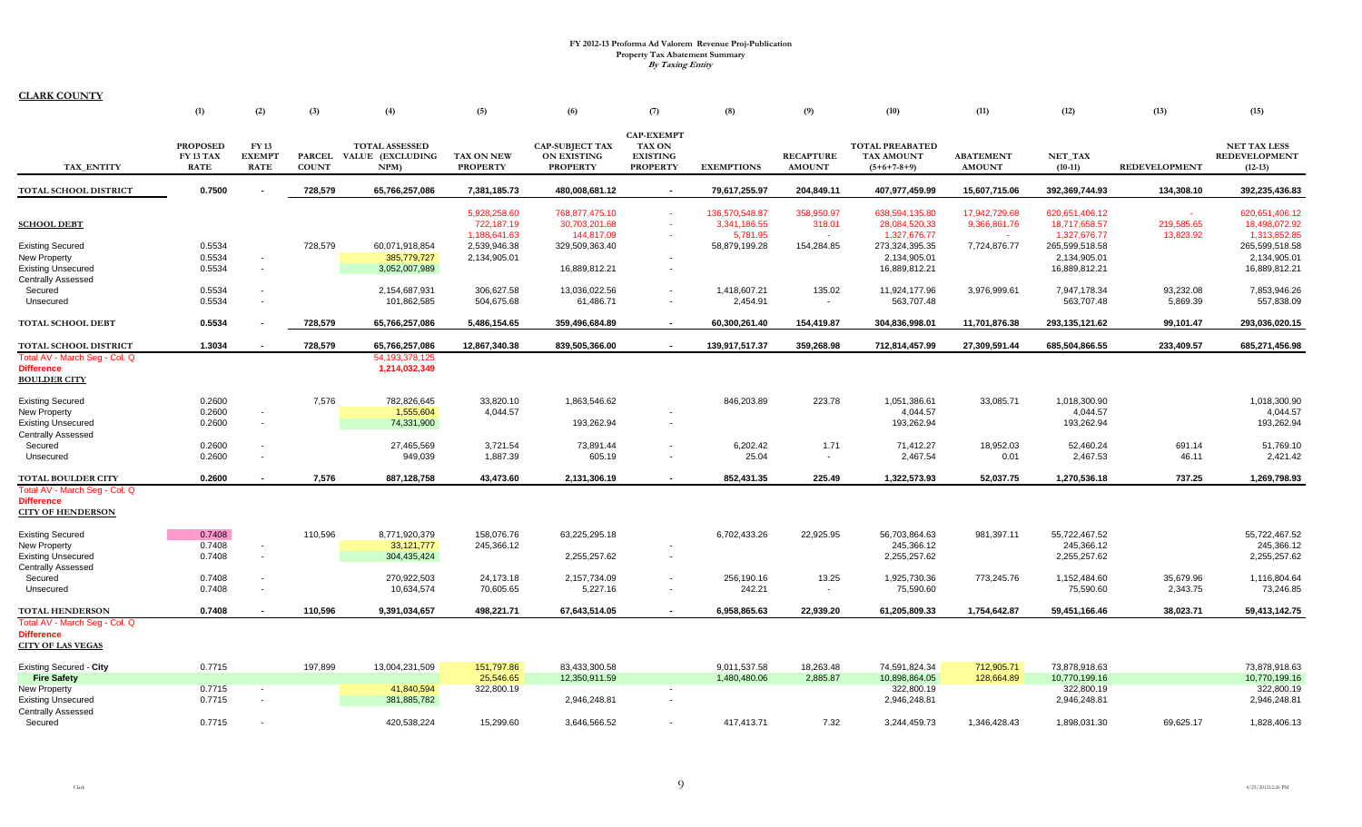**FY 2012-13 Proforma Ad Valorem Revenue Proj-Publication**
**Property Tax Abatement Summary**
***By Taxing Entity***

**CLARK COUNTY**

| TAX_ENTITY | (1) PROPOSED FY 13 TAX RATE | (2) FY 13 EXEMPT RATE | (3) PARCEL COUNT | (4) TOTAL ASSESSED VALUE (EXCLUDING NPM) | (5) TAX ON NEW PROPERTY | (6) CAP-SUBJECT TAX ON EXISTING PROPERTY | (7) CAP-EXEMPT TAX ON EXISTING PROPERTY | (8) EXEMPTIONS | (9) RECAPTURE AMOUNT | (10) TOTAL PREABATED TAX AMOUNT (5+6+7-8+9) | (11) ABATEMENT AMOUNT | (12) NET_TAX (10-11) | (13) REDEVELOPMENT | (15) NET TAX LESS REDEVELOPMENT (12-13) |
|---|---|---|---|---|---|---|---|---|---|---|---|---|---|---|
| **TOTAL SCHOOL DISTRICT** | **0.7500** | **-** | **728,579** | **65,766,257,086** | **7,381,185.73** | **480,008,681.12** | **-** | **79,617,255.97** | **204,849.11** | **407,977,459.99** | **15,607,715.06** | **392,369,744.93** | **134,308.10** | **392,235,436.83** |
| **SCHOOL DEBT** | | | | | 5,928,258.60 | 768,877,475.10 | - | 136,570,548.87 | 358,950.97 | 638,594,135.80 | 17,942,729.68 | 620,651,406.12 | - | 620,651,406.12 |
| | | | | | 722,187.19 | 30,703,201.68 | - | 3,341,186.55 | 318.01 | 28,084,520.33 | 9,366,861.76 | 18,717,658.57 | 219,585.65 | 18,498,072.92 |
| | | | | | 1,188,641.63 | 144,817.09 | - | 5,781.95 | - | 1,327,676.77 | - | 1,327,676.77 | 13,823.92 | 1,313,852.85 |
| Existing Secured | 0.5534 | | 728,579 | 60,071,918,854 | 2,539,946.38 | 329,509,363.40 | | 58,879,199.28 | 154,284.85 | 273,324,395.35 | 7,724,876.77 | 265,599,518.58 | | 265,599,518.58 |
| New Property | 0.5534 | - | | 385,779,727 | 2,134,905.01 | | - | | | 2,134,905.01 | | 2,134,905.01 | | 2,134,905.01 |
| Existing Unsecured | 0.5534 | - | | 3,052,007,989 | | 16,889,812.21 | - | | | 16,889,812.21 | | 16,889,812.21 | | 16,889,812.21 |
| Centrally Assessed | | | | | | | | | | | | | | |
| Secured | 0.5534 | - | | 2,154,687,931 | 306,627.58 | 13,036,022.56 | - | 1,418,607.21 | 135.02 | 11,924,177.96 | 3,976,999.61 | 7,947,178.34 | 93,232.08 | 7,853,946.26 |
| Unsecured | 0.5534 | - | | 101,862,585 | 504,675.68 | 61,486.71 | - | 2,454.91 | - | 563,707.48 | | 563,707.48 | 5,869.39 | 557,838.09 |
| **TOTAL SCHOOL DEBT** | **0.5534** | **-** | **728,579** | **65,766,257,086** | **5,486,154.65** | **359,496,684.89** | **-** | **60,300,261.40** | **154,419.87** | **304,836,998.01** | **11,701,876.38** | **293,135,121.62** | **99,101.47** | **293,036,020.15** |
| **TOTAL SCHOOL DISTRICT** | **1.3034** | **-** | **728,579** | **65,766,257,086** | **12,867,340.38** | **839,505,366.00** | **-** | **139,917,517.37** | **359,268.98** | **712,814,457.99** | **27,309,591.44** | **685,504,866.55** | **233,409.57** | **685,271,456.98** |
| Total AV - March Seg - Col. Q | | | | 54,193,378,125 | | | | | | | | | | |
| Difference | | | | 1,214,032,349 | | | | | | | | | | |
| **BOULDER CITY** | | | | | | | | | | | | | | |
| Existing Secured | 0.2600 | | 7,576 | 782,826,645 | 33,820.10 | 1,863,546.62 | | 846,203.89 | 223.78 | 1,051,386.61 | 33,085.71 | 1,018,300.90 | | 1,018,300.90 |
| New Property | 0.2600 | - | | 1,555,604 | 4,044.57 | | - | | | 4,044.57 | | 4,044.57 | | 4,044.57 |
| Existing Unsecured | 0.2600 | - | | 74,331,900 | | 193,262.94 | - | | | 193,262.94 | | 193,262.94 | | 193,262.94 |
| Centrally Assessed | | | | | | | | | | | | | | |
| Secured | 0.2600 | - | | 27,465,569 | 3,721.54 | 73,891.44 | - | 6,202.42 | 1.71 | 71,412.27 | 18,952.03 | 52,460.24 | 691.14 | 51,769.10 |
| Unsecured | 0.2600 | - | | 949,039 | 1,887.39 | 605.19 | - | 25.04 | - | 2,467.54 | 0.01 | 2,467.53 | 46.11 | 2,421.42 |
| **TOTAL BOULDER CITY** | **0.2600** | **-** | **7,576** | **887,128,758** | **43,473.60** | **2,131,306.19** | **-** | **852,431.35** | **225.49** | **1,322,573.93** | **52,037.75** | **1,270,536.18** | **737.25** | **1,269,798.93** |
| Total AV - March Seg - Col. Q | | | | | | | | | | | | | | |
| Difference | | | | | | | | | | | | | | |
| **CITY OF HENDERSON** | | | | | | | | | | | | | | |
| Existing Secured | 0.7408 | | 110,596 | 8,771,920,379 | 158,076.76 | 63,225,295.18 | | 6,702,433.26 | 22,925.95 | 56,703,864.63 | 981,397.11 | 55,722,467.52 | | 55,722,467.52 |
| New Property | 0.7408 | - | | 33,121,777 | 245,366.12 | | - | | | 245,366.12 | | 245,366.12 | | 245,366.12 |
| Existing Unsecured | 0.7408 | - | | 304,435,424 | | 2,255,257.62 | - | | | 2,255,257.62 | | 2,255,257.62 | | 2,255,257.62 |
| Centrally Assessed | | | | | | | | | | | | | | |
| Secured | 0.7408 | - | | 270,922,503 | 24,173.18 | 2,157,734.09 | - | 256,190.16 | 13.25 | 1,925,730.36 | 773,245.76 | 1,152,484.60 | 35,679.96 | 1,116,804.64 |
| Unsecured | 0.7408 | - | | 10,634,574 | 70,605.65 | 5,227.16 | - | 242.21 | - | 75,590.60 | | 75,590.60 | 2,343.75 | 73,246.85 |
| **TOTAL HENDERSON** | **0.7408** | **-** | **110,596** | **9,391,034,657** | **498,221.71** | **67,643,514.05** | **-** | **6,958,865.63** | **22,939.20** | **61,205,809.33** | **1,754,642.87** | **59,451,166.46** | **38,023.71** | **59,413,142.75** |
| Total AV - March Seg - Col. Q | | | | | | | | | | | | | | |
| Difference | | | | | | | | | | | | | | |
| **CITY OF LAS VEGAS** | | | | | | | | | | | | | | |
| Existing Secured - **City** | 0.7715 | | 197,899 | 13,004,231,509 | 151,797.86 | 83,433,300.58 | | 9,011,537.58 | 18,263.48 | 74,591,824.34 | 712,905.71 | 73,878,918.63 | | 73,878,918.63 |
| **Fire Safety** | | | | | 25,546.65 | 12,350,911.59 | | 1,480,480.06 | 2,885.87 | 10,898,864.05 | 128,664.89 | 10,770,199.16 | | 10,770,199.16 |
| New Property | 0.7715 | - | | 41,840,594 | 322,800.19 | | - | | | 322,800.19 | | 322,800.19 | | 322,800.19 |
| Existing Unsecured | 0.7715 | - | | 381,885,782 | | 2,946,248.81 | - | | | 2,946,248.81 | | 2,946,248.81 | | 2,946,248.81 |
| Centrally Assessed | | | | | | | | | | | | | | |
| Secured | 0.7715 | - | | 420,538,224 | 15,299.60 | 3,646,566.52 | - | 417,413.71 | 7.32 | 3,244,459.73 | 1,346,428.43 | 1,898,031.30 | 69,625.17 | 1,828,406.13 |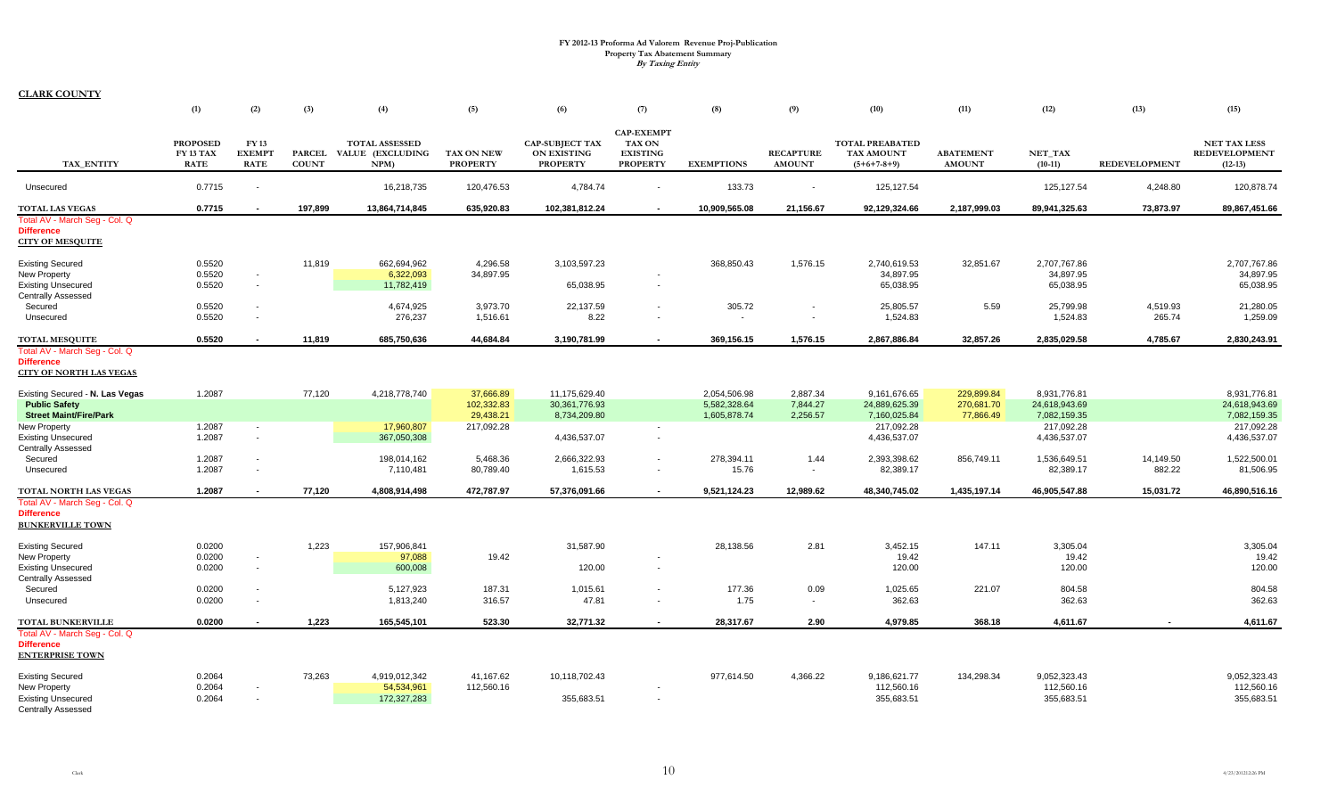# FY 2012-13 Proforma Ad Valorem Revenue Proj-Publication

## Property Tax Abatement Summary

*By Taxing Entity*

**CLARK COUNTY**

| | (1) | (2) | (3) | (4) | (5) | (6) | (7) | (8) | (9) | (10) | (11) | (12) | (13) | (15) |
|---|---|---|---|---|---|---|---|---|---|---|---|---|---|---|
| TAX_ENTITY | PROPOSED FY 13 TAX RATE | FY 13 EXEMPT RATE | PARCEL COUNT | TOTAL ASSESSED VALUE (EXCLUDING NPM) | TAX ON NEW PROPERTY | CAP-SUBJECT TAX ON EXISTING PROPERTY | CAP-EXEMPT TAX ON EXISTING PROPERTY | EXEMPTIONS | RECAPTURE AMOUNT | TOTAL PREABATED TAX AMOUNT (5+6+7-8+9) | ABATEMENT AMOUNT | NET_TAX (10-11) | REDEVELOPMENT | NET TAX LESS REDEVELOPMENT (12-13) |
| Unsecured | 0.7715 | - | | 16,218,735 | 120,476.53 | 4,784.74 | - | 133.73 | - | 125,127.54 | | 125,127.54 | 4,248.80 | 120,878.74 |
| **TOTAL LAS VEGAS** | **0.7715** | **-** | **197,899** | **13,864,714,845** | **635,920.83** | **102,381,812.24** | **-** | **10,909,565.08** | **21,156.67** | **92,129,324.66** | **2,187,999.03** | **89,941,325.63** | **73,873.97** | **89,867,451.66** |
| Total AV - March Seg - Col. Q | | | | | | | | | | | | | | |
| Difference | | | | | | | | | | | | | | |
| **CITY OF MESQUITE** | | | | | | | | | | | | | | |
| Existing Secured | 0.5520 | | 11,819 | 662,694,962 | 4,296.58 | 3,103,597.23 | | 368,850.43 | 1,576.15 | 2,740,619.53 | 32,851.67 | 2,707,767.86 | | 2,707,767.86 |
| New Property | 0.5520 | - | | 6,322,093 | 34,897.95 | | - | | | 34,897.95 | | 34,897.95 | | 34,897.95 |
| Existing Unsecured | 0.5520 | - | | 11,782,419 | | 65,038.95 | - | | | 65,038.95 | | 65,038.95 | | 65,038.95 |
| Centrally Assessed | | | | | | | | | | | | | | |
| Secured | 0.5520 | - | | 4,674,925 | 3,973.70 | 22,137.59 | - | 305.72 | - | 25,805.57 | 5.59 | 25,799.98 | 4,519.93 | 21,280.05 |
| Unsecured | 0.5520 | - | | 276,237 | 1,516.61 | 8.22 | - | - | - | 1,524.83 | | 1,524.83 | 265.74 | 1,259.09 |
| **TOTAL MESQUITE** | **0.5520** | **-** | **11,819** | **685,750,636** | **44,684.84** | **3,190,781.99** | **-** | **369,156.15** | **1,576.15** | **2,867,886.84** | **32,857.26** | **2,835,029.58** | **4,785.67** | **2,830,243.91** |
| Total AV - March Seg - Col. Q | | | | | | | | | | | | | | |
| Difference | | | | | | | | | | | | | | |
| **CITY OF NORTH LAS VEGAS** | | | | | | | | | | | | | | |
| Existing Secured - **N. Las Vegas** | 1.2087 | | 77,120 | 4,218,778,740 | 37,666.89 | 11,175,629.40 | | 2,054,506.98 | 2,887.34 | 9,161,676.65 | 229,899.84 | 8,931,776.81 | | 8,931,776.81 |
| **Public Safety** | | | | | 102,332.83 | 30,361,776.93 | | 5,582,328.64 | 7,844.27 | 24,889,625.39 | 270,681.70 | 24,618,943.69 | | 24,618,943.69 |
| **Street Maint/Fire/Park** | | | | | 29,438.21 | 8,734,209.80 | | 1,605,878.74 | 2,256.57 | 7,160,025.84 | 77,866.49 | 7,082,159.35 | | 7,082,159.35 |
| New Property | 1.2087 | - | | 17,960,807 | 217,092.28 | | - | | | 217,092.28 | | 217,092.28 | | 217,092.28 |
| Existing Unsecured | 1.2087 | - | | 367,050,308 | | 4,436,537.07 | - | | | 4,436,537.07 | | 4,436,537.07 | | 4,436,537.07 |
| Centrally Assessed | | | | | | | | | | | | | | |
| Secured | 1.2087 | - | | 198,014,162 | 5,468.36 | 2,666,322.93 | - | 278,394.11 | 1.44 | 2,393,398.62 | 856,749.11 | 1,536,649.51 | 14,149.50 | 1,522,500.01 |
| Unsecured | 1.2087 | - | | 7,110,481 | 80,789.40 | 1,615.53 | - | 15.76 | - | 82,389.17 | | 82,389.17 | 882.22 | 81,506.95 |
| **TOTAL NORTH LAS VEGAS** | **1.2087** | **-** | **77,120** | **4,808,914,498** | **472,787.97** | **57,376,091.66** | **-** | **9,521,124.23** | **12,989.62** | **48,340,745.02** | **1,435,197.14** | **46,905,547.88** | **15,031.72** | **46,890,516.16** |
| Total AV - March Seg - Col. Q | | | | | | | | | | | | | | |
| Difference | | | | | | | | | | | | | | |
| **BUNKERVILLE TOWN** | | | | | | | | | | | | | | |
| Existing Secured | 0.0200 | | 1,223 | 157,906,841 | | 31,587.90 | | 28,138.56 | 2.81 | 3,452.15 | 147.11 | 3,305.04 | | 3,305.04 |
| New Property | 0.0200 | - | | 97,088 | 19.42 | | - | | | 19.42 | | 19.42 | | 19.42 |
| Existing Unsecured | 0.0200 | - | | 600,008 | | 120.00 | - | | | 120.00 | | 120.00 | | 120.00 |
| Centrally Assessed | | | | | | | | | | | | | | |
| Secured | 0.0200 | - | | 5,127,923 | 187.31 | 1,015.61 | - | 177.36 | 0.09 | 1,025.65 | 221.07 | 804.58 | | 804.58 |
| Unsecured | 0.0200 | - | | 1,813,240 | 316.57 | 47.81 | - | 1.75 | - | 362.63 | | 362.63 | | 362.63 |
| **TOTAL BUNKERVILLE** | **0.0200** | **-** | **1,223** | **165,545,101** | **523.30** | **32,771.32** | **-** | **28,317.67** | **2.90** | **4,979.85** | **368.18** | **4,611.67** | **-** | **4,611.67** |
| Total AV - March Seg - Col. Q | | | | | | | | | | | | | | |
| Difference | | | | | | | | | | | | | | |
| **ENTERPRISE TOWN** | | | | | | | | | | | | | | |
| Existing Secured | 0.2064 | | 73,263 | 4,919,012,342 | 41,167.62 | 10,118,702.43 | | 977,614.50 | 4,366.22 | 9,186,621.77 | 134,298.34 | 9,052,323.43 | | 9,052,323.43 |
| New Property | 0.2064 | - | | 54,534,961 | 112,560.16 | | - | | | 112,560.16 | | 112,560.16 | | 112,560.16 |
| Existing Unsecured | 0.2064 | - | | 172,327,283 | | 355,683.51 | - | | | 355,683.51 | | 355,683.51 | | 355,683.51 |
| Centrally Assessed | | | | | | | | | | | | | | |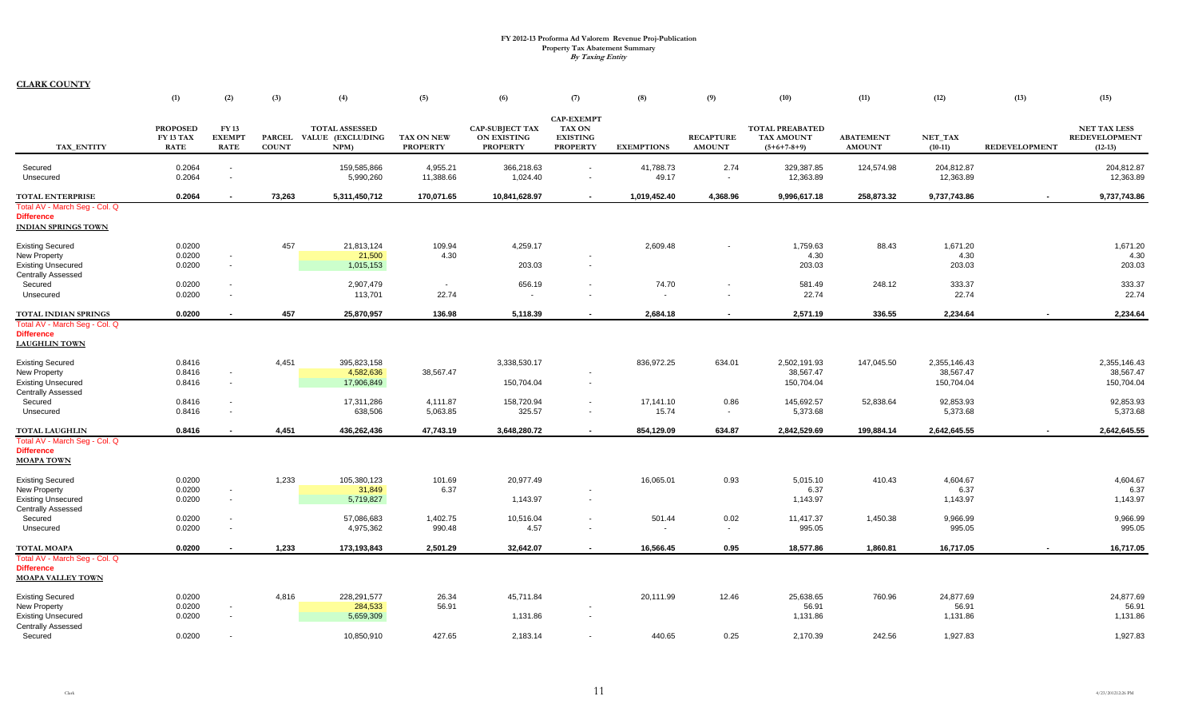# FY 2012-13 Proforma Ad Valorem Revenue Proj-Publication
## Property Tax Abatement Summary
### *By Taxing Entity*

**CLARK COUNTY**

| TAX_ENTITY | (1) PROPOSED FY 13 TAX RATE | (2) FY 13 EXEMPT RATE | (3) PARCEL COUNT | (4) TOTAL ASSESSED VALUE (EXCLUDING NPM) | (5) TAX ON NEW PROPERTY | (6) CAP-SUBJECT TAX ON EXISTING PROPERTY | (7) CAP-EXEMPT TAX ON EXISTING PROPERTY | (8) EXEMPTIONS | (9) RECAPTURE AMOUNT | (10) TOTAL PREABATED TAX AMOUNT (5+6+7-8+9) | (11) ABATEMENT AMOUNT | (12) NET_TAX (10-11) | (13) REDEVELOPMENT | (15) NET TAX LESS REDEVELOPMENT (12-13) |
|---|---|---|---|---|---|---|---|---|---|---|---|---|---|---|
| Secured | 0.2064 | - | | 159,585,866 | 4,955.21 | 366,218.63 | - | 41,788.73 | 2.74 | 329,387.85 | 124,574.98 | 204,812.87 | | 204,812.87 |
| Unsecured | 0.2064 | - | | 5,990,260 | 11,388.66 | 1,024.40 | - | 49.17 | - | 12,363.89 | | 12,363.89 | | 12,363.89 |
| **TOTAL ENTERPRISE** | **0.2064** | **-** | **73,263** | **5,311,450,712** | **170,071.65** | **10,841,628.97** | **-** | **1,019,452.40** | **4,368.96** | **9,996,617.18** | **258,873.32** | **9,737,743.86** | **-** | **9,737,743.86** |
| Total AV - March Seg - Col. Q | | | | | | | | | | | | | | |
| Difference | | | | | | | | | | | | | | |
| **INDIAN SPRINGS TOWN** | | | | | | | | | | | | | | |
| Existing Secured | 0.0200 | | 457 | 21,813,124 | 109.94 | 4,259.17 | | 2,609.48 | - | 1,759.63 | 88.43 | 1,671.20 | | 1,671.20 |
| New Property | 0.0200 | - | | 21,500 | 4.30 | | - | | | 4.30 | | 4.30 | | 4.30 |
| Existing Unsecured | 0.0200 | - | | 1,015,153 | | 203.03 | - | | | 203.03 | | 203.03 | | 203.03 |
| Centrally Assessed | | | | | | | | | | | | | | |
| Secured | 0.0200 | - | | 2,907,479 | - | 656.19 | - | 74.70 | - | 581.49 | 248.12 | 333.37 | | 333.37 |
| Unsecured | 0.0200 | - | | 113,701 | 22.74 | - | - | - | - | 22.74 | | 22.74 | | 22.74 |
| **TOTAL INDIAN SPRINGS** | **0.0200** | **-** | **457** | **25,870,957** | **136.98** | **5,118.39** | **-** | **2,684.18** | **-** | **2,571.19** | **336.55** | **2,234.64** | **-** | **2,234.64** |
| Total AV - March Seg - Col. Q | | | | | | | | | | | | | | |
| Difference | | | | | | | | | | | | | | |
| **LAUGHLIN TOWN** | | | | | | | | | | | | | | |
| Existing Secured | 0.8416 | | 4,451 | 395,823,158 | | 3,338,530.17 | | 836,972.25 | 634.01 | 2,502,191.93 | 147,045.50 | 2,355,146.43 | | 2,355,146.43 |
| New Property | 0.8416 | - | | 4,582,636 | 38,567.47 | | - | | | 38,567.47 | | 38,567.47 | | 38,567.47 |
| Existing Unsecured | 0.8416 | - | | 17,906,849 | | 150,704.04 | - | | | 150,704.04 | | 150,704.04 | | 150,704.04 |
| Centrally Assessed | | | | | | | | | | | | | | |
| Secured | 0.8416 | - | | 17,311,286 | 4,111.87 | 158,720.94 | - | 17,141.10 | 0.86 | 145,692.57 | 52,838.64 | 92,853.93 | | 92,853.93 |
| Unsecured | 0.8416 | - | | 638,506 | 5,063.85 | 325.57 | - | 15.74 | - | 5,373.68 | | 5,373.68 | | 5,373.68 |
| **TOTAL LAUGHLIN** | **0.8416** | **-** | **4,451** | **436,262,436** | **47,743.19** | **3,648,280.72** | **-** | **854,129.09** | **634.87** | **2,842,529.69** | **199,884.14** | **2,642,645.55** | **-** | **2,642,645.55** |
| Total AV - March Seg - Col. Q | | | | | | | | | | | | | | |
| Difference | | | | | | | | | | | | | | |
| **MOAPA TOWN** | | | | | | | | | | | | | | |
| Existing Secured | 0.0200 | | 1,233 | 105,380,123 | 101.69 | 20,977.49 | | 16,065.01 | 0.93 | 5,015.10 | 410.43 | 4,604.67 | | 4,604.67 |
| New Property | 0.0200 | - | | 31,849 | 6.37 | | - | | | 6.37 | | 6.37 | | 6.37 |
| Existing Unsecured | 0.0200 | - | | 5,719,827 | | 1,143.97 | - | | | 1,143.97 | | 1,143.97 | | 1,143.97 |
| Centrally Assessed | | | | | | | | | | | | | | |
| Secured | 0.0200 | - | | 57,086,683 | 1,402.75 | 10,516.04 | - | 501.44 | 0.02 | 11,417.37 | 1,450.38 | 9,966.99 | | 9,966.99 |
| Unsecured | 0.0200 | - | | 4,975,362 | 990.48 | 4.57 | - | - | - | 995.05 | | 995.05 | | 995.05 |
| **TOTAL MOAPA** | **0.0200** | **-** | **1,233** | **173,193,843** | **2,501.29** | **32,642.07** | **-** | **16,566.45** | **0.95** | **18,577.86** | **1,860.81** | **16,717.05** | **-** | **16,717.05** |
| Total AV - March Seg - Col. Q | | | | | | | | | | | | | | |
| Difference | | | | | | | | | | | | | | |
| **MOAPA VALLEY TOWN** | | | | | | | | | | | | | | |
| Existing Secured | 0.0200 | | 4,816 | 228,291,577 | 26.34 | 45,711.84 | | 20,111.99 | 12.46 | 25,638.65 | 760.96 | 24,877.69 | | 24,877.69 |
| New Property | 0.0200 | - | | 284,533 | 56.91 | | - | | | 56.91 | | 56.91 | | 56.91 |
| Existing Unsecured | 0.0200 | - | | 5,659,309 | | 1,131.86 | - | | | 1,131.86 | | 1,131.86 | | 1,131.86 |
| Centrally Assessed | | | | | | | | | | | | | | |
| Secured | 0.0200 | - | | 10,850,910 | 427.65 | 2,183.14 | - | 440.65 | 0.25 | 2,170.39 | 242.56 | 1,927.83 | | 1,927.83 |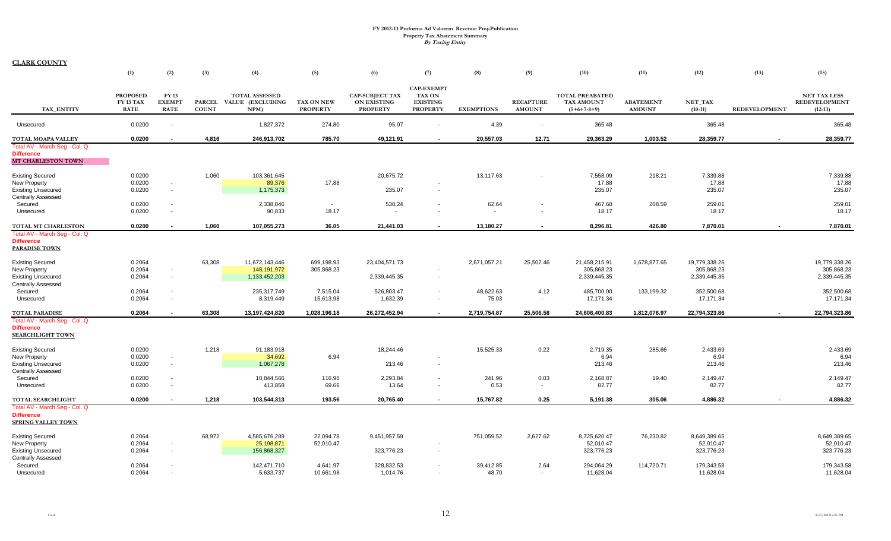# FY 2012-13 Proforma Ad Valorem Revenue Proj-Publication
## Property Tax Abatement Summary
*By Taxing Entity*

**CLARK COUNTY**

| TAX_ENTITY | (1) PROPOSED FY 13 TAX RATE | (2) FY 13 EXEMPT RATE | (3) PARCEL COUNT | (4) TOTAL ASSESSED VALUE (EXCLUDING NPM) | (5) TAX ON NEW PROPERTY | (6) CAP-SUBJECT TAX ON EXISTING PROPERTY | (7) CAP-EXEMPT TAX ON EXISTING PROPERTY | (8) EXEMPTIONS | (9) RECAPTURE AMOUNT | (10) TOTAL PREABATED TAX AMOUNT (5+6+7-8+9) | (11) ABATEMENT AMOUNT | (12) NET_TAX (10-11) | (13) REDEVELOPMENT | (15) NET TAX LESS REDEVELOPMENT (12-13) |
|---|---|---|---|---|---|---|---|---|---|---|---|---|---|---|
| Unsecured | 0.0200 | - | | 1,827,372 | 274.80 | 95.07 | - | 4.39 | - | 365.48 | | 365.48 | | 365.48 |
| **TOTAL MOAPA VALLEY** | **0.0200** | **-** | **4,816** | **246,913,702** | **785.70** | **49,121.91** | **-** | **20,557.03** | **12.71** | **29,363.29** | **1,003.52** | **28,359.77** | **-** | **28,359.77** |
| Total AV - March Seg - Col. Q | | | | | | | | | | | | | | |
| Difference | | | | | | | | | | | | | | |
| **MT CHARLESTON TOWN** | | | | | | | | | | | | | | |
| Existing Secured | 0.0200 | | 1,060 | 103,361,645 | | 20,675.72 | | 13,117.63 | - | 7,558.09 | 218.21 | 7,339.88 | | 7,339.88 |
| New Property | 0.0200 | - | | 89,376 | 17.88 | | - | | | 17.88 | | 17.88 | | 17.88 |
| Existing Unsecured | 0.0200 | - | | 1,175,373 | | 235.07 | - | | | 235.07 | | 235.07 | | 235.07 |
| Centrally Assessed | | | | | | | | | | | | | | |
| Secured | 0.0200 | - | | 2,338,046 | - | 530.24 | - | 62.64 | - | 467.60 | 208.59 | 259.01 | | 259.01 |
| Unsecured | 0.0200 | - | | 90,833 | 18.17 | - | - | - | - | 18.17 | | 18.17 | | 18.17 |
| **TOTAL MT CHARLESTON** | **0.0200** | **-** | **1,060** | **107,055,273** | **36.05** | **21,441.03** | **-** | **13,180.27** | **-** | **8,296.81** | **426.80** | **7,870.01** | **-** | **7,870.01** |
| Total AV - March Seg - Col. Q | | | | | | | | | | | | | | |
| Difference | | | | | | | | | | | | | | |
| **PARADISE TOWN** | | | | | | | | | | | | | | |
| Existing Secured | 0.2064 | | 63,308 | 11,672,143,446 | 699,198.93 | 23,404,571.73 | | 2,671,057.21 | 25,502.46 | 21,458,215.91 | 1,678,877.65 | 19,779,338.26 | | 19,779,338.26 |
| New Property | 0.2064 | - | | 148,191,972 | 305,868.23 | | - | | | 305,868.23 | | 305,868.23 | | 305,868.23 |
| Existing Unsecured | 0.2064 | - | | 1,133,452,203 | | 2,339,445.35 | - | | | 2,339,445.35 | | 2,339,445.35 | | 2,339,445.35 |
| Centrally Assessed | | | | | | | | | | | | | | |
| Secured | 0.2064 | - | | 235,317,749 | 7,515.04 | 526,803.47 | - | 48,622.63 | 4.12 | 485,700.00 | 133,199.32 | 352,500.68 | | 352,500.68 |
| Unsecured | 0.2064 | - | | 8,319,449 | 15,613.98 | 1,632.39 | - | 75.03 | - | 17,171.34 | | 17,171.34 | | 17,171.34 |
| **TOTAL PARADISE** | **0.2064** | **-** | **63,308** | **13,197,424,820** | **1,028,196.18** | **26,272,452.94** | **-** | **2,719,754.87** | **25,506.58** | **24,606,400.83** | **1,812,076.97** | **22,794,323.86** | **-** | **22,794,323.86** |
| Total AV - March Seg - Col. Q | | | | | | | | | | | | | | |
| Difference | | | | | | | | | | | | | | |
| **SEARCHLIGHT TOWN** | | | | | | | | | | | | | | |
| Existing Secured | 0.0200 | | 1,218 | 91,183,918 | | 18,244.46 | | 15,525.33 | 0.22 | 2,719.35 | 285.66 | 2,433.69 | | 2,433.69 |
| New Property | 0.0200 | - | | 34,692 | 6.94 | | - | | | 6.94 | | 6.94 | | 6.94 |
| Existing Unsecured | 0.0200 | - | | 1,067,278 | | 213.46 | - | | | 213.46 | | 213.46 | | 213.46 |
| Centrally Assessed | | | | | | | | | | | | | | |
| Secured | 0.0200 | - | | 10,844,566 | 116.96 | 2,293.84 | - | 241.96 | 0.03 | 2,168.87 | 19.40 | 2,149.47 | | 2,149.47 |
| Unsecured | 0.0200 | - | | 413,858 | 69.66 | 13.64 | - | 0.53 | - | 82.77 | | 82.77 | | 82.77 |
| **TOTAL SEARCHLIGHT** | **0.0200** | **-** | **1,218** | **103,544,313** | **193.56** | **20,765.40** | **-** | **15,767.82** | **0.25** | **5,191.38** | **305.06** | **4,886.32** | **-** | **4,886.32** |
| Total AV - March Seg - Col. Q | | | | | | | | | | | | | | |
| Difference | | | | | | | | | | | | | | |
| **SPRING VALLEY TOWN** | | | | | | | | | | | | | | |
| Existing Secured | 0.2064 | | 68,972 | 4,585,676,289 | 22,094.78 | 9,451,957.59 | | 751,059.52 | 2,627.62 | 8,725,620.47 | 76,230.82 | 8,649,389.65 | | 8,649,389.65 |
| New Property | 0.2064 | - | | 25,198,871 | 52,010.47 | | - | | | 52,010.47 | | 52,010.47 | | 52,010.47 |
| Existing Unsecured | 0.2064 | - | | 156,868,327 | | 323,776.23 | - | | | 323,776.23 | | 323,776.23 | | 323,776.23 |
| Centrally Assessed | | | | | | | | | | | | | | |
| Secured | 0.2064 | - | | 142,471,710 | 4,641.97 | 328,832.53 | - | 39,412.85 | 2.64 | 294,064.29 | 114,720.71 | 179,343.58 | | 179,343.58 |
| Unsecured | 0.2064 | - | | 5,633,737 | 10,661.98 | 1,014.76 | - | 48.70 | - | 11,628.04 | | 11,628.04 | | 11,628.04 |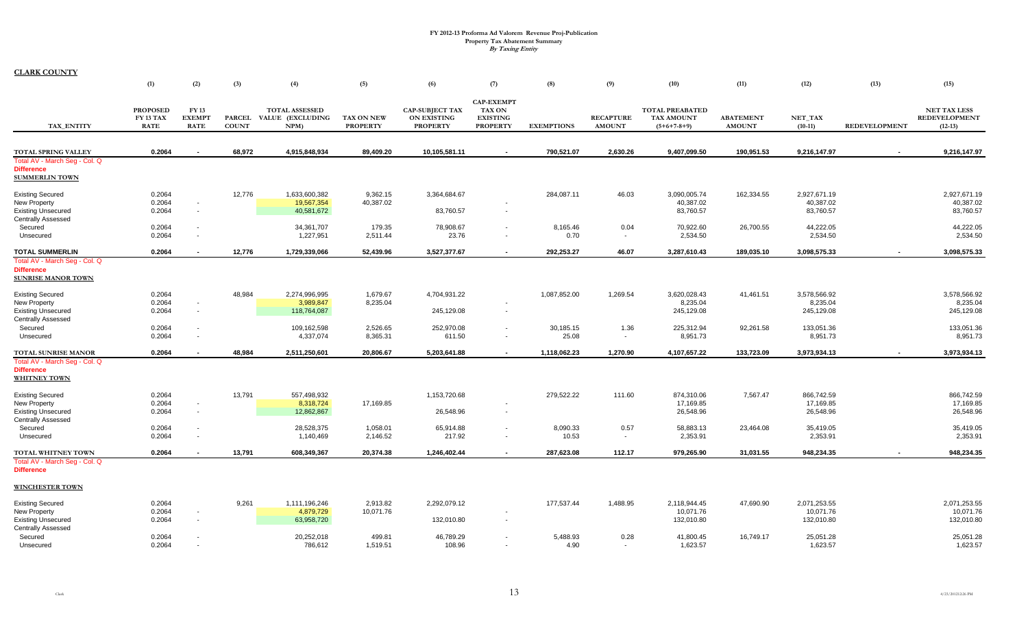# FY 2012-13 Proforma Ad Valorem Revenue Proj-Publication
## Property Tax Abatement Summary
### *By Taxing Entity*

**CLARK COUNTY**

| TAX_ENTITY | PROPOSED FY 13 TAX RATE (1) | FY 13 EXEMPT RATE (2) | PARCEL COUNT (3) | TOTAL ASSESSED VALUE (EXCLUDING NPM) (4) | TAX ON NEW PROPERTY (5) | CAP-SUBJECT TAX ON EXISTING PROPERTY (6) | CAP-EXEMPT TAX ON EXISTING PROPERTY (7) | EXEMPTIONS (8) | RECAPTURE AMOUNT (9) | TOTAL PREABATED TAX AMOUNT (5+6+7-8+9) (10) | ABATEMENT AMOUNT (11) | NET_TAX (10-11) (12) | REDEVELOPMENT (13) | NET TAX LESS REDEVELOPMENT (12-13) (15) |
|---|---|---|---|---|---|---|---|---|---|---|---|---|---|---|
| **TOTAL SPRING VALLEY** | **0.2064** | **-** | **68,972** | **4,915,848,934** | **89,409.20** | **10,105,581.11** | **-** | **790,521.07** | **2,630.26** | **9,407,099.50** | **190,951.53** | **9,216,147.97** | **-** | **9,216,147.97** |
| Total AV - March Seg - Col. Q | | | | | | | | | | | | | | |
| **Difference** | | | | | | | | | | | | | | |
| **SUMMERLIN TOWN** | | | | | | | | | | | | | | |
| Existing Secured | 0.2064 | | 12,776 | 1,633,600,382 | 9,362.15 | 3,364,684.67 | | 284,087.11 | 46.03 | 3,090,005.74 | 162,334.55 | 2,927,671.19 | | 2,927,671.19 |
| New Property | 0.2064 | - | | 19,567,354 | 40,387.02 | | - | | | 40,387.02 | | 40,387.02 | | 40,387.02 |
| Existing Unsecured | 0.2064 | - | | 40,581,672 | | 83,760.57 | - | | | 83,760.57 | | 83,760.57 | | 83,760.57 |
| Centrally Assessed | | | | | | | | | | | | | | |
| Secured | 0.2064 | - | | 34,361,707 | 179.35 | 78,908.67 | - | 8,165.46 | 0.04 | 70,922.60 | 26,700.55 | 44,222.05 | | 44,222.05 |
| Unsecured | 0.2064 | - | | 1,227,951 | 2,511.44 | 23.76 | - | 0.70 | - | 2,534.50 | | 2,534.50 | | 2,534.50 |
| **TOTAL SUMMERLIN** | **0.2064** | **-** | **12,776** | **1,729,339,066** | **52,439.96** | **3,527,377.67** | **-** | **292,253.27** | **46.07** | **3,287,610.43** | **189,035.10** | **3,098,575.33** | **-** | **3,098,575.33** |
| Total AV - March Seg - Col. Q | | | | | | | | | | | | | | |
| **Difference** | | | | | | | | | | | | | | |
| **SUNRISE MANOR TOWN** | | | | | | | | | | | | | | |
| Existing Secured | 0.2064 | | 48,984 | 2,274,996,995 | 1,679.67 | 4,704,931.22 | | 1,087,852.00 | 1,269.54 | 3,620,028.43 | 41,461.51 | 3,578,566.92 | | 3,578,566.92 |
| New Property | 0.2064 | - | | 3,989,847 | 8,235.04 | | - | | | 8,235.04 | | 8,235.04 | | 8,235.04 |
| Existing Unsecured | 0.2064 | - | | 118,764,087 | | 245,129.08 | - | | | 245,129.08 | | 245,129.08 | | 245,129.08 |
| Centrally Assessed | | | | | | | | | | | | | | |
| Secured | 0.2064 | - | | 109,162,598 | 2,526.65 | 252,970.08 | - | 30,185.15 | 1.36 | 225,312.94 | 92,261.58 | 133,051.36 | | 133,051.36 |
| Unsecured | 0.2064 | - | | 4,337,074 | 8,365.31 | 611.50 | - | 25.08 | - | 8,951.73 | | 8,951.73 | | 8,951.73 |
| **TOTAL SUNRISE MANOR** | **0.2064** | **-** | **48,984** | **2,511,250,601** | **20,806.67** | **5,203,641.88** | **-** | **1,118,062.23** | **1,270.90** | **4,107,657.22** | **133,723.09** | **3,973,934.13** | **-** | **3,973,934.13** |
| Total AV - March Seg - Col. Q | | | | | | | | | | | | | | |
| **Difference** | | | | | | | | | | | | | | |
| **WHITNEY TOWN** | | | | | | | | | | | | | | |
| Existing Secured | 0.2064 | | 13,791 | 557,498,932 | | 1,153,720.68 | | 279,522.22 | 111.60 | 874,310.06 | 7,567.47 | 866,742.59 | | 866,742.59 |
| New Property | 0.2064 | - | | 8,318,724 | 17,169.85 | | - | | | 17,169.85 | | 17,169.85 | | 17,169.85 |
| Existing Unsecured | 0.2064 | - | | 12,862,867 | | 26,548.96 | - | | | 26,548.96 | | 26,548.96 | | 26,548.96 |
| Centrally Assessed | | | | | | | | | | | | | | |
| Secured | 0.2064 | - | | 28,528,375 | 1,058.01 | 65,914.88 | - | 8,090.33 | 0.57 | 58,883.13 | 23,464.08 | 35,419.05 | | 35,419.05 |
| Unsecured | 0.2064 | - | | 1,140,469 | 2,146.52 | 217.92 | - | 10.53 | - | 2,353.91 | | 2,353.91 | | 2,353.91 |
| **TOTAL WHITNEY TOWN** | **0.2064** | **-** | **13,791** | **608,349,367** | **20,374.38** | **1,246,402.44** | **-** | **287,623.08** | **112.17** | **979,265.90** | **31,031.55** | **948,234.35** | **-** | **948,234.35** |
| Total AV - March Seg - Col. Q | | | | | | | | | | | | | | |
| **Difference** | | | | | | | | | | | | | | |
| **WINCHESTER TOWN** | | | | | | | | | | | | | | |
| Existing Secured | 0.2064 | | 9,261 | 1,111,196,246 | 2,913.82 | 2,292,079.12 | | 177,537.44 | 1,488.95 | 2,118,944.45 | 47,690.90 | 2,071,253.55 | | 2,071,253.55 |
| New Property | 0.2064 | - | | 4,879,729 | 10,071.76 | | - | | | 10,071.76 | | 10,071.76 | | 10,071.76 |
| Existing Unsecured | 0.2064 | - | | 63,958,720 | | 132,010.80 | - | | | 132,010.80 | | 132,010.80 | | 132,010.80 |
| Centrally Assessed | | | | | | | | | | | | | | |
| Secured | 0.2064 | - | | 20,252,018 | 499.81 | 46,789.29 | - | 5,488.93 | 0.28 | 41,800.45 | 16,749.17 | 25,051.28 | | 25,051.28 |
| Unsecured | 0.2064 | - | | 786,612 | 1,519.51 | 108.96 | - | 4.90 | - | 1,623.57 | | 1,623.57 | | 1,623.57 |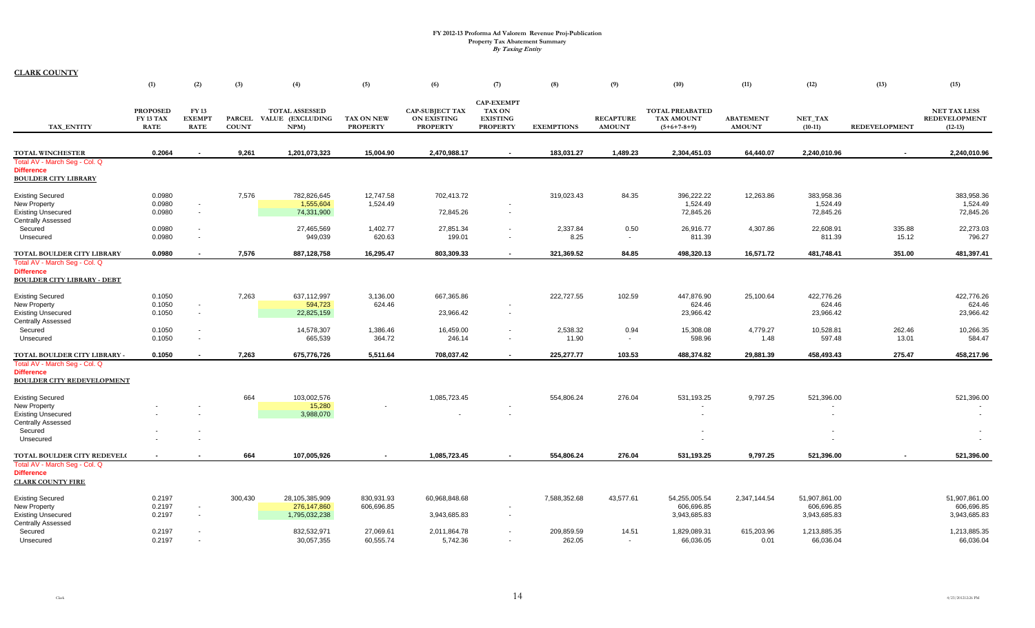# FY 2012-13 Proforma Ad Valorem Revenue Proj-Publication
## Property Tax Abatement Summary
### *By Taxing Entity*

**CLARK COUNTY**

| TAX_ENTITY | PROPOSED FY 13 TAX RATE (1) | FY 13 EXEMPT RATE (2) | PARCEL COUNT (3) | TOTAL ASSESSED VALUE (EXCLUDING NPM) (4) | TAX ON NEW PROPERTY (5) | CAP-SUBJECT TAX ON EXISTING PROPERTY (6) | CAP-EXEMPT TAX ON EXISTING PROPERTY (7) | EXEMPTIONS (8) | RECAPTURE AMOUNT (9) | TOTAL PREABATED TAX AMOUNT (5+6+7-8+9) (10) | ABATEMENT AMOUNT (11) | NET_TAX (10-11) (12) | REDEVELOPMENT (13) | NET TAX LESS REDEVELOPMENT (12-13) (15) |
|---|---|---|---|---|---|---|---|---|---|---|---|---|---|---|
| **TOTAL WINCHESTER** | **0.2064** | **-** | **9,261** | **1,201,073,323** | **15,004.90** | **2,470,988.17** | **-** | **183,031.27** | **1,489.23** | **2,304,451.03** | **64,440.07** | **2,240,010.96** | **-** | **2,240,010.96** |
| Total AV - March Seg - Col. Q | | | | | | | | | | | | | | |
| Difference | | | | | | | | | | | | | | |
| **BOULDER CITY LIBRARY** | | | | | | | | | | | | | | |
| Existing Secured | 0.0980 | | 7,576 | 782,826,645 | 12,747.58 | 702,413.72 | | 319,023.43 | 84.35 | 396,222.22 | 12,263.86 | 383,958.36 | | 383,958.36 |
| New Property | 0.0980 | - | | 1,555,604 | 1,524.49 | | - | | | 1,524.49 | | 1,524.49 | | 1,524.49 |
| Existing Unsecured | 0.0980 | - | | 74,331,900 | | 72,845.26 | - | | | 72,845.26 | | 72,845.26 | | 72,845.26 |
| Centrally Assessed | | | | | | | | | | | | | | |
| Secured | 0.0980 | - | | 27,465,569 | 1,402.77 | 27,851.34 | - | 2,337.84 | 0.50 | 26,916.77 | 4,307.86 | 22,608.91 | 335.88 | 22,273.03 |
| Unsecured | 0.0980 | - | | 949,039 | 620.63 | 199.01 | - | 8.25 | - | 811.39 | | 811.39 | 15.12 | 796.27 |
| **TOTAL BOULDER CITY LIBRARY** | **0.0980** | **-** | **7,576** | **887,128,758** | **16,295.47** | **803,309.33** | **-** | **321,369.52** | **84.85** | **498,320.13** | **16,571.72** | **481,748.41** | **351.00** | **481,397.41** |
| Total AV - March Seg - Col. Q | | | | | | | | | | | | | | |
| Difference | | | | | | | | | | | | | | |
| **BOULDER CITY LIBRARY - DEBT** | | | | | | | | | | | | | | |
| Existing Secured | 0.1050 | | 7,263 | 637,112,997 | 3,136.00 | 667,365.86 | | 222,727.55 | 102.59 | 447,876.90 | 25,100.64 | 422,776.26 | | 422,776.26 |
| New Property | 0.1050 | - | | 594,723 | 624.46 | | - | | | 624.46 | | 624.46 | | 624.46 |
| Existing Unsecured | 0.1050 | - | | 22,825,159 | | 23,966.42 | - | | | 23,966.42 | | 23,966.42 | | 23,966.42 |
| Centrally Assessed | | | | | | | | | | | | | | |
| Secured | 0.1050 | - | | 14,578,307 | 1,386.46 | 16,459.00 | - | 2,538.32 | 0.94 | 15,308.08 | 4,779.27 | 10,528.81 | 262.46 | 10,266.35 |
| Unsecured | 0.1050 | - | | 665,539 | 364.72 | 246.14 | - | 11.90 | - | 598.96 | 1.48 | 597.48 | 13.01 | 584.47 |
| **TOTAL BOULDER CITY LIBRARY -** | **0.1050** | **-** | **7,263** | **675,776,726** | **5,511.64** | **708,037.42** | **-** | **225,277.77** | **103.53** | **488,374.82** | **29,881.39** | **458,493.43** | **275.47** | **458,217.96** |
| Total AV - March Seg - Col. Q | | | | | | | | | | | | | | |
| Difference | | | | | | | | | | | | | | |
| **BOULDER CITY REDEVELOPMENT** | | | | | | | | | | | | | | |
| Existing Secured | | | 664 | 103,002,576 | | 1,085,723.45 | | 554,806.24 | 276.04 | 531,193.25 | 9,797.25 | 521,396.00 | | 521,396.00 |
| New Property | - | - | | 15,280 | - | | - | | | - | | - | | - |
| Existing Unsecured | - | - | | 3,988,070 | | - | - | | | - | | - | | - |
| Centrally Assessed | | | | | | | | | | | | | | |
| Secured | - | - | | | | | | | | - | | - | | - |
| Unsecured | - | - | | | | | | | | - | | - | | - |
| **TOTAL BOULDER CITY REDEVEL(** | **-** | **-** | **664** | **107,005,926** | **-** | **1,085,723.45** | **-** | **554,806.24** | **276.04** | **531,193.25** | **9,797.25** | **521,396.00** | **-** | **521,396.00** |
| Total AV - March Seg - Col. Q | | | | | | | | | | | | | | |
| Difference | | | | | | | | | | | | | | |
| **CLARK COUNTY FIRE** | | | | | | | | | | | | | | |
| Existing Secured | 0.2197 | | 300,430 | 28,105,385,909 | 830,931.93 | 60,968,848.68 | | 7,588,352.68 | 43,577.61 | 54,255,005.54 | 2,347,144.54 | 51,907,861.00 | | 51,907,861.00 |
| New Property | 0.2197 | - | | 276,147,860 | 606,696.85 | | - | | | 606,696.85 | | 606,696.85 | | 606,696.85 |
| Existing Unsecured | 0.2197 | - | | 1,795,032,238 | | 3,943,685.83 | - | | | 3,943,685.83 | | 3,943,685.83 | | 3,943,685.83 |
| Centrally Assessed | | | | | | | | | | | | | | |
| Secured | 0.2197 | - | | 832,532,971 | 27,069.61 | 2,011,864.78 | - | 209,859.59 | 14.51 | 1,829,089.31 | 615,203.96 | 1,213,885.35 | | 1,213,885.35 |
| Unsecured | 0.2197 | - | | 30,057,355 | 60,555.74 | 5,742.36 | - | 262.05 | - | 66,036.05 | 0.01 | 66,036.04 | | 66,036.04 |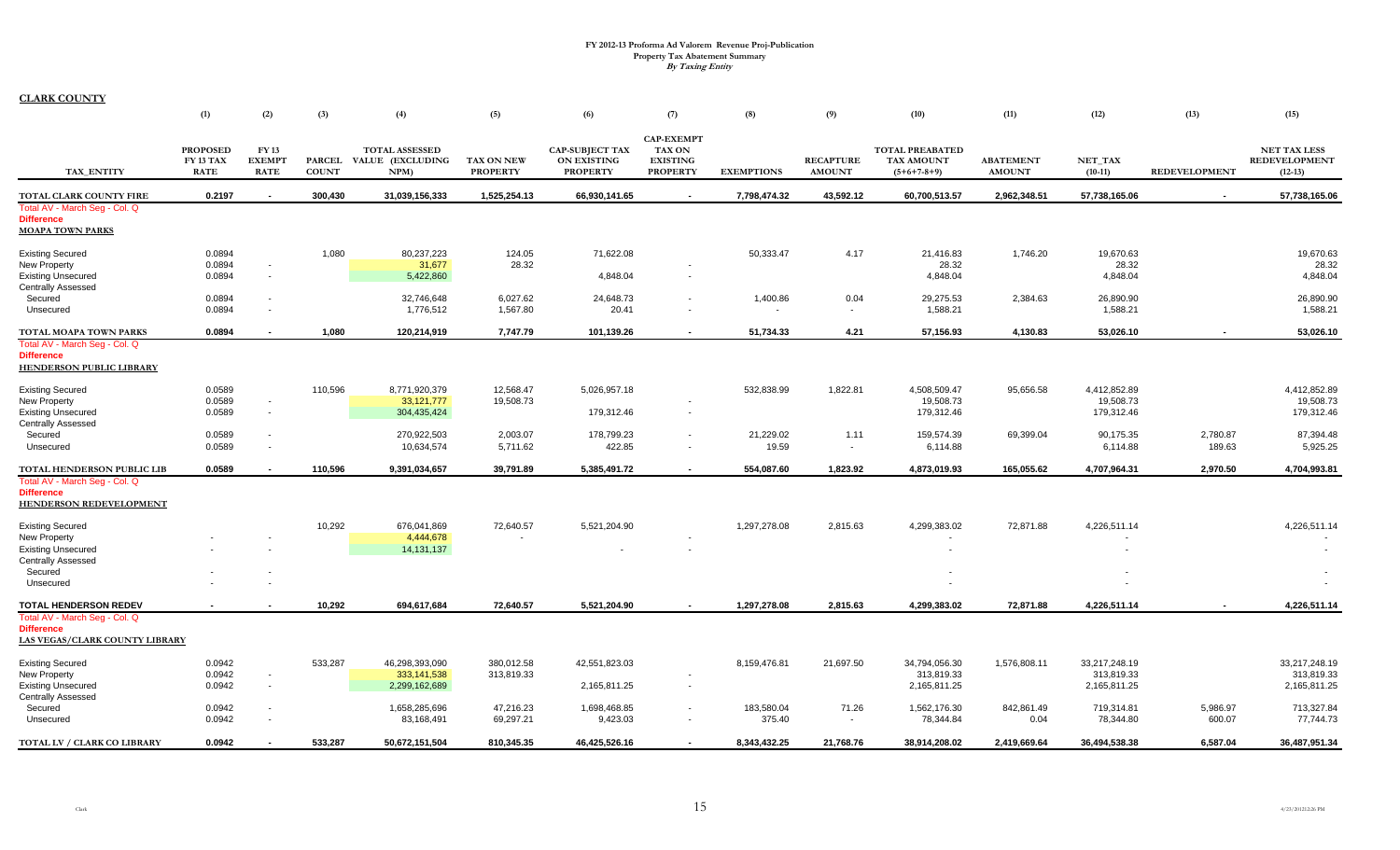# FY 2012-13 Proforma Ad Valorem Revenue Proj-Publication
## Property Tax Abatement Summary
### *By Taxing Entity*

**CLARK COUNTY**

| TAX_ENTITY | (1) PROPOSED FY 13 TAX RATE | (2) FY 13 EXEMPT RATE | (3) PARCEL COUNT | (4) TOTAL ASSESSED VALUE (EXCLUDING NPM) | (5) TAX ON NEW PROPERTY | (6) CAP-SUBJECT TAX ON EXISTING PROPERTY | (7) CAP-EXEMPT TAX ON EXISTING PROPERTY | (8) EXEMPTIONS | (9) RECAPTURE AMOUNT | (10) TOTAL PREABATED TAX AMOUNT (5+6+7-8+9) | (11) ABATEMENT AMOUNT | (12) NET_TAX (10-11) | (13) REDEVELOPMENT | (15) NET TAX LESS REDEVELOPMENT (12-13) |
|---|---|---|---|---|---|---|---|---|---|---|---|---|---|---|
| **TOTAL CLARK COUNTY FIRE** | **0.2197** | **-** | **300,430** | **31,039,156,333** | **1,525,254.13** | **66,930,141.65** | **-** | **7,798,474.32** | **43,592.12** | **60,700,513.57** | **2,962,348.51** | **57,738,165.06** | **-** | **57,738,165.06** |
| Total AV - March Seg - Col. Q | | | | | | | | | | | | | | |
| Difference | | | | | | | | | | | | | | |
| **MOAPA TOWN PARKS** | | | | | | | | | | | | | | |
| Existing Secured | 0.0894 | | 1,080 | 80,237,223 | 124.05 | 71,622.08 | | 50,333.47 | 4.17 | 21,416.83 | 1,746.20 | 19,670.63 | | 19,670.63 |
| New Property | 0.0894 | - | | 31,677 | 28.32 | | - | | | 28.32 | | 28.32 | | 28.32 |
| Existing Unsecured | 0.0894 | - | | 5,422,860 | | 4,848.04 | - | | | 4,848.04 | | 4,848.04 | | 4,848.04 |
| Centrally Assessed | | | | | | | | | | | | | | |
| Secured | 0.0894 | - | | 32,746,648 | 6,027.62 | 24,648.73 | - | 1,400.86 | 0.04 | 29,275.53 | 2,384.63 | 26,890.90 | | 26,890.90 |
| Unsecured | 0.0894 | - | | 1,776,512 | 1,567.80 | 20.41 | - | - | - | 1,588.21 | | 1,588.21 | | 1,588.21 |
| **TOTAL MOAPA TOWN PARKS** | **0.0894** | **-** | **1,080** | **120,214,919** | **7,747.79** | **101,139.26** | **-** | **51,734.33** | **4.21** | **57,156.93** | **4,130.83** | **53,026.10** | **-** | **53,026.10** |
| Total AV - March Seg - Col. Q | | | | | | | | | | | | | | |
| Difference | | | | | | | | | | | | | | |
| **HENDERSON PUBLIC LIBRARY** | | | | | | | | | | | | | | |
| Existing Secured | 0.0589 | | 110,596 | 8,771,920,379 | 12,568.47 | 5,026,957.18 | | 532,838.99 | 1,822.81 | 4,508,509.47 | 95,656.58 | 4,412,852.89 | | 4,412,852.89 |
| New Property | 0.0589 | - | | 33,121,777 | 19,508.73 | | - | | | 19,508.73 | | 19,508.73 | | 19,508.73 |
| Existing Unsecured | 0.0589 | - | | 304,435,424 | | 179,312.46 | - | | | 179,312.46 | | 179,312.46 | | 179,312.46 |
| Centrally Assessed | | | | | | | | | | | | | | |
| Secured | 0.0589 | - | | 270,922,503 | 2,003.07 | 178,799.23 | - | 21,229.02 | 1.11 | 159,574.39 | 69,399.04 | 90,175.35 | 2,780.87 | 87,394.48 |
| Unsecured | 0.0589 | - | | 10,634,574 | 5,711.62 | 422.85 | - | 19.59 | - | 6,114.88 | | 6,114.88 | 189.63 | 5,925.25 |
| **TOTAL HENDERSON PUBLIC LIB** | **0.0589** | **-** | **110,596** | **9,391,034,657** | **39,791.89** | **5,385,491.72** | **-** | **554,087.60** | **1,823.92** | **4,873,019.93** | **165,055.62** | **4,707,964.31** | **2,970.50** | **4,704,993.81** |
| Total AV - March Seg - Col. Q | | | | | | | | | | | | | | |
| Difference | | | | | | | | | | | | | | |
| **HENDERSON REDEVELOPMENT** | | | | | | | | | | | | | | |
| Existing Secured | | | 10,292 | 676,041,869 | 72,640.57 | 5,521,204.90 | | 1,297,278.08 | 2,815.63 | 4,299,383.02 | 72,871.88 | 4,226,511.14 | | 4,226,511.14 |
| New Property | - | - | | 4,444,678 | - | | - | | | - | | - | | - |
| Existing Unsecured | - | - | | 14,131,137 | | - | - | | | - | | - | | - |
| Centrally Assessed | | | | | | | | | | | | | | |
| Secured | - | - | | | | | | | | - | | - | | - |
| Unsecured | - | - | | | | | | | | - | | - | | - |
| **TOTAL HENDERSON REDEV** | **-** | **-** | **10,292** | **694,617,684** | **72,640.57** | **5,521,204.90** | **-** | **1,297,278.08** | **2,815.63** | **4,299,383.02** | **72,871.88** | **4,226,511.14** | **-** | **4,226,511.14** |
| Total AV - March Seg - Col. Q | | | | | | | | | | | | | | |
| Difference | | | | | | | | | | | | | | |
| **LAS VEGAS/CLARK COUNTY LIBRARY** | | | | | | | | | | | | | | |
| Existing Secured | 0.0942 | | 533,287 | 46,298,393,090 | 380,012.58 | 42,551,823.03 | | 8,159,476.81 | 21,697.50 | 34,794,056.30 | 1,576,808.11 | 33,217,248.19 | | 33,217,248.19 |
| New Property | 0.0942 | - | | 333,141,538 | 313,819.33 | | - | | | 313,819.33 | | 313,819.33 | | 313,819.33 |
| Existing Unsecured | 0.0942 | - | | 2,299,162,689 | | 2,165,811.25 | - | | | 2,165,811.25 | | 2,165,811.25 | | 2,165,811.25 |
| Centrally Assessed | | | | | | | | | | | | | | |
| Secured | 0.0942 | - | | 1,658,285,696 | 47,216.23 | 1,698,468.85 | - | 183,580.04 | 71.26 | 1,562,176.30 | 842,861.49 | 719,314.81 | 5,986.97 | 713,327.84 |
| Unsecured | 0.0942 | - | | 83,168,491 | 69,297.21 | 9,423.03 | - | 375.40 | - | 78,344.84 | 0.04 | 78,344.80 | 600.07 | 77,744.73 |
| **TOTAL LV / CLARK CO LIBRARY** | **0.0942** | **-** | **533,287** | **50,672,151,504** | **810,345.35** | **46,425,526.16** | **-** | **8,343,432.25** | **21,768.76** | **38,914,208.02** | **2,419,669.64** | **36,494,538.38** | **6,587.04** | **36,487,951.34** |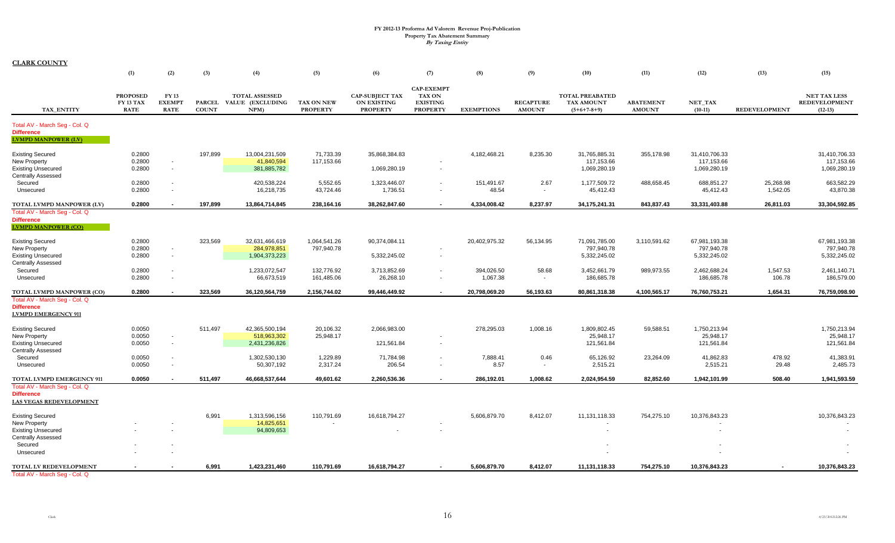# FY 2012-13 Proforma Ad Valorem Revenue Proj-Publication

**Property Tax Abatement Summary**

*By Taxing Entity*

**CLARK COUNTY**

| TAX_ENTITY | (1) PROPOSED FY 13 TAX RATE | (2) FY 13 EXEMPT RATE | (3) PARCEL COUNT | (4) TOTAL ASSESSED VALUE (EXCLUDING NPM) | (5) TAX ON NEW PROPERTY | (6) CAP-SUBJECT TAX ON EXISTING PROPERTY | (7) CAP-EXEMPT TAX ON EXISTING PROPERTY | (8) EXEMPTIONS | (9) RECAPTURE AMOUNT | (10) TOTAL PREABATED TAX AMOUNT (5+6+7-8+9) | (11) ABATEMENT AMOUNT | (12) NET_TAX (10-11) | (13) REDEVELOPMENT | (15) NET TAX LESS REDEVELOPMENT (12-13) |
|---|---|---|---|---|---|---|---|---|---|---|---|---|---|---|
| Total AV - March Seg - Col. Q | | | | | | | | | | | | | | |
| Difference | | | | | | | | | | | | | | |
| **LVMPD MANPOWER (LV)** | | | | | | | | | | | | | | |
| Existing Secured | 0.2800 | | 197,899 | 13,004,231,509 | 71,733.39 | 35,868,384.83 | | 4,182,468.21 | 8,235.30 | 31,765,885.31 | 355,178.98 | 31,410,706.33 | | 31,410,706.33 |
| New Property | 0.2800 | - | | 41,840,594 | 117,153.66 | | - | | | 117,153.66 | | 117,153.66 | | 117,153.66 |
| Existing Unsecured | 0.2800 | - | | 381,885,782 | | 1,069,280.19 | - | | | 1,069,280.19 | | 1,069,280.19 | | 1,069,280.19 |
| Centrally Assessed | | | | | | | | | | | | | | |
| Secured | 0.2800 | - | | 420,538,224 | 5,552.65 | 1,323,446.07 | - | 151,491.67 | 2.67 | 1,177,509.72 | 488,658.45 | 688,851.27 | 25,268.98 | 663,582.29 |
| Unsecured | 0.2800 | - | | 16,218,735 | 43,724.46 | 1,736.51 | - | 48.54 | - | 45,412.43 | | 45,412.43 | 1,542.05 | 43,870.38 |
| **TOTAL LVMPD MANPOWER (LV)** | **0.2800** | **-** | **197,899** | **13,864,714,845** | **238,164.16** | **38,262,847.60** | **-** | **4,334,008.42** | **8,237.97** | **34,175,241.31** | **843,837.43** | **33,331,403.88** | **26,811.03** | **33,304,592.85** |
| Total AV - March Seg - Col. Q | | | | | | | | | | | | | | |
| Difference | | | | | | | | | | | | | | |
| **LVMPD MANPOWER (CO)** | | | | | | | | | | | | | | |
| Existing Secured | 0.2800 | | 323,569 | 32,631,466,619 | 1,064,541.26 | 90,374,084.11 | | 20,402,975.32 | 56,134.95 | 71,091,785.00 | 3,110,591.62 | 67,981,193.38 | | 67,981,193.38 |
| New Property | 0.2800 | - | | 284,978,851 | 797,940.78 | | - | | | 797,940.78 | | 797,940.78 | | 797,940.78 |
| Existing Unsecured | 0.2800 | - | | 1,904,373,223 | | 5,332,245.02 | - | | | 5,332,245.02 | | 5,332,245.02 | | 5,332,245.02 |
| Centrally Assessed | | | | | | | | | | | | | | |
| Secured | 0.2800 | - | | 1,233,072,547 | 132,776.92 | 3,713,852.69 | - | 394,026.50 | 58.68 | 3,452,661.79 | 989,973.55 | 2,462,688.24 | 1,547.53 | 2,461,140.71 |
| Unsecured | 0.2800 | - | | 66,673,519 | 161,485.06 | 26,268.10 | - | 1,067.38 | - | 186,685.78 | | 186,685.78 | 106.78 | 186,579.00 |
| **TOTAL LVMPD MANPOWER (CO)** | **0.2800** | **-** | **323,569** | **36,120,564,759** | **2,156,744.02** | **99,446,449.92** | **-** | **20,798,069.20** | **56,193.63** | **80,861,318.38** | **4,100,565.17** | **76,760,753.21** | **1,654.31** | **76,759,098.90** |
| Total AV - March Seg - Col. Q | | | | | | | | | | | | | | |
| Difference | | | | | | | | | | | | | | |
| **LVMPD EMERGENCY 911** | | | | | | | | | | | | | | |
| Existing Secured | 0.0050 | | 511,497 | 42,365,500,194 | 20,106.32 | 2,066,983.00 | | 278,295.03 | 1,008.16 | 1,809,802.45 | 59,588.51 | 1,750,213.94 | | 1,750,213.94 |
| New Property | 0.0050 | - | | 518,963,302 | 25,948.17 | | - | | | 25,948.17 | | 25,948.17 | | 25,948.17 |
| Existing Unsecured | 0.0050 | - | | 2,431,236,826 | | 121,561.84 | - | | | 121,561.84 | | 121,561.84 | | 121,561.84 |
| Centrally Assessed | | | | | | | | | | | | | | |
| Secured | 0.0050 | - | | 1,302,530,130 | 1,229.89 | 71,784.98 | - | 7,888.41 | 0.46 | 65,126.92 | 23,264.09 | 41,862.83 | 478.92 | 41,383.91 |
| Unsecured | 0.0050 | - | | 50,307,192 | 2,317.24 | 206.54 | - | 8.57 | - | 2,515.21 | | 2,515.21 | 29.48 | 2,485.73 |
| **TOTAL LVMPD EMERGENCY 911** | **0.0050** | **-** | **511,497** | **46,668,537,644** | **49,601.62** | **2,260,536.36** | **-** | **286,192.01** | **1,008.62** | **2,024,954.59** | **82,852.60** | **1,942,101.99** | **508.40** | **1,941,593.59** |
| Total AV - March Seg - Col. Q | | | | | | | | | | | | | | |
| Difference | | | | | | | | | | | | | | |
| **LAS VEGAS REDEVELOPMENT** | | | | | | | | | | | | | | |
| Existing Secured | | | 6,991 | 1,313,596,156 | 110,791.69 | 16,618,794.27 | | 5,606,879.70 | 8,412.07 | 11,131,118.33 | 754,275.10 | 10,376,843.23 | | 10,376,843.23 |
| New Property | - | - | | 14,825,651 | - | | - | | | - | | - | | - |
| Existing Unsecured | - | - | | 94,809,653 | | - | - | | | - | | - | | - |
| Centrally Assessed | | | | | | | | | | | | | | |
| Secured | - | - | | | | | | | | - | | - | | - |
| Unsecured | - | - | | | | | | | | - | | - | | - |
| **TOTAL LV REDEVELOPMENT** | **-** | **-** | **6,991** | **1,423,231,460** | **110,791.69** | **16,618,794.27** | **-** | **5,606,879.70** | **8,412.07** | **11,131,118.33** | **754,275.10** | **10,376,843.23** | **-** | **10,376,843.23** |
| Total AV - March Seg - Col. Q | | | | | | | | | | | | | | |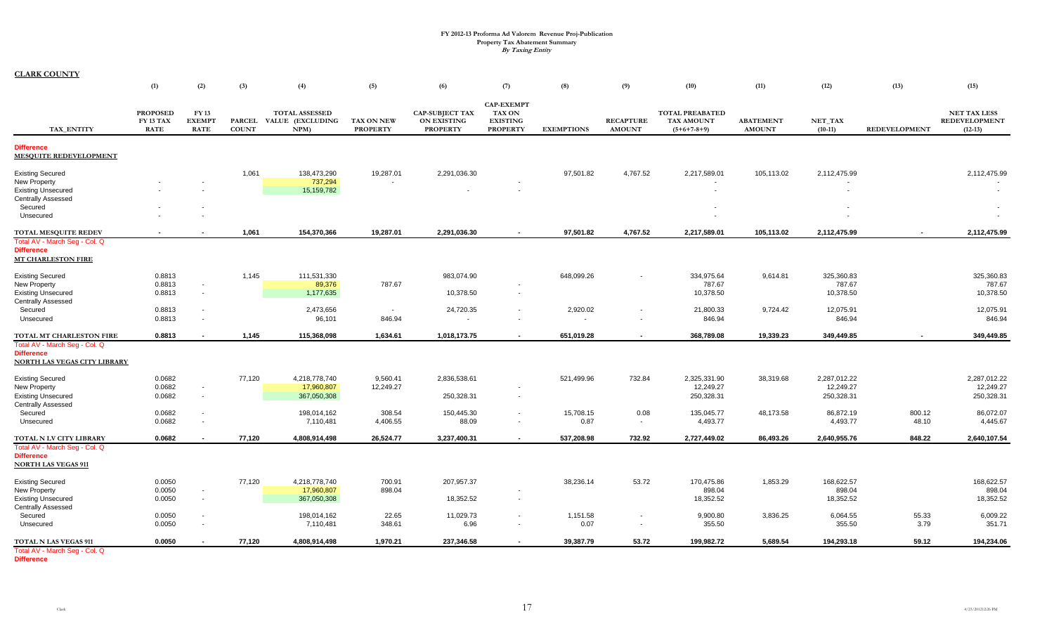# FY 2012-13 Proforma Ad Valorem Revenue Proj-Publication
## Property Tax Abatement Summary
### *By Taxing Entity*

**CLARK COUNTY**

| TAX_ENTITY | (1) PROPOSED FY 13 TAX RATE | (2) FY 13 EXEMPT RATE | (3) PARCEL COUNT | (4) TOTAL ASSESSED VALUE (EXCLUDING NPM) | (5) TAX ON NEW PROPERTY | (6) CAP-SUBJECT TAX ON EXISTING PROPERTY | (7) CAP-EXEMPT TAX ON EXISTING PROPERTY | (8) EXEMPTIONS | (9) RECAPTURE AMOUNT | (10) TOTAL PREABATED TAX AMOUNT (5+6+7-8+9) | (11) ABATEMENT AMOUNT | (12) NET_TAX (10-11) | (13) REDEVELOPMENT | (15) NET TAX LESS REDEVELOPMENT (12-13) |
|---|---|---|---|---|---|---|---|---|---|---|---|---|---|---|
| **Difference** | | | | | | | | | | | | | | |
| **MESQUITE REDEVELOPMENT** | | | | | | | | | | | | | | |
| Existing Secured | | | 1,061 | 138,473,290 | 19,287.01 | 2,291,036.30 | | 97,501.82 | 4,767.52 | 2,217,589.01 | 105,113.02 | 2,112,475.99 | | 2,112,475.99 |
| New Property | - | - | | 737,294 | - | | - | | | - | | - | | - |
| Existing Unsecured | - | - | | 15,159,782 | | - | - | | | - | | - | | - |
| Centrally Assessed | | | | | | | | | | | | | | |
| Secured | - | - | | | | | | | | - | | - | | - |
| Unsecured | - | - | | | | | | | | - | | - | | - |
| **TOTAL MESQUITE REDEV** | **-** | **-** | **1,061** | **154,370,366** | **19,287.01** | **2,291,036.30** | **-** | **97,501.82** | **4,767.52** | **2,217,589.01** | **105,113.02** | **2,112,475.99** | **-** | **2,112,475.99** |
| Total AV - March Seg - Col. Q | | | | | | | | | | | | | | |
| **Difference** | | | | | | | | | | | | | | |
| **MT CHARLESTON FIRE** | | | | | | | | | | | | | | |
| Existing Secured | 0.8813 | | 1,145 | 111,531,330 | | 983,074.90 | | 648,099.26 | - | 334,975.64 | 9,614.81 | 325,360.83 | | 325,360.83 |
| New Property | 0.8813 | - | | 89,376 | 787.67 | | - | | | 787.67 | | 787.67 | | 787.67 |
| Existing Unsecured | 0.8813 | - | | 1,177,635 | | 10,378.50 | - | | | 10,378.50 | | 10,378.50 | | 10,378.50 |
| Centrally Assessed | | | | | | | | | | | | | | |
| Secured | 0.8813 | - | | 2,473,656 | - | 24,720.35 | - | 2,920.02 | - | 21,800.33 | 9,724.42 | 12,075.91 | | 12,075.91 |
| Unsecured | 0.8813 | - | | 96,101 | 846.94 | - | - | - | - | 846.94 | | 846.94 | | 846.94 |
| **TOTAL MT CHARLESTON FIRE** | **0.8813** | **-** | **1,145** | **115,368,098** | **1,634.61** | **1,018,173.75** | **-** | **651,019.28** | **-** | **368,789.08** | **19,339.23** | **349,449.85** | **-** | **349,449.85** |
| Total AV - March Seg - Col. Q | | | | | | | | | | | | | | |
| **Difference** | | | | | | | | | | | | | | |
| **NORTH LAS VEGAS CITY LIBRARY** | | | | | | | | | | | | | | |
| Existing Secured | 0.0682 | | 77,120 | 4,218,778,740 | 9,560.41 | 2,836,538.61 | | 521,499.96 | 732.84 | 2,325,331.90 | 38,319.68 | 2,287,012.22 | | 2,287,012.22 |
| New Property | 0.0682 | - | | 17,960,807 | 12,249.27 | | - | | | 12,249.27 | | 12,249.27 | | 12,249.27 |
| Existing Unsecured | 0.0682 | - | | 367,050,308 | | 250,328.31 | - | | | 250,328.31 | | 250,328.31 | | 250,328.31 |
| Centrally Assessed | | | | | | | | | | | | | | |
| Secured | 0.0682 | - | | 198,014,162 | 308.54 | 150,445.30 | - | 15,708.15 | 0.08 | 135,045.77 | 48,173.58 | 86,872.19 | 800.12 | 86,072.07 |
| Unsecured | 0.0682 | - | | 7,110,481 | 4,406.55 | 88.09 | - | 0.87 | - | 4,493.77 | | 4,493.77 | 48.10 | 4,445.67 |
| **TOTAL N LV CITY LIBRARY** | **0.0682** | **-** | **77,120** | **4,808,914,498** | **26,524.77** | **3,237,400.31** | **-** | **537,208.98** | **732.92** | **2,727,449.02** | **86,493.26** | **2,640,955.76** | **848.22** | **2,640,107.54** |
| Total AV - March Seg - Col. Q | | | | | | | | | | | | | | |
| **Difference** | | | | | | | | | | | | | | |
| **NORTH LAS VEGAS 911** | | | | | | | | | | | | | | |
| Existing Secured | 0.0050 | | 77,120 | 4,218,778,740 | 700.91 | 207,957.37 | | 38,236.14 | 53.72 | 170,475.86 | 1,853.29 | 168,622.57 | | 168,622.57 |
| New Property | 0.0050 | - | | 17,960,807 | 898.04 | | - | | | 898.04 | | 898.04 | | 898.04 |
| Existing Unsecured | 0.0050 | - | | 367,050,308 | | 18,352.52 | - | | | 18,352.52 | | 18,352.52 | | 18,352.52 |
| Centrally Assessed | | | | | | | | | | | | | | |
| Secured | 0.0050 | - | | 198,014,162 | 22.65 | 11,029.73 | - | 1,151.58 | - | 9,900.80 | 3,836.25 | 6,064.55 | 55.33 | 6,009.22 |
| Unsecured | 0.0050 | - | | 7,110,481 | 348.61 | 6.96 | - | 0.07 | - | 355.50 | | 355.50 | 3.79 | 351.71 |
| **TOTAL N LAS VEGAS 911** | **0.0050** | **-** | **77,120** | **4,808,914,498** | **1,970.21** | **237,346.58** | **-** | **39,387.79** | **53.72** | **199,982.72** | **5,689.54** | **194,293.18** | **59.12** | **194,234.06** |
| Total AV - March Seg - Col. Q | | | | | | | | | | | | | | |
| **Difference** | | | | | | | | | | | | | | |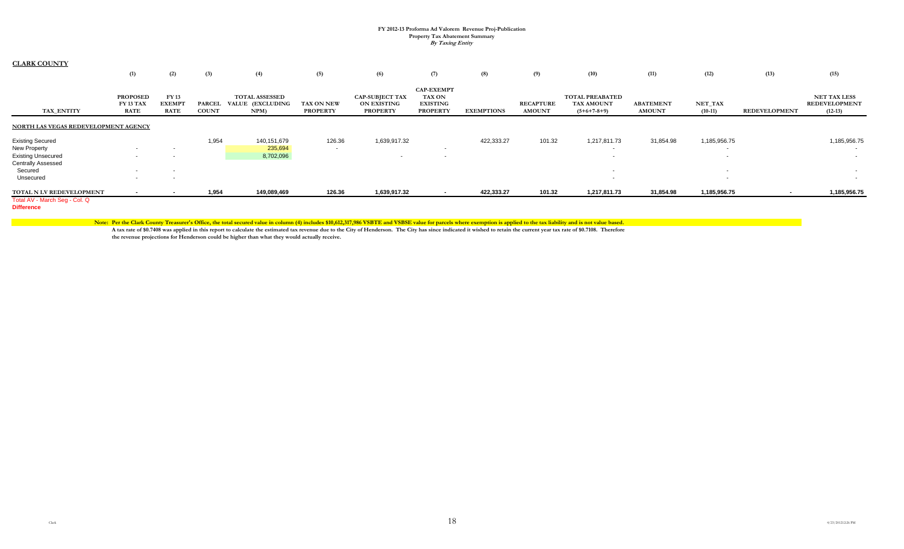# FY 2012-13 Proforma Ad Valorem Revenue Proj-Publication
## Property Tax Abatement Summary
### *By Taxing Entity*

**CLARK COUNTY**

| | (1) | (2) | (3) | (4) | (5) | (6) | (7) | (8) | (9) | (10) | (11) | (12) | (13) | (15) |
|---|---|---|---|---|---|---|---|---|---|---|---|---|---|---|
| TAX_ENTITY | PROPOSED FY 13 TAX RATE | FY 13 EXEMPT RATE | PARCEL COUNT | TOTAL ASSESSED VALUE (EXCLUDING NPM) | TAX ON NEW PROPERTY | CAP-SUBJECT TAX ON EXISTING PROPERTY | CAP-EXEMPT TAX ON EXISTING PROPERTY | EXEMPTIONS | RECAPTURE AMOUNT | TOTAL PREABATED TAX AMOUNT (5+6+7-8+9) | ABATEMENT AMOUNT | NET_TAX (10-11) | REDEVELOPMENT | NET TAX LESS REDEVELOPMENT (12-13) |
| **NORTH LAS VEGAS REDEVELOPMENT AGENCY** | | | | | | | | | | | | | | |
| Existing Secured | | | 1,954 | 140,151,679 | 126.36 | 1,639,917.32 | | 422,333.27 | 101.32 | 1,217,811.73 | 31,854.98 | 1,185,956.75 | | 1,185,956.75 |
| New Property | - | - | | 235,694 | - | | - | | | - | | - | | - |
| Existing Unsecured | - | - | | 8,702,096 | | - | - | | | - | | - | | - |
| Centrally Assessed | | | | | | | | | | | | | | |
| Secured | - | - | | | | | | | | - | | - | | - |
| Unsecured | - | - | | | | | | | | - | | - | | - |
| **TOTAL N LV REDEVELOPMENT** | **-** | **-** | **1,954** | **149,089,469** | **126.36** | **1,639,917.32** | **-** | **422,333.27** | **101.32** | **1,217,811.73** | **31,854.98** | **1,185,956.75** | **-** | **1,185,956.75** |
| Total AV - March Seg - Col. Q | | | | | | | | | | | | | | |
| **Difference** | | | | | | | | | | | | | | |

**Note: Per the Clark County Treasurer's Office, the total secured value in column (4) includes $10,612,317,986 VSBTE and VSBSE value for parcels where exemption is applied to the tax liability and is not value based.**

**A tax rate of $0.7408 was applied in this report to calculate the estimated tax revenue due to the City of Henderson. The City has since indicated it wished to retain the current year tax rate of $0.7108. Therefore the revenue projections for Henderson could be higher than what they would actually receive.**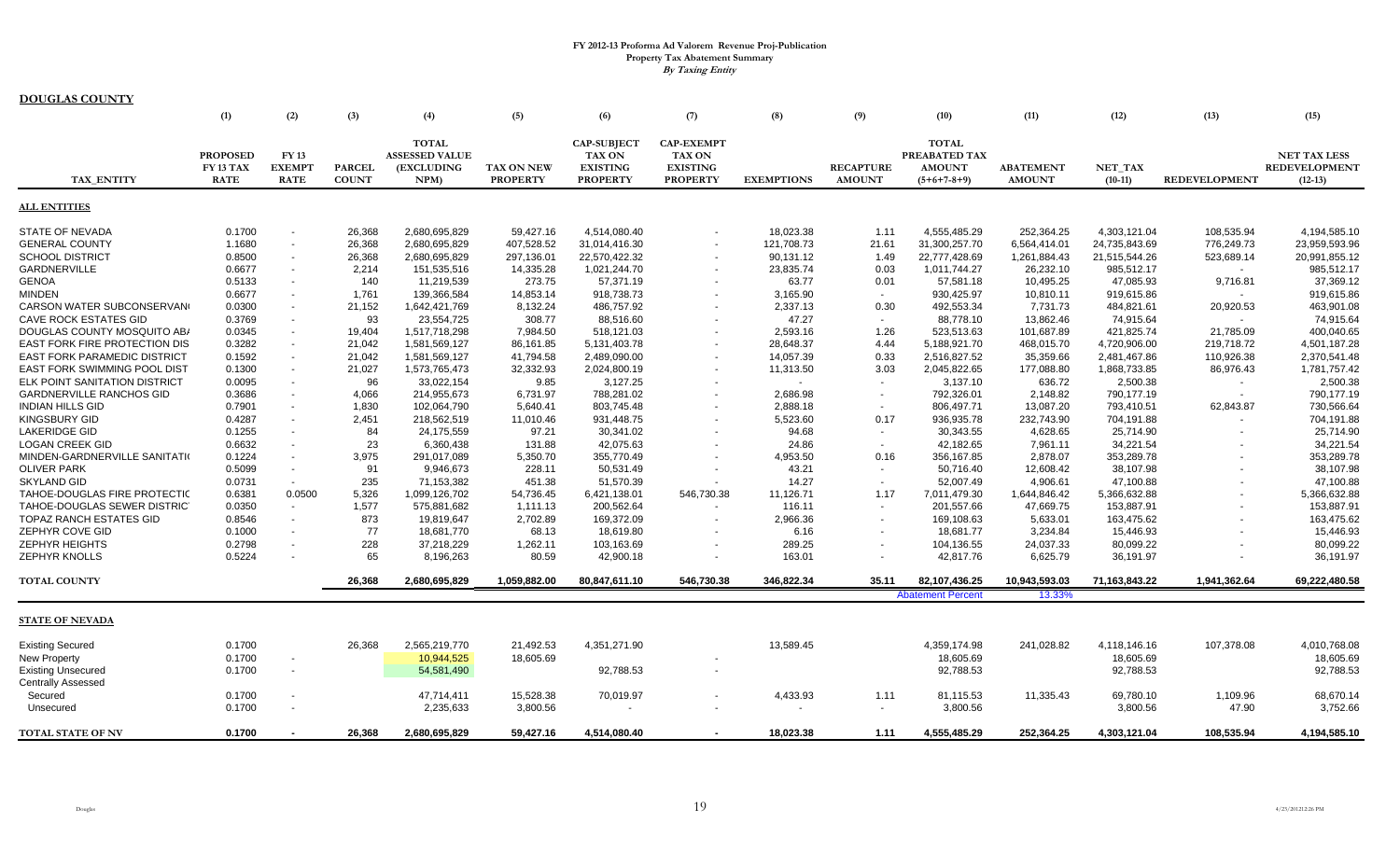# FY 2012-13 Proforma Ad Valorem Revenue Proj-Publication

**Property Tax Abatement Summary**

*By Taxing Entity*

**DOUGLAS COUNTY**

| TAX_ENTITY | (1) PROPOSED FY 13 TAX RATE | (2) FY 13 EXEMPT RATE | (3) PARCEL COUNT | (4) TOTAL ASSESSED VALUE (EXCLUDING NPM) | (5) TAX ON NEW PROPERTY | (6) CAP-SUBJECT TAX ON EXISTING PROPERTY | (7) CAP-EXEMPT TAX ON EXISTING PROPERTY | (8) EXEMPTIONS | (9) RECAPTURE AMOUNT | (10) TOTAL PREABATED TAX AMOUNT (5+6+7-8+9) | (11) ABATEMENT AMOUNT | (12) NET_TAX (10-11) | (13) REDEVELOPMENT | (15) NET TAX LESS REDEVELOPMENT (12-13) |
|---|---|---|---|---|---|---|---|---|---|---|---|---|---|---|
| **ALL ENTITIES** | | | | | | | | | | | | | | |
| STATE OF NEVADA | 0.1700 | - | 26,368 | 2,680,695,829 | 59,427.16 | 4,514,080.40 | - | 18,023.38 | 1.11 | 4,555,485.29 | 252,364.25 | 4,303,121.04 | 108,535.94 | 4,194,585.10 |
| GENERAL COUNTY | 1.1680 | - | 26,368 | 2,680,695,829 | 407,528.52 | 31,014,416.30 | - | 121,708.73 | 21.61 | 31,300,257.70 | 6,564,414.01 | 24,735,843.69 | 776,249.73 | 23,959,593.96 |
| SCHOOL DISTRICT | 0.8500 | - | 26,368 | 2,680,695,829 | 297,136.01 | 22,570,422.32 | - | 90,131.12 | 1.49 | 22,777,428.69 | 1,261,884.43 | 21,515,544.26 | 523,689.14 | 20,991,855.12 |
| GARDNERVILLE | 0.6677 | - | 2,214 | 151,535,516 | 14,335.28 | 1,021,244.70 | - | 23,835.74 | 0.03 | 1,011,744.27 | 26,232.10 | 985,512.17 | - | 985,512.17 |
| GENOA | 0.5133 | - | 140 | 11,219,539 | 273.75 | 57,371.19 | - | 63.77 | 0.01 | 57,581.18 | 10,495.25 | 47,085.93 | 9,716.81 | 37,369.12 |
| MINDEN | 0.6677 | - | 1,761 | 139,366,584 | 14,853.14 | 918,738.73 | - | 3,165.90 | - | 930,425.97 | 10,810.11 | 919,615.86 | - | 919,615.86 |
| CARSON WATER SUBCONSERVAN( | 0.0300 | - | 21,152 | 1,642,421,769 | 8,132.24 | 486,757.92 | - | 2,337.13 | 0.30 | 492,553.34 | 7,731.73 | 484,821.61 | 20,920.53 | 463,901.08 |
| CAVE ROCK ESTATES GID | 0.3769 | - | 93 | 23,554,725 | 308.77 | 88,516.60 | - | 47.27 | - | 88,778.10 | 13,862.46 | 74,915.64 | - | 74,915.64 |
| DOUGLAS COUNTY MOSQUITO AB/ | 0.0345 | - | 19,404 | 1,517,718,298 | 7,984.50 | 518,121.03 | - | 2,593.16 | 1.26 | 523,513.63 | 101,687.89 | 421,825.74 | 21,785.09 | 400,040.65 |
| EAST FORK FIRE PROTECTION DIS | 0.3282 | - | 21,042 | 1,581,569,127 | 86,161.85 | 5,131,403.78 | - | 28,648.37 | 4.44 | 5,188,921.70 | 468,015.70 | 4,720,906.00 | 219,718.72 | 4,501,187.28 |
| EAST FORK PARAMEDIC DISTRICT | 0.1592 | - | 21,042 | 1,581,569,127 | 41,794.58 | 2,489,090.00 | - | 14,057.39 | 0.33 | 2,516,827.52 | 35,359.66 | 2,481,467.86 | 110,926.38 | 2,370,541.48 |
| EAST FORK SWIMMING POOL DIST | 0.1300 | - | 21,027 | 1,573,765,473 | 32,332.93 | 2,024,800.19 | - | 11,313.50 | 3.03 | 2,045,822.65 | 177,088.80 | 1,868,733.85 | 86,976.43 | 1,781,757.42 |
| ELK POINT SANITATION DISTRICT | 0.0095 | - | 96 | 33,022,154 | 9.85 | 3,127.25 | - | - | - | 3,137.10 | 636.72 | 2,500.38 | - | 2,500.38 |
| GARDNERVILLE RANCHOS GID | 0.3686 | - | 4,066 | 214,955,673 | 6,731.97 | 788,281.02 | - | 2,686.98 | - | 792,326.01 | 2,148.82 | 790,177.19 | - | 790,177.19 |
| INDIAN HILLS GID | 0.7901 | - | 1,830 | 102,064,790 | 5,640.41 | 803,745.48 | - | 2,888.18 | - | 806,497.71 | 13,087.20 | 793,410.51 | 62,843.87 | 730,566.64 |
| KINGSBURY GID | 0.4287 | - | 2,451 | 218,562,519 | 11,010.46 | 931,448.75 | - | 5,523.60 | 0.17 | 936,935.78 | 232,743.90 | 704,191.88 | - | 704,191.88 |
| LAKERIDGE GID | 0.1255 | - | 84 | 24,175,559 | 97.21 | 30,341.02 | - | 94.68 | - | 30,343.55 | 4,628.65 | 25,714.90 | - | 25,714.90 |
| LOGAN CREEK GID | 0.6632 | - | 23 | 6,360,438 | 131.88 | 42,075.63 | - | 24.86 | - | 42,182.65 | 7,961.11 | 34,221.54 | - | 34,221.54 |
| MINDEN-GARDNERVILLE SANITATI( | 0.1224 | - | 3,975 | 291,017,089 | 5,350.70 | 355,770.49 | - | 4,953.50 | 0.16 | 356,167.85 | 2,878.07 | 353,289.78 | - | 353,289.78 |
| OLIVER PARK | 0.5099 | - | 91 | 9,946,673 | 228.11 | 50,531.49 | - | 43.21 | - | 50,716.40 | 12,608.42 | 38,107.98 | - | 38,107.98 |
| SKYLAND GID | 0.0731 | - | 235 | 71,153,382 | 451.38 | 51,570.39 | - | 14.27 | - | 52,007.49 | 4,906.61 | 47,100.88 | - | 47,100.88 |
| TAHOE-DOUGLAS FIRE PROTECTIC | 0.6381 | 0.0500 | 5,326 | 1,099,126,702 | 54,736.45 | 6,421,138.01 | 546,730.38 | 11,126.71 | 1.17 | 7,011,479.30 | 1,644,846.42 | 5,366,632.88 | - | 5,366,632.88 |
| TAHOE-DOUGLAS SEWER DISTRIC | 0.0350 | - | 1,577 | 575,881,682 | 1,111.13 | 200,562.64 | - | 116.11 | - | 201,557.66 | 47,669.75 | 153,887.91 | - | 153,887.91 |
| TOPAZ RANCH ESTATES GID | 0.8546 | - | 873 | 19,819,647 | 2,702.89 | 169,372.09 | - | 2,966.36 | - | 169,108.63 | 5,633.01 | 163,475.62 | - | 163,475.62 |
| ZEPHYR COVE GID | 0.1000 | - | 77 | 18,681,770 | 68.13 | 18,619.80 | - | 6.16 | - | 18,681.77 | 3,234.84 | 15,446.93 | - | 15,446.93 |
| ZEPHYR HEIGHTS | 0.2798 | - | 228 | 37,218,229 | 1,262.11 | 103,163.69 | - | 289.25 | - | 104,136.55 | 24,037.33 | 80,099.22 | - | 80,099.22 |
| ZEPHYR KNOLLS | 0.5224 | - | 65 | 8,196,263 | 80.59 | 42,900.18 | - | 163.01 | - | 42,817.76 | 6,625.79 | 36,191.97 | - | 36,191.97 |
| **TOTAL COUNTY** | | | **26,368** | **2,680,695,829** | **1,059,882.00** | **80,847,611.10** | **546,730.38** | **346,822.34** | **35.11** | **82,107,436.25** | **10,943,593.03** | **71,163,843.22** | **1,941,362.64** | **69,222,480.58** |
| | | | | | | | | | | Abatement Percent | 13.33% | | | |
| **STATE OF NEVADA** | | | | | | | | | | | | | | |
| Existing Secured | 0.1700 | | 26,368 | 2,565,219,770 | 21,492.53 | 4,351,271.90 | | 13,589.45 | | 4,359,174.98 | 241,028.82 | 4,118,146.16 | 107,378.08 | 4,010,768.08 |
| New Property | 0.1700 | - | | 10,944,525 | 18,605.69 | | - | | | 18,605.69 | | 18,605.69 | | 18,605.69 |
| Existing Unsecured | 0.1700 | - | | 54,581,490 | | 92,788.53 | - | | | 92,788.53 | | 92,788.53 | | 92,788.53 |
| Centrally Assessed | | | | | | | | | | | | | | |
| Secured | 0.1700 | - | | 47,714,411 | 15,528.38 | 70,019.97 | - | 4,433.93 | 1.11 | 81,115.53 | 11,335.43 | 69,780.10 | 1,109.96 | 68,670.14 |
| Unsecured | 0.1700 | - | | 2,235,633 | 3,800.56 | - | - | - | - | 3,800.56 | | 3,800.56 | 47.90 | 3,752.66 |
| **TOTAL STATE OF NV** | **0.1700** | **-** | **26,368** | **2,680,695,829** | **59,427.16** | **4,514,080.40** | **-** | **18,023.38** | **1.11** | **4,555,485.29** | **252,364.25** | **4,303,121.04** | **108,535.94** | **4,194,585.10** |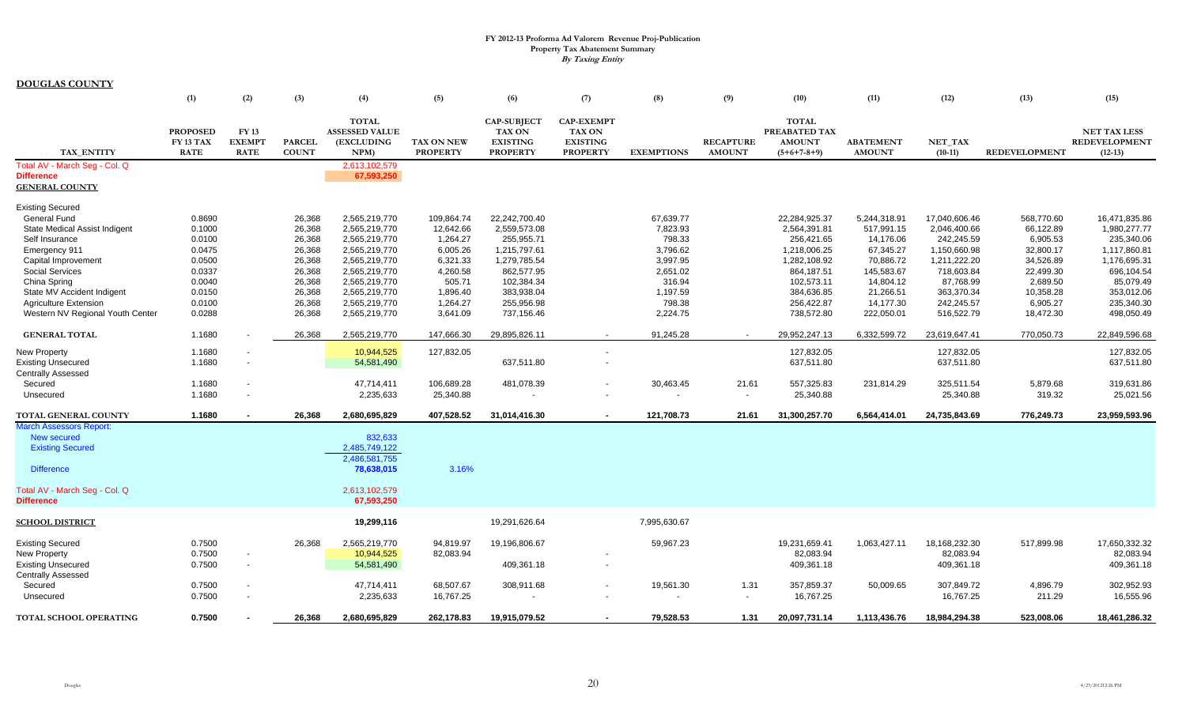# FY 2012-13 Proforma Ad Valorem Revenue Proj-Publication
## Property Tax Abatement Summary
### *By Taxing Entity*

**DOUGLAS COUNTY**

| TAX_ENTITY | (1) PROPOSED FY 13 TAX RATE | (2) FY 13 EXEMPT RATE | (3) PARCEL COUNT | (4) TOTAL ASSESSED VALUE (EXCLUDING NPM) | (5) TAX ON NEW PROPERTY | (6) CAP-SUBJECT TAX ON EXISTING PROPERTY | (7) CAP-EXEMPT TAX ON EXISTING PROPERTY | (8) EXEMPTIONS | (9) RECAPTURE AMOUNT | (10) TOTAL PREABATED TAX AMOUNT (5+6+7-8+9) | (11) ABATEMENT AMOUNT | (12) NET_TAX (10-11) | (13) REDEVELOPMENT | (15) NET TAX LESS REDEVELOPMENT (12-13) |
|---|---|---|---|---|---|---|---|---|---|---|---|---|---|---|
| Total AV - March Seg - Col. Q | | | | 2,613,102,579 | | | | | | | | | | |
| Difference | | | | 67,593,250 | | | | | | | | | | |
| **GENERAL COUNTY** | | | | | | | | | | | | | | |
| Existing Secured | | | | | | | | | | | | | | |
| General Fund | 0.8690 | | 26,368 | 2,565,219,770 | 109,864.74 | 22,242,700.40 | | 67,639.77 | | 22,284,925.37 | 5,244,318.91 | 17,040,606.46 | 568,770.60 | 16,471,835.86 |
| State Medical Assist Indigent | 0.1000 | | 26,368 | 2,565,219,770 | 12,642.66 | 2,559,573.08 | | 7,823.93 | | 2,564,391.81 | 517,991.15 | 2,046,400.66 | 66,122.89 | 1,980,277.77 |
| Self Insurance | 0.0100 | | 26,368 | 2,565,219,770 | 1,264.27 | 255,955.71 | | 798.33 | | 256,421.65 | 14,176.06 | 242,245.59 | 6,905.53 | 235,340.06 |
| Emergency 911 | 0.0475 | | 26,368 | 2,565,219,770 | 6,005.26 | 1,215,797.61 | | 3,796.62 | | 1,218,006.25 | 67,345.27 | 1,150,660.98 | 32,800.17 | 1,117,860.81 |
| Capital Improvement | 0.0500 | | 26,368 | 2,565,219,770 | 6,321.33 | 1,279,785.54 | | 3,997.95 | | 1,282,108.92 | 70,886.72 | 1,211,222.20 | 34,526.89 | 1,176,695.31 |
| Social Services | 0.0337 | | 26,368 | 2,565,219,770 | 4,260.58 | 862,577.95 | | 2,651.02 | | 864,187.51 | 145,583.67 | 718,603.84 | 22,499.30 | 696,104.54 |
| China Spring | 0.0040 | | 26,368 | 2,565,219,770 | 505.71 | 102,384.34 | | 316.94 | | 102,573.11 | 14,804.12 | 87,768.99 | 2,689.50 | 85,079.49 |
| State MV Accident Indigent | 0.0150 | | 26,368 | 2,565,219,770 | 1,896.40 | 383,938.04 | | 1,197.59 | | 384,636.85 | 21,266.51 | 363,370.34 | 10,358.28 | 353,012.06 |
| Agriculture Extension | 0.0100 | | 26,368 | 2,565,219,770 | 1,264.27 | 255,956.98 | | 798.38 | | 256,422.87 | 14,177.30 | 242,245.57 | 6,905.27 | 235,340.30 |
| Western NV Regional Youth Center | 0.0288 | | 26,368 | 2,565,219,770 | 3,641.09 | 737,156.46 | | 2,224.75 | | 738,572.80 | 222,050.01 | 516,522.79 | 18,472.30 | 498,050.49 |
| **GENERAL TOTAL** | 1.1680 | - | 26,368 | 2,565,219,770 | 147,666.30 | 29,895,826.11 | - | 91,245.28 | - | 29,952,247.13 | 6,332,599.72 | 23,619,647.41 | 770,050.73 | 22,849,596.68 |
| New Property | 1.1680 | - | | 10,944,525 | 127,832.05 | | - | | | 127,832.05 | | 127,832.05 | | 127,832.05 |
| Existing Unsecured | 1.1680 | - | | 54,581,490 | | 637,511.80 | - | | | 637,511.80 | | 637,511.80 | | 637,511.80 |
| Centrally Assessed | | | | | | | | | | | | | | |
| Secured | 1.1680 | - | | 47,714,411 | 106,689.28 | 481,078.39 | - | 30,463.45 | 21.61 | 557,325.83 | 231,814.29 | 325,511.54 | 5,879.68 | 319,631.86 |
| Unsecured | 1.1680 | - | | 2,235,633 | 25,340.88 | - | - | - | - | 25,340.88 | | 25,340.88 | 319.32 | 25,021.56 |
| **TOTAL GENERAL COUNTY** | **1.1680** | **-** | **26,368** | **2,680,695,829** | **407,528.52** | **31,014,416.30** | **-** | **121,708.73** | **21.61** | **31,300,257.70** | **6,564,414.01** | **24,735,843.69** | **776,249.73** | **23,959,593.96** |
| March Assessors Report: | | | | | | | | | | | | | | |
| New secured | | | | 832,633 | | | | | | | | | | |
| Existing Secured | | | | 2,485,749,122 | | | | | | | | | | |
| | | | | 2,486,581,755 | | | | | | | | | | |
| Difference | | | | 78,638,015 | 3.16% | | | | | | | | | |
| Total AV - March Seg - Col. Q | | | | 2,613,102,579 | | | | | | | | | | |
| Difference | | | | 67,593,250 | | | | | | | | | | |
| **SCHOOL DISTRICT** | | | | 19,299,116 | | 19,291,626.64 | | 7,995,630.67 | | | | | | |
| Existing Secured | 0.7500 | | 26,368 | 2,565,219,770 | 94,819.97 | 19,196,806.67 | | 59,967.23 | | 19,231,659.41 | 1,063,427.11 | 18,168,232.30 | 517,899.98 | 17,650,332.32 |
| New Property | 0.7500 | - | | 10,944,525 | 82,083.94 | | - | | | 82,083.94 | | 82,083.94 | | 82,083.94 |
| Existing Unsecured | 0.7500 | - | | 54,581,490 | | 409,361.18 | - | | | 409,361.18 | | 409,361.18 | | 409,361.18 |
| Centrally Assessed | | | | | | | | | | | | | | |
| Secured | 0.7500 | - | | 47,714,411 | 68,507.67 | 308,911.68 | - | 19,561.30 | 1.31 | 357,859.37 | 50,009.65 | 307,849.72 | 4,896.79 | 302,952.93 |
| Unsecured | 0.7500 | - | | 2,235,633 | 16,767.25 | - | - | - | - | 16,767.25 | | 16,767.25 | 211.29 | 16,555.96 |
| **TOTAL SCHOOL OPERATING** | **0.7500** | **-** | **26,368** | **2,680,695,829** | **262,178.83** | **19,915,079.52** | **-** | **79,528.53** | **1.31** | **20,097,731.14** | **1,113,436.76** | **18,984,294.38** | **523,008.06** | **18,461,286.32** |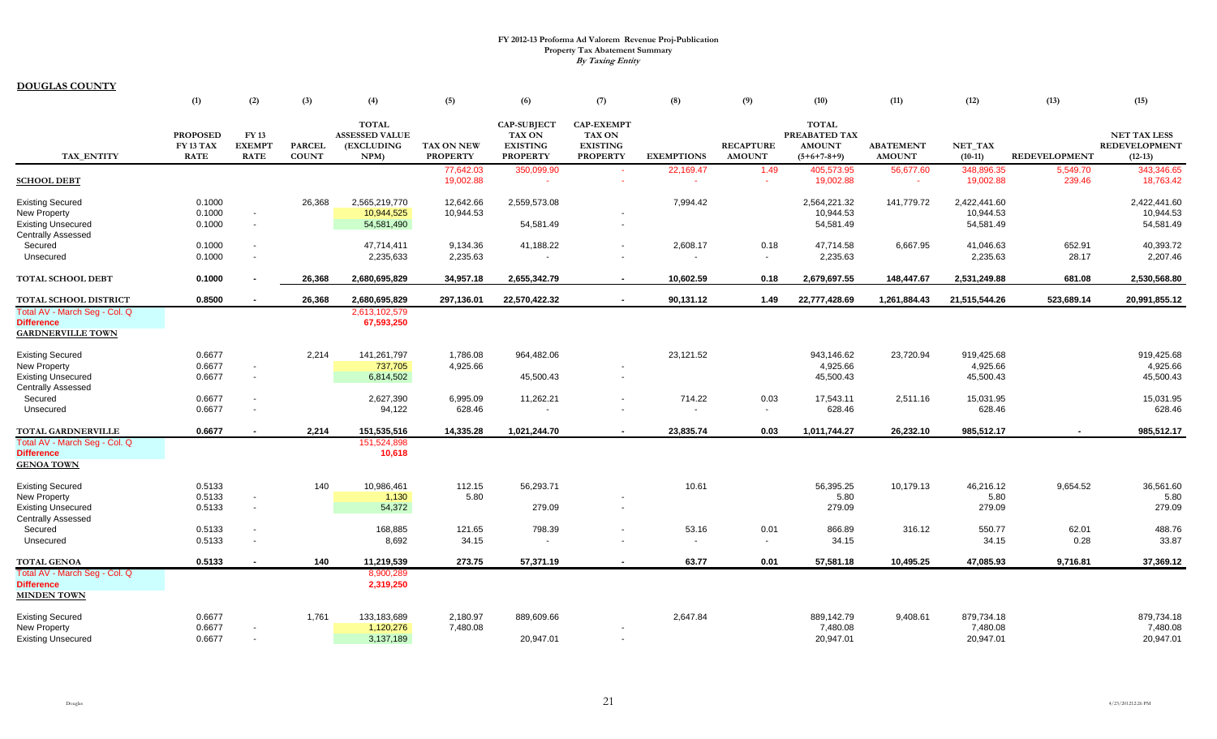**FY 2012-13 Proforma Ad Valorem Revenue Proj-Publication**
**Property Tax Abatement Summary**
***By Taxing Entity***

**DOUGLAS COUNTY**

| | (1) | (2) | (3) | (4) | (5) | (6) | (7) | (8) | (9) | (10) | (11) | (12) | (13) | (15) |
|---|---|---|---|---|---|---|---|---|---|---|---|---|---|---|
| TAX_ENTITY | PROPOSED FY 13 TAX RATE | FY 13 EXEMPT RATE | PARCEL COUNT | TOTAL ASSESSED VALUE (EXCLUDING NPM) | TAX ON NEW PROPERTY | CAP-SUBJECT TAX ON EXISTING PROPERTY | CAP-EXEMPT TAX ON EXISTING PROPERTY | EXEMPTIONS | RECAPTURE AMOUNT | TOTAL PREABATED TAX AMOUNT (5+6+7-8+9) | ABATEMENT AMOUNT | NET_TAX (10-11) | REDEVELOPMENT | NET TAX LESS REDEVELOPMENT (12-13) |
| | | | | | 77,642.03 | 350,099.90 | - | 22,169.47 | 1.49 | 405,573.95 | 56,677.60 | 348,896.35 | 5,549.70 | 343,346.65 |
| **SCHOOL DEBT** | | | | | 19,002.88 | - | - | - | - | 19,002.88 | - | 19,002.88 | 239.46 | 18,763.42 |
| Existing Secured | 0.1000 | | 26,368 | 2,565,219,770 | 12,642.66 | 2,559,573.08 | | 7,994.42 | | 2,564,221.32 | 141,779.72 | 2,422,441.60 | | 2,422,441.60 |
| New Property | 0.1000 | - | | 10,944,525 | 10,944.53 | | - | | | 10,944.53 | | 10,944.53 | | 10,944.53 |
| Existing Unsecured | 0.1000 | - | | 54,581,490 | | 54,581.49 | - | | | 54,581.49 | | 54,581.49 | | 54,581.49 |
| Centrally Assessed | | | | | | | | | | | | | | |
| Secured | 0.1000 | - | | 47,714,411 | 9,134.36 | 41,188.22 | - | 2,608.17 | 0.18 | 47,714.58 | 6,667.95 | 41,046.63 | 652.91 | 40,393.72 |
| Unsecured | 0.1000 | - | | 2,235,633 | 2,235.63 | - | - | - | - | 2,235.63 | | 2,235.63 | 28.17 | 2,207.46 |
| **TOTAL SCHOOL DEBT** | **0.1000** | **-** | **26,368** | **2,680,695,829** | **34,957.18** | **2,655,342.79** | **-** | **10,602.59** | **0.18** | **2,679,697.55** | **148,447.67** | **2,531,249.88** | **681.08** | **2,530,568.80** |
| **TOTAL SCHOOL DISTRICT** | **0.8500** | **-** | **26,368** | **2,680,695,829** | **297,136.01** | **22,570,422.32** | **-** | **90,131.12** | **1.49** | **22,777,428.69** | **1,261,884.43** | **21,515,544.26** | **523,689.14** | **20,991,855.12** |
| Total AV - March Seg - Col. Q | | | | 2,613,102,579 | | | | | | | | | | |
| **Difference** | | | | **67,593,250** | | | | | | | | | | |
| **GARDNERVILLE TOWN** | | | | | | | | | | | | | | |
| Existing Secured | 0.6677 | | 2,214 | 141,261,797 | 1,786.08 | 964,482.06 | | 23,121.52 | | 943,146.62 | 23,720.94 | 919,425.68 | | 919,425.68 |
| New Property | 0.6677 | - | | 737,705 | 4,925.66 | | - | | | 4,925.66 | | 4,925.66 | | 4,925.66 |
| Existing Unsecured | 0.6677 | - | | 6,814,502 | | 45,500.43 | - | | | 45,500.43 | | 45,500.43 | | 45,500.43 |
| Centrally Assessed | | | | | | | | | | | | | | |
| Secured | 0.6677 | - | | 2,627,390 | 6,995.09 | 11,262.21 | - | 714.22 | 0.03 | 17,543.11 | 2,511.16 | 15,031.95 | | 15,031.95 |
| Unsecured | 0.6677 | - | | 94,122 | 628.46 | - | - | - | - | 628.46 | | 628.46 | | 628.46 |
| **TOTAL GARDNERVILLE** | **0.6677** | **-** | **2,214** | **151,535,516** | **14,335.28** | **1,021,244.70** | **-** | **23,835.74** | **0.03** | **1,011,744.27** | **26,232.10** | **985,512.17** | **-** | **985,512.17** |
| Total AV - March Seg - Col. Q | | | | 151,524,898 | | | | | | | | | | |
| **Difference** | | | | **10,618** | | | | | | | | | | |
| **GENOA TOWN** | | | | | | | | | | | | | | |
| Existing Secured | 0.5133 | | 140 | 10,986,461 | 112.15 | 56,293.71 | | 10.61 | | 56,395.25 | 10,179.13 | 46,216.12 | 9,654.52 | 36,561.60 |
| New Property | 0.5133 | - | | 1,130 | 5.80 | | - | | | 5.80 | | 5.80 | | 5.80 |
| Existing Unsecured | 0.5133 | - | | 54,372 | | 279.09 | - | | | 279.09 | | 279.09 | | 279.09 |
| Centrally Assessed | | | | | | | | | | | | | | |
| Secured | 0.5133 | - | | 168,885 | 121.65 | 798.39 | - | 53.16 | 0.01 | 866.89 | 316.12 | 550.77 | 62.01 | 488.76 |
| Unsecured | 0.5133 | - | | 8,692 | 34.15 | - | - | - | - | 34.15 | | 34.15 | 0.28 | 33.87 |
| **TOTAL GENOA** | **0.5133** | **-** | **140** | **11,219,539** | **273.75** | **57,371.19** | **-** | **63.77** | **0.01** | **57,581.18** | **10,495.25** | **47,085.93** | **9,716.81** | **37,369.12** |
| Total AV - March Seg - Col. Q | | | | 8,900,289 | | | | | | | | | | |
| **Difference** | | | | **2,319,250** | | | | | | | | | | |
| **MINDEN TOWN** | | | | | | | | | | | | | | |
| Existing Secured | 0.6677 | | 1,761 | 133,183,689 | 2,180.97 | 889,609.66 | | 2,647.84 | | 889,142.79 | 9,408.61 | 879,734.18 | | 879,734.18 |
| New Property | 0.6677 | - | | 1,120,276 | 7,480.08 | | - | | | 7,480.08 | | 7,480.08 | | 7,480.08 |
| Existing Unsecured | 0.6677 | - | | 3,137,189 | | 20,947.01 | - | | | 20,947.01 | | 20,947.01 | | 20,947.01 |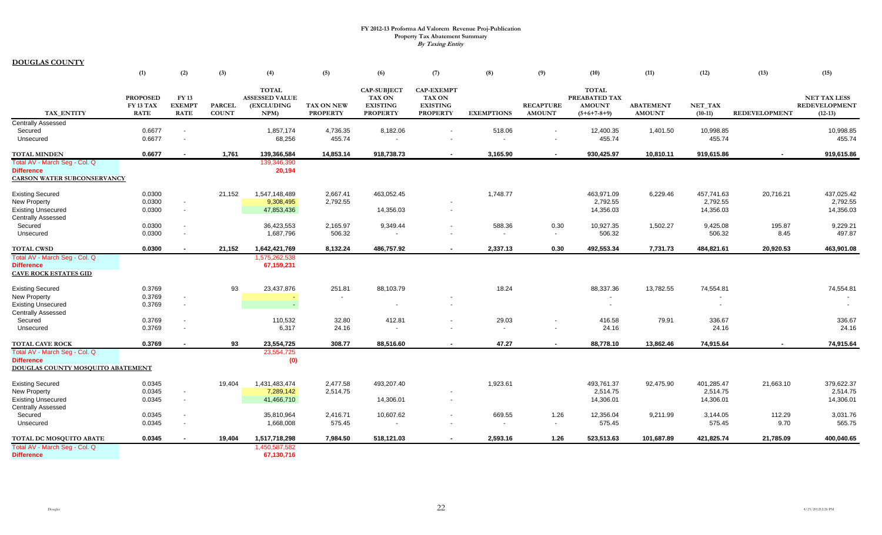# FY 2012-13 Proforma Ad Valorem Revenue Proj-Publication
## Property Tax Abatement Summary
### *By Taxing Entity*

**DOUGLAS COUNTY**

| | (1) | (2) | (3) | (4) | (5) | (6) | (7) | (8) | (9) | (10) | (11) | (12) | (13) | (15) |
|---|---|---|---|---|---|---|---|---|---|---|---|---|---|---|
| TAX_ENTITY | PROPOSED FY 13 TAX RATE | FY 13 EXEMPT RATE | PARCEL COUNT | TOTAL ASSESSED VALUE (EXCLUDING NPM) | TAX ON NEW PROPERTY | CAP-SUBJECT TAX ON EXISTING PROPERTY | CAP-EXEMPT TAX ON EXISTING PROPERTY | EXEMPTIONS | RECAPTURE AMOUNT | TOTAL PREABATED TAX AMOUNT (5+6+7-8+9) | ABATEMENT AMOUNT | NET_TAX (10-11) | REDEVELOPMENT | NET TAX LESS REDEVELOPMENT (12-13) |
| Centrally Assessed | | | | | | | | | | | | | | |
| Secured | 0.6677 | - | | 1,857,174 | 4,736.35 | 8,182.06 | - | 518.06 | - | 12,400.35 | 1,401.50 | 10,998.85 | | 10,998.85 |
| Unsecured | 0.6677 | - | | 68,256 | 455.74 | - | - | - | - | 455.74 | | 455.74 | | 455.74 |
| **TOTAL MINDEN** | **0.6677** | **-** | **1,761** | **139,366,584** | **14,853.14** | **918,738.73** | **-** | **3,165.90** | **-** | **930,425.97** | **10,810.11** | **919,615.86** | **-** | **919,615.86** |
| Total AV - March Seg - Col. Q | | | | 139,346,390 | | | | | | | | | | |
| Difference | | | | 20,194 | | | | | | | | | | |
| **CARSON WATER SUBCONSERVANCY** | | | | | | | | | | | | | | |
| Existing Secured | 0.0300 | | 21,152 | 1,547,148,489 | 2,667.41 | 463,052.45 | | 1,748.77 | | 463,971.09 | 6,229.46 | 457,741.63 | 20,716.21 | 437,025.42 |
| New Property | 0.0300 | - | | 9,308,495 | 2,792.55 | | - | | | 2,792.55 | | 2,792.55 | | 2,792.55 |
| Existing Unsecured | 0.0300 | - | | 47,853,436 | | 14,356.03 | - | | | 14,356.03 | | 14,356.03 | | 14,356.03 |
| Centrally Assessed | | | | | | | | | | | | | | |
| Secured | 0.0300 | - | | 36,423,553 | 2,165.97 | 9,349.44 | - | 588.36 | 0.30 | 10,927.35 | 1,502.27 | 9,425.08 | 195.87 | 9,229.21 |
| Unsecured | 0.0300 | - | | 1,687,796 | 506.32 | - | - | - | - | 506.32 | | 506.32 | 8.45 | 497.87 |
| **TOTAL CWSD** | **0.0300** | **-** | **21,152** | **1,642,421,769** | **8,132.24** | **486,757.92** | **-** | **2,337.13** | **0.30** | **492,553.34** | **7,731.73** | **484,821.61** | **20,920.53** | **463,901.08** |
| Total AV - March Seg - Col. Q | | | | 1,575,262,538 | | | | | | | | | | |
| Difference | | | | 67,159,231 | | | | | | | | | | |
| **CAVE ROCK ESTATES GID** | | | | | | | | | | | | | | |
| Existing Secured | 0.3769 | | 93 | 23,437,876 | 251.81 | 88,103.79 | | 18.24 | | 88,337.36 | 13,782.55 | 74,554.81 | | 74,554.81 |
| New Property | 0.3769 | - | | - | - | | - | | | - | | - | | - |
| Existing Unsecured | 0.3769 | - | | - | | - | - | | | - | | - | | - |
| Centrally Assessed | | | | | | | | | | | | | | |
| Secured | 0.3769 | - | | 110,532 | 32.80 | 412.81 | - | 29.03 | - | 416.58 | 79.91 | 336.67 | | 336.67 |
| Unsecured | 0.3769 | - | | 6,317 | 24.16 | - | - | - | - | 24.16 | | 24.16 | | 24.16 |
| **TOTAL CAVE ROCK** | **0.3769** | **-** | **93** | **23,554,725** | **308.77** | **88,516.60** | **-** | **47.27** | **-** | **88,778.10** | **13,862.46** | **74,915.64** | **-** | **74,915.64** |
| Total AV - March Seg - Col. Q | | | | 23,554,725 | | | | | | | | | | |
| Difference | | | | (0) | | | | | | | | | | |
| **DOUGLAS COUNTY MOSQUITO ABATEMENT** | | | | | | | | | | | | | | |
| Existing Secured | 0.0345 | | 19,404 | 1,431,483,474 | 2,477.58 | 493,207.40 | | 1,923.61 | | 493,761.37 | 92,475.90 | 401,285.47 | 21,663.10 | 379,622.37 |
| New Property | 0.0345 | - | | 7,289,142 | 2,514.75 | | - | | | 2,514.75 | | 2,514.75 | | 2,514.75 |
| Existing Unsecured | 0.0345 | - | | 41,466,710 | | 14,306.01 | - | | | 14,306.01 | | 14,306.01 | | 14,306.01 |
| Centrally Assessed | | | | | | | | | | | | | | |
| Secured | 0.0345 | - | | 35,810,964 | 2,416.71 | 10,607.62 | - | 669.55 | 1.26 | 12,356.04 | 9,211.99 | 3,144.05 | 112.29 | 3,031.76 |
| Unsecured | 0.0345 | - | | 1,668,008 | 575.45 | - | - | - | - | 575.45 | | 575.45 | 9.70 | 565.75 |
| **TOTAL DC MOSQUITO ABATE** | **0.0345** | **-** | **19,404** | **1,517,718,298** | **7,984.50** | **518,121.03** | **-** | **2,593.16** | **1.26** | **523,513.63** | **101,687.89** | **421,825.74** | **21,785.09** | **400,040.65** |
| Total AV - March Seg - Col. Q | | | | 1,450,587,582 | | | | | | | | | | |
| Difference | | | | 67,130,716 | | | | | | | | | | |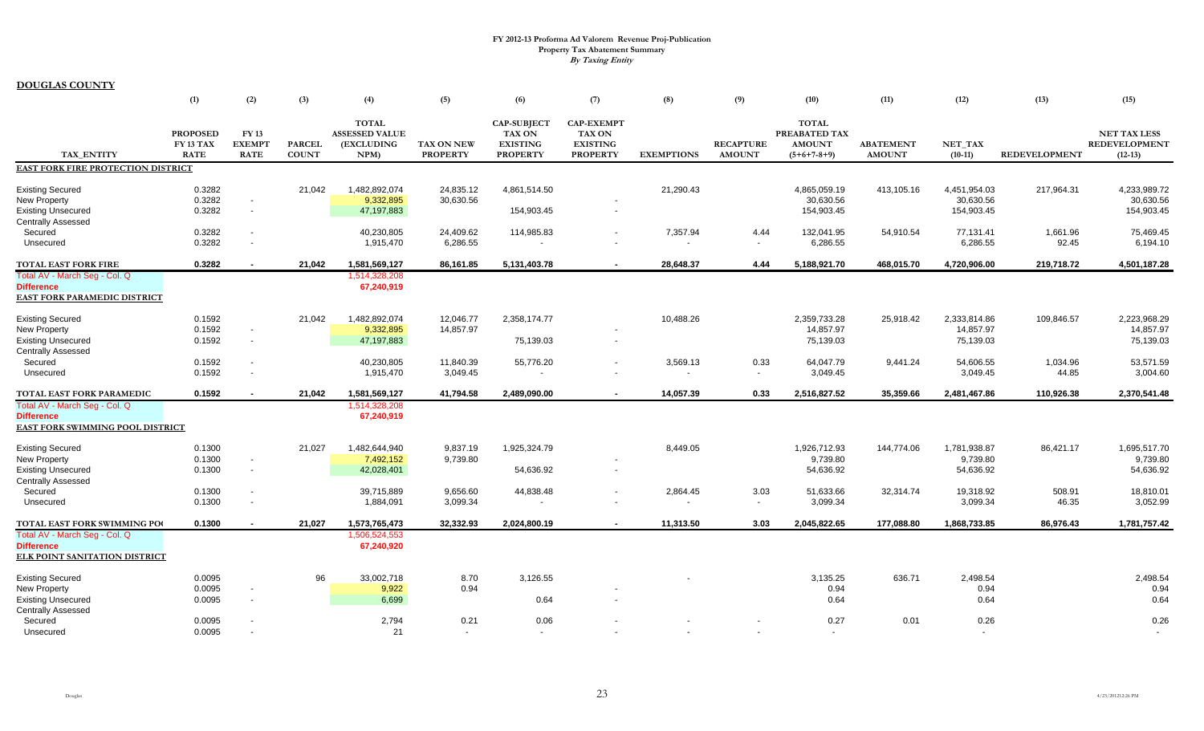**FY 2012-13 Proforma Ad Valorem Revenue Proj-Publication**
**Property Tax Abatement Summary**
***By Taxing Entity***

**DOUGLAS COUNTY**

| | (1) | (2) | (3) | (4) | (5) | (6) | (7) | (8) | (9) | (10) | (11) | (12) | (13) | (15) |
|---|---|---|---|---|---|---|---|---|---|---|---|---|---|---|
| TAX_ENTITY | PROPOSED FY 13 TAX RATE | FY 13 EXEMPT RATE | PARCEL COUNT | TOTAL ASSESSED VALUE (EXCLUDING NPM) | TAX ON NEW PROPERTY | CAP-SUBJECT TAX ON EXISTING PROPERTY | CAP-EXEMPT TAX ON EXISTING PROPERTY | EXEMPTIONS | RECAPTURE AMOUNT | TOTAL PREABATED TAX AMOUNT (5+6+7-8+9) | ABATEMENT AMOUNT | NET_TAX (10-11) | REDEVELOPMENT | NET TAX LESS REDEVELOPMENT (12-13) |
| **EAST FORK FIRE PROTECTION DISTRICT** | | | | | | | | | | | | | | |
| Existing Secured | 0.3282 | | 21,042 | 1,482,892,074 | 24,835.12 | 4,861,514.50 | | 21,290.43 | | 4,865,059.19 | 413,105.16 | 4,451,954.03 | 217,964.31 | 4,233,989.72 |
| New Property | 0.3282 | - | | 9,332,895 | 30,630.56 | | - | | | 30,630.56 | | 30,630.56 | | 30,630.56 |
| Existing Unsecured | 0.3282 | - | | 47,197,883 | | 154,903.45 | - | | | 154,903.45 | | 154,903.45 | | 154,903.45 |
| Centrally Assessed | | | | | | | | | | | | | | |
| Secured | 0.3282 | - | | 40,230,805 | 24,409.62 | 114,985.83 | - | 7,357.94 | 4.44 | 132,041.95 | 54,910.54 | 77,131.41 | 1,661.96 | 75,469.45 |
| Unsecured | 0.3282 | - | | 1,915,470 | 6,286.55 | - | - | - | - | 6,286.55 | | 6,286.55 | 92.45 | 6,194.10 |
| **TOTAL EAST FORK FIRE** | **0.3282** | **-** | **21,042** | **1,581,569,127** | **86,161.85** | **5,131,403.78** | **-** | **28,648.37** | **4.44** | **5,188,921.70** | **468,015.70** | **4,720,906.00** | **219,718.72** | **4,501,187.28** |
| Total AV - March Seg - Col. Q | | | | 1,514,328,208 | | | | | | | | | | |
| **Difference** | | | | **67,240,919** | | | | | | | | | | |
| **EAST FORK PARAMEDIC DISTRICT** | | | | | | | | | | | | | | |
| Existing Secured | 0.1592 | | 21,042 | 1,482,892,074 | 12,046.77 | 2,358,174.77 | | 10,488.26 | | 2,359,733.28 | 25,918.42 | 2,333,814.86 | 109,846.57 | 2,223,968.29 |
| New Property | 0.1592 | - | | 9,332,895 | 14,857.97 | | - | | | 14,857.97 | | 14,857.97 | | 14,857.97 |
| Existing Unsecured | 0.1592 | - | | 47,197,883 | | 75,139.03 | - | | | 75,139.03 | | 75,139.03 | | 75,139.03 |
| Centrally Assessed | | | | | | | | | | | | | | |
| Secured | 0.1592 | - | | 40,230,805 | 11,840.39 | 55,776.20 | - | 3,569.13 | 0.33 | 64,047.79 | 9,441.24 | 54,606.55 | 1,034.96 | 53,571.59 |
| Unsecured | 0.1592 | - | | 1,915,470 | 3,049.45 | - | - | - | - | 3,049.45 | | 3,049.45 | 44.85 | 3,004.60 |
| **TOTAL EAST FORK PARAMEDIC** | **0.1592** | **-** | **21,042** | **1,581,569,127** | **41,794.58** | **2,489,090.00** | **-** | **14,057.39** | **0.33** | **2,516,827.52** | **35,359.66** | **2,481,467.86** | **110,926.38** | **2,370,541.48** |
| Total AV - March Seg - Col. Q | | | | 1,514,328,208 | | | | | | | | | | |
| **Difference** | | | | **67,240,919** | | | | | | | | | | |
| **EAST FORK SWIMMING POOL DISTRICT** | | | | | | | | | | | | | | |
| Existing Secured | 0.1300 | | 21,027 | 1,482,644,940 | 9,837.19 | 1,925,324.79 | | 8,449.05 | | 1,926,712.93 | 144,774.06 | 1,781,938.87 | 86,421.17 | 1,695,517.70 |
| New Property | 0.1300 | - | | 7,492,152 | 9,739.80 | | - | | | 9,739.80 | | 9,739.80 | | 9,739.80 |
| Existing Unsecured | 0.1300 | - | | 42,028,401 | | 54,636.92 | - | | | 54,636.92 | | 54,636.92 | | 54,636.92 |
| Centrally Assessed | | | | | | | | | | | | | | |
| Secured | 0.1300 | - | | 39,715,889 | 9,656.60 | 44,838.48 | - | 2,864.45 | 3.03 | 51,633.66 | 32,314.74 | 19,318.92 | 508.91 | 18,810.01 |
| Unsecured | 0.1300 | - | | 1,884,091 | 3,099.34 | - | - | - | - | 3,099.34 | | 3,099.34 | 46.35 | 3,052.99 |
| **TOTAL EAST FORK SWIMMING POO** | **0.1300** | **-** | **21,027** | **1,573,765,473** | **32,332.93** | **2,024,800.19** | **-** | **11,313.50** | **3.03** | **2,045,822.65** | **177,088.80** | **1,868,733.85** | **86,976.43** | **1,781,757.42** |
| Total AV - March Seg - Col. Q | | | | 1,506,524,553 | | | | | | | | | | |
| **Difference** | | | | **67,240,920** | | | | | | | | | | |
| **ELK POINT SANITATION DISTRICT** | | | | | | | | | | | | | | |
| Existing Secured | 0.0095 | | 96 | 33,002,718 | 8.70 | 3,126.55 | | - | | 3,135.25 | 636.71 | 2,498.54 | | 2,498.54 |
| New Property | 0.0095 | - | | 9,922 | 0.94 | | - | | | 0.94 | | 0.94 | | 0.94 |
| Existing Unsecured | 0.0095 | - | | 6,699 | | 0.64 | - | | | 0.64 | | 0.64 | | 0.64 |
| Centrally Assessed | | | | | | | | | | | | | | |
| Secured | 0.0095 | - | | 2,794 | 0.21 | 0.06 | - | - | - | 0.27 | 0.01 | 0.26 | | 0.26 |
| Unsecured | 0.0095 | - | | 21 | - | - | - | - | - | - | | - | | - |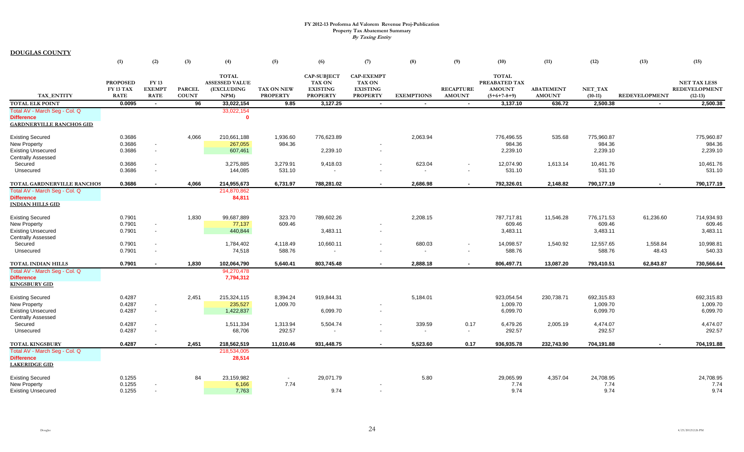**FY 2012-13 Proforma Ad Valorem Revenue Proj-Publication**
**Property Tax Abatement Summary**
***By Taxing Entity***

**DOUGLAS COUNTY**

| TAX_ENTITY | (1) PROPOSED FY 13 TAX RATE | (2) FY 13 EXEMPT RATE | (3) PARCEL COUNT | (4) TOTAL ASSESSED VALUE (EXCLUDING NPM) | (5) TAX ON NEW PROPERTY | (6) CAP-SUBJECT TAX ON EXISTING PROPERTY | (7) CAP-EXEMPT TAX ON EXISTING PROPERTY | (8) EXEMPTIONS | (9) RECAPTURE AMOUNT | (10) TOTAL PREABATED TAX AMOUNT (5+6+7-8+9) | (11) ABATEMENT AMOUNT | (12) NET_TAX (10-11) | (13) REDEVELOPMENT | (15) NET TAX LESS REDEVELOPMENT (12-13) |
|---|---|---|---|---|---|---|---|---|---|---|---|---|---|---|
| **TOTAL ELK POINT** | **0.0095** | **-** | **96** | **33,022,154** | **9.85** | **3,127.25** | **-** | **-** | **-** | **3,137.10** | **636.72** | **2,500.38** | **-** | **2,500.38** |
| Total AV - March Seg - Col. Q | | | | 33,022,154 | | | | | | | | | | |
| **Difference** | | | | **0** | | | | | | | | | | |
| **GARDNERVILLE RANCHOS GID** | | | | | | | | | | | | | | |
| Existing Secured | 0.3686 | | 4,066 | 210,661,188 | 1,936.60 | 776,623.89 | | 2,063.94 | | 776,496.55 | 535.68 | 775,960.87 | | 775,960.87 |
| New Property | 0.3686 | - | | 267,055 | 984.36 | | - | | | 984.36 | | 984.36 | | 984.36 |
| Existing Unsecured | 0.3686 | - | | 607,461 | | 2,239.10 | - | | | 2,239.10 | | 2,239.10 | | 2,239.10 |
| Centrally Assessed | | | | | | | | | | | | | | |
| Secured | 0.3686 | - | | 3,275,885 | 3,279.91 | 9,418.03 | - | 623.04 | - | 12,074.90 | 1,613.14 | 10,461.76 | | 10,461.76 |
| Unsecured | 0.3686 | - | | 144,085 | 531.10 | - | - | - | - | 531.10 | | 531.10 | | 531.10 |
| **TOTAL GARDNERVILLE RANCHOS** | **0.3686** | **-** | **4,066** | **214,955,673** | **6,731.97** | **788,281.02** | **-** | **2,686.98** | **-** | **792,326.01** | **2,148.82** | **790,177.19** | **-** | **790,177.19** |
| Total AV - March Seg - Col. Q | | | | 214,870,862 | | | | | | | | | | |
| **Difference** | | | | **84,811** | | | | | | | | | | |
| **INDIAN HILLS GID** | | | | | | | | | | | | | | |
| Existing Secured | 0.7901 | | 1,830 | 99,687,889 | 323.70 | 789,602.26 | | 2,208.15 | | 787,717.81 | 11,546.28 | 776,171.53 | 61,236.60 | 714,934.93 |
| New Property | 0.7901 | - | | 77,137 | 609.46 | | - | | | 609.46 | | 609.46 | | 609.46 |
| Existing Unsecured | 0.7901 | - | | 440,844 | | 3,483.11 | - | | | 3,483.11 | | 3,483.11 | | 3,483.11 |
| Centrally Assessed | | | | | | | | | | | | | | |
| Secured | 0.7901 | - | | 1,784,402 | 4,118.49 | 10,660.11 | - | 680.03 | - | 14,098.57 | 1,540.92 | 12,557.65 | 1,558.84 | 10,998.81 |
| Unsecured | 0.7901 | - | | 74,518 | 588.76 | - | - | - | - | 588.76 | | 588.76 | 48.43 | 540.33 |
| **TOTAL INDIAN HILLS** | **0.7901** | **-** | **1,830** | **102,064,790** | **5,640.41** | **803,745.48** | **-** | **2,888.18** | **-** | **806,497.71** | **13,087.20** | **793,410.51** | **62,843.87** | **730,566.64** |
| Total AV - March Seg - Col. Q | | | | 94,270,478 | | | | | | | | | | |
| **Difference** | | | | **7,794,312** | | | | | | | | | | |
| **KINGSBURY GID** | | | | | | | | | | | | | | |
| Existing Secured | 0.4287 | | 2,451 | 215,324,115 | 8,394.24 | 919,844.31 | | 5,184.01 | | 923,054.54 | 230,738.71 | 692,315.83 | | 692,315.83 |
| New Property | 0.4287 | - | | 235,527 | 1,009.70 | | - | | | 1,009.70 | | 1,009.70 | | 1,009.70 |
| Existing Unsecured | 0.4287 | - | | 1,422,837 | | 6,099.70 | - | | | 6,099.70 | | 6,099.70 | | 6,099.70 |
| Centrally Assessed | | | | | | | | | | | | | | |
| Secured | 0.4287 | - | | 1,511,334 | 1,313.94 | 5,504.74 | - | 339.59 | 0.17 | 6,479.26 | 2,005.19 | 4,474.07 | | 4,474.07 |
| Unsecured | 0.4287 | - | | 68,706 | 292.57 | - | - | - | - | 292.57 | | 292.57 | | 292.57 |
| **TOTAL KINGSBURY** | **0.4287** | **-** | **2,451** | **218,562,519** | **11,010.46** | **931,448.75** | **-** | **5,523.60** | **0.17** | **936,935.78** | **232,743.90** | **704,191.88** | **-** | **704,191.88** |
| Total AV - March Seg - Col. Q | | | | 218,534,005 | | | | | | | | | | |
| **Difference** | | | | **28,514** | | | | | | | | | | |
| **LAKERIDGE GID** | | | | | | | | | | | | | | |
| Existing Secured | 0.1255 | | 84 | 23,159,982 | - | 29,071.79 | | 5.80 | | 29,065.99 | 4,357.04 | 24,708.95 | | 24,708.95 |
| New Property | 0.1255 | - | | 6,166 | 7.74 | | - | | | 7.74 | | 7.74 | | 7.74 |
| Existing Unsecured | 0.1255 | - | | 7,763 | | 9.74 | - | | | 9.74 | | 9.74 | | 9.74 |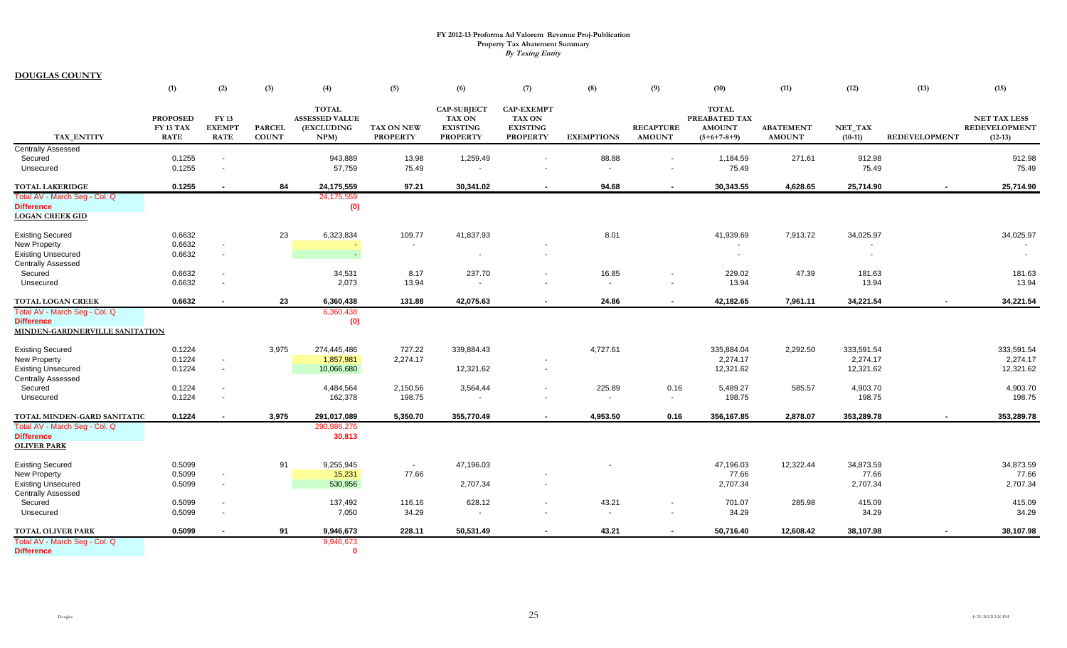# FY 2012-13 Proforma Ad Valorem Revenue Proj-Publication
## Property Tax Abatement Summary
### *By Taxing Entity*

**DOUGLAS COUNTY**

| TAX_ENTITY | (1) PROPOSED FY 13 TAX RATE | (2) FY 13 EXEMPT RATE | (3) PARCEL COUNT | (4) TOTAL ASSESSED VALUE (EXCLUDING NPM) | (5) TAX ON NEW PROPERTY | (6) CAP-SUBJECT TAX ON EXISTING PROPERTY | (7) CAP-EXEMPT TAX ON EXISTING PROPERTY | (8) EXEMPTIONS | (9) RECAPTURE AMOUNT | (10) TOTAL PREABATED TAX AMOUNT (5+6+7-8+9) | (11) ABATEMENT AMOUNT | (12) NET_TAX (10-11) | (13) REDEVELOPMENT | (15) NET TAX LESS REDEVELOPMENT (12-13) |
|---|---|---|---|---|---|---|---|---|---|---|---|---|---|---|
| Centrally Assessed | | | | | | | | | | | | | | |
| Secured | 0.1255 | - | | 943,889 | 13.98 | 1,259.49 | - | 88.88 | - | 1,184.59 | 271.61 | 912.98 | | 912.98 |
| Unsecured | 0.1255 | - | | 57,759 | 75.49 | - | - | - | - | 75.49 | | 75.49 | | 75.49 |
| **TOTAL LAKERIDGE** | **0.1255** | **-** | **84** | **24,175,559** | **97.21** | **30,341.02** | **-** | **94.68** | **-** | **30,343.55** | **4,628.65** | **25,714.90** | **-** | **25,714.90** |
| Total AV - March Seg - Col. Q | | | | 24,175,559 | | | | | | | | | | |
| **Difference** | | | | **(0)** | | | | | | | | | | |
| **LOGAN CREEK GID** | | | | | | | | | | | | | | |
| Existing Secured | 0.6632 | | 23 | 6,323,834 | 109.77 | 41,837.93 | | 8.01 | | 41,939.69 | 7,913.72 | 34,025.97 | | 34,025.97 |
| New Property | 0.6632 | - | | - | - | | - | | | - | | - | | - |
| Existing Unsecured | 0.6632 | - | | - | | - | - | | | - | | - | | - |
| Centrally Assessed | | | | | | | | | | | | | | |
| Secured | 0.6632 | - | | 34,531 | 8.17 | 237.70 | - | 16.85 | - | 229.02 | 47.39 | 181.63 | | 181.63 |
| Unsecured | 0.6632 | - | | 2,073 | 13.94 | - | - | - | - | 13.94 | | 13.94 | | 13.94 |
| **TOTAL LOGAN CREEK** | **0.6632** | **-** | **23** | **6,360,438** | **131.88** | **42,075.63** | **-** | **24.86** | **-** | **42,182.65** | **7,961.11** | **34,221.54** | **-** | **34,221.54** |
| Total AV - March Seg - Col. Q | | | | 6,360,438 | | | | | | | | | | |
| **Difference** | | | | **(0)** | | | | | | | | | | |
| **MINDEN-GARDNERVILLE SANITATION** | | | | | | | | | | | | | | |
| Existing Secured | 0.1224 | | 3,975 | 274,445,486 | 727.22 | 339,884.43 | | 4,727.61 | | 335,884.04 | 2,292.50 | 333,591.54 | | 333,591.54 |
| New Property | 0.1224 | - | | 1,857,981 | 2,274.17 | | - | | | 2,274.17 | | 2,274.17 | | 2,274.17 |
| Existing Unsecured | 0.1224 | - | | 10,066,680 | | 12,321.62 | - | | | 12,321.62 | | 12,321.62 | | 12,321.62 |
| Centrally Assessed | | | | | | | | | | | | | | |
| Secured | 0.1224 | - | | 4,484,564 | 2,150.56 | 3,564.44 | - | 225.89 | 0.16 | 5,489.27 | 585.57 | 4,903.70 | | 4,903.70 |
| Unsecured | 0.1224 | - | | 162,378 | 198.75 | - | - | - | - | 198.75 | | 198.75 | | 198.75 |
| **TOTAL MINDEN-GARD SANITATIC** | **0.1224** | **-** | **3,975** | **291,017,089** | **5,350.70** | **355,770.49** | **-** | **4,953.50** | **0.16** | **356,167.85** | **2,878.07** | **353,289.78** | **-** | **353,289.78** |
| Total AV - March Seg - Col. Q | | | | 290,986,276 | | | | | | | | | | |
| **Difference** | | | | **30,813** | | | | | | | | | | |
| **OLIVER PARK** | | | | | | | | | | | | | | |
| Existing Secured | 0.5099 | | 91 | 9,255,945 | - | 47,196.03 | | - | | 47,196.03 | 12,322.44 | 34,873.59 | | 34,873.59 |
| New Property | 0.5099 | - | | 15,231 | 77.66 | | - | | | 77.66 | | 77.66 | | 77.66 |
| Existing Unsecured | 0.5099 | - | | 530,956 | | 2,707.34 | - | | | 2,707.34 | | 2,707.34 | | 2,707.34 |
| Centrally Assessed | | | | | | | | | | | | | | |
| Secured | 0.5099 | - | | 137,492 | 116.16 | 628.12 | - | 43.21 | - | 701.07 | 285.98 | 415.09 | | 415.09 |
| Unsecured | 0.5099 | - | | 7,050 | 34.29 | - | - | - | - | 34.29 | | 34.29 | | 34.29 |
| **TOTAL OLIVER PARK** | **0.5099** | **-** | **91** | **9,946,673** | **228.11** | **50,531.49** | **-** | **43.21** | **-** | **50,716.40** | **12,608.42** | **38,107.98** | **-** | **38,107.98** |
| Total AV - March Seg - Col. Q | | | | 9,946,673 | | | | | | | | | | |
| **Difference** | | | | **0** | | | | | | | | | | |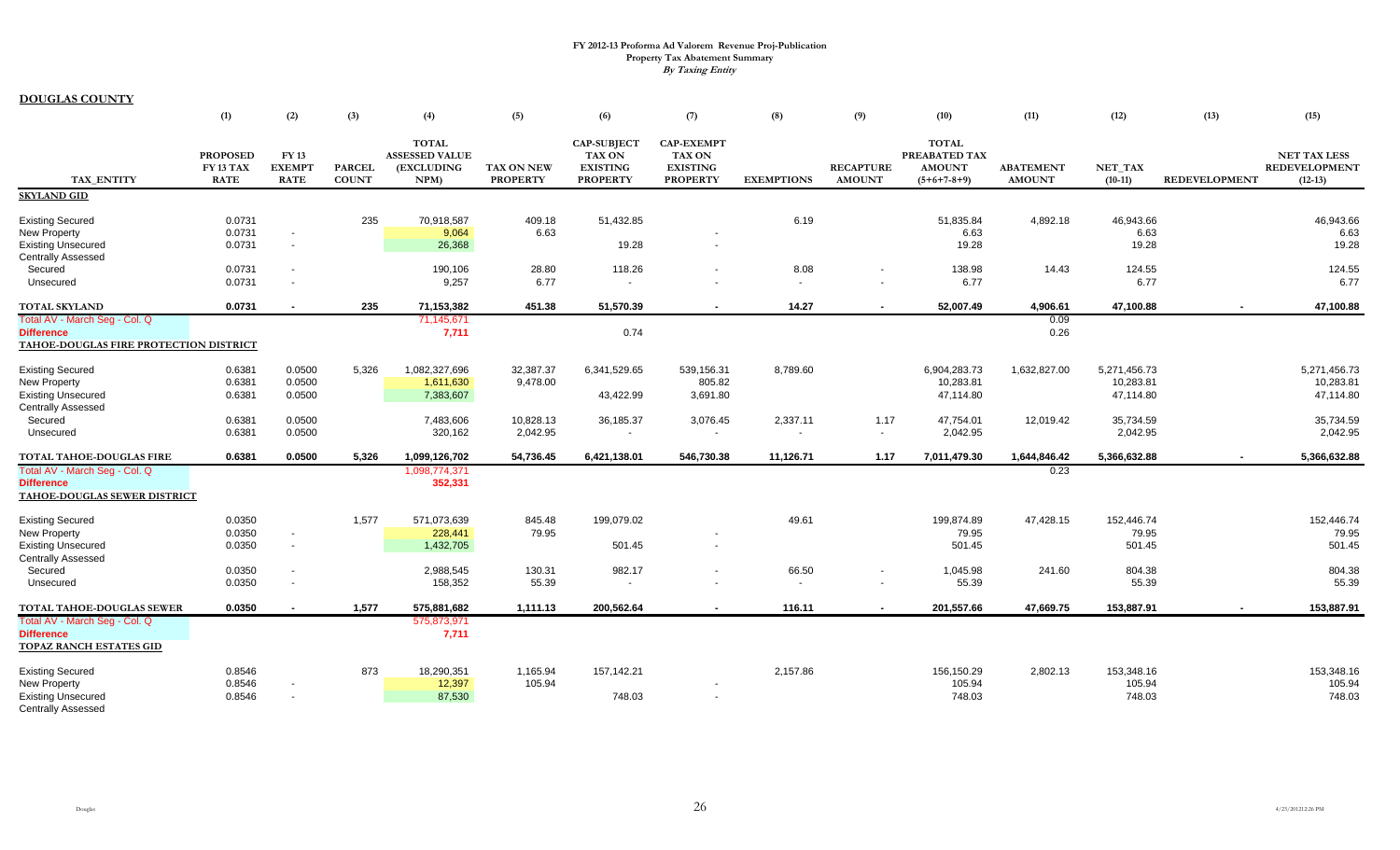**FY 2012-13 Proforma Ad Valorem Revenue Proj-Publication**
**Property Tax Abatement Summary**
***By Taxing Entity***

**DOUGLAS COUNTY**

| | (1) | (2) | (3) | (4) | (5) | (6) | (7) | (8) | (9) | (10) | (11) | (12) | (13) | (15) |
|---|---|---|---|---|---|---|---|---|---|---|---|---|---|---|
| TAX_ENTITY | PROPOSED FY 13 TAX RATE | FY 13 EXEMPT RATE | PARCEL COUNT | TOTAL ASSESSED VALUE (EXCLUDING NPM) | TAX ON NEW PROPERTY | CAP-SUBJECT TAX ON EXISTING PROPERTY | CAP-EXEMPT TAX ON EXISTING PROPERTY | EXEMPTIONS | RECAPTURE AMOUNT | TOTAL PREABATED TAX AMOUNT (5+6+7-8+9) | ABATEMENT AMOUNT | NET_TAX (10-11) | REDEVELOPMENT | NET TAX LESS REDEVELOPMENT (12-13) |
| **SKYLAND GID** | | | | | | | | | | | | | | |
| Existing Secured | 0.0731 | | 235 | 70,918,587 | 409.18 | 51,432.85 | | 6.19 | | 51,835.84 | 4,892.18 | 46,943.66 | | 46,943.66 |
| New Property | 0.0731 | - | | 9,064 | 6.63 | | - | | | 6.63 | | 6.63 | | 6.63 |
| Existing Unsecured | 0.0731 | - | | 26,368 | | 19.28 | - | | | 19.28 | | 19.28 | | 19.28 |
| Centrally Assessed | | | | | | | | | | | | | | |
| Secured | 0.0731 | - | | 190,106 | 28.80 | 118.26 | - | 8.08 | - | 138.98 | 14.43 | 124.55 | | 124.55 |
| Unsecured | 0.0731 | - | | 9,257 | 6.77 | - | - | - | - | 6.77 | | 6.77 | | 6.77 |
| **TOTAL SKYLAND** | **0.0731** | **-** | **235** | **71,153,382** | **451.38** | **51,570.39** | **-** | **14.27** | **-** | **52,007.49** | **4,906.61** | **47,100.88** | **-** | **47,100.88** |
| Total AV - March Seg - Col. Q | | | | 71,145,671 | | | | | | | 0.09 | | | |
| **Difference** | | | | **7,711** | | 0.74 | | | | | 0.26 | | | |
| **TAHOE-DOUGLAS FIRE PROTECTION DISTRICT** | | | | | | | | | | | | | | |
| Existing Secured | 0.6381 | 0.0500 | 5,326 | 1,082,327,696 | 32,387.37 | 6,341,529.65 | 539,156.31 | 8,789.60 | | 6,904,283.73 | 1,632,827.00 | 5,271,456.73 | | 5,271,456.73 |
| New Property | 0.6381 | 0.0500 | | 1,611,630 | 9,478.00 | | 805.82 | | | 10,283.81 | | 10,283.81 | | 10,283.81 |
| Existing Unsecured | 0.6381 | 0.0500 | | 7,383,607 | | 43,422.99 | 3,691.80 | | | 47,114.80 | | 47,114.80 | | 47,114.80 |
| Centrally Assessed | | | | | | | | | | | | | | |
| Secured | 0.6381 | 0.0500 | | 7,483,606 | 10,828.13 | 36,185.37 | 3,076.45 | 2,337.11 | 1.17 | 47,754.01 | 12,019.42 | 35,734.59 | | 35,734.59 |
| Unsecured | 0.6381 | 0.0500 | | 320,162 | 2,042.95 | - | - | - | - | 2,042.95 | | 2,042.95 | | 2,042.95 |
| **TOTAL TAHOE-DOUGLAS FIRE** | **0.6381** | **0.0500** | **5,326** | **1,099,126,702** | **54,736.45** | **6,421,138.01** | **546,730.38** | **11,126.71** | **1.17** | **7,011,479.30** | **1,644,846.42** | **5,366,632.88** | **-** | **5,366,632.88** |
| Total AV - March Seg - Col. Q | | | | 1,098,774,371 | | | | | | | 0.23 | | | |
| **Difference** | | | | **352,331** | | | | | | | | | | |
| **TAHOE-DOUGLAS SEWER DISTRICT** | | | | | | | | | | | | | | |
| Existing Secured | 0.0350 | | 1,577 | 571,073,639 | 845.48 | 199,079.02 | | 49.61 | | 199,874.89 | 47,428.15 | 152,446.74 | | 152,446.74 |
| New Property | 0.0350 | - | | 228,441 | 79.95 | | - | | | 79.95 | | 79.95 | | 79.95 |
| Existing Unsecured | 0.0350 | - | | 1,432,705 | | 501.45 | - | | | 501.45 | | 501.45 | | 501.45 |
| Centrally Assessed | | | | | | | | | | | | | | |
| Secured | 0.0350 | - | | 2,988,545 | 130.31 | 982.17 | - | 66.50 | - | 1,045.98 | 241.60 | 804.38 | | 804.38 |
| Unsecured | 0.0350 | - | | 158,352 | 55.39 | - | - | - | - | 55.39 | | 55.39 | | 55.39 |
| **TOTAL TAHOE-DOUGLAS SEWER** | **0.0350** | **-** | **1,577** | **575,881,682** | **1,111.13** | **200,562.64** | **-** | **116.11** | **-** | **201,557.66** | **47,669.75** | **153,887.91** | **-** | **153,887.91** |
| Total AV - March Seg - Col. Q | | | | 575,873,971 | | | | | | | | | | |
| **Difference** | | | | **7,711** | | | | | | | | | | |
| **TOPAZ RANCH ESTATES GID** | | | | | | | | | | | | | | |
| Existing Secured | 0.8546 | | 873 | 18,290,351 | 1,165.94 | 157,142.21 | | 2,157.86 | | 156,150.29 | 2,802.13 | 153,348.16 | | 153,348.16 |
| New Property | 0.8546 | - | | 12,397 | 105.94 | | - | | | 105.94 | | 105.94 | | 105.94 |
| Existing Unsecured | 0.8546 | - | | 87,530 | | 748.03 | - | | | 748.03 | | 748.03 | | 748.03 |
| Centrally Assessed | | | | | | | | | | | | | | |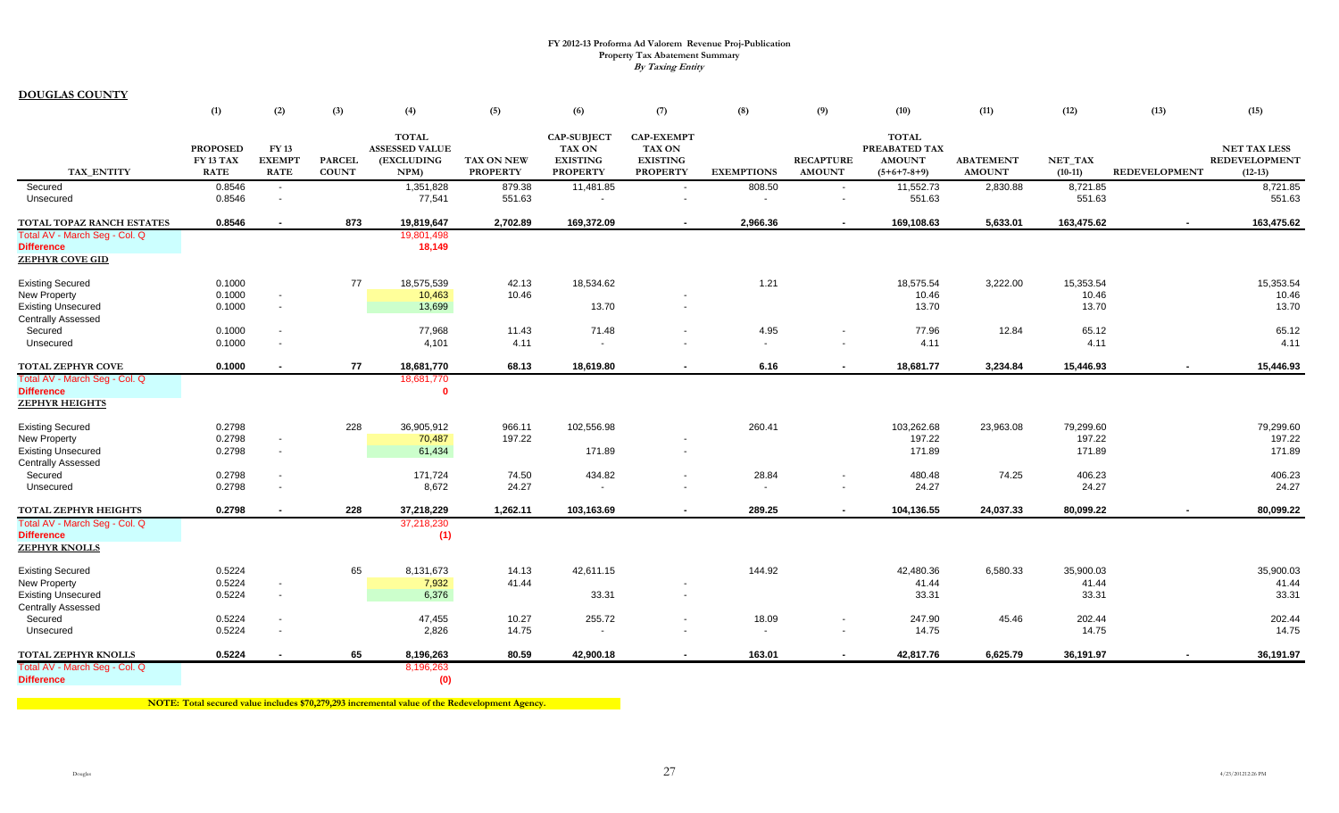# FY 2012-13 Proforma Ad Valorem Revenue Proj-Publication
## Property Tax Abatement Summary
### *By Taxing Entity*

**DOUGLAS COUNTY**

| | (1) | (2) | (3) | (4) | (5) | (6) | (7) | (8) | (9) | (10) | (11) | (12) | (13) | (15) |
|---|---|---|---|---|---|---|---|---|---|---|---|---|---|---|
| TAX_ENTITY | PROPOSED FY 13 TAX RATE | FY 13 EXEMPT RATE | PARCEL COUNT | TOTAL ASSESSED VALUE (EXCLUDING NPM) | TAX ON NEW PROPERTY | CAP-SUBJECT TAX ON EXISTING PROPERTY | CAP-EXEMPT TAX ON EXISTING PROPERTY | EXEMPTIONS | RECAPTURE AMOUNT | TOTAL PREABATED TAX AMOUNT (5+6+7-8+9) | ABATEMENT AMOUNT | NET_TAX (10-11) | REDEVELOPMENT | NET TAX LESS REDEVELOPMENT (12-13) |
| Secured | 0.8546 | - | | 1,351,828 | 879.38 | 11,481.85 | - | 808.50 | - | 11,552.73 | 2,830.88 | 8,721.85 | | 8,721.85 |
| Unsecured | 0.8546 | - | | 77,541 | 551.63 | - | - | - | - | 551.63 | | 551.63 | | 551.63 |
| **TOTAL TOPAZ RANCH ESTATES** | **0.8546** | **-** | **873** | **19,819,647** | **2,702.89** | **169,372.09** | **-** | **2,966.36** | **-** | **169,108.63** | **5,633.01** | **163,475.62** | **-** | **163,475.62** |
| Total AV - March Seg - Col. Q | | | | 19,801,498 | | | | | | | | | | |
| Difference | | | | 18,149 | | | | | | | | | | |
| **ZEPHYR COVE GID** | | | | | | | | | | | | | | |
| Existing Secured | 0.1000 | | 77 | 18,575,539 | 42.13 | 18,534.62 | | 1.21 | | 18,575.54 | 3,222.00 | 15,353.54 | | 15,353.54 |
| New Property | 0.1000 | - | | 10,463 | 10.46 | | - | | | 10.46 | | 10.46 | | 10.46 |
| Existing Unsecured | 0.1000 | - | | 13,699 | | 13.70 | - | | | 13.70 | | 13.70 | | 13.70 |
| Centrally Assessed | | | | | | | | | | | | | | |
| Secured | 0.1000 | - | | 77,968 | 11.43 | 71.48 | - | 4.95 | - | 77.96 | 12.84 | 65.12 | | 65.12 |
| Unsecured | 0.1000 | - | | 4,101 | 4.11 | - | - | - | - | 4.11 | | 4.11 | | 4.11 |
| **TOTAL ZEPHYR COVE** | **0.1000** | **-** | **77** | **18,681,770** | **68.13** | **18,619.80** | **-** | **6.16** | **-** | **18,681.77** | **3,234.84** | **15,446.93** | **-** | **15,446.93** |
| Total AV - March Seg - Col. Q | | | | 18,681,770 | | | | | | | | | | |
| Difference | | | | 0 | | | | | | | | | | |
| **ZEPHYR HEIGHTS** | | | | | | | | | | | | | | |
| Existing Secured | 0.2798 | | 228 | 36,905,912 | 966.11 | 102,556.98 | | 260.41 | | 103,262.68 | 23,963.08 | 79,299.60 | | 79,299.60 |
| New Property | 0.2798 | - | | 70,487 | 197.22 | | - | | | 197.22 | | 197.22 | | 197.22 |
| Existing Unsecured | 0.2798 | - | | 61,434 | | 171.89 | - | | | 171.89 | | 171.89 | | 171.89 |
| Centrally Assessed | | | | | | | | | | | | | | |
| Secured | 0.2798 | - | | 171,724 | 74.50 | 434.82 | - | 28.84 | - | 480.48 | 74.25 | 406.23 | | 406.23 |
| Unsecured | 0.2798 | - | | 8,672 | 24.27 | - | - | - | - | 24.27 | | 24.27 | | 24.27 |
| **TOTAL ZEPHYR HEIGHTS** | **0.2798** | **-** | **228** | **37,218,229** | **1,262.11** | **103,163.69** | **-** | **289.25** | **-** | **104,136.55** | **24,037.33** | **80,099.22** | **-** | **80,099.22** |
| Total AV - March Seg - Col. Q | | | | 37,218,230 | | | | | | | | | | |
| Difference | | | | (1) | | | | | | | | | | |
| **ZEPHYR KNOLLS** | | | | | | | | | | | | | | |
| Existing Secured | 0.5224 | | 65 | 8,131,673 | 14.13 | 42,611.15 | | 144.92 | | 42,480.36 | 6,580.33 | 35,900.03 | | 35,900.03 |
| New Property | 0.5224 | - | | 7,932 | 41.44 | | - | | | 41.44 | | 41.44 | | 41.44 |
| Existing Unsecured | 0.5224 | - | | 6,376 | | 33.31 | - | | | 33.31 | | 33.31 | | 33.31 |
| Centrally Assessed | | | | | | | | | | | | | | |
| Secured | 0.5224 | - | | 47,455 | 10.27 | 255.72 | - | 18.09 | - | 247.90 | 45.46 | 202.44 | | 202.44 |
| Unsecured | 0.5224 | - | | 2,826 | 14.75 | - | - | - | - | 14.75 | | 14.75 | | 14.75 |
| **TOTAL ZEPHYR KNOLLS** | **0.5224** | **-** | **65** | **8,196,263** | **80.59** | **42,900.18** | **-** | **163.01** | **-** | **42,817.76** | **6,625.79** | **36,191.97** | **-** | **36,191.97** |
| Total AV - March Seg - Col. Q | | | | 8,196,263 | | | | | | | | | | |
| Difference | | | | (0) | | | | | | | | | | |

**NOTE: Total secured value includes $70,279,293 incremental value of the Redevelopment Agency.**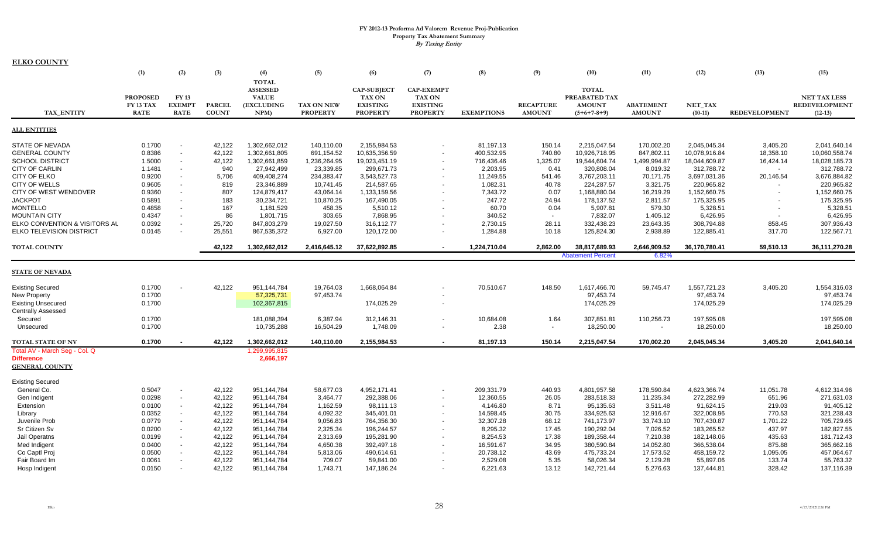# FY 2012-13 Proforma Ad Valorem Revenue Proj-Publication

## Property Tax Abatement Summary

*By Taxing Entity*

**ELKO COUNTY**

| TAX_ENTITY | (1) PROPOSED FY 13 TAX RATE | (2) FY 13 EXEMPT RATE | (3) PARCEL COUNT | (4) TOTAL ASSESSED VALUE (EXCLUDING NPM) | (5) TAX ON NEW PROPERTY | (6) CAP-SUBJECT TAX ON EXISTING PROPERTY | (7) CAP-EXEMPT TAX ON EXISTING PROPERTY | (8) EXEMPTIONS | (9) RECAPTURE AMOUNT | (10) TOTAL PREABATED TAX AMOUNT (5+6+7-8+9) | (11) ABATEMENT AMOUNT | (12) NET_TAX (10-11) | (13) REDEVELOPMENT | (15) NET TAX LESS REDEVELOPMENT (12-13) |
|---|---|---|---|---|---|---|---|---|---|---|---|---|---|---|
| **ALL ENTITIES** | | | | | | | | | | | | | | |
| STATE OF NEVADA | 0.1700 | - | 42,122 | 1,302,662,012 | 140,110.00 | 2,155,984.53 | - | 81,197.13 | 150.14 | 2,215,047.54 | 170,002.20 | 2,045,045.34 | 3,405.20 | 2,041,640.14 |
| GENERAL COUNTY | 0.8386 | - | 42,122 | 1,302,661,805 | 691,154.52 | 10,635,356.59 | - | 400,532.95 | 740.80 | 10,926,718.95 | 847,802.11 | 10,078,916.84 | 18,358.10 | 10,060,558.74 |
| SCHOOL DISTRICT | 1.5000 | - | 42,122 | 1,302,661,859 | 1,236,264.95 | 19,023,451.19 | - | 716,436.46 | 1,325.07 | 19,544,604.74 | 1,499,994.87 | 18,044,609.87 | 16,424.14 | 18,028,185.73 |
| CITY OF CARLIN | 1.1481 | - | 940 | 27,942,499 | 23,339.85 | 299,671.73 | - | 2,203.95 | 0.41 | 320,808.04 | 8,019.32 | 312,788.72 | - | 312,788.72 |
| CITY OF ELKO | 0.9200 | - | 5,706 | 409,408,274 | 234,383.47 | 3,543,527.73 | - | 11,249.55 | 541.46 | 3,767,203.11 | 70,171.75 | 3,697,031.36 | 20,146.54 | 3,676,884.82 |
| CITY OF WELLS | 0.9605 | - | 819 | 23,346,889 | 10,741.45 | 214,587.65 | - | 1,082.31 | 40.78 | 224,287.57 | 3,321.75 | 220,965.82 | - | 220,965.82 |
| CITY OF WEST WENDOVER | 0.9360 | - | 807 | 124,879,417 | 43,064.14 | 1,133,159.56 | - | 7,343.72 | 0.07 | 1,168,880.04 | 16,219.29 | 1,152,660.75 | - | 1,152,660.75 |
| JACKPOT | 0.5891 | - | 183 | 30,234,721 | 10,870.25 | 167,490.05 | - | 247.72 | 24.94 | 178,137.52 | 2,811.57 | 175,325.95 | - | 175,325.95 |
| MONTELLO | 0.4858 | - | 167 | 1,181,529 | 458.35 | 5,510.12 | - | 60.70 | 0.04 | 5,907.81 | 579.30 | 5,328.51 | - | 5,328.51 |
| MOUNTAIN CITY | 0.4347 | - | 86 | 1,801,715 | 303.65 | 7,868.95 | - | 340.52 | - | 7,832.07 | 1,405.12 | 6,426.95 | - | 6,426.95 |
| ELKO CONVENTION & VISITORS AU | 0.0392 | - | 25,720 | 847,803,279 | 19,027.50 | 316,112.77 | - | 2,730.15 | 28.11 | 332,438.23 | 23,643.35 | 308,794.88 | 858.45 | 307,936.43 |
| ELKO TELEVISION DISTRICT | 0.0145 | - | 25,551 | 867,535,372 | 6,927.00 | 120,172.00 | - | 1,284.88 | 10.18 | 125,824.30 | 2,938.89 | 122,885.41 | 317.70 | 122,567.71 |
| **TOTAL COUNTY** | | | **42,122** | **1,302,662,012** | **2,416,645.12** | **37,622,892.85** | **-** | **1,224,710.04** | **2,862.00** | **38,817,689.93** | **2,646,909.52** | **36,170,780.41** | **59,510.13** | **36,111,270.28** |
| | | | | | | | | | | Abatement Percent | 6.82% | | | |
| **STATE OF NEVADA** | | | | | | | | | | | | | | |
| Existing Secured | 0.1700 | - | 42,122 | 951,144,784 | 19,764.03 | 1,668,064.84 | - | 70,510.67 | 148.50 | 1,617,466.70 | 59,745.47 | 1,557,721.23 | 3,405.20 | 1,554,316.03 |
| New Property | 0.1700 | | | 57,325,731 | 97,453.74 | | | | | 97,453.74 | | 97,453.74 | | 97,453.74 |
| Existing Unsecured | 0.1700 | | | 102,367,815 | | 174,025.29 | - | | | 174,025.29 | | 174,025.29 | | 174,025.29 |
| Centrally Assessed | | | | | | | | | | | | | | |
| Secured | 0.1700 | | | 181,088,394 | 6,387.94 | 312,146.31 | - | 10,684.08 | 1.64 | 307,851.81 | 110,256.73 | 197,595.08 | | 197,595.08 |
| Unsecured | 0.1700 | | | 10,735,288 | 16,504.29 | 1,748.09 | - | 2.38 | - | 18,250.00 | - | 18,250.00 | | 18,250.00 |
| **TOTAL STATE OF NV** | **0.1700** | **-** | **42,122** | **1,302,662,012** | **140,110.00** | **2,155,984.53** | **-** | **81,197.13** | **150.14** | **2,215,047.54** | **170,002.20** | **2,045,045.34** | **3,405.20** | **2,041,640.14** |
| Total AV - March Seg - Col. Q | | | | 1,299,995,815 | | | | | | | | | | |
| Difference | | | | 2,666,197 | | | | | | | | | | |
| **GENERAL COUNTY** | | | | | | | | | | | | | | |
| Existing Secured | | | | | | | | | | | | | | |
| General Co. | 0.5047 | - | 42,122 | 951,144,784 | 58,677.03 | 4,952,171.41 | - | 209,331.79 | 440.93 | 4,801,957.58 | 178,590.84 | 4,623,366.74 | 11,051.78 | 4,612,314.96 |
| Gen Indigent | 0.0298 | - | 42,122 | 951,144,784 | 3,464.77 | 292,388.06 | - | 12,360.55 | 26.05 | 283,518.33 | 11,235.34 | 272,282.99 | 651.96 | 271,631.03 |
| Extension | 0.0100 | - | 42,122 | 951,144,784 | 1,162.59 | 98,111.13 | - | 4,146.80 | 8.71 | 95,135.63 | 3,511.48 | 91,624.15 | 219.03 | 91,405.12 |
| Library | 0.0352 | - | 42,122 | 951,144,784 | 4,092.32 | 345,401.01 | - | 14,598.45 | 30.75 | 334,925.63 | 12,916.67 | 322,008.96 | 770.53 | 321,238.43 |
| Juvenile Prob | 0.0779 | - | 42,122 | 951,144,784 | 9,056.83 | 764,356.30 | - | 32,307.28 | 68.12 | 741,173.97 | 33,743.10 | 707,430.87 | 1,701.22 | 705,729.65 |
| Sr Citizen Sv | 0.0200 | - | 42,122 | 951,144,784 | 2,325.34 | 196,244.57 | - | 8,295.32 | 17.45 | 190,292.04 | 7,026.52 | 183,265.52 | 437.97 | 182,827.55 |
| Jail Operatns | 0.0199 | - | 42,122 | 951,144,784 | 2,313.69 | 195,281.90 | - | 8,254.53 | 17.38 | 189,358.44 | 7,210.38 | 182,148.06 | 435.63 | 181,712.43 |
| Med Indigent | 0.0400 | - | 42,122 | 951,144,784 | 4,650.38 | 392,497.18 | - | 16,591.67 | 34.95 | 380,590.84 | 14,052.80 | 366,538.04 | 875.88 | 365,662.16 |
| Co Captl Proj | 0.0500 | - | 42,122 | 951,144,784 | 5,813.06 | 490,614.61 | - | 20,738.12 | 43.69 | 475,733.24 | 17,573.52 | 458,159.72 | 1,095.05 | 457,064.67 |
| Fair Board Im | 0.0061 | - | 42,122 | 951,144,784 | 709.07 | 59,841.00 | - | 2,529.08 | 5.35 | 58,026.34 | 2,129.28 | 55,897.06 | 133.74 | 55,763.32 |
| Hosp Indigent | 0.0150 | - | 42,122 | 951,144,784 | 1,743.71 | 147,186.24 | - | 6,221.63 | 13.12 | 142,721.44 | 5,276.63 | 137,444.81 | 328.42 | 137,116.39 |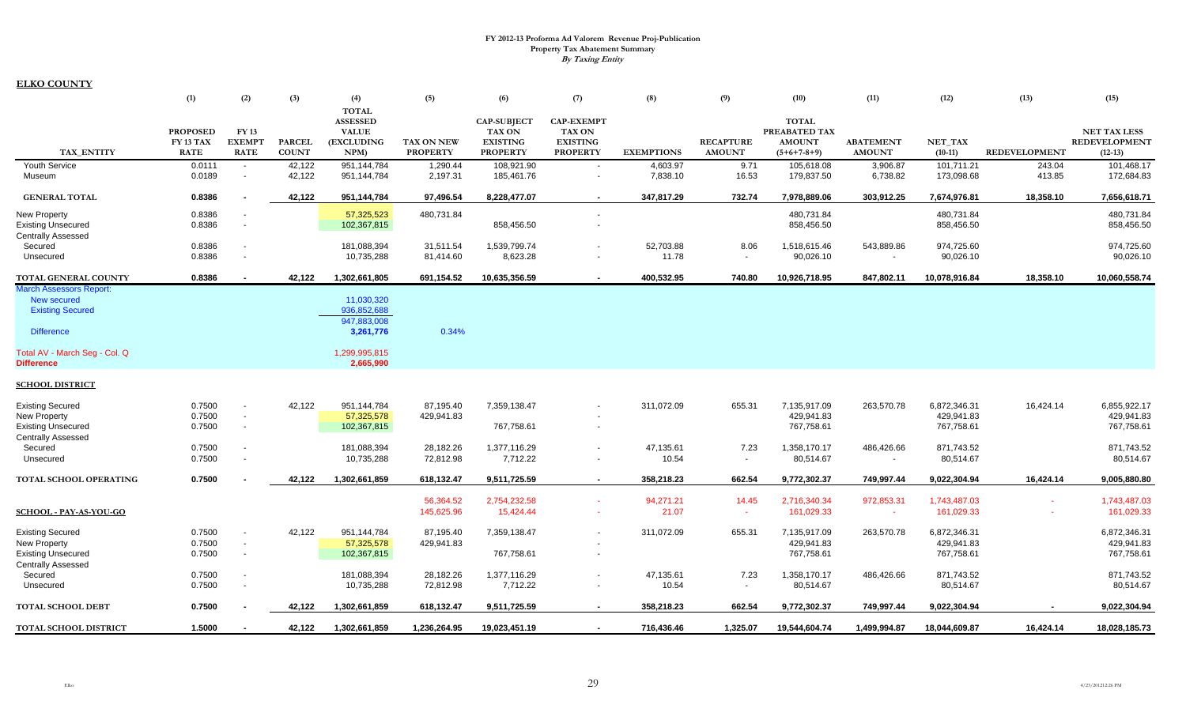**FY 2012-13 Proforma Ad Valorem Revenue Proj-Publication**
**Property Tax Abatement Summary**
***By Taxing Entity***

**ELKO COUNTY**

| | (1) | (2) | (3) | (4) | (5) | (6) | (7) | (8) | (9) | (10) | (11) | (12) | (13) | (15) |
|---|---|---|---|---|---|---|---|---|---|---|---|---|---|---|
| TAX_ENTITY | PROPOSED FY 13 TAX RATE | FY 13 EXEMPT RATE | PARCEL COUNT | TOTAL ASSESSED VALUE (EXCLUDING NPM) | TAX ON NEW PROPERTY | CAP-SUBJECT TAX ON EXISTING PROPERTY | CAP-EXEMPT TAX ON EXISTING PROPERTY | EXEMPTIONS | RECAPTURE AMOUNT | TOTAL PREABATED TAX AMOUNT (5+6+7-8+9) | ABATEMENT AMOUNT | NET_TAX (10-11) | REDEVELOPMENT | NET TAX LESS REDEVELOPMENT (12-13) |
| Youth Service | 0.0111 | - | 42,122 | 951,144,784 | 1,290.44 | 108,921.90 | - | 4,603.97 | 9.71 | 105,618.08 | 3,906.87 | 101,711.21 | 243.04 | 101,468.17 |
| Museum | 0.0189 | - | 42,122 | 951,144,784 | 2,197.31 | 185,461.76 | - | 7,838.10 | 16.53 | 179,837.50 | 6,738.82 | 173,098.68 | 413.85 | 172,684.83 |
| **GENERAL TOTAL** | **0.8386** | **-** | **42,122** | **951,144,784** | **97,496.54** | **8,228,477.07** | **-** | **347,817.29** | **732.74** | **7,978,889.06** | **303,912.25** | **7,674,976.81** | **18,358.10** | **7,656,618.71** |
| New Property | 0.8386 | - | | 57,325,523 | 480,731.84 | | - | | | 480,731.84 | | 480,731.84 | | 480,731.84 |
| Existing Unsecured | 0.8386 | - | | 102,367,815 | | 858,456.50 | - | | | 858,456.50 | | 858,456.50 | | 858,456.50 |
| Centrally Assessed | | | | | | | | | | | | | | |
| Secured | 0.8386 | - | | 181,088,394 | 31,511.54 | 1,539,799.74 | - | 52,703.88 | 8.06 | 1,518,615.46 | 543,889.86 | 974,725.60 | | 974,725.60 |
| Unsecured | 0.8386 | - | | 10,735,288 | 81,414.60 | 8,623.28 | - | 11.78 | - | 90,026.10 | - | 90,026.10 | | 90,026.10 |
| **TOTAL GENERAL COUNTY** | **0.8386** | **-** | **42,122** | **1,302,661,805** | **691,154.52** | **10,635,356.59** | **-** | **400,532.95** | **740.80** | **10,926,718.95** | **847,802.11** | **10,078,916.84** | **18,358.10** | **10,060,558.74** |
| March Assessors Report: | | | | | | | | | | | | | | |
| New secured | | | | 11,030,320 | | | | | | | | | | |
| Existing Secured | | | | 936,852,688 | | | | | | | | | | |
| | | | | 947,883,008 | | | | | | | | | | |
| Difference | | | | 3,261,776 | 0.34% | | | | | | | | | |
| Total AV - March Seg - Col. Q | | | | 1,299,995,815 | | | | | | | | | | |
| **Difference** | | | | **2,665,990** | | | | | | | | | | |
| **SCHOOL DISTRICT** | | | | | | | | | | | | | | |
| Existing Secured | 0.7500 | - | 42,122 | 951,144,784 | 87,195.40 | 7,359,138.47 | - | 311,072.09 | 655.31 | 7,135,917.09 | 263,570.78 | 6,872,346.31 | 16,424.14 | 6,855,922.17 |
| New Property | 0.7500 | - | | 57,325,578 | 429,941.83 | | - | | | 429,941.83 | | 429,941.83 | | 429,941.83 |
| Existing Unsecured | 0.7500 | - | | 102,367,815 | | 767,758.61 | - | | | 767,758.61 | | 767,758.61 | | 767,758.61 |
| Centrally Assessed | | | | | | | | | | | | | | |
| Secured | 0.7500 | - | | 181,088,394 | 28,182.26 | 1,377,116.29 | - | 47,135.61 | 7.23 | 1,358,170.17 | 486,426.66 | 871,743.52 | | 871,743.52 |
| Unsecured | 0.7500 | - | | 10,735,288 | 72,812.98 | 7,712.22 | - | 10.54 | - | 80,514.67 | - | 80,514.67 | | 80,514.67 |
| **TOTAL SCHOOL OPERATING** | **0.7500** | **-** | **42,122** | **1,302,661,859** | **618,132.47** | **9,511,725.59** | **-** | **358,218.23** | **662.54** | **9,772,302.37** | **749,997.44** | **9,022,304.94** | **16,424.14** | **9,005,880.80** |
| | | | | | 56,364.52 | 2,754,232.58 | - | 94,271.21 | 14.45 | 2,716,340.34 | 972,853.31 | 1,743,487.03 | - | 1,743,487.03 |
| **SCHOOL - PAY-AS-YOU-GO** | | | | | 145,625.96 | 15,424.44 | - | 21.07 | - | 161,029.33 | - | 161,029.33 | - | 161,029.33 |
| Existing Secured | 0.7500 | - | 42,122 | 951,144,784 | 87,195.40 | 7,359,138.47 | - | 311,072.09 | 655.31 | 7,135,917.09 | 263,570.78 | 6,872,346.31 | | 6,872,346.31 |
| New Property | 0.7500 | - | | 57,325,578 | 429,941.83 | | - | | | 429,941.83 | | 429,941.83 | | 429,941.83 |
| Existing Unsecured | 0.7500 | - | | 102,367,815 | | 767,758.61 | - | | | 767,758.61 | | 767,758.61 | | 767,758.61 |
| Centrally Assessed | | | | | | | | | | | | | | |
| Secured | 0.7500 | - | | 181,088,394 | 28,182.26 | 1,377,116.29 | - | 47,135.61 | 7.23 | 1,358,170.17 | 486,426.66 | 871,743.52 | | 871,743.52 |
| Unsecured | 0.7500 | - | | 10,735,288 | 72,812.98 | 7,712.22 | - | 10.54 | - | 80,514.67 | | 80,514.67 | | 80,514.67 |
| **TOTAL SCHOOL DEBT** | **0.7500** | **-** | **42,122** | **1,302,661,859** | **618,132.47** | **9,511,725.59** | **-** | **358,218.23** | **662.54** | **9,772,302.37** | **749,997.44** | **9,022,304.94** | **-** | **9,022,304.94** |
| **TOTAL SCHOOL DISTRICT** | **1.5000** | **-** | **42,122** | **1,302,661,859** | **1,236,264.95** | **19,023,451.19** | **-** | **716,436.46** | **1,325.07** | **19,544,604.74** | **1,499,994.87** | **18,044,609.87** | **16,424.14** | **18,028,185.73** |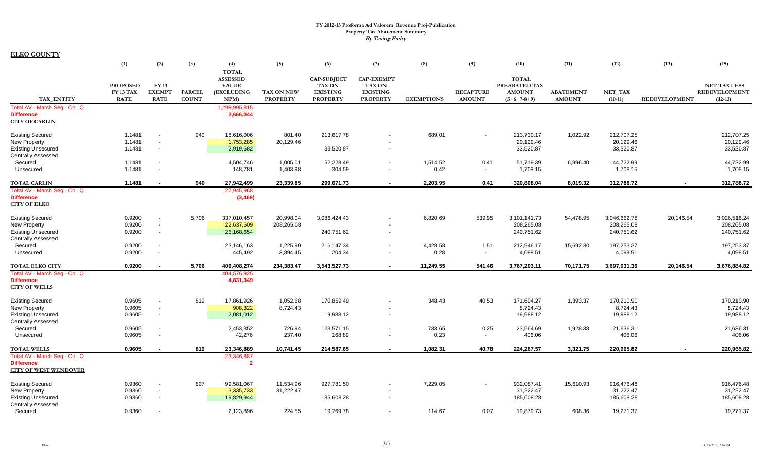**FY 2012-13 Proforma Ad Valorem Revenue Proj-Publication**
**Property Tax Abatement Summary**
***By Taxing Entity***

**ELKO COUNTY**

| TAX_ENTITY | (1) PROPOSED FY 13 TAX RATE | (2) FY 13 EXEMPT RATE | (3) PARCEL COUNT | (4) TOTAL ASSESSED VALUE (EXCLUDING NPM) | (5) TAX ON NEW PROPERTY | (6) CAP-SUBJECT TAX ON EXISTING PROPERTY | (7) CAP-EXEMPT TAX ON EXISTING PROPERTY | (8) EXEMPTIONS | (9) RECAPTURE AMOUNT | (10) TOTAL PREABATED TAX AMOUNT (5+6+7-8+9) | (11) ABATEMENT AMOUNT | (12) NET_TAX (10-11) | (13) REDEVELOPMENT | (15) NET TAX LESS REDEVELOPMENT (12-13) |
|---|---|---|---|---|---|---|---|---|---|---|---|---|---|---|
| Total AV - March Seg - Col. Q | | | | 1,299,995,815 | | | | | | | | | | |
| **Difference** | | | | **2,666,044** | | | | | | | | | | |
| **CITY OF CARLIN** | | | | | | | | | | | | | | |
| Existing Secured | 1.1481 | - | 940 | 18,616,006 | 801.40 | 213,617.78 | - | 689.01 | - | 213,730.17 | 1,022.92 | 212,707.25 | | 212,707.25 |
| New Property | 1.1481 | - | | 1,753,285 | 20,129.46 | | - | | | 20,129.46 | | 20,129.46 | | 20,129.46 |
| Existing Unsecured | 1.1481 | - | | 2,919,682 | | 33,520.87 | - | | | 33,520.87 | | 33,520.87 | | 33,520.87 |
| Centrally Assessed | | | | | | | | | | | | | | |
| Secured | 1.1481 | - | | 4,504,746 | 1,005.01 | 52,228.49 | - | 1,514.52 | 0.41 | 51,719.39 | 6,996.40 | 44,722.99 | | 44,722.99 |
| Unsecured | 1.1481 | - | | 148,781 | 1,403.98 | 304.59 | - | 0.42 | - | 1,708.15 | | 1,708.15 | | 1,708.15 |
| **TOTAL CARLIN** | **1.1481** | **-** | **940** | **27,942,499** | **23,339.85** | **299,671.73** | **-** | **2,203.95** | **0.41** | **320,808.04** | **8,019.32** | **312,788.72** | **-** | **312,788.72** |
| Total AV - March Seg - Col. Q | | | | 27,945,968 | | | | | | | | | | |
| **Difference** | | | | **(3,469)** | | | | | | | | | | |
| **CITY OF ELKO** | | | | | | | | | | | | | | |
| Existing Secured | 0.9200 | - | 5,706 | 337,010,457 | 20,998.04 | 3,086,424.43 | - | 6,820.69 | 539.95 | 3,101,141.73 | 54,478.95 | 3,046,662.78 | 20,146.54 | 3,026,516.24 |
| New Property | 0.9200 | - | | 22,637,509 | 208,265.08 | | - | | | 208,265.08 | | 208,265.08 | | 208,265.08 |
| Existing Unsecured | 0.9200 | - | | 26,168,654 | | 240,751.62 | - | | | 240,751.62 | | 240,751.62 | | 240,751.62 |
| Centrally Assessed | | | | | | | | | | | | | | |
| Secured | 0.9200 | - | | 23,146,163 | 1,225.90 | 216,147.34 | - | 4,428.58 | 1.51 | 212,946.17 | 15,692.80 | 197,253.37 | | 197,253.37 |
| Unsecured | 0.9200 | - | | 445,492 | 3,894.45 | 204.34 | - | 0.28 | - | 4,098.51 | | 4,098.51 | | 4,098.51 |
| **TOTAL ELKO CITY** | **0.9200** | **-** | **5,706** | **409,408,274** | **234,383.47** | **3,543,527.73** | **-** | **11,249.55** | **541.46** | **3,767,203.11** | **70,171.75** | **3,697,031.36** | **20,146.54** | **3,676,884.82** |
| Total AV - March Seg - Col. Q | | | | 404,576,925 | | | | | | | | | | |
| **Difference** | | | | **4,831,349** | | | | | | | | | | |
| **CITY OF WELLS** | | | | | | | | | | | | | | |
| Existing Secured | 0.9605 | - | 819 | 17,861,926 | 1,052.68 | 170,859.49 | - | 348.43 | 40.53 | 171,604.27 | 1,393.37 | 170,210.90 | | 170,210.90 |
| New Property | 0.9605 | - | | 908,322 | 8,724.43 | | - | | | 8,724.43 | | 8,724.43 | | 8,724.43 |
| Existing Unsecured | 0.9605 | - | | 2,081,012 | | 19,988.12 | - | | | 19,988.12 | | 19,988.12 | | 19,988.12 |
| Centrally Assessed | | | | | | | | | | | | | | |
| Secured | 0.9605 | - | | 2,453,352 | 726.94 | 23,571.15 | - | 733.65 | 0.25 | 23,564.69 | 1,928.38 | 21,636.31 | | 21,636.31 |
| Unsecured | 0.9605 | - | | 42,276 | 237.40 | 168.89 | - | 0.23 | - | 406.06 | | 406.06 | | 406.06 |
| **TOTAL WELLS** | **0.9605** | **-** | **819** | **23,346,889** | **10,741.45** | **214,587.65** | **-** | **1,082.31** | **40.78** | **224,287.57** | **3,321.75** | **220,965.82** | **-** | **220,965.82** |
| Total AV - March Seg - Col. Q | | | | 23,346,887 | | | | | | | | | | |
| **Difference** | | | | **2** | | | | | | | | | | |
| **CITY OF WEST WENDOVER** | | | | | | | | | | | | | | |
| Existing Secured | 0.9360 | - | 807 | 99,581,067 | 11,534.96 | 927,781.50 | - | 7,229.05 | - | 932,087.41 | 15,610.93 | 916,476.48 | | 916,476.48 |
| New Property | 0.9360 | - | | 3,335,733 | 31,222.47 | | - | | | 31,222.47 | | 31,222.47 | | 31,222.47 |
| Existing Unsecured | 0.9360 | - | | 19,829,944 | | 185,608.28 | - | | | 185,608.28 | | 185,608.28 | | 185,608.28 |
| Centrally Assessed | | | | | | | | | | | | | | |
| Secured | 0.9360 | - | | 2,123,896 | 224.55 | 19,769.78 | - | 114.67 | 0.07 | 19,879.73 | 608.36 | 19,271.37 | | 19,271.37 |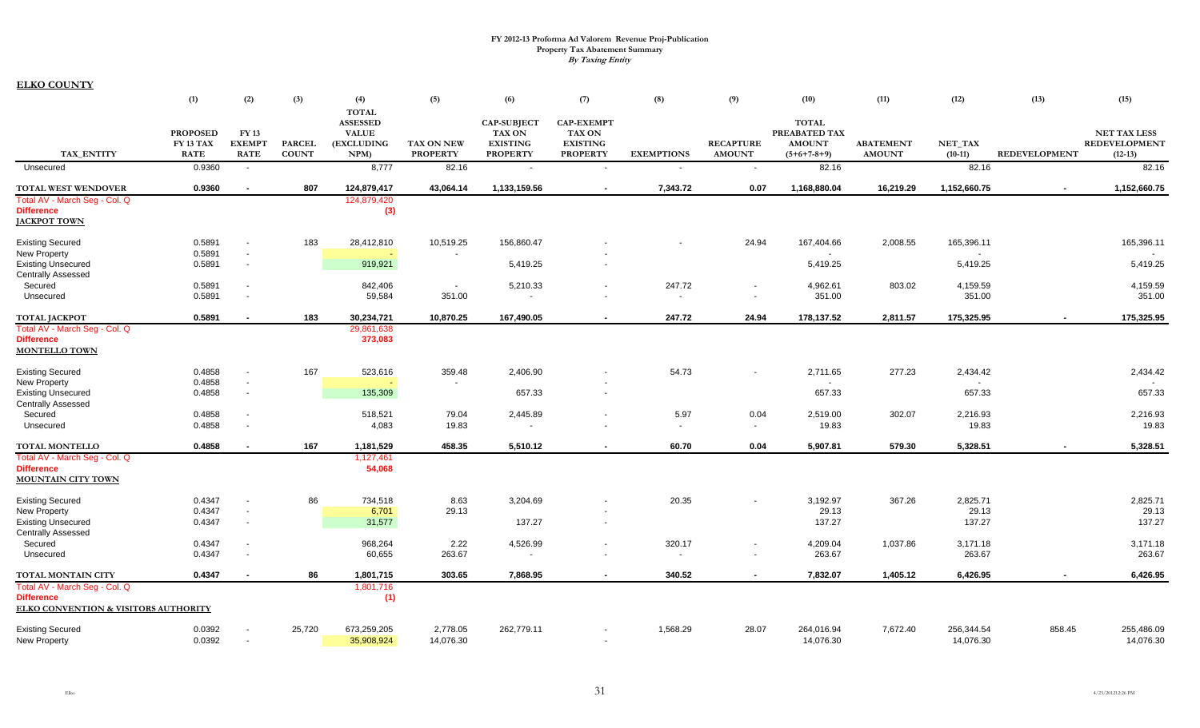# FY 2012-13 Proforma Ad Valorem Revenue Proj-Publication

**Property Tax Abatement Summary**

*By Taxing Entity*

**ELKO COUNTY**

| TAX_ENTITY | (1) PROPOSED FY 13 TAX RATE | (2) FY 13 EXEMPT RATE | (3) PARCEL COUNT | (4) TOTAL ASSESSED VALUE (EXCLUDING NPM) | (5) TAX ON NEW PROPERTY | (6) CAP-SUBJECT TAX ON EXISTING PROPERTY | (7) CAP-EXEMPT TAX ON EXISTING PROPERTY | (8) EXEMPTIONS | (9) RECAPTURE AMOUNT | (10) TOTAL PREABATED TAX AMOUNT (5+6+7-8+9) | (11) ABATEMENT AMOUNT | (12) NET_TAX (10-11) | (13) REDEVELOPMENT | (15) NET TAX LESS REDEVELOPMENT (12-13) |
|---|---|---|---|---|---|---|---|---|---|---|---|---|---|---|
| Unsecured | 0.9360 | - | | 8,777 | 82.16 | - | - | - | - | 82.16 | | 82.16 | | 82.16 |
| **TOTAL WEST WENDOVER** | **0.9360** | **-** | **807** | **124,879,417** | **43,064.14** | **1,133,159.56** | **-** | **7,343.72** | **0.07** | **1,168,880.04** | **16,219.29** | **1,152,660.75** | **-** | **1,152,660.75** |
| Total AV - March Seg - Col. Q | | | | 124,879,420 | | | | | | | | | | |
| Difference | | | | (3) | | | | | | | | | | |
| **JACKPOT TOWN** | | | | | | | | | | | | | | |
| Existing Secured | 0.5891 | - | 183 | 28,412,810 | 10,519.25 | 156,860.47 | - | - | 24.94 | 167,404.66 | 2,008.55 | 165,396.11 | | 165,396.11 |
| New Property | 0.5891 | - | | - | - | | - | | | - | | - | | - |
| Existing Unsecured | 0.5891 | - | | 919,921 | | 5,419.25 | - | | | 5,419.25 | | 5,419.25 | | 5,419.25 |
| Centrally Assessed | | | | | | | | | | | | | | |
| Secured | 0.5891 | - | | 842,406 | - | 5,210.33 | - | 247.72 | - | 4,962.61 | 803.02 | 4,159.59 | | 4,159.59 |
| Unsecured | 0.5891 | - | | 59,584 | 351.00 | - | - | - | - | 351.00 | | 351.00 | | 351.00 |
| **TOTAL JACKPOT** | **0.5891** | **-** | **183** | **30,234,721** | **10,870.25** | **167,490.05** | **-** | **247.72** | **24.94** | **178,137.52** | **2,811.57** | **175,325.95** | **-** | **175,325.95** |
| Total AV - March Seg - Col. Q | | | | 29,861,638 | | | | | | | | | | |
| Difference | | | | 373,083 | | | | | | | | | | |
| **MONTELLO TOWN** | | | | | | | | | | | | | | |
| Existing Secured | 0.4858 | - | 167 | 523,616 | 359.48 | 2,406.90 | - | 54.73 | - | 2,711.65 | 277.23 | 2,434.42 | | 2,434.42 |
| New Property | 0.4858 | - | | - | - | | - | | | - | | - | | - |
| Existing Unsecured | 0.4858 | - | | 135,309 | | 657.33 | - | | | 657.33 | | 657.33 | | 657.33 |
| Centrally Assessed | | | | | | | | | | | | | | |
| Secured | 0.4858 | - | | 518,521 | 79.04 | 2,445.89 | - | 5.97 | 0.04 | 2,519.00 | 302.07 | 2,216.93 | | 2,216.93 |
| Unsecured | 0.4858 | - | | 4,083 | 19.83 | - | - | - | - | 19.83 | | 19.83 | | 19.83 |
| **TOTAL MONTELLO** | **0.4858** | **-** | **167** | **1,181,529** | **458.35** | **5,510.12** | **-** | **60.70** | **0.04** | **5,907.81** | **579.30** | **5,328.51** | **-** | **5,328.51** |
| Total AV - March Seg - Col. Q | | | | 1,127,461 | | | | | | | | | | |
| Difference | | | | 54,068 | | | | | | | | | | |
| **MOUNTAIN CITY TOWN** | | | | | | | | | | | | | | |
| Existing Secured | 0.4347 | - | 86 | 734,518 | 8.63 | 3,204.69 | - | 20.35 | - | 3,192.97 | 367.26 | 2,825.71 | | 2,825.71 |
| New Property | 0.4347 | - | | 6,701 | 29.13 | | - | | | 29.13 | | 29.13 | | 29.13 |
| Existing Unsecured | 0.4347 | - | | 31,577 | | 137.27 | - | | | 137.27 | | 137.27 | | 137.27 |
| Centrally Assessed | | | | | | | | | | | | | | |
| Secured | 0.4347 | - | | 968,264 | 2.22 | 4,526.99 | - | 320.17 | - | 4,209.04 | 1,037.86 | 3,171.18 | | 3,171.18 |
| Unsecured | 0.4347 | - | | 60,655 | 263.67 | - | - | - | - | 263.67 | | 263.67 | | 263.67 |
| **TOTAL MONTAIN CITY** | **0.4347** | **-** | **86** | **1,801,715** | **303.65** | **7,868.95** | **-** | **340.52** | **-** | **7,832.07** | **1,405.12** | **6,426.95** | **-** | **6,426.95** |
| Total AV - March Seg - Col. Q | | | | 1,801,716 | | | | | | | | | | |
| Difference | | | | (1) | | | | | | | | | | |
| **ELKO CONVENTION & VISITORS AUTHORITY** | | | | | | | | | | | | | | |
| Existing Secured | 0.0392 | - | 25,720 | 673,259,205 | 2,778.05 | 262,779.11 | - | 1,568.29 | 28.07 | 264,016.94 | 7,672.40 | 256,344.54 | 858.45 | 255,486.09 |
| New Property | 0.0392 | - | | 35,908,924 | 14,076.30 | | - | | | 14,076.30 | | 14,076.30 | | 14,076.30 |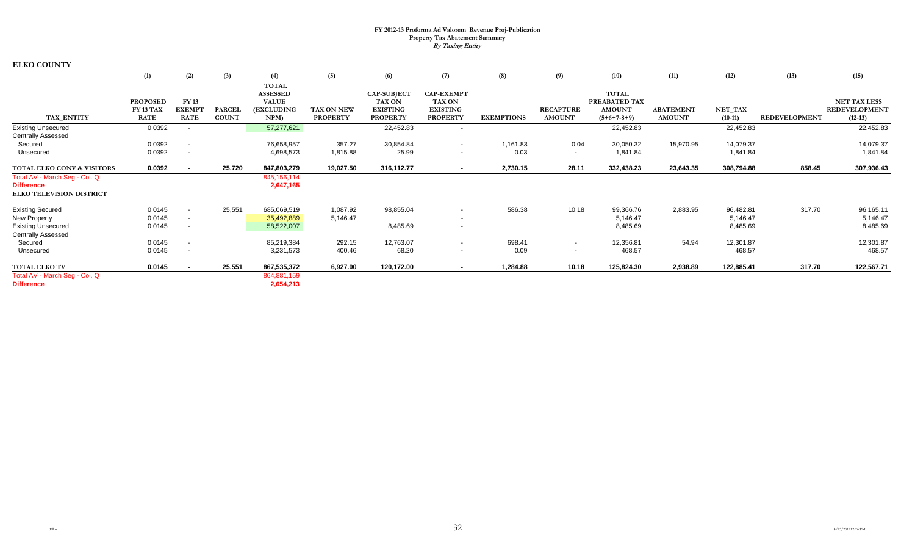**FY 2012-13 Proforma Ad Valorem Revenue Proj-Publication**
**Property Tax Abatement Summary**
***By Taxing Entity***

**ELKO COUNTY**

| | (1) | (2) | (3) | (4) | (5) | (6) | (7) | (8) | (9) | (10) | (11) | (12) | (13) | (15) |
|---|---|---|---|---|---|---|---|---|---|---|---|---|---|---|
| TAX_ENTITY | PROPOSED FY 13 TAX RATE | FY 13 EXEMPT RATE | PARCEL COUNT | TOTAL ASSESSED VALUE (EXCLUDING NPM) | TAX ON NEW PROPERTY | CAP-SUBJECT TAX ON EXISTING PROPERTY | CAP-EXEMPT TAX ON EXISTING PROPERTY | EXEMPTIONS | RECAPTURE AMOUNT | TOTAL PREABATED TAX AMOUNT (5+6+7-8+9) | ABATEMENT AMOUNT | NET_TAX (10-11) | REDEVELOPMENT | NET TAX LESS REDEVELOPMENT (12-13) |
| Existing Unsecured | 0.0392 | - | | 57,277,621 | | 22,452.83 | - | | | 22,452.83 | | 22,452.83 | | 22,452.83 |
| Centrally Assessed | | | | | | | | | | | | | | |
| Secured | 0.0392 | - | | 76,658,957 | 357.27 | 30,854.84 | - | 1,161.83 | 0.04 | 30,050.32 | 15,970.95 | 14,079.37 | | 14,079.37 |
| Unsecured | 0.0392 | - | | 4,698,573 | 1,815.88 | 25.99 | - | 0.03 | - | 1,841.84 | | 1,841.84 | | 1,841.84 |
| **TOTAL ELKO CONV & VISITORS** | **0.0392** | **-** | **25,720** | **847,803,279** | **19,027.50** | **316,112.77** | **-** | **2,730.15** | **28.11** | **332,438.23** | **23,643.35** | **308,794.88** | **858.45** | **307,936.43** |
| Total AV - March Seg - Col. Q | | | | 845,156,114 | | | | | | | | | | |
| **Difference** | | | | 2,647,165 | | | | | | | | | | |
| **ELKO TELEVISION DISTRICT** | | | | | | | | | | | | | | |
| Existing Secured | 0.0145 | - | 25,551 | 685,069,519 | 1,087.92 | 98,855.04 | - | 586.38 | 10.18 | 99,366.76 | 2,883.95 | 96,482.81 | 317.70 | 96,165.11 |
| New Property | 0.0145 | - | | 35,492,889 | 5,146.47 | | - | | | 5,146.47 | | 5,146.47 | | 5,146.47 |
| Existing Unsecured | 0.0145 | - | | 58,522,007 | | 8,485.69 | - | | | 8,485.69 | | 8,485.69 | | 8,485.69 |
| Centrally Assessed | | | | | | | | | | | | | | |
| Secured | 0.0145 | - | | 85,219,384 | 292.15 | 12,763.07 | - | 698.41 | - | 12,356.81 | 54.94 | 12,301.87 | | 12,301.87 |
| Unsecured | 0.0145 | - | | 3,231,573 | 400.46 | 68.20 | - | 0.09 | - | 468.57 | | 468.57 | | 468.57 |
| **TOTAL ELKO TV** | **0.0145** | **-** | **25,551** | **867,535,372** | **6,927.00** | **120,172.00** | **-** | **1,284.88** | **10.18** | **125,824.30** | **2,938.89** | **122,885.41** | **317.70** | **122,567.71** |
| Total AV - March Seg - Col. Q | | | | 864,881,159 | | | | | | | | | | |
| **Difference** | | | | 2,654,213 | | | | | | | | | | |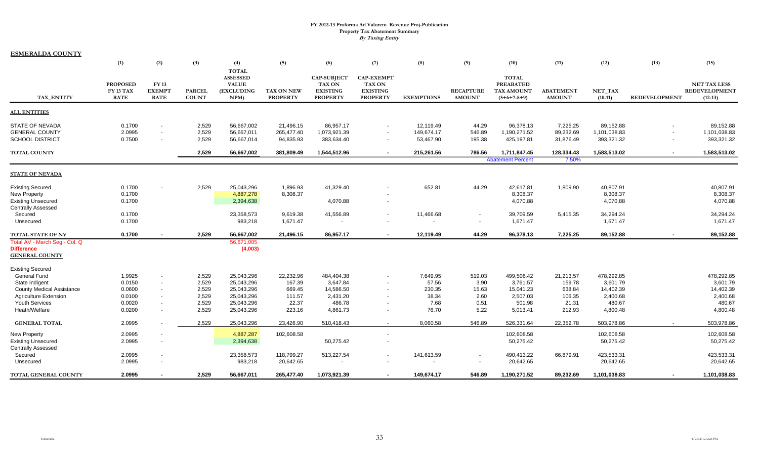# FY 2012-13 Proforma Ad Valorem Revenue Proj-Publication

## Property Tax Abatement Summary

*By Taxing Entity*

**ESMERALDA COUNTY**

| TAX_ENTITY | (1) PROPOSED FY 13 TAX RATE | (2) FY 13 EXEMPT RATE | (3) PARCEL COUNT | (4) TOTAL ASSESSED VALUE (EXCLUDING NPM) | (5) TAX ON NEW PROPERTY | (6) CAP-SUBJECT TAX ON EXISTING PROPERTY | (7) CAP-EXEMPT TAX ON EXISTING PROPERTY | (8) EXEMPTIONS | (9) RECAPTURE AMOUNT | (10) TOTAL PREABATED TAX AMOUNT (5+6+7-8+9) | (11) ABATEMENT AMOUNT | (12) NET_TAX (10-11) | (13) REDEVELOPMENT | (15) NET TAX LESS REDEVELOPMENT (12-13) |
|---|---|---|---|---|---|---|---|---|---|---|---|---|---|---|
| **ALL ENTITIES** | | | | | | | | | | | | | | |
| STATE OF NEVADA | 0.1700 | - | 2,529 | 56,667,002 | 21,496.15 | 86,957.17 | - | 12,119.49 | 44.29 | 96,378.13 | 7,225.25 | 89,152.88 | - | 89,152.88 |
| GENERAL COUNTY | 2.0995 | - | 2,529 | 56,667,011 | 265,477.40 | 1,073,921.39 | - | 149,674.17 | 546.89 | 1,190,271.52 | 89,232.69 | 1,101,038.83 | - | 1,101,038.83 |
| SCHOOL DISTRICT | 0.7500 | - | 2,529 | 56,667,014 | 94,835.93 | 383,634.40 | - | 53,467.90 | 195.38 | 425,197.81 | 31,876.49 | 393,321.32 | - | 393,321.32 |
| **TOTAL COUNTY** | | | **2,529** | **56,667,002** | **381,809.49** | **1,544,512.96** | **-** | **215,261.56** | **786.56** | **1,711,847.45** | **128,334.43** | **1,583,513.02** | **-** | **1,583,513.02** |
| | | | | | | | | | | Abatement Percent | 7.50% | | | |
| **STATE OF NEVADA** | | | | | | | | | | | | | | |
| Existing Secured | 0.1700 | - | 2,529 | 25,043,296 | 1,896.93 | 41,329.40 | - | 652.81 | 44.29 | 42,617.81 | 1,809.90 | 40,807.91 | | 40,807.91 |
| New Property | 0.1700 | | | 4,887,278 | 8,308.37 | | - | | | 8,308.37 | | 8,308.37 | | 8,308.37 |
| Existing Unsecured | 0.1700 | | | 2,394,638 | | 4,070.88 | - | | | 4,070.88 | | 4,070.88 | | 4,070.88 |
| Centrally Assessed | | | | | | | | | | | | | | |
| Secured | 0.1700 | | | 23,358,573 | 9,619.38 | 41,556.89 | - | 11,466.68 | - | 39,709.59 | 5,415.35 | 34,294.24 | | 34,294.24 |
| Unsecured | 0.1700 | | | 983,218 | 1,671.47 | - | - | - | - | 1,671.47 | | 1,671.47 | | 1,671.47 |
| **TOTAL STATE OF NV** | **0.1700** | **-** | **2,529** | **56,667,002** | **21,496.15** | **86,957.17** | **-** | **12,119.49** | **44.29** | **96,378.13** | **7,225.25** | **89,152.88** | **-** | **89,152.88** |
| Total AV - March Seg - Col. Q | | | | 56,671,005 | | | | | | | | | | |
| **Difference** | | | | (4,003) | | | | | | | | | | |
| **GENERAL COUNTY** | | | | | | | | | | | | | | |
| Existing Secured | | | | | | | | | | | | | | |
| General Fund | 1.9925 | - | 2,529 | 25,043,296 | 22,232.96 | 484,404.38 | - | 7,649.95 | 519.03 | 499,506.42 | 21,213.57 | 478,292.85 | | 478,292.85 |
| State Indigent | 0.0150 | - | 2,529 | 25,043,296 | 167.39 | 3,647.84 | - | 57.56 | 3.90 | 3,761.57 | 159.78 | 3,601.79 | | 3,601.79 |
| County Medical Assistance | 0.0600 | - | 2,529 | 25,043,296 | 669.45 | 14,586.50 | - | 230.35 | 15.63 | 15,041.23 | 638.84 | 14,402.39 | | 14,402.39 |
| Agriculture Extension | 0.0100 | - | 2,529 | 25,043,296 | 111.57 | 2,431.20 | - | 38.34 | 2.60 | 2,507.03 | 106.35 | 2,400.68 | | 2,400.68 |
| Youth Services | 0.0020 | - | 2,529 | 25,043,296 | 22.37 | 486.78 | - | 7.68 | 0.51 | 501.98 | 21.31 | 480.67 | | 480.67 |
| Heath/Welfare | 0.0200 | - | 2,529 | 25,043,296 | 223.16 | 4,861.73 | - | 76.70 | 5.22 | 5,013.41 | 212.93 | 4,800.48 | | 4,800.48 |
| **GENERAL TOTAL** | 2.0995 | - | 2,529 | 25,043,296 | 23,426.90 | 510,418.43 | - | 8,060.58 | 546.89 | 526,331.64 | 22,352.78 | 503,978.86 | - | 503,978.86 |
| New Property | 2.0995 | - | | 4,887,287 | 102,608.58 | | - | | | 102,608.58 | | 102,608.58 | | 102,608.58 |
| Existing Unsecured | 2.0995 | - | | 2,394,638 | | 50,275.42 | - | | | 50,275.42 | | 50,275.42 | | 50,275.42 |
| Centrally Assessed | | | | | | | | | | | | | | |
| Secured | 2.0995 | - | | 23,358,573 | 118,799.27 | 513,227.54 | - | 141,613.59 | - | 490,413.22 | 66,879.91 | 423,533.31 | | 423,533.31 |
| Unsecured | 2.0995 | - | | 983,218 | 20,642.65 | - | - | - | - | 20,642.65 | | 20,642.65 | | 20,642.65 |
| **TOTAL GENERAL COUNTY** | **2.0995** | **-** | **2,529** | **56,667,011** | **265,477.40** | **1,073,921.39** | **-** | **149,674.17** | **546.89** | **1,190,271.52** | **89,232.69** | **1,101,038.83** | **-** | **1,101,038.83** |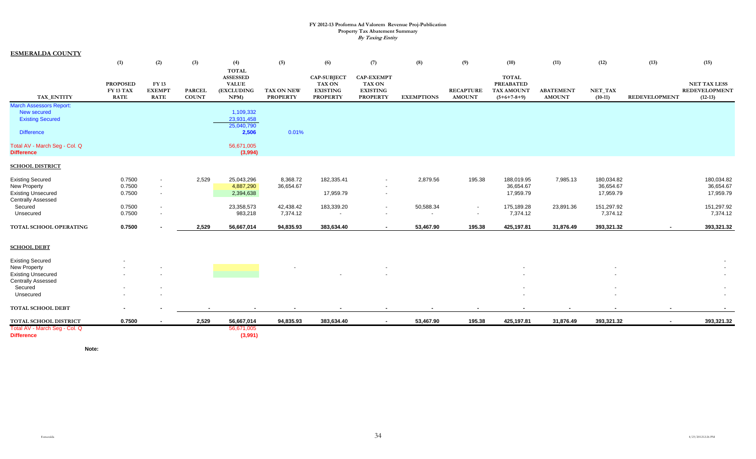FY 2012-13 Proforma Ad Valorem Revenue Proj-Publication
Property Tax Abatement Summary
*By Taxing Entity*

**ESMERALDA COUNTY**

| TAX_ENTITY | (1) PROPOSED FY 13 TAX RATE | (2) FY 13 EXEMPT RATE | (3) PARCEL COUNT | (4) TOTAL ASSESSED VALUE (EXCLUDING NPM) | (5) TAX ON NEW PROPERTY | (6) CAP-SUBJECT TAX ON EXISTING PROPERTY | (7) CAP-EXEMPT TAX ON EXISTING PROPERTY | (8) EXEMPTIONS | (9) RECAPTURE AMOUNT | (10) TOTAL PREABATED TAX AMOUNT (5+6+7-8+9) | (11) ABATEMENT AMOUNT | (12) NET_TAX (10-11) | (13) REDEVELOPMENT | (15) NET TAX LESS REDEVELOPMENT (12-13) |
|---|---|---|---|---|---|---|---|---|---|---|---|---|---|---|
| March Assessors Report: | | | | | | | | | | | | | | |
| New secured | | | | 1,109,332 | | | | | | | | | | |
| Existing Secured | | | | 23,931,458 | | | | | | | | | | |
| | | | | 25,040,790 | | | | | | | | | | |
| Difference | | | | 2,506 | 0.01% | | | | | | | | | |
| Total AV - March Seg - Col. Q | | | | 56,671,005 | | | | | | | | | | |
| **Difference** | | | | (3,994) | | | | | | | | | | |
| **SCHOOL DISTRICT** | | | | | | | | | | | | | | |
| Existing Secured | 0.7500 | - | 2,529 | 25,043,296 | 8,368.72 | 182,335.41 | - | 2,879.56 | 195.38 | 188,019.95 | 7,985.13 | 180,034.82 | | 180,034.82 |
| New Property | 0.7500 | - | | 4,887,290 | 36,654.67 | | - | | | 36,654.67 | | 36,654.67 | | 36,654.67 |
| Existing Unsecured | 0.7500 | - | | 2,394,638 | | 17,959.79 | - | | | 17,959.79 | | 17,959.79 | | 17,959.79 |
| Centrally Assessed | | | | | | | | | | | | | | |
| Secured | 0.7500 | - | | 23,358,573 | 42,438.42 | 183,339.20 | - | 50,588.34 | - | 175,189.28 | 23,891.36 | 151,297.92 | | 151,297.92 |
| Unsecured | 0.7500 | - | | 983,218 | 7,374.12 | - | - | - | - | 7,374.12 | | 7,374.12 | | 7,374.12 |
| **TOTAL SCHOOL OPERATING** | **0.7500** | **-** | **2,529** | **56,667,014** | **94,835.93** | **383,634.40** | **-** | **53,467.90** | **195.38** | **425,197.81** | **31,876.49** | **393,321.32** | **-** | **393,321.32** |
| **SCHOOL DEBT** | | | | | | | | | | | | | | |
| Existing Secured | - | | | | | | | | | | | | | - |
| New Property | - | - | | | - | | - | | | - | | - | | - |
| Existing Unsecured | - | - | | | | - | - | | | - | | - | | - |
| Centrally Assessed | | | | | | | | | | | | | | |
| Secured | - | - | | | | | | | | - | | - | | - |
| Unsecured | - | - | | | | | | | | - | | - | | - |
| **TOTAL SCHOOL DEBT** | **-** | **-** | **-** | **-** | **-** | **-** | **-** | **-** | **-** | **-** | **-** | **-** | **-** | **-** |
| **TOTAL SCHOOL DISTRICT** | **0.7500** | **-** | **2,529** | **56,667,014** | **94,835.93** | **383,634.40** | **-** | **53,467.90** | **195.38** | **425,197.81** | **31,876.49** | **393,321.32** | **-** | **393,321.32** |
| Total AV - March Seg - Col. Q | | | | 56,671,005 | | | | | | | | | | |
| **Difference** | | | | (3,991) | | | | | | | | | | |

**Note:**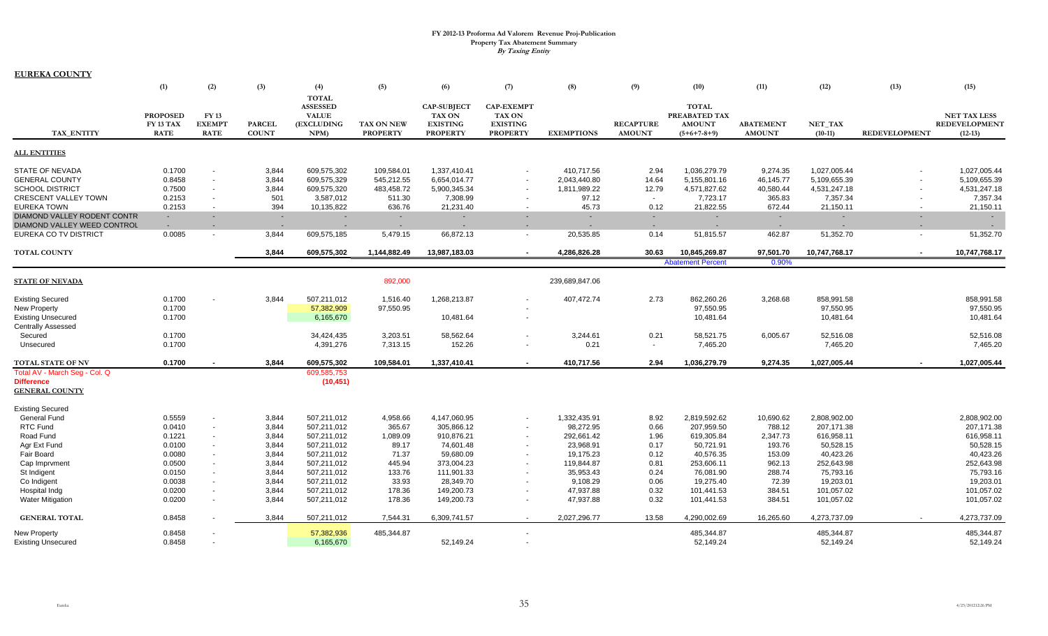# FY 2012-13 Proforma Ad Valorem Revenue Proj-Publication
## Property Tax Abatement Summary
### *By Taxing Entity*

**EUREKA COUNTY**

| TAX_ENTITY | (1) PROPOSED FY 13 TAX RATE | (2) FY 13 EXEMPT RATE | (3) PARCEL COUNT | (4) TOTAL ASSESSED VALUE (EXCLUDING NPM) | (5) TAX ON NEW PROPERTY | (6) CAP-SUBJECT TAX ON EXISTING PROPERTY | (7) CAP-EXEMPT TAX ON EXISTING PROPERTY | (8) EXEMPTIONS | (9) RECAPTURE AMOUNT | (10) TOTAL PREABATED TAX AMOUNT (5+6+7-8+9) | (11) ABATEMENT AMOUNT | (12) NET_TAX (10-11) | (13) REDEVELOPMENT | (15) NET TAX LESS REDEVELOPMENT (12-13) |
|---|---|---|---|---|---|---|---|---|---|---|---|---|---|---|
| **ALL ENTITIES** | | | | | | | | | | | | | | |
| STATE OF NEVADA | 0.1700 | - | 3,844 | 609,575,302 | 109,584.01 | 1,337,410.41 | - | 410,717.56 | 2.94 | 1,036,279.79 | 9,274.35 | 1,027,005.44 | - | 1,027,005.44 |
| GENERAL COUNTY | 0.8458 | - | 3,844 | 609,575,329 | 545,212.55 | 6,654,014.77 | - | 2,043,440.80 | 14.64 | 5,155,801.16 | 46,145.77 | 5,109,655.39 | - | 5,109,655.39 |
| SCHOOL DISTRICT | 0.7500 | - | 3,844 | 609,575,320 | 483,458.72 | 5,900,345.34 | - | 1,811,989.22 | 12.79 | 4,571,827.62 | 40,580.44 | 4,531,247.18 | - | 4,531,247.18 |
| CRESCENT VALLEY TOWN | 0.2153 | - | 501 | 3,587,012 | 511.30 | 7,308.99 | - | 97.12 | - | 7,723.17 | 365.83 | 7,357.34 | - | 7,357.34 |
| EUREKA TOWN | 0.2153 | - | 394 | 10,135,822 | 636.76 | 21,231.40 | - | 45.73 | 0.12 | 21,822.55 | 672.44 | 21,150.11 | - | 21,150.11 |
| DIAMOND VALLEY RODENT CONTR | - | - | - | - | - | - | - | - | - | - | - | - | - | - |
| DIAMOND VALLEY WEED CONTROL | - | - | - | - | - | - | - | - | - | - | - | - | - | - |
| EUREKA CO TV DISTRICT | 0.0085 | - | 3,844 | 609,575,185 | 5,479.15 | 66,872.13 | - | 20,535.85 | 0.14 | 51,815.57 | 462.87 | 51,352.70 | - | 51,352.70 |
| **TOTAL COUNTY** | | | **3,844** | **609,575,302** | **1,144,882.49** | **13,987,183.03** | **-** | **4,286,826.28** | **30.63** | **10,845,269.87** | **97,501.70** | **10,747,768.17** | **-** | **10,747,768.17** |
| | | | | | | | | | | Abatement Percent | 0.90% | | | |
| **STATE OF NEVADA** | | | | | 892,000 | | | 239,689,847.06 | | | | | | |
| Existing Secured | 0.1700 | - | 3,844 | 507,211,012 | 1,516.40 | 1,268,213.87 | - | 407,472.74 | 2.73 | 862,260.26 | 3,268.68 | 858,991.58 | | 858,991.58 |
| New Property | 0.1700 | | | 57,382,909 | 97,550.95 | | - | | | 97,550.95 | | 97,550.95 | | 97,550.95 |
| Existing Unsecured | 0.1700 | | | 6,165,670 | | 10,481.64 | - | | | 10,481.64 | | 10,481.64 | | 10,481.64 |
| Centrally Assessed | | | | | | | | | | | | | | |
| Secured | 0.1700 | | | 34,424,435 | 3,203.51 | 58,562.64 | - | 3,244.61 | 0.21 | 58,521.75 | 6,005.67 | 52,516.08 | | 52,516.08 |
| Unsecured | 0.1700 | | | 4,391,276 | 7,313.15 | 152.26 | - | 0.21 | - | 7,465.20 | | 7,465.20 | | 7,465.20 |
| **TOTAL STATE OF NV** | **0.1700** | **-** | **3,844** | **609,575,302** | **109,584.01** | **1,337,410.41** | **-** | **410,717.56** | **2.94** | **1,036,279.79** | **9,274.35** | **1,027,005.44** | **-** | **1,027,005.44** |
| Total AV - March Seg - Col. Q | | | | 609,585,753 | | | | | | | | | | |
| **Difference** | | | | **(10,451)** | | | | | | | | | | |
| **GENERAL COUNTY** | | | | | | | | | | | | | | |
| Existing Secured | | | | | | | | | | | | | | |
| General Fund | 0.5559 | - | 3,844 | 507,211,012 | 4,958.66 | 4,147,060.95 | - | 1,332,435.91 | 8.92 | 2,819,592.62 | 10,690.62 | 2,808,902.00 | | 2,808,902.00 |
| RTC Fund | 0.0410 | - | 3,844 | 507,211,012 | 365.67 | 305,866.12 | - | 98,272.95 | 0.66 | 207,959.50 | 788.12 | 207,171.38 | | 207,171.38 |
| Road Fund | 0.1221 | - | 3,844 | 507,211,012 | 1,089.09 | 910,876.21 | - | 292,661.42 | 1.96 | 619,305.84 | 2,347.73 | 616,958.11 | | 616,958.11 |
| Agr Ext Fund | 0.0100 | - | 3,844 | 507,211,012 | 89.17 | 74,601.48 | - | 23,968.91 | 0.17 | 50,721.91 | 193.76 | 50,528.15 | | 50,528.15 |
| Fair Board | 0.0080 | - | 3,844 | 507,211,012 | 71.37 | 59,680.09 | - | 19,175.23 | 0.12 | 40,576.35 | 153.09 | 40,423.26 | | 40,423.26 |
| Cap Imprvment | 0.0500 | - | 3,844 | 507,211,012 | 445.94 | 373,004.23 | - | 119,844.87 | 0.81 | 253,606.11 | 962.13 | 252,643.98 | | 252,643.98 |
| St Indigent | 0.0150 | - | 3,844 | 507,211,012 | 133.76 | 111,901.33 | - | 35,953.43 | 0.24 | 76,081.90 | 288.74 | 75,793.16 | | 75,793.16 |
| Co Indigent | 0.0038 | - | 3,844 | 507,211,012 | 33.93 | 28,349.70 | - | 9,108.29 | 0.06 | 19,275.40 | 72.39 | 19,203.01 | | 19,203.01 |
| Hospital Indg | 0.0200 | - | 3,844 | 507,211,012 | 178.36 | 149,200.73 | - | 47,937.88 | 0.32 | 101,441.53 | 384.51 | 101,057.02 | | 101,057.02 |
| Water Mitigation | 0.0200 | - | 3,844 | 507,211,012 | 178.36 | 149,200.73 | - | 47,937.88 | 0.32 | 101,441.53 | 384.51 | 101,057.02 | | 101,057.02 |
| **GENERAL TOTAL** | **0.8458** | **-** | **3,844** | **507,211,012** | **7,544.31** | **6,309,741.57** | **-** | **2,027,296.77** | **13.58** | **4,290,002.69** | **16,265.60** | **4,273,737.09** | **-** | **4,273,737.09** |
| New Property | 0.8458 | - | | 57,382,936 | 485,344.87 | | - | | | 485,344.87 | | 485,344.87 | | 485,344.87 |
| Existing Unsecured | 0.8458 | - | | 6,165,670 | | 52,149.24 | - | | | 52,149.24 | | 52,149.24 | | 52,149.24 |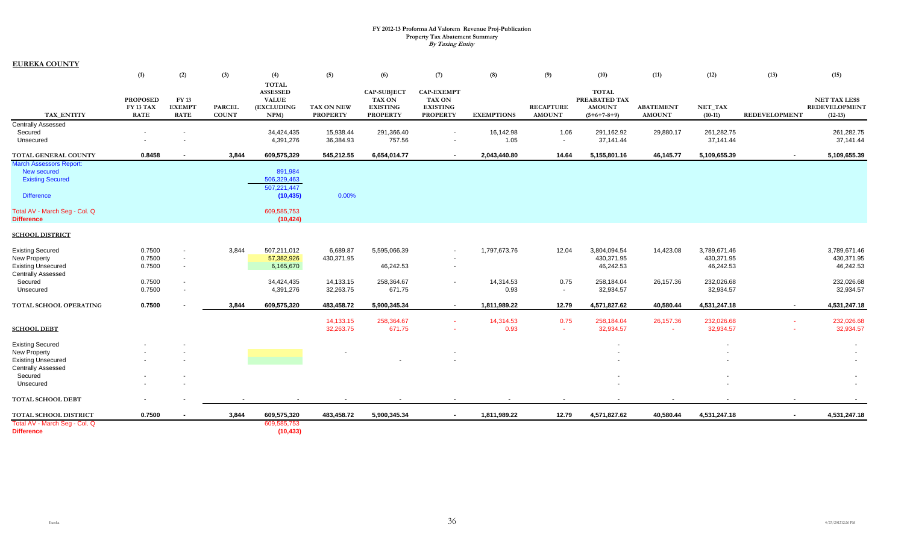**FY 2012-13 Proforma Ad Valorem Revenue Proj-Publication**
**Property Tax Abatement Summary**
***By Taxing Entity***

**EUREKA COUNTY**

| TAX_ENTITY | (1) PROPOSED FY 13 TAX RATE | (2) FY 13 EXEMPT RATE | (3) PARCEL COUNT | (4) TOTAL ASSESSED VALUE (EXCLUDING NPM) | (5) TAX ON NEW PROPERTY | (6) CAP-SUBJECT TAX ON EXISTING PROPERTY | (7) CAP-EXEMPT TAX ON EXISTING PROPERTY | (8) EXEMPTIONS | (9) RECAPTURE AMOUNT | (10) TOTAL PREABATED TAX AMOUNT (5+6+7-8+9) | (11) ABATEMENT AMOUNT | (12) NET_TAX (10-11) | (13) REDEVELOPMENT | (15) NET TAX LESS REDEVELOPMENT (12-13) |
|---|---|---|---|---|---|---|---|---|---|---|---|---|---|---|
| Centrally Assessed | | | | | | | | | | | | | | |
| Secured | - | - | | 34,424,435 | 15,938.44 | 291,366.40 | - | 16,142.98 | 1.06 | 291,162.92 | 29,880.17 | 261,282.75 | | 261,282.75 |
| Unsecured | - | - | | 4,391,276 | 36,384.93 | 757.56 | - | 1.05 | - | 37,141.44 | | 37,141.44 | | 37,141.44 |
| **TOTAL GENERAL COUNTY** | **0.8458** | **-** | **3,844** | **609,575,329** | **545,212.55** | **6,654,014.77** | **-** | **2,043,440.80** | **14.64** | **5,155,801.16** | **46,145.77** | **5,109,655.39** | **-** | **5,109,655.39** |
| March Assessors Report: | | | | | | | | | | | | | | |
| New secured | | | | 891,984 | | | | | | | | | | |
| Existing Secured | | | | 506,329,463 | | | | | | | | | | |
| | | | | 507,221,447 | | | | | | | | | | |
| Difference | | | | (10,435) | 0.00% | | | | | | | | | |
| Total AV - March Seg - Col. Q | | | | 609,585,753 | | | | | | | | | | |
| **Difference** | | | | **(10,424)** | | | | | | | | | | |
| **SCHOOL DISTRICT** | | | | | | | | | | | | | | |
| Existing Secured | 0.7500 | - | 3,844 | 507,211,012 | 6,689.87 | 5,595,066.39 | - | 1,797,673.76 | 12.04 | 3,804,094.54 | 14,423.08 | 3,789,671.46 | | 3,789,671.46 |
| New Property | 0.7500 | - | | 57,382,926 | 430,371.95 | | - | | | 430,371.95 | | 430,371.95 | | 430,371.95 |
| Existing Unsecured | 0.7500 | - | | 6,165,670 | | 46,242.53 | - | | | 46,242.53 | | 46,242.53 | | 46,242.53 |
| Centrally Assessed | | | | | | | | | | | | | | |
| Secured | 0.7500 | - | | 34,424,435 | 14,133.15 | 258,364.67 | - | 14,314.53 | 0.75 | 258,184.04 | 26,157.36 | 232,026.68 | | 232,026.68 |
| Unsecured | 0.7500 | - | | 4,391,276 | 32,263.75 | 671.75 | | 0.93 | - | 32,934.57 | | 32,934.57 | | 32,934.57 |
| **TOTAL SCHOOL OPERATING** | **0.7500** | **-** | **3,844** | **609,575,320** | **483,458.72** | **5,900,345.34** | **-** | **1,811,989.22** | **12.79** | **4,571,827.62** | **40,580.44** | **4,531,247.18** | **-** | **4,531,247.18** |
| | | | | | 14,133.15 | 258,364.67 | - | 14,314.53 | 0.75 | 258,184.04 | 26,157.36 | 232,026.68 | - | 232,026.68 |
| **SCHOOL DEBT** | | | | | 32,263.75 | 671.75 | - | 0.93 | - | 32,934.57 | - | 32,934.57 | - | 32,934.57 |
| Existing Secured | - | - | | | | | | | | - | | - | | - |
| New Property | - | - | | | - | | - | | | - | | - | | - |
| Existing Unsecured | - | - | | | | - | - | | | - | | - | | - |
| Centrally Assessed | | | | | | | | | | | | | | |
| Secured | - | - | | | | | | | | - | | - | | - |
| Unsecured | - | - | | | | | | | | - | | - | | - |
| **TOTAL SCHOOL DEBT** | **-** | **-** | **-** | **-** | **-** | **-** | **-** | **-** | **-** | **-** | **-** | **-** | **-** | **-** |
| **TOTAL SCHOOL DISTRICT** | **0.7500** | **-** | **3,844** | **609,575,320** | **483,458.72** | **5,900,345.34** | **-** | **1,811,989.22** | **12.79** | **4,571,827.62** | **40,580.44** | **4,531,247.18** | **-** | **4,531,247.18** |
| Total AV - March Seg - Col. Q | | | | 609,585,753 | | | | | | | | | | |
| **Difference** | | | | **(10,433)** | | | | | | | | | | |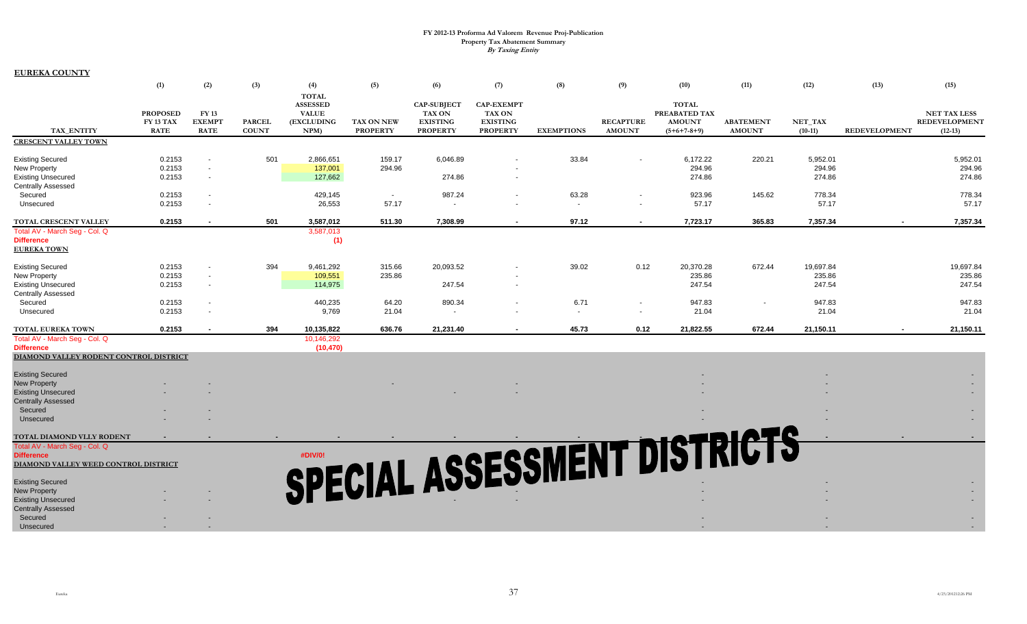**FY 2012-13 Proforma Ad Valorem Revenue Proj-Publication**
**Property Tax Abatement Summary**
***By Taxing Entity***

**EUREKA COUNTY**

| TAX_ENTITY | (1) PROPOSED FY 13 TAX RATE | (2) FY 13 EXEMPT RATE | (3) PARCEL COUNT | (4) TOTAL ASSESSED VALUE (EXCLUDING NPM) | (5) TAX ON NEW PROPERTY | (6) CAP-SUBJECT TAX ON EXISTING PROPERTY | (7) CAP-EXEMPT TAX ON EXISTING PROPERTY | (8) EXEMPTIONS | (9) RECAPTURE AMOUNT | (10) TOTAL PREABATED TAX AMOUNT (5+6+7-8+9) | (11) ABATEMENT AMOUNT | (12) NET_TAX (10-11) | (13) REDEVELOPMENT | (15) NET TAX LESS REDEVELOPMENT (12-13) |
|---|---|---|---|---|---|---|---|---|---|---|---|---|---|---|
| **CRESCENT VALLEY TOWN** | | | | | | | | | | | | | | |
| Existing Secured | 0.2153 | - | 501 | 2,866,651 | 159.17 | 6,046.89 | - | 33.84 | - | 6,172.22 | 220.21 | 5,952.01 | | 5,952.01 |
| New Property | 0.2153 | - | | 137,001 | 294.96 | | - | | | 294.96 | | 294.96 | | 294.96 |
| Existing Unsecured | 0.2153 | - | | 127,662 | | 274.86 | - | | | 274.86 | | 274.86 | | 274.86 |
| Centrally Assessed | | | | | | | | | | | | | | |
| Secured | 0.2153 | - | | 429,145 | - | 987.24 | - | 63.28 | - | 923.96 | 145.62 | 778.34 | | 778.34 |
| Unsecured | 0.2153 | - | | 26,553 | 57.17 | - | - | - | - | 57.17 | | 57.17 | | 57.17 |
| **TOTAL CRESCENT VALLEY** | **0.2153** | **-** | **501** | **3,587,012** | **511.30** | **7,308.99** | **-** | **97.12** | **-** | **7,723.17** | **365.83** | **7,357.34** | **-** | **7,357.34** |
| Total AV - March Seg - Col. Q | | | | 3,587,013 | | | | | | | | | | |
| Difference | | | | (1) | | | | | | | | | | |
| **EUREKA TOWN** | | | | | | | | | | | | | | |
| Existing Secured | 0.2153 | - | 394 | 9,461,292 | 315.66 | 20,093.52 | - | 39.02 | 0.12 | 20,370.28 | 672.44 | 19,697.84 | | 19,697.84 |
| New Property | 0.2153 | - | | 109,551 | 235.86 | | - | | | 235.86 | | 235.86 | | 235.86 |
| Existing Unsecured | 0.2153 | - | | 114,975 | | 247.54 | - | | | 247.54 | | 247.54 | | 247.54 |
| Centrally Assessed | | | | | | | | | | | | | | |
| Secured | 0.2153 | - | | 440,235 | 64.20 | 890.34 | - | 6.71 | - | 947.83 | - | 947.83 | | 947.83 |
| Unsecured | 0.2153 | - | | 9,769 | 21.04 | - | - | - | - | 21.04 | | 21.04 | | 21.04 |
| **TOTAL EUREKA TOWN** | **0.2153** | **-** | **394** | **10,135,822** | **636.76** | **21,231.40** | **-** | **45.73** | **0.12** | **21,822.55** | **672.44** | **21,150.11** | **-** | **21,150.11** |
| Total AV - March Seg - Col. Q | | | | 10,146,292 | | | | | | | | | | |
| Difference | | | | (10,470) | | | | | | | | | | |
| **DIAMOND VALLEY RODENT CONTROL DISTRICT** | | | | | | | | | | | | | | |
| Existing Secured | | | | | | | | | | - | | - | | - |
| New Property | - | - | | | - | | - | | | - | | - | | - |
| Existing Unsecured | - | - | | | | - | - | | | - | | - | | - |
| Centrally Assessed | | | | | | | | | | | | | | |
| Secured | - | - | | | | | | | | - | | - | | - |
| Unsecured | - | - | | | | | | | | - | | - | | - |
| **TOTAL DIAMOND VLLY RODENT** | **-** | **-** | **-** | **-** | **-** | **-** | **-** | **-** | **-** | **-** | | **-** | **-** | **-** |
| Total AV - March Seg - Col. Q | | | | | | | | | | | | | | |
| Difference | | | | #DIV/0! | | | | | | | | | | |
| **DIAMOND VALLEY WEED CONTROL DISTRICT** | | | | | | | | | | | | | | |
| Existing Secured | | | | | | | | | | - | | - | | - |
| New Property | - | - | | | | | - | | | - | | - | | - |
| Existing Unsecured | - | - | | | | - | - | | | - | | - | | - |
| Centrally Assessed | | | | | | | | | | | | | | |
| Secured | - | - | | | | | | | | - | | - | | - |
| Unsecured | - | - | | | | | | | | - | | - | | - |

**SPECIAL ASSESSMENT DISTRICTS**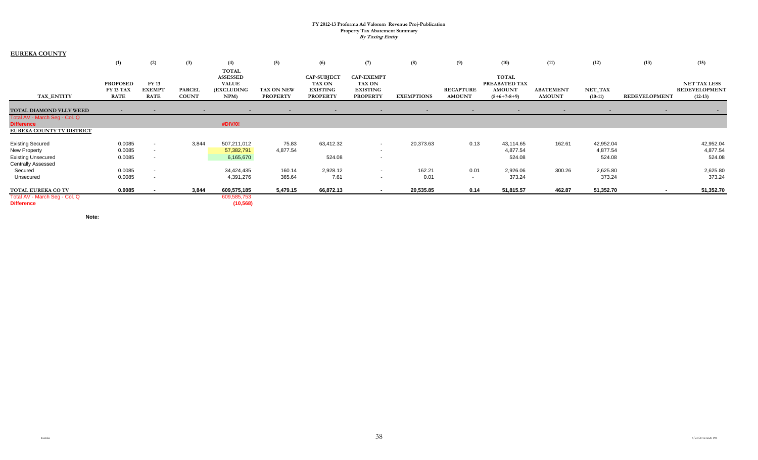# FY 2012-13 Proforma Ad Valorem Revenue Proj-Publication
## Property Tax Abatement Summary
### *By Taxing Entity*

**EUREKA COUNTY**

| TAX_ENTITY | (1) PROPOSED FY 13 TAX RATE | (2) FY 13 EXEMPT RATE | (3) PARCEL COUNT | (4) TOTAL ASSESSED VALUE (EXCLUDING NPM) | (5) TAX ON NEW PROPERTY | (6) CAP-SUBJECT TAX ON EXISTING PROPERTY | (7) CAP-EXEMPT TAX ON EXISTING PROPERTY | (8) EXEMPTIONS | (9) RECAPTURE AMOUNT | (10) TOTAL PREABATED TAX AMOUNT (5+6+7-8+9) | (11) ABATEMENT AMOUNT | (12) NET_TAX (10-11) | (13) REDEVELOPMENT | (15) NET TAX LESS REDEVELOPMENT (12-13) |
|---|---|---|---|---|---|---|---|---|---|---|---|---|---|---|
| **TOTAL DIAMOND VLLY WEED** | - | - | - | - | - | - | - | - | - | - | - | - | - | - |
| Total AV - March Seg - Col. Q | | | | | | | | | | | | | | |
| **Difference** | | | | #DIV/0! | | | | | | | | | | |
| **EUREKA COUNTY TV DISTRICT** | | | | | | | | | | | | | | |
| Existing Secured | 0.0085 | - | 3,844 | 507,211,012 | 75.83 | 63,412.32 | - | 20,373.63 | 0.13 | 43,114.65 | 162.61 | 42,952.04 | | 42,952.04 |
| New Property | 0.0085 | - | | 57,382,791 | 4,877.54 | | - | | | 4,877.54 | | 4,877.54 | | 4,877.54 |
| Existing Unsecured | 0.0085 | - | | 6,165,670 | | 524.08 | - | | | 524.08 | | 524.08 | | 524.08 |
| Centrally Assessed | | | | | | | | | | | | | | |
| Secured | 0.0085 | - | | 34,424,435 | 160.14 | 2,928.12 | - | 162.21 | 0.01 | 2,926.06 | 300.26 | 2,625.80 | | 2,625.80 |
| Unsecured | 0.0085 | - | | 4,391,276 | 365.64 | 7.61 | - | 0.01 | - | 373.24 | | 373.24 | | 373.24 |
| **TOTAL EUREKA CO TV** | **0.0085** | **-** | **3,844** | **609,575,185** | **5,479.15** | **66,872.13** | **-** | **20,535.85** | **0.14** | **51,815.57** | **462.87** | **51,352.70** | **-** | **51,352.70** |
| Total AV - March Seg - Col. Q | | | | 609,585,753 | | | | | | | | | | |
| **Difference** | | | | **(10,568)** | | | | | | | | | | |

**Note:**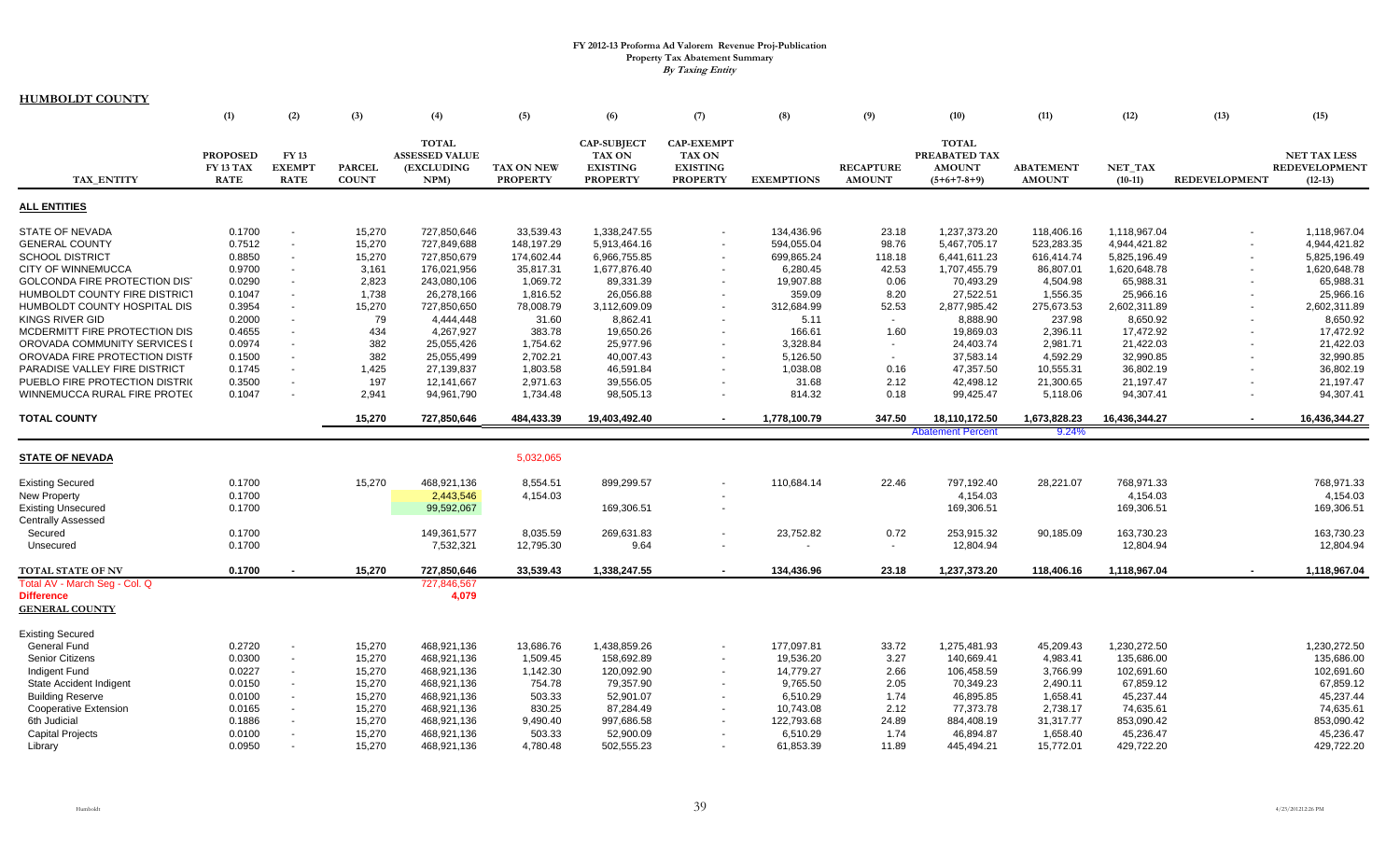# FY 2012-13 Proforma Ad Valorem Revenue Proj-Publication

## Property Tax Abatement Summary

### *By Taxing Entity*

**HUMBOLDT COUNTY**

| | (1) | (2) | (3) | (4) | (5) | (6) | (7) | (8) | (9) | (10) | (11) | (12) | (13) | (15) |
|---|---|---|---|---|---|---|---|---|---|---|---|---|---|---|
| TAX_ENTITY | PROPOSED FY 13 TAX RATE | FY 13 EXEMPT RATE | PARCEL COUNT | TOTAL ASSESSED VALUE (EXCLUDING NPM) | TAX ON NEW PROPERTY | CAP-SUBJECT TAX ON EXISTING PROPERTY | CAP-EXEMPT TAX ON EXISTING PROPERTY | EXEMPTIONS | RECAPTURE AMOUNT | TOTAL PREABATED TAX AMOUNT (5+6+7-8+9) | ABATEMENT AMOUNT | NET_TAX (10-11) | REDEVELOPMENT | NET TAX LESS REDEVELOPMENT (12-13) |
| **ALL ENTITIES** | | | | | | | | | | | | | | |
| STATE OF NEVADA | 0.1700 | - | 15,270 | 727,850,646 | 33,539.43 | 1,338,247.55 | - | 134,436.96 | 23.18 | 1,237,373.20 | 118,406.16 | 1,118,967.04 | - | 1,118,967.04 |
| GENERAL COUNTY | 0.7512 | - | 15,270 | 727,849,688 | 148,197.29 | 5,913,464.16 | - | 594,055.04 | 98.76 | 5,467,705.17 | 523,283.35 | 4,944,421.82 | - | 4,944,421.82 |
| SCHOOL DISTRICT | 0.8850 | - | 15,270 | 727,850,679 | 174,602.44 | 6,966,755.85 | - | 699,865.24 | 118.18 | 6,441,611.23 | 616,414.74 | 5,825,196.49 | - | 5,825,196.49 |
| CITY OF WINNEMUCCA | 0.9700 | - | 3,161 | 176,021,956 | 35,817.31 | 1,677,876.40 | - | 6,280.45 | 42.53 | 1,707,455.79 | 86,807.01 | 1,620,648.78 | - | 1,620,648.78 |
| GOLCONDA FIRE PROTECTION DIST | 0.0290 | - | 2,823 | 243,080,106 | 1,069.72 | 89,331.39 | - | 19,907.88 | 0.06 | 70,493.29 | 4,504.98 | 65,988.31 | - | 65,988.31 |
| HUMBOLDT COUNTY FIRE DISTRICT | 0.1047 | - | 1,738 | 26,278,166 | 1,816.52 | 26,056.88 | - | 359.09 | 8.20 | 27,522.51 | 1,556.35 | 25,966.16 | - | 25,966.16 |
| HUMBOLDT COUNTY HOSPITAL DIS | 0.3954 | - | 15,270 | 727,850,650 | 78,008.79 | 3,112,609.09 | - | 312,684.99 | 52.53 | 2,877,985.42 | 275,673.53 | 2,602,311.89 | - | 2,602,311.89 |
| KINGS RIVER GID | 0.2000 | - | 79 | 4,444,448 | 31.60 | 8,862.41 | - | 5.11 | - | 8,888.90 | 237.98 | 8,650.92 | - | 8,650.92 |
| MCDERMITT FIRE PROTECTION DIS | 0.4655 | - | 434 | 4,267,927 | 383.78 | 19,650.26 | - | 166.61 | 1.60 | 19,869.03 | 2,396.11 | 17,472.92 | - | 17,472.92 |
| OROVADA COMMUNITY SERVICES I | 0.0974 | - | 382 | 25,055,426 | 1,754.62 | 25,977.96 | - | 3,328.84 | - | 24,403.74 | 2,981.71 | 21,422.03 | - | 21,422.03 |
| OROVADA FIRE PROTECTION DISTI | 0.1500 | - | 382 | 25,055,499 | 2,702.21 | 40,007.43 | - | 5,126.50 | - | 37,583.14 | 4,592.29 | 32,990.85 | - | 32,990.85 |
| PARADISE VALLEY FIRE DISTRICT | 0.1745 | - | 1,425 | 27,139,837 | 1,803.58 | 46,591.84 | - | 1,038.08 | 0.16 | 47,357.50 | 10,555.31 | 36,802.19 | - | 36,802.19 |
| PUEBLO FIRE PROTECTION DISTRI( | 0.3500 | - | 197 | 12,141,667 | 2,971.63 | 39,556.05 | - | 31.68 | 2.12 | 42,498.12 | 21,300.65 | 21,197.47 | - | 21,197.47 |
| WINNEMUCCA RURAL FIRE PROTE( | 0.1047 | - | 2,941 | 94,961,790 | 1,734.48 | 98,505.13 | - | 814.32 | 0.18 | 99,425.47 | 5,118.06 | 94,307.41 | - | 94,307.41 |
| **TOTAL COUNTY** | | | **15,270** | **727,850,646** | **484,433.39** | **19,403,492.40** | **-** | **1,778,100.79** | **347.50** | **18,110,172.50** | **1,673,828.23** | **16,436,344.27** | **-** | **16,436,344.27** |
| | | | | | | | | | | Abatement Percent | 9.24% | | | |
| **STATE OF NEVADA** | | | | | 5,032,065 | | | | | | | | | |
| Existing Secured | 0.1700 | | 15,270 | 468,921,136 | 8,554.51 | 899,299.57 | - | 110,684.14 | 22.46 | 797,192.40 | 28,221.07 | 768,971.33 | | 768,971.33 |
| New Property | 0.1700 | | | 2,443,546 | 4,154.03 | | - | | | 4,154.03 | | 4,154.03 | | 4,154.03 |
| Existing Unsecured | 0.1700 | | | 99,592,067 | | 169,306.51 | - | | | 169,306.51 | | 169,306.51 | | 169,306.51 |
| Centrally Assessed | | | | | | | | | | | | | | |
| Secured | 0.1700 | | | 149,361,577 | 8,035.59 | 269,631.83 | - | 23,752.82 | 0.72 | 253,915.32 | 90,185.09 | 163,730.23 | | 163,730.23 |
| Unsecured | 0.1700 | | | 7,532,321 | 12,795.30 | 9.64 | - | - | - | 12,804.94 | | 12,804.94 | | 12,804.94 |
| **TOTAL STATE OF NV** | **0.1700** | **-** | **15,270** | **727,850,646** | **33,539.43** | **1,338,247.55** | **-** | **134,436.96** | **23.18** | **1,237,373.20** | **118,406.16** | **1,118,967.04** | **-** | **1,118,967.04** |
| Total AV - March Seg - Col. Q | | | | 727,846,567 | | | | | | | | | | |
| **Difference** | | | | **4,079** | | | | | | | | | | |
| **GENERAL COUNTY** | | | | | | | | | | | | | | |
| Existing Secured | | | | | | | | | | | | | | |
| General Fund | 0.2720 | - | 15,270 | 468,921,136 | 13,686.76 | 1,438,859.26 | - | 177,097.81 | 33.72 | 1,275,481.93 | 45,209.43 | 1,230,272.50 | | 1,230,272.50 |
| Senior Citizens | 0.0300 | - | 15,270 | 468,921,136 | 1,509.45 | 158,692.89 | - | 19,536.20 | 3.27 | 140,669.41 | 4,983.41 | 135,686.00 | | 135,686.00 |
| Indigent Fund | 0.0227 | - | 15,270 | 468,921,136 | 1,142.30 | 120,092.90 | - | 14,779.27 | 2.66 | 106,458.59 | 3,766.99 | 102,691.60 | | 102,691.60 |
| State Accident Indigent | 0.0150 | - | 15,270 | 468,921,136 | 754.78 | 79,357.90 | - | 9,765.50 | 2.05 | 70,349.23 | 2,490.11 | 67,859.12 | | 67,859.12 |
| Building Reserve | 0.0100 | - | 15,270 | 468,921,136 | 503.33 | 52,901.07 | - | 6,510.29 | 1.74 | 46,895.85 | 1,658.41 | 45,237.44 | | 45,237.44 |
| Cooperative Extension | 0.0165 | - | 15,270 | 468,921,136 | 830.25 | 87,284.49 | - | 10,743.08 | 2.12 | 77,373.78 | 2,738.17 | 74,635.61 | | 74,635.61 |
| 6th Judicial | 0.1886 | - | 15,270 | 468,921,136 | 9,490.40 | 997,686.58 | - | 122,793.68 | 24.89 | 884,408.19 | 31,317.77 | 853,090.42 | | 853,090.42 |
| Capital Projects | 0.0100 | - | 15,270 | 468,921,136 | 503.33 | 52,900.09 | - | 6,510.29 | 1.74 | 46,894.87 | 1,658.40 | 45,236.47 | | 45,236.47 |
| Library | 0.0950 | - | 15,270 | 468,921,136 | 4,780.48 | 502,555.23 | - | 61,853.39 | 11.89 | 445,494.21 | 15,772.01 | 429,722.20 | | 429,722.20 |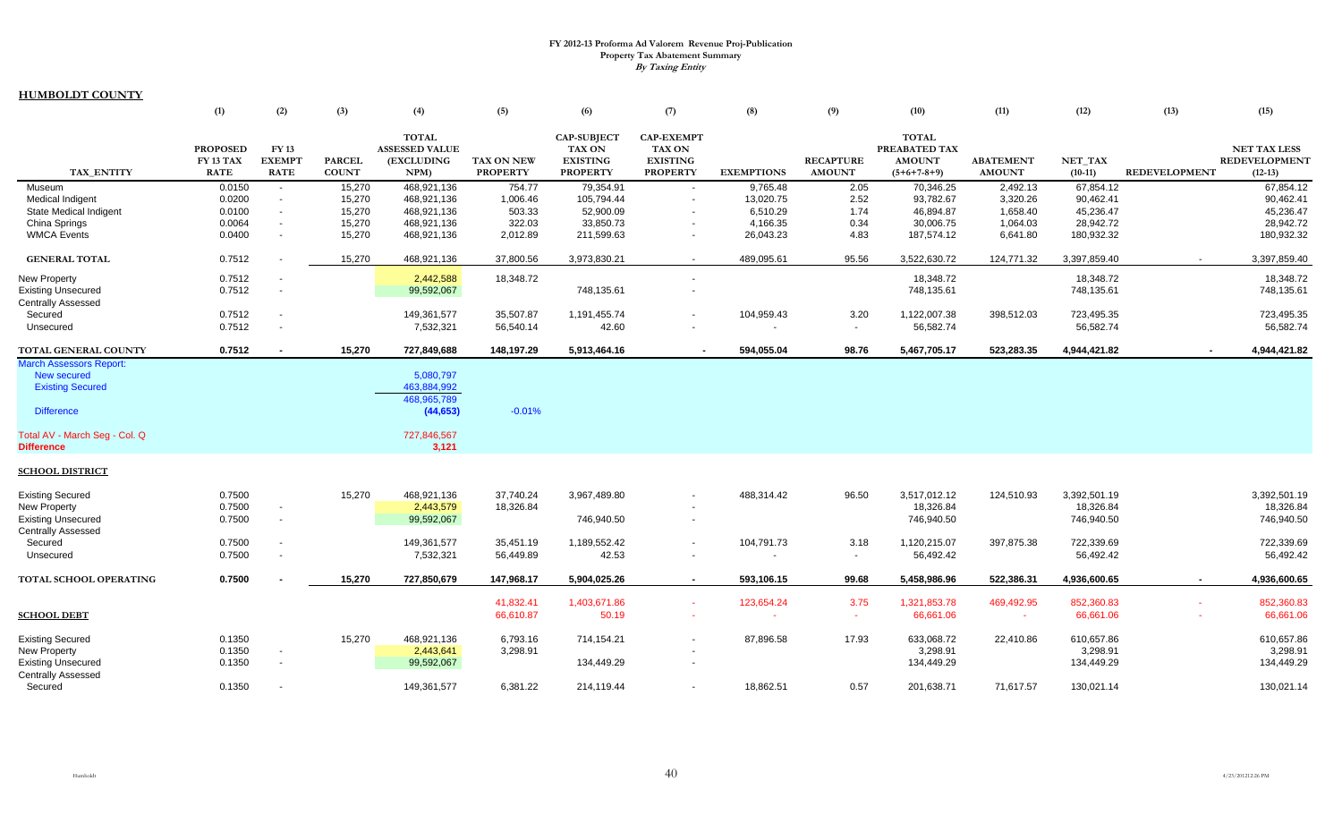# FY 2012-13 Proforma Ad Valorem Revenue Proj-Publication
## Property Tax Abatement Summary
*By Taxing Entity*

**HUMBOLDT COUNTY**

| TAX_ENTITY | (1) PROPOSED FY 13 TAX RATE | (2) FY 13 EXEMPT RATE | (3) PARCEL COUNT | (4) TOTAL ASSESSED VALUE (EXCLUDING NPM) | (5) TAX ON NEW PROPERTY | (6) CAP-SUBJECT TAX ON EXISTING PROPERTY | (7) CAP-EXEMPT TAX ON EXISTING PROPERTY | (8) EXEMPTIONS | (9) RECAPTURE AMOUNT | (10) TOTAL PREABATED TAX AMOUNT (5+6+7-8+9) | (11) ABATEMENT AMOUNT | (12) NET_TAX (10-11) | (13) REDEVELOPMENT | (15) NET TAX LESS REDEVELOPMENT (12-13) |
|---|---|---|---|---|---|---|---|---|---|---|---|---|---|---|
| Museum | 0.0150 | - | 15,270 | 468,921,136 | 754.77 | 79,354.91 | - | 9,765.48 | 2.05 | 70,346.25 | 2,492.13 | 67,854.12 | | 67,854.12 |
| Medical Indigent | 0.0200 | - | 15,270 | 468,921,136 | 1,006.46 | 105,794.44 | - | 13,020.75 | 2.52 | 93,782.67 | 3,320.26 | 90,462.41 | | 90,462.41 |
| State Medical Indigent | 0.0100 | - | 15,270 | 468,921,136 | 503.33 | 52,900.09 | - | 6,510.29 | 1.74 | 46,894.87 | 1,658.40 | 45,236.47 | | 45,236.47 |
| China Springs | 0.0064 | - | 15,270 | 468,921,136 | 322.03 | 33,850.73 | - | 4,166.35 | 0.34 | 30,006.75 | 1,064.03 | 28,942.72 | | 28,942.72 |
| WMCA Events | 0.0400 | - | 15,270 | 468,921,136 | 2,012.89 | 211,599.63 | - | 26,043.23 | 4.83 | 187,574.12 | 6,641.80 | 180,932.32 | | 180,932.32 |
| **GENERAL TOTAL** | 0.7512 | - | 15,270 | 468,921,136 | 37,800.56 | 3,973,830.21 | - | 489,095.61 | 95.56 | 3,522,630.72 | 124,771.32 | 3,397,859.40 | - | 3,397,859.40 |
| New Property | 0.7512 | - | | 2,442,588 | 18,348.72 | | - | | | 18,348.72 | | 18,348.72 | | 18,348.72 |
| Existing Unsecured | 0.7512 | - | | 99,592,067 | | 748,135.61 | - | | | 748,135.61 | | 748,135.61 | | 748,135.61 |
| Centrally Assessed | | | | | | | | | | | | | | |
| Secured | 0.7512 | - | | 149,361,577 | 35,507.87 | 1,191,455.74 | - | 104,959.43 | 3.20 | 1,122,007.38 | 398,512.03 | 723,495.35 | | 723,495.35 |
| Unsecured | 0.7512 | - | | 7,532,321 | 56,540.14 | 42.60 | - | - | - | 56,582.74 | | 56,582.74 | | 56,582.74 |
| **TOTAL GENERAL COUNTY** | **0.7512** | **-** | **15,270** | **727,849,688** | **148,197.29** | **5,913,464.16** | **-** | **594,055.04** | **98.76** | **5,467,705.17** | **523,283.35** | **4,944,421.82** | **-** | **4,944,421.82** |
| March Assessors Report: | | | | | | | | | | | | | | |
| New secured | | | | 5,080,797 | | | | | | | | | | |
| Existing Secured | | | | 463,884,992 | | | | | | | | | | |
| | | | | 468,965,789 | | | | | | | | | | |
| Difference | | | | (44,653) | -0.01% | | | | | | | | | |
| Total AV - March Seg - Col. Q | | | | 727,846,567 | | | | | | | | | | |
| **Difference** | | | | **3,121** | | | | | | | | | | |
| **SCHOOL DISTRICT** | | | | | | | | | | | | | | |
| Existing Secured | 0.7500 | | 15,270 | 468,921,136 | 37,740.24 | 3,967,489.80 | - | 488,314.42 | 96.50 | 3,517,012.12 | 124,510.93 | 3,392,501.19 | | 3,392,501.19 |
| New Property | 0.7500 | - | | 2,443,579 | 18,326.84 | | - | | | 18,326.84 | | 18,326.84 | | 18,326.84 |
| Existing Unsecured | 0.7500 | - | | 99,592,067 | | 746,940.50 | - | | | 746,940.50 | | 746,940.50 | | 746,940.50 |
| Centrally Assessed | | | | | | | | | | | | | | |
| Secured | 0.7500 | - | | 149,361,577 | 35,451.19 | 1,189,552.42 | - | 104,791.73 | 3.18 | 1,120,215.07 | 397,875.38 | 722,339.69 | | 722,339.69 |
| Unsecured | 0.7500 | - | | 7,532,321 | 56,449.89 | 42.53 | - | - | - | 56,492.42 | | 56,492.42 | | 56,492.42 |
| **TOTAL SCHOOL OPERATING** | **0.7500** | **-** | **15,270** | **727,850,679** | **147,968.17** | **5,904,025.26** | **-** | **593,106.15** | **99.68** | **5,458,986.96** | **522,386.31** | **4,936,600.65** | **-** | **4,936,600.65** |
| | | | | | 41,832.41 | 1,403,671.86 | - | 123,654.24 | 3.75 | 1,321,853.78 | 469,492.95 | 852,360.83 | - | 852,360.83 |
| **SCHOOL DEBT** | | | | | 66,610.87 | 50.19 | - | - | - | 66,661.06 | - | 66,661.06 | - | 66,661.06 |
| Existing Secured | 0.1350 | | 15,270 | 468,921,136 | 6,793.16 | 714,154.21 | - | 87,896.58 | 17.93 | 633,068.72 | 22,410.86 | 610,657.86 | | 610,657.86 |
| New Property | 0.1350 | - | | 2,443,641 | 3,298.91 | | - | | | 3,298.91 | | 3,298.91 | | 3,298.91 |
| Existing Unsecured | 0.1350 | - | | 99,592,067 | | 134,449.29 | - | | | 134,449.29 | | 134,449.29 | | 134,449.29 |
| Centrally Assessed | | | | | | | | | | | | | | |
| Secured | 0.1350 | - | | 149,361,577 | 6,381.22 | 214,119.44 | - | 18,862.51 | 0.57 | 201,638.71 | 71,617.57 | 130,021.14 | | 130,021.14 |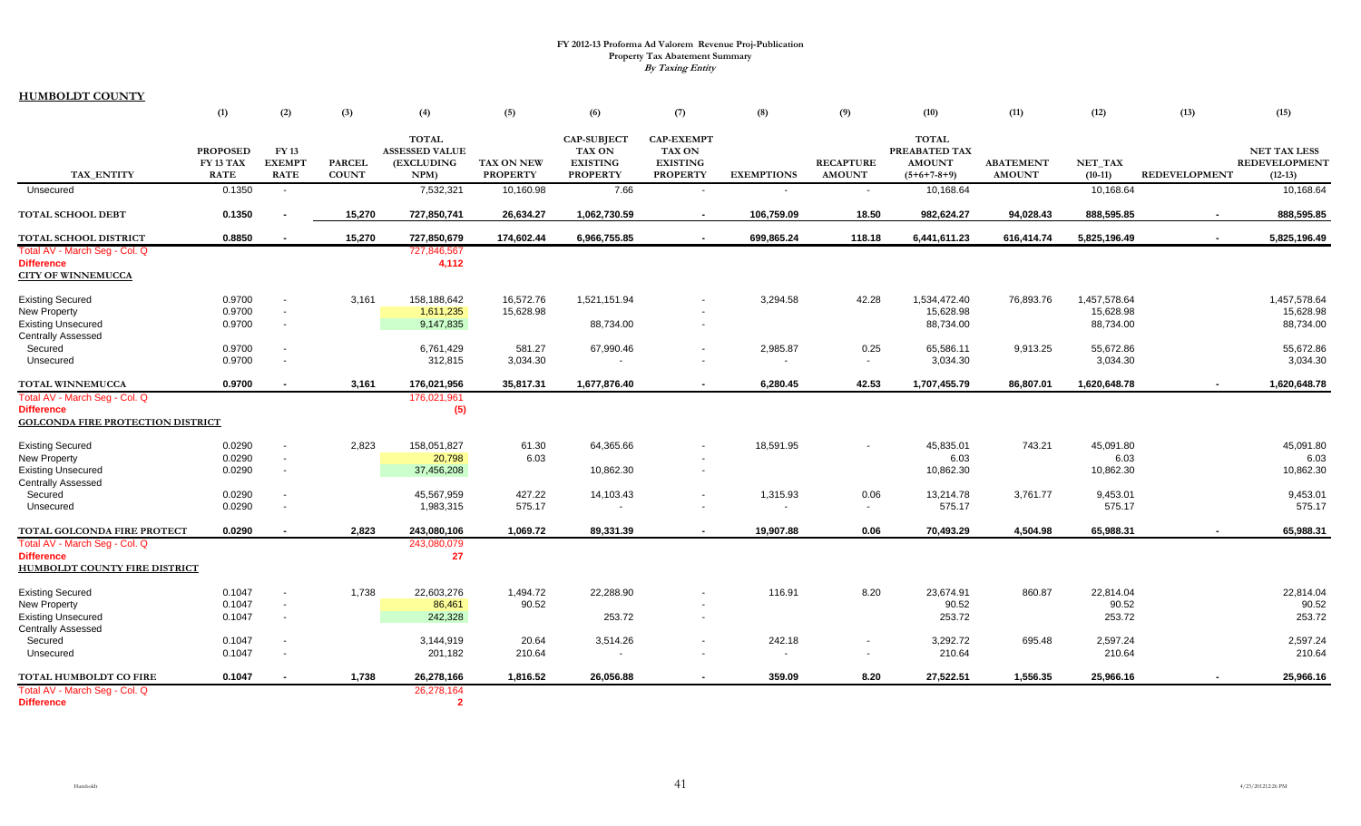# FY 2012-13 Proforma Ad Valorem Revenue Proj-Publication
## Property Tax Abatement Summary
*By Taxing Entity*

**HUMBOLDT COUNTY**

| TAX_ENTITY | (1) PROPOSED FY 13 TAX RATE | (2) FY 13 EXEMPT RATE | (3) PARCEL COUNT | (4) TOTAL ASSESSED VALUE (EXCLUDING NPM) | (5) TAX ON NEW PROPERTY | (6) CAP-SUBJECT TAX ON EXISTING PROPERTY | (7) CAP-EXEMPT TAX ON EXISTING PROPERTY | (8) EXEMPTIONS | (9) RECAPTURE AMOUNT | (10) TOTAL PREABATED TAX AMOUNT (5+6+7-8+9) | (11) ABATEMENT AMOUNT | (12) NET_TAX (10-11) | (13) REDEVELOPMENT | (15) NET TAX LESS REDEVELOPMENT (12-13) |
|---|---|---|---|---|---|---|---|---|---|---|---|---|---|---|
| Unsecured | 0.1350 | - | | 7,532,321 | 10,160.98 | 7.66 | - | - | - | 10,168.64 | | 10,168.64 | | 10,168.64 |
| **TOTAL SCHOOL DEBT** | **0.1350** | **-** | **15,270** | **727,850,741** | **26,634.27** | **1,062,730.59** | **-** | **106,759.09** | **18.50** | **982,624.27** | **94,028.43** | **888,595.85** | **-** | **888,595.85** |
| **TOTAL SCHOOL DISTRICT** | **0.8850** | **-** | **15,270** | **727,850,679** | **174,602.44** | **6,966,755.85** | **-** | **699,865.24** | **118.18** | **6,441,611.23** | **616,414.74** | **5,825,196.49** | **-** | **5,825,196.49** |
| Total AV - March Seg - Col. Q | | | | 727,846,567 | | | | | | | | | | |
| Difference | | | | 4,112 | | | | | | | | | | |
| **CITY OF WINNEMUCCA** | | | | | | | | | | | | | | |
| Existing Secured | 0.9700 | - | 3,161 | 158,188,642 | 16,572.76 | 1,521,151.94 | - | 3,294.58 | 42.28 | 1,534,472.40 | 76,893.76 | 1,457,578.64 | | 1,457,578.64 |
| New Property | 0.9700 | - | | 1,611,235 | 15,628.98 | | - | | | 15,628.98 | | 15,628.98 | | 15,628.98 |
| Existing Unsecured | 0.9700 | - | | 9,147,835 | | 88,734.00 | - | | | 88,734.00 | | 88,734.00 | | 88,734.00 |
| Centrally Assessed | | | | | | | | | | | | | | |
| Secured | 0.9700 | - | | 6,761,429 | 581.27 | 67,990.46 | - | 2,985.87 | 0.25 | 65,586.11 | 9,913.25 | 55,672.86 | | 55,672.86 |
| Unsecured | 0.9700 | - | | 312,815 | 3,034.30 | - | - | - | - | 3,034.30 | | 3,034.30 | | 3,034.30 |
| **TOTAL WINNEMUCCA** | **0.9700** | **-** | **3,161** | **176,021,956** | **35,817.31** | **1,677,876.40** | **-** | **6,280.45** | **42.53** | **1,707,455.79** | **86,807.01** | **1,620,648.78** | **-** | **1,620,648.78** |
| Total AV - March Seg - Col. Q | | | | 176,021,961 | | | | | | | | | | |
| Difference | | | | (5) | | | | | | | | | | |
| **GOLCONDA FIRE PROTECTION DISTRICT** | | | | | | | | | | | | | | |
| Existing Secured | 0.0290 | - | 2,823 | 158,051,827 | 61.30 | 64,365.66 | - | 18,591.95 | - | 45,835.01 | 743.21 | 45,091.80 | | 45,091.80 |
| New Property | 0.0290 | - | | 20,798 | 6.03 | | - | | | 6.03 | | 6.03 | | 6.03 |
| Existing Unsecured | 0.0290 | - | | 37,456,208 | | 10,862.30 | - | | | 10,862.30 | | 10,862.30 | | 10,862.30 |
| Centrally Assessed | | | | | | | | | | | | | | |
| Secured | 0.0290 | - | | 45,567,959 | 427.22 | 14,103.43 | - | 1,315.93 | 0.06 | 13,214.78 | 3,761.77 | 9,453.01 | | 9,453.01 |
| Unsecured | 0.0290 | - | | 1,983,315 | 575.17 | - | - | - | - | 575.17 | | 575.17 | | 575.17 |
| **TOTAL GOLCONDA FIRE PROTECT** | **0.0290** | **-** | **2,823** | **243,080,106** | **1,069.72** | **89,331.39** | **-** | **19,907.88** | **0.06** | **70,493.29** | **4,504.98** | **65,988.31** | **-** | **65,988.31** |
| Total AV - March Seg - Col. Q | | | | 243,080,079 | | | | | | | | | | |
| Difference | | | | 27 | | | | | | | | | | |
| **HUMBOLDT COUNTY FIRE DISTRICT** | | | | | | | | | | | | | | |
| Existing Secured | 0.1047 | - | 1,738 | 22,603,276 | 1,494.72 | 22,288.90 | - | 116.91 | 8.20 | 23,674.91 | 860.87 | 22,814.04 | | 22,814.04 |
| New Property | 0.1047 | - | | 86,461 | 90.52 | | - | | | 90.52 | | 90.52 | | 90.52 |
| Existing Unsecured | 0.1047 | - | | 242,328 | | 253.72 | - | | | 253.72 | | 253.72 | | 253.72 |
| Centrally Assessed | | | | | | | | | | | | | | |
| Secured | 0.1047 | - | | 3,144,919 | 20.64 | 3,514.26 | - | 242.18 | - | 3,292.72 | 695.48 | 2,597.24 | | 2,597.24 |
| Unsecured | 0.1047 | - | | 201,182 | 210.64 | - | - | - | - | 210.64 | | 210.64 | | 210.64 |
| **TOTAL HUMBOLDT CO FIRE** | **0.1047** | **-** | **1,738** | **26,278,166** | **1,816.52** | **26,056.88** | **-** | **359.09** | **8.20** | **27,522.51** | **1,556.35** | **25,966.16** | **-** | **25,966.16** |
| Total AV - March Seg - Col. Q | | | | 26,278,164 | | | | | | | | | | |
| Difference | | | | 2 | | | | | | | | | | |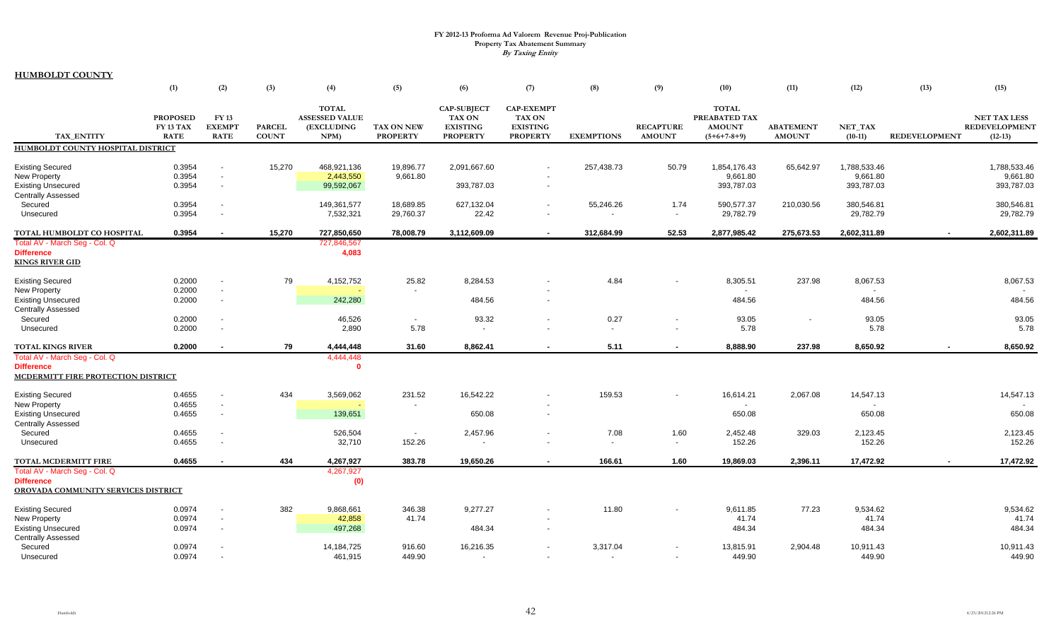# FY 2012-13 Proforma Ad Valorem Revenue Proj-Publication

## Property Tax Abatement Summary

*By Taxing Entity*

**HUMBOLDT COUNTY**

| TAX_ENTITY | (1) PROPOSED FY 13 TAX RATE | (2) FY 13 EXEMPT RATE | (3) PARCEL COUNT | (4) TOTAL ASSESSED VALUE (EXCLUDING NPM) | (5) TAX ON NEW PROPERTY | (6) CAP-SUBJECT TAX ON EXISTING PROPERTY | (7) CAP-EXEMPT TAX ON EXISTING PROPERTY | (8) EXEMPTIONS | (9) RECAPTURE AMOUNT | (10) TOTAL PREABATED TAX AMOUNT (5+6+7-8+9) | (11) ABATEMENT AMOUNT | (12) NET_TAX (10-11) | (13) REDEVELOPMENT | (15) NET TAX LESS REDEVELOPMENT (12-13) |
|---|---|---|---|---|---|---|---|---|---|---|---|---|---|---|
| **HUMBOLDT COUNTY HOSPITAL DISTRICT** | | | | | | | | | | | | | | |
| Existing Secured | 0.3954 | - | 15,270 | 468,921,136 | 19,896.77 | 2,091,667.60 | - | 257,438.73 | 50.79 | 1,854,176.43 | 65,642.97 | 1,788,533.46 | | 1,788,533.46 |
| New Property | 0.3954 | - | | 2,443,550 | 9,661.80 | | - | | | 9,661.80 | | 9,661.80 | | 9,661.80 |
| Existing Unsecured | 0.3954 | - | | 99,592,067 | | 393,787.03 | - | | | 393,787.03 | | 393,787.03 | | 393,787.03 |
| Centrally Assessed | | | | | | | | | | | | | | |
| Secured | 0.3954 | - | | 149,361,577 | 18,689.85 | 627,132.04 | - | 55,246.26 | 1.74 | 590,577.37 | 210,030.56 | 380,546.81 | | 380,546.81 |
| Unsecured | 0.3954 | - | | 7,532,321 | 29,760.37 | 22.42 | - | - | - | 29,782.79 | | 29,782.79 | | 29,782.79 |
| **TOTAL HUMBOLDT CO HOSPITAL** | **0.3954** | **-** | **15,270** | **727,850,650** | **78,008.79** | **3,112,609.09** | **-** | **312,684.99** | **52.53** | **2,877,985.42** | **275,673.53** | **2,602,311.89** | **-** | **2,602,311.89** |
| Total AV - March Seg - Col. Q | | | | 727,846,567 | | | | | | | | | | |
| **Difference** | | | | **4,083** | | | | | | | | | | |
| **KINGS RIVER GID** | | | | | | | | | | | | | | |
| Existing Secured | 0.2000 | - | 79 | 4,152,752 | 25.82 | 8,284.53 | - | 4.84 | - | 8,305.51 | 237.98 | 8,067.53 | | 8,067.53 |
| New Property | 0.2000 | - | | - | - | | - | | | - | | - | | - |
| Existing Unsecured | 0.2000 | - | | 242,280 | | 484.56 | - | | | 484.56 | | 484.56 | | 484.56 |
| Centrally Assessed | | | | | | | | | | | | | | |
| Secured | 0.2000 | - | | 46,526 | - | 93.32 | - | 0.27 | - | 93.05 | - | 93.05 | | 93.05 |
| Unsecured | 0.2000 | - | | 2,890 | 5.78 | - | - | - | - | 5.78 | | 5.78 | | 5.78 |
| **TOTAL KINGS RIVER** | **0.2000** | **-** | **79** | **4,444,448** | **31.60** | **8,862.41** | **-** | **5.11** | **-** | **8,888.90** | **237.98** | **8,650.92** | **-** | **8,650.92** |
| Total AV - March Seg - Col. Q | | | | 4,444,448 | | | | | | | | | | |
| **Difference** | | | | **0** | | | | | | | | | | |
| **MCDERMITT FIRE PROTECTION DISTRICT** | | | | | | | | | | | | | | |
| Existing Secured | 0.4655 | - | 434 | 3,569,062 | 231.52 | 16,542.22 | - | 159.53 | - | 16,614.21 | 2,067.08 | 14,547.13 | | 14,547.13 |
| New Property | 0.4655 | - | | - | - | | - | | | - | | - | | - |
| Existing Unsecured | 0.4655 | - | | 139,651 | | 650.08 | - | | | 650.08 | | 650.08 | | 650.08 |
| Centrally Assessed | | | | | | | | | | | | | | |
| Secured | 0.4655 | - | | 526,504 | - | 2,457.96 | - | 7.08 | 1.60 | 2,452.48 | 329.03 | 2,123.45 | | 2,123.45 |
| Unsecured | 0.4655 | - | | 32,710 | 152.26 | - | - | - | - | 152.26 | | 152.26 | | 152.26 |
| **TOTAL MCDERMITT FIRE** | **0.4655** | **-** | **434** | **4,267,927** | **383.78** | **19,650.26** | **-** | **166.61** | **1.60** | **19,869.03** | **2,396.11** | **17,472.92** | **-** | **17,472.92** |
| Total AV - March Seg - Col. Q | | | | 4,267,927 | | | | | | | | | | |
| **Difference** | | | | **(0)** | | | | | | | | | | |
| **OROVADA COMMUNITY SERVICES DISTRICT** | | | | | | | | | | | | | | |
| Existing Secured | 0.0974 | - | 382 | 9,868,661 | 346.38 | 9,277.27 | - | 11.80 | - | 9,611.85 | 77.23 | 9,534.62 | | 9,534.62 |
| New Property | 0.0974 | - | | 42,858 | 41.74 | | - | | | 41.74 | | 41.74 | | 41.74 |
| Existing Unsecured | 0.0974 | - | | 497,268 | | 484.34 | - | | | 484.34 | | 484.34 | | 484.34 |
| Centrally Assessed | | | | | | | | | | | | | | |
| Secured | 0.0974 | - | | 14,184,725 | 916.60 | 16,216.35 | - | 3,317.04 | - | 13,815.91 | 2,904.48 | 10,911.43 | | 10,911.43 |
| Unsecured | 0.0974 | - | | 461,915 | 449.90 | - | - | - | - | 449.90 | | 449.90 | | 449.90 |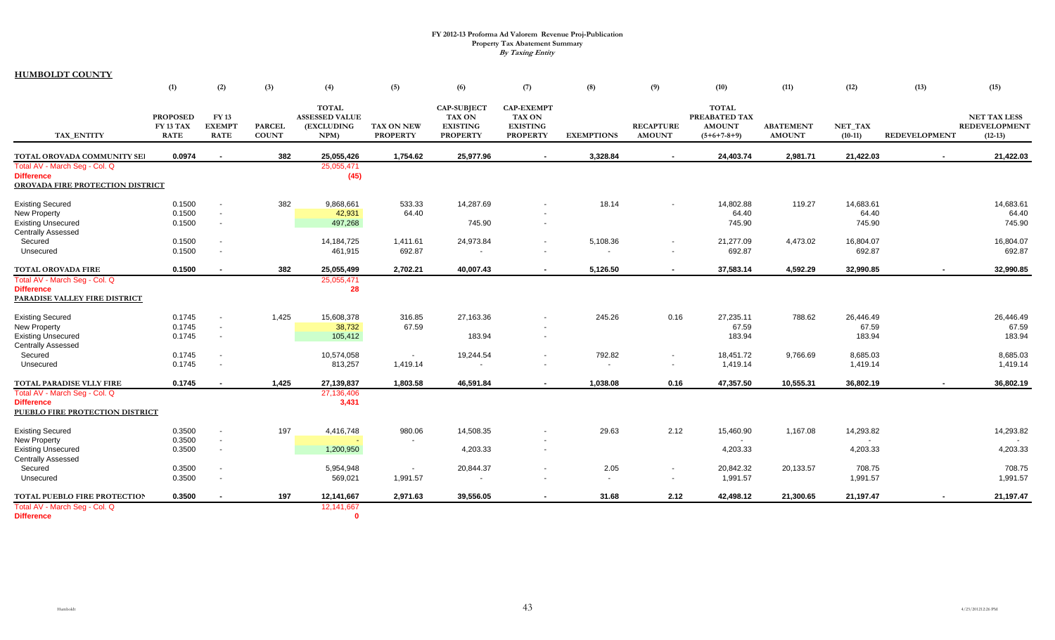**FY 2012-13 Proforma Ad Valorem Revenue Proj-Publication**
**Property Tax Abatement Summary**
***By Taxing Entity***

**HUMBOLDT COUNTY**

| | (1) | (2) | (3) | (4) | (5) | (6) | (7) | (8) | (9) | (10) | (11) | (12) | (13) | (15) |
|---|---|---|---|---|---|---|---|---|---|---|---|---|---|---|
| TAX_ENTITY | PROPOSED FY 13 TAX RATE | FY 13 EXEMPT RATE | PARCEL COUNT | TOTAL ASSESSED VALUE (EXCLUDING NPM) | TAX ON NEW PROPERTY | CAP-SUBJECT TAX ON EXISTING PROPERTY | CAP-EXEMPT TAX ON EXISTING PROPERTY | EXEMPTIONS | RECAPTURE AMOUNT | TOTAL PREABATED TAX AMOUNT (5+6+7-8+9) | ABATEMENT AMOUNT | NET_TAX (10-11) | REDEVELOPMENT | NET TAX LESS REDEVELOPMENT (12-13) |
| **TOTAL OROVADA COMMUNITY SEI** | **0.0974** | **-** | **382** | **25,055,426** | **1,754.62** | **25,977.96** | **-** | **3,328.84** | **-** | **24,403.74** | **2,981.71** | **21,422.03** | **-** | **21,422.03** |
| Total AV - March Seg - Col. Q | | | | 25,055,471 | | | | | | | | | | |
| **Difference** | | | | **(45)** | | | | | | | | | | |
| **OROVADA FIRE PROTECTION DISTRICT** | | | | | | | | | | | | | | |
| Existing Secured | 0.1500 | - | 382 | 9,868,661 | 533.33 | 14,287.69 | - | 18.14 | - | 14,802.88 | 119.27 | 14,683.61 | | 14,683.61 |
| New Property | 0.1500 | - | | 42,931 | 64.40 | | - | | | 64.40 | | 64.40 | | 64.40 |
| Existing Unsecured | 0.1500 | - | | 497,268 | | 745.90 | - | | | 745.90 | | 745.90 | | 745.90 |
| Centrally Assessed | | | | | | | | | | | | | | |
| Secured | 0.1500 | - | | 14,184,725 | 1,411.61 | 24,973.84 | - | 5,108.36 | - | 21,277.09 | 4,473.02 | 16,804.07 | | 16,804.07 |
| Unsecured | 0.1500 | - | | 461,915 | 692.87 | - | - | - | - | 692.87 | | 692.87 | | 692.87 |
| **TOTAL OROVADA FIRE** | **0.1500** | **-** | **382** | **25,055,499** | **2,702.21** | **40,007.43** | **-** | **5,126.50** | **-** | **37,583.14** | **4,592.29** | **32,990.85** | **-** | **32,990.85** |
| Total AV - March Seg - Col. Q | | | | 25,055,471 | | | | | | | | | | |
| **Difference** | | | | **28** | | | | | | | | | | |
| **PARADISE VALLEY FIRE DISTRICT** | | | | | | | | | | | | | | |
| Existing Secured | 0.1745 | - | 1,425 | 15,608,378 | 316.85 | 27,163.36 | - | 245.26 | 0.16 | 27,235.11 | 788.62 | 26,446.49 | | 26,446.49 |
| New Property | 0.1745 | - | | 38,732 | 67.59 | | - | | | 67.59 | | 67.59 | | 67.59 |
| Existing Unsecured | 0.1745 | - | | 105,412 | | 183.94 | - | | | 183.94 | | 183.94 | | 183.94 |
| Centrally Assessed | | | | | | | | | | | | | | |
| Secured | 0.1745 | - | | 10,574,058 | - | 19,244.54 | - | 792.82 | - | 18,451.72 | 9,766.69 | 8,685.03 | | 8,685.03 |
| Unsecured | 0.1745 | - | | 813,257 | 1,419.14 | - | - | - | - | 1,419.14 | | 1,419.14 | | 1,419.14 |
| **TOTAL PARADISE VLLY FIRE** | **0.1745** | **-** | **1,425** | **27,139,837** | **1,803.58** | **46,591.84** | **-** | **1,038.08** | **0.16** | **47,357.50** | **10,555.31** | **36,802.19** | **-** | **36,802.19** |
| Total AV - March Seg - Col. Q | | | | 27,136,406 | | | | | | | | | | |
| **Difference** | | | | **3,431** | | | | | | | | | | |
| **PUEBLO FIRE PROTECTION DISTRICT** | | | | | | | | | | | | | | |
| Existing Secured | 0.3500 | - | 197 | 4,416,748 | 980.06 | 14,508.35 | - | 29.63 | 2.12 | 15,460.90 | 1,167.08 | 14,293.82 | | 14,293.82 |
| New Property | 0.3500 | - | | - | - | | - | | | - | | - | | - |
| Existing Unsecured | 0.3500 | - | | 1,200,950 | | 4,203.33 | - | | | 4,203.33 | | 4,203.33 | | 4,203.33 |
| Centrally Assessed | | | | | | | | | | | | | | |
| Secured | 0.3500 | - | | 5,954,948 | - | 20,844.37 | - | 2.05 | - | 20,842.32 | 20,133.57 | 708.75 | | 708.75 |
| Unsecured | 0.3500 | - | | 569,021 | 1,991.57 | - | - | - | - | 1,991.57 | | 1,991.57 | | 1,991.57 |
| **TOTAL PUEBLO FIRE PROTECTION** | **0.3500** | **-** | **197** | **12,141,667** | **2,971.63** | **39,556.05** | **-** | **31.68** | **2.12** | **42,498.12** | **21,300.65** | **21,197.47** | **-** | **21,197.47** |
| Total AV - March Seg - Col. Q | | | | 12,141,667 | | | | | | | | | | |
| **Difference** | | | | **0** | | | | | | | | | | |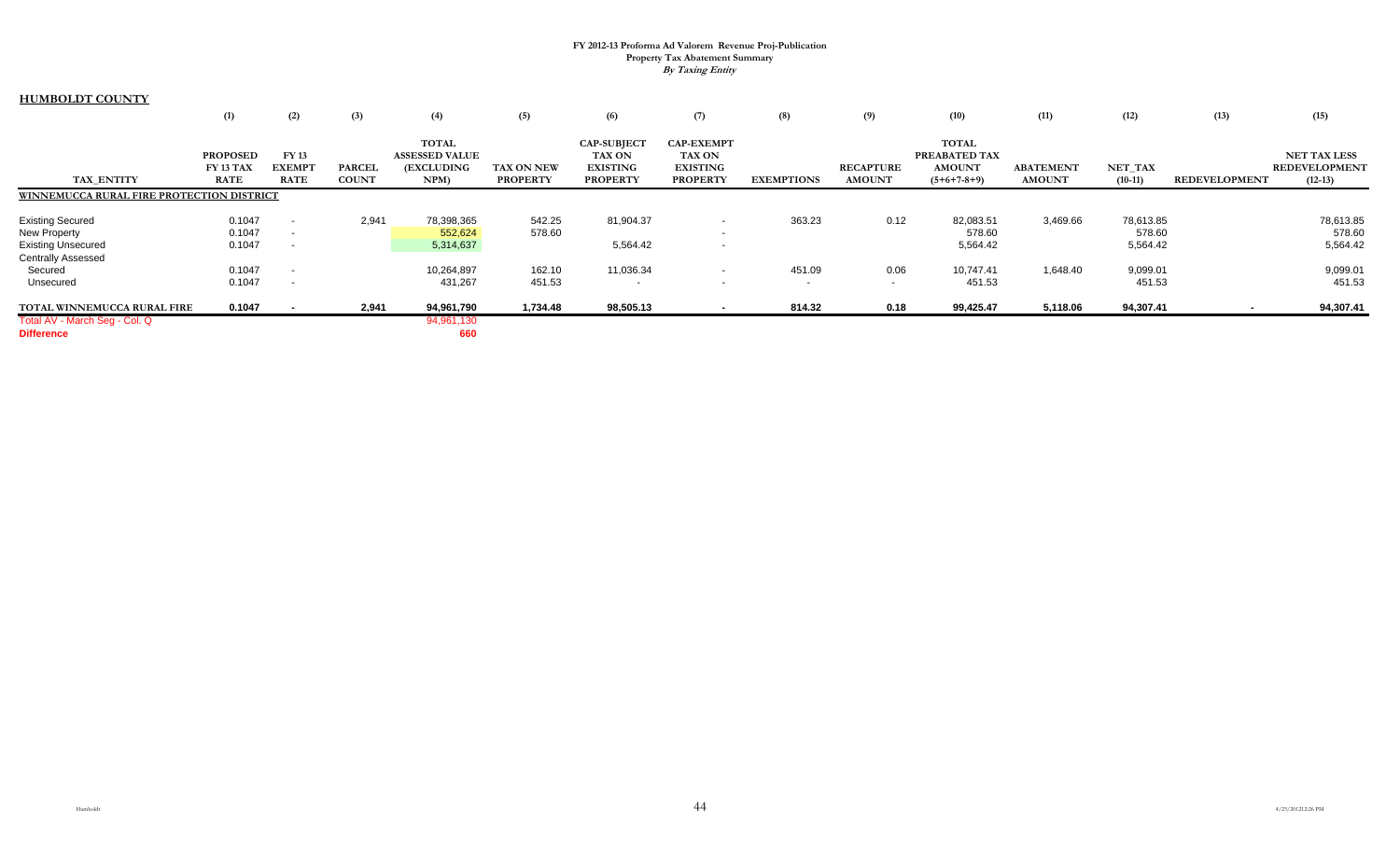**FY 2012-13 Proforma Ad Valorem Revenue Proj-Publication**
**Property Tax Abatement Summary**
***By Taxing Entity***

## HUMBOLDT COUNTY

| | (1) | (2) | (3) | (4) | (5) | (6) | (7) | (8) | (9) | (10) | (11) | (12) | (13) | (15) |
|---|---|---|---|---|---|---|---|---|---|---|---|---|---|---|
| TAX_ENTITY | PROPOSED FY 13 TAX RATE | FY 13 EXEMPT RATE | PARCEL COUNT | TOTAL ASSESSED VALUE (EXCLUDING NPM) | TAX ON NEW PROPERTY | CAP-SUBJECT TAX ON EXISTING PROPERTY | CAP-EXEMPT TAX ON EXISTING PROPERTY | EXEMPTIONS | RECAPTURE AMOUNT | TOTAL PREABATED TAX AMOUNT (5+6+7-8+9) | ABATEMENT AMOUNT | NET_TAX (10-11) | REDEVELOPMENT | NET TAX LESS REDEVELOPMENT (12-13) |
| **WINNEMUCCA RURAL FIRE PROTECTION DISTRICT** | | | | | | | | | | | | | | |
| Existing Secured | 0.1047 | - | 2,941 | 78,398,365 | 542.25 | 81,904.37 | - | 363.23 | 0.12 | 82,083.51 | 3,469.66 | 78,613.85 | | 78,613.85 |
| New Property | 0.1047 | - | | 552,624 | 578.60 | | - | | | 578.60 | | 578.60 | | 578.60 |
| Existing Unsecured | 0.1047 | - | | 5,314,637 | | 5,564.42 | - | | | 5,564.42 | | 5,564.42 | | 5,564.42 |
| Centrally Assessed | | | | | | | | | | | | | | |
| Secured | 0.1047 | - | | 10,264,897 | 162.10 | 11,036.34 | - | 451.09 | 0.06 | 10,747.41 | 1,648.40 | 9,099.01 | | 9,099.01 |
| Unsecured | 0.1047 | - | | 431,267 | 451.53 | - | - | - | - | 451.53 | | 451.53 | | 451.53 |
| **TOTAL WINNEMUCCA RURAL FIRE** | **0.1047** | **-** | **2,941** | **94,961,790** | **1,734.48** | **98,505.13** | **-** | **814.32** | **0.18** | **99,425.47** | **5,118.06** | **94,307.41** | **-** | **94,307.41** |
| Total AV - March Seg - Col. Q | | | | 94,961,130 | | | | | | | | | | |
| **Difference** | | | | **660** | | | | | | | | | | |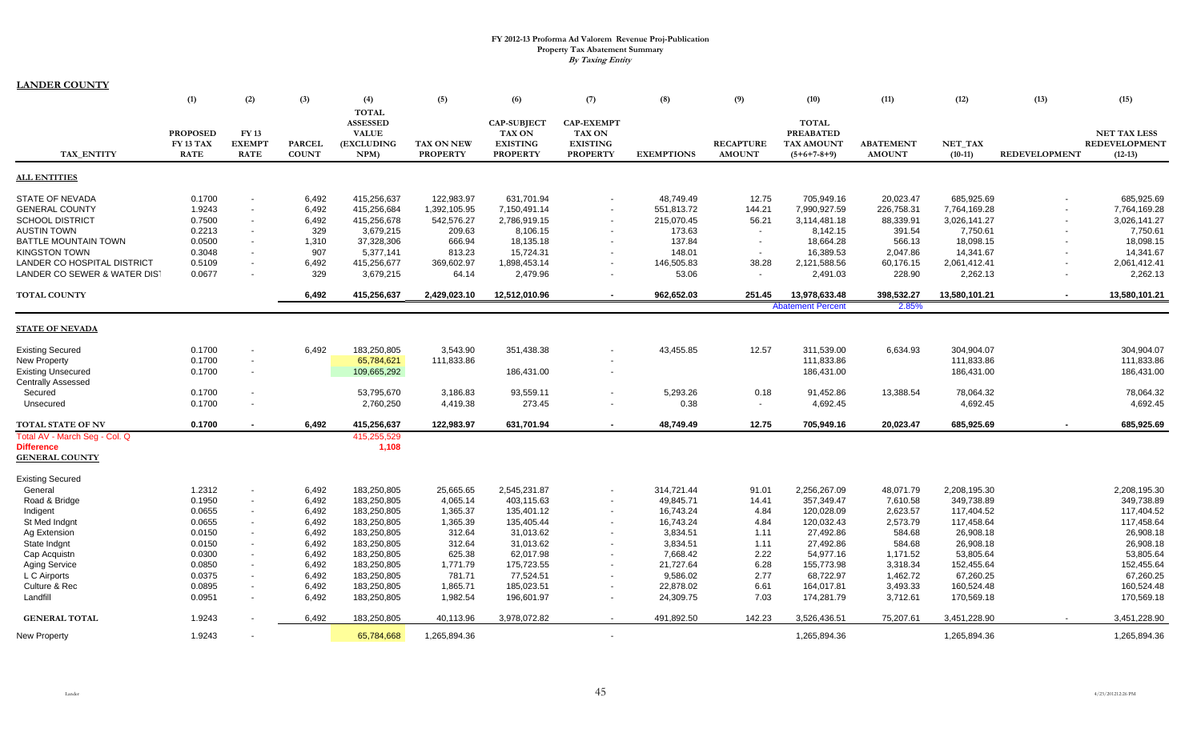# FY 2012-13 Proforma Ad Valorem Revenue Proj-Publication
## Property Tax Abatement Summary
### *By Taxing Entity*

**LANDER COUNTY**

| TAX_ENTITY | (1) PROPOSED FY 13 TAX RATE | (2) FY 13 EXEMPT RATE | (3) PARCEL COUNT | (4) TOTAL ASSESSED VALUE (EXCLUDING NPM) | (5) TAX ON NEW PROPERTY | (6) CAP-SUBJECT TAX ON EXISTING PROPERTY | (7) CAP-EXEMPT TAX ON EXISTING PROPERTY | (8) EXEMPTIONS | (9) RECAPTURE AMOUNT | (10) TOTAL PREABATED TAX AMOUNT (5+6+7-8+9) | (11) ABATEMENT AMOUNT | (12) NET_TAX (10-11) | (13) REDEVELOPMENT | (15) NET TAX LESS REDEVELOPMENT (12-13) |
|---|---|---|---|---|---|---|---|---|---|---|---|---|---|---|
| **ALL ENTITIES** | | | | | | | | | | | | | | |
| STATE OF NEVADA | 0.1700 | - | 6,492 | 415,256,637 | 122,983.97 | 631,701.94 | - | 48,749.49 | 12.75 | 705,949.16 | 20,023.47 | 685,925.69 | - | 685,925.69 |
| GENERAL COUNTY | 1.9243 | - | 6,492 | 415,256,684 | 1,392,105.95 | 7,150,491.14 | - | 551,813.72 | 144.21 | 7,990,927.59 | 226,758.31 | 7,764,169.28 | - | 7,764,169.28 |
| SCHOOL DISTRICT | 0.7500 | - | 6,492 | 415,256,678 | 542,576.27 | 2,786,919.15 | - | 215,070.45 | 56.21 | 3,114,481.18 | 88,339.91 | 3,026,141.27 | - | 3,026,141.27 |
| AUSTIN TOWN | 0.2213 | - | 329 | 3,679,215 | 209.63 | 8,106.15 | - | 173.63 | - | 8,142.15 | 391.54 | 7,750.61 | - | 7,750.61 |
| BATTLE MOUNTAIN TOWN | 0.0500 | - | 1,310 | 37,328,306 | 666.94 | 18,135.18 | - | 137.84 | - | 18,664.28 | 566.13 | 18,098.15 | - | 18,098.15 |
| KINGSTON TOWN | 0.3048 | - | 907 | 5,377,141 | 813.23 | 15,724.31 | - | 148.01 | - | 16,389.53 | 2,047.86 | 14,341.67 | - | 14,341.67 |
| LANDER CO HOSPITAL DISTRICT | 0.5109 | - | 6,492 | 415,256,677 | 369,602.97 | 1,898,453.14 | - | 146,505.83 | 38.28 | 2,121,588.56 | 60,176.15 | 2,061,412.41 | - | 2,061,412.41 |
| LANDER CO SEWER & WATER DIST | 0.0677 | - | 329 | 3,679,215 | 64.14 | 2,479.96 | - | 53.06 | - | 2,491.03 | 228.90 | 2,262.13 | - | 2,262.13 |
| **TOTAL COUNTY** | | | **6,492** | **415,256,637** | **2,429,023.10** | **12,512,010.96** | **-** | **962,652.03** | **251.45** | **13,978,633.48** | **398,532.27** | **13,580,101.21** | **-** | **13,580,101.21** |
| | | | | | | | | | | Abatement Percent | 2.85% | | | |
| **STATE OF NEVADA** | | | | | | | | | | | | | | |
| Existing Secured | 0.1700 | - | 6,492 | 183,250,805 | 3,543.90 | 351,438.38 | - | 43,455.85 | 12.57 | 311,539.00 | 6,634.93 | 304,904.07 | | 304,904.07 |
| New Property | 0.1700 | - | | 65,784,621 | 111,833.86 | | - | | | 111,833.86 | | 111,833.86 | | 111,833.86 |
| Existing Unsecured | 0.1700 | - | | 109,665,292 | | 186,431.00 | - | | | 186,431.00 | | 186,431.00 | | 186,431.00 |
| Centrally Assessed | | | | | | | | | | | | | | |
| Secured | 0.1700 | - | | 53,795,670 | 3,186.83 | 93,559.11 | - | 5,293.26 | 0.18 | 91,452.86 | 13,388.54 | 78,064.32 | | 78,064.32 |
| Unsecured | 0.1700 | - | | 2,760,250 | 4,419.38 | 273.45 | - | 0.38 | - | 4,692.45 | | 4,692.45 | | 4,692.45 |
| **TOTAL STATE OF NV** | **0.1700** | **-** | **6,492** | **415,256,637** | **122,983.97** | **631,701.94** | **-** | **48,749.49** | **12.75** | **705,949.16** | **20,023.47** | **685,925.69** | **-** | **685,925.69** |
| Total AV - March Seg - Col. Q | | | | 415,255,529 | | | | | | | | | | |
| **Difference** | | | | **1,108** | | | | | | | | | | |
| **GENERAL COUNTY** | | | | | | | | | | | | | | |
| Existing Secured | | | | | | | | | | | | | | |
| General | 1.2312 | - | 6,492 | 183,250,805 | 25,665.65 | 2,545,231.87 | - | 314,721.44 | 91.01 | 2,256,267.09 | 48,071.79 | 2,208,195.30 | | 2,208,195.30 |
| Road & Bridge | 0.1950 | - | 6,492 | 183,250,805 | 4,065.14 | 403,115.63 | - | 49,845.71 | 14.41 | 357,349.47 | 7,610.58 | 349,738.89 | | 349,738.89 |
| Indigent | 0.0655 | - | 6,492 | 183,250,805 | 1,365.37 | 135,401.12 | - | 16,743.24 | 4.84 | 120,028.09 | 2,623.57 | 117,404.52 | | 117,404.52 |
| St Med Indgnt | 0.0655 | - | 6,492 | 183,250,805 | 1,365.39 | 135,405.44 | - | 16,743.24 | 4.84 | 120,032.43 | 2,573.79 | 117,458.64 | | 117,458.64 |
| Ag Extension | 0.0150 | - | 6,492 | 183,250,805 | 312.64 | 31,013.62 | - | 3,834.51 | 1.11 | 27,492.86 | 584.68 | 26,908.18 | | 26,908.18 |
| State Indgnt | 0.0150 | - | 6,492 | 183,250,805 | 312.64 | 31,013.62 | - | 3,834.51 | 1.11 | 27,492.86 | 584.68 | 26,908.18 | | 26,908.18 |
| Cap Acquistn | 0.0300 | - | 6,492 | 183,250,805 | 625.38 | 62,017.98 | - | 7,668.42 | 2.22 | 54,977.16 | 1,171.52 | 53,805.64 | | 53,805.64 |
| Aging Service | 0.0850 | - | 6,492 | 183,250,805 | 1,771.79 | 175,723.55 | - | 21,727.64 | 6.28 | 155,773.98 | 3,318.34 | 152,455.64 | | 152,455.64 |
| L C Airports | 0.0375 | - | 6,492 | 183,250,805 | 781.71 | 77,524.51 | - | 9,586.02 | 2.77 | 68,722.97 | 1,462.72 | 67,260.25 | | 67,260.25 |
| Culture & Rec | 0.0895 | - | 6,492 | 183,250,805 | 1,865.71 | 185,023.51 | - | 22,878.02 | 6.61 | 164,017.81 | 3,493.33 | 160,524.48 | | 160,524.48 |
| Landfill | 0.0951 | - | 6,492 | 183,250,805 | 1,982.54 | 196,601.97 | - | 24,309.75 | 7.03 | 174,281.79 | 3,712.61 | 170,569.18 | | 170,569.18 |
| **GENERAL TOTAL** | 1.9243 | - | 6,492 | 183,250,805 | 40,113.96 | 3,978,072.82 | - | 491,892.50 | 142.23 | 3,526,436.51 | 75,207.61 | 3,451,228.90 | - | 3,451,228.90 |
| New Property | 1.9243 | - | | 65,784,668 | 1,265,894.36 | | - | | | 1,265,894.36 | | 1,265,894.36 | | 1,265,894.36 |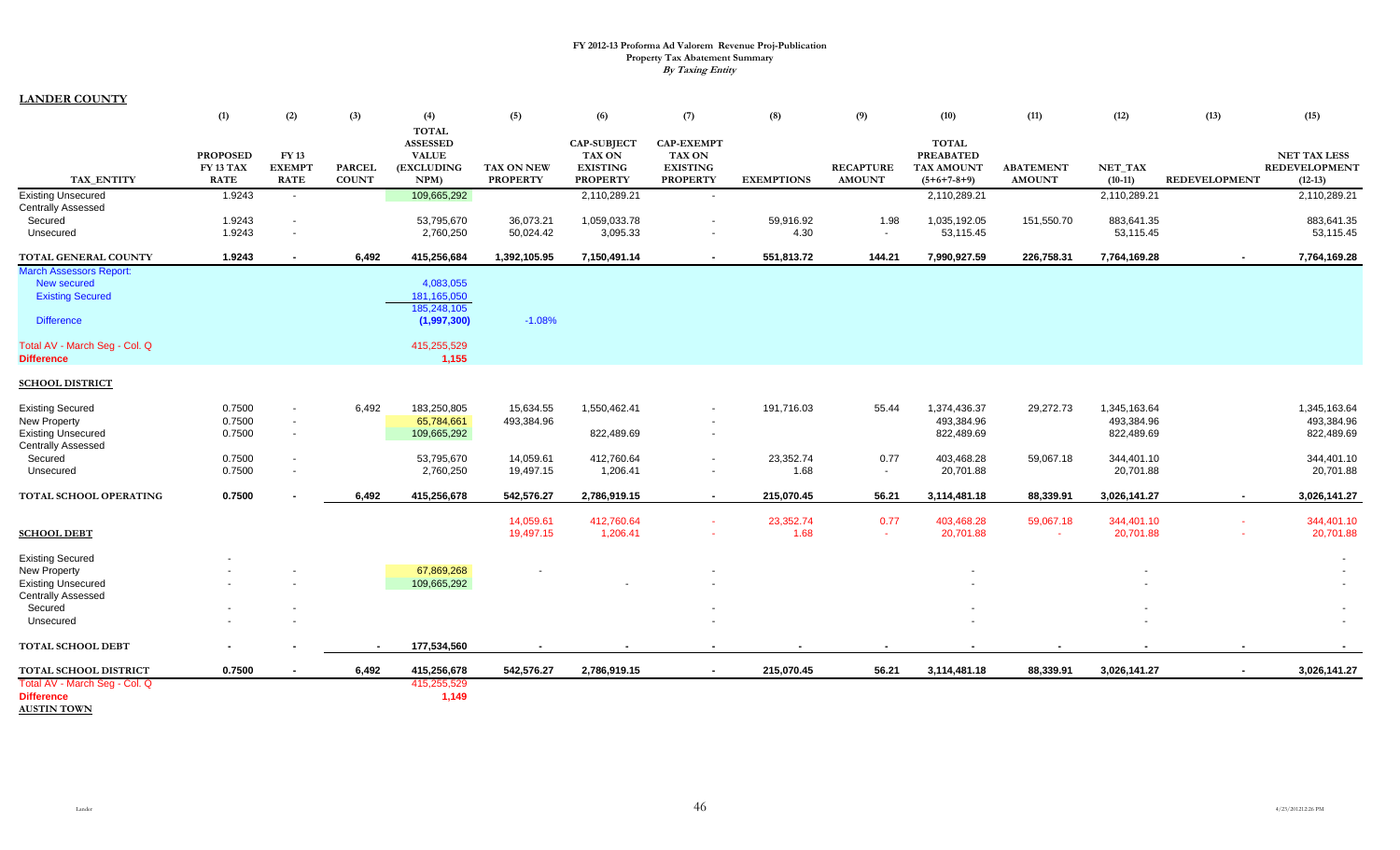**FY 2012-13 Proforma Ad Valorem Revenue Proj-Publication**
**Property Tax Abatement Summary**
***By Taxing Entity***

**LANDER COUNTY**

| | (1) | (2) | (3) | (4) | (5) | (6) | (7) | (8) | (9) | (10) | (11) | (12) | (13) | (15) |
|---|---|---|---|---|---|---|---|---|---|---|---|---|---|---|
| TAX_ENTITY | PROPOSED FY 13 TAX RATE | FY 13 EXEMPT RATE | PARCEL COUNT | TOTAL ASSESSED VALUE (EXCLUDING NPM) | TAX ON NEW PROPERTY | CAP-SUBJECT TAX ON EXISTING PROPERTY | CAP-EXEMPT TAX ON EXISTING PROPERTY | EXEMPTIONS | RECAPTURE AMOUNT | TOTAL PREABATED TAX AMOUNT (5+6+7-8+9) | ABATEMENT AMOUNT | NET_TAX (10-11) | REDEVELOPMENT | NET TAX LESS REDEVELOPMENT (12-13) |
| Existing Unsecured | 1.9243 | - | | 109,665,292 | | 2,110,289.21 | - | | | 2,110,289.21 | | 2,110,289.21 | | 2,110,289.21 |
| Centrally Assessed | | | | | | | | | | | | | | |
| Secured | 1.9243 | - | | 53,795,670 | 36,073.21 | 1,059,033.78 | - | 59,916.92 | 1.98 | 1,035,192.05 | 151,550.70 | 883,641.35 | | 883,641.35 |
| Unsecured | 1.9243 | - | | 2,760,250 | 50,024.42 | 3,095.33 | - | 4.30 | - | 53,115.45 | | 53,115.45 | | 53,115.45 |
| **TOTAL GENERAL COUNTY** | **1.9243** | **-** | **6,492** | **415,256,684** | **1,392,105.95** | **7,150,491.14** | **-** | **551,813.72** | **144.21** | **7,990,927.59** | **226,758.31** | **7,764,169.28** | **-** | **7,764,169.28** |
| March Assessors Report: | | | | | | | | | | | | | | |
| New secured | | | | 4,083,055 | | | | | | | | | | |
| Existing Secured | | | | 181,165,050 | | | | | | | | | | |
| | | | | 185,248,105 | | | | | | | | | | |
| Difference | | | | (1,997,300) | -1.08% | | | | | | | | | |
| Total AV - March Seg - Col. Q | | | | 415,255,529 | | | | | | | | | | |
| **Difference** | | | | **1,155** | | | | | | | | | | |
| **SCHOOL DISTRICT** | | | | | | | | | | | | | | |
| Existing Secured | 0.7500 | - | 6,492 | 183,250,805 | 15,634.55 | 1,550,462.41 | - | 191,716.03 | 55.44 | 1,374,436.37 | 29,272.73 | 1,345,163.64 | | 1,345,163.64 |
| New Property | 0.7500 | - | | 65,784,661 | 493,384.96 | | - | | | 493,384.96 | | 493,384.96 | | 493,384.96 |
| Existing Unsecured | 0.7500 | - | | 109,665,292 | | 822,489.69 | - | | | 822,489.69 | | 822,489.69 | | 822,489.69 |
| Centrally Assessed | | | | | | | | | | | | | | |
| Secured | 0.7500 | - | | 53,795,670 | 14,059.61 | 412,760.64 | - | 23,352.74 | 0.77 | 403,468.28 | 59,067.18 | 344,401.10 | | 344,401.10 |
| Unsecured | 0.7500 | - | | 2,760,250 | 19,497.15 | 1,206.41 | - | 1.68 | - | 20,701.88 | | 20,701.88 | | 20,701.88 |
| **TOTAL SCHOOL OPERATING** | **0.7500** | **-** | **6,492** | **415,256,678** | **542,576.27** | **2,786,919.15** | **-** | **215,070.45** | **56.21** | **3,114,481.18** | **88,339.91** | **3,026,141.27** | **-** | **3,026,141.27** |
| | | | | | 14,059.61 | 412,760.64 | - | 23,352.74 | 0.77 | 403,468.28 | 59,067.18 | 344,401.10 | - | 344,401.10 |
| **SCHOOL DEBT** | | | | | 19,497.15 | 1,206.41 | - | 1.68 | - | 20,701.88 | - | 20,701.88 | - | 20,701.88 |
| Existing Secured | - | | | | | | | | | | | | | - |
| New Property | - | - | | 67,869,268 | - | | - | | | - | | - | | - |
| Existing Unsecured | - | - | | 109,665,292 | | - | - | | | - | | - | | - |
| Centrally Assessed | | | | | | | | | | | | | | |
| Secured | - | - | | | | | - | | | - | | - | | - |
| Unsecured | - | - | | | | | - | | | - | | - | | - |
| **TOTAL SCHOOL DEBT** | **-** | **-** | **-** | **177,534,560** | **-** | **-** | **-** | **-** | **-** | **-** | **-** | **-** | **-** | **-** |
| **TOTAL SCHOOL DISTRICT** | **0.7500** | **-** | **6,492** | **415,256,678** | **542,576.27** | **2,786,919.15** | **-** | **215,070.45** | **56.21** | **3,114,481.18** | **88,339.91** | **3,026,141.27** | **-** | **3,026,141.27** |
| Total AV - March Seg - Col. Q | | | | 415,255,529 | | | | | | | | | | |
| **Difference** | | | | **1,149** | | | | | | | | | | |

**AUSTIN TOWN**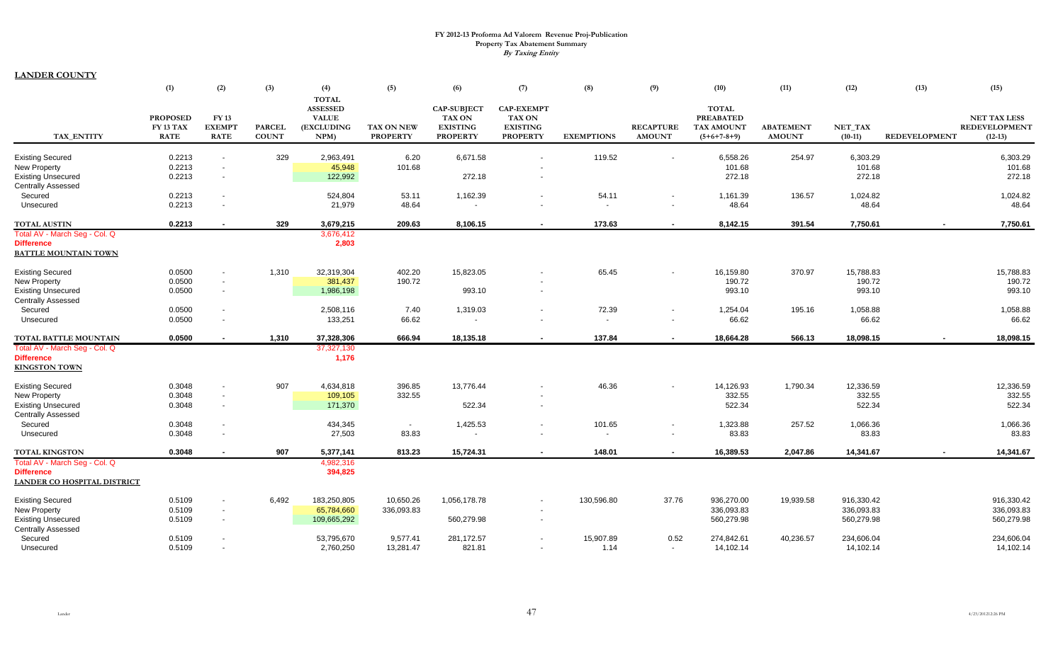**FY 2012-13 Proforma Ad Valorem Revenue Proj-Publication**
**Property Tax Abatement Summary**
***By Taxing Entity***

**LANDER COUNTY**

| TAX_ENTITY | (1) PROPOSED FY 13 TAX RATE | (2) FY 13 EXEMPT RATE | (3) PARCEL COUNT | (4) TOTAL ASSESSED VALUE (EXCLUDING NPM) | (5) TAX ON NEW PROPERTY | (6) CAP-SUBJECT TAX ON EXISTING PROPERTY | (7) CAP-EXEMPT TAX ON EXISTING PROPERTY | (8) EXEMPTIONS | (9) RECAPTURE AMOUNT | (10) TOTAL PREABATED TAX AMOUNT (5+6+7-8+9) | (11) ABATEMENT AMOUNT | (12) NET_TAX (10-11) | (13) REDEVELOPMENT | (15) NET TAX LESS REDEVELOPMENT (12-13) |
|---|---|---|---|---|---|---|---|---|---|---|---|---|---|---|
| Existing Secured | 0.2213 | - | 329 | 2,963,491 | 6.20 | 6,671.58 | - | 119.52 | - | 6,558.26 | 254.97 | 6,303.29 | | 6,303.29 |
| New Property | 0.2213 | - | | 45,948 | 101.68 | | - | | | 101.68 | | 101.68 | | 101.68 |
| Existing Unsecured | 0.2213 | - | | 122,992 | | 272.18 | - | | | 272.18 | | 272.18 | | 272.18 |
| Centrally Assessed | | | | | | | | | | | | | | |
| Secured | 0.2213 | - | | 524,804 | 53.11 | 1,162.39 | - | 54.11 | - | 1,161.39 | 136.57 | 1,024.82 | | 1,024.82 |
| Unsecured | 0.2213 | - | | 21,979 | 48.64 | - | - | - | - | 48.64 | | 48.64 | | 48.64 |
| **TOTAL AUSTIN** | **0.2213** | **-** | **329** | **3,679,215** | **209.63** | **8,106.15** | **-** | **173.63** | **-** | **8,142.15** | **391.54** | **7,750.61** | **-** | **7,750.61** |
| Total AV - March Seg - Col. Q | | | | 3,676,412 | | | | | | | | | | |
| **Difference** | | | | **2,803** | | | | | | | | | | |
| **BATTLE MOUNTAIN TOWN** | | | | | | | | | | | | | | |
| Existing Secured | 0.0500 | - | 1,310 | 32,319,304 | 402.20 | 15,823.05 | - | 65.45 | - | 16,159.80 | 370.97 | 15,788.83 | | 15,788.83 |
| New Property | 0.0500 | - | | 381,437 | 190.72 | | - | | | 190.72 | | 190.72 | | 190.72 |
| Existing Unsecured | 0.0500 | - | | 1,986,198 | | 993.10 | - | | | 993.10 | | 993.10 | | 993.10 |
| Centrally Assessed | | | | | | | | | | | | | | |
| Secured | 0.0500 | - | | 2,508,116 | 7.40 | 1,319.03 | - | 72.39 | - | 1,254.04 | 195.16 | 1,058.88 | | 1,058.88 |
| Unsecured | 0.0500 | - | | 133,251 | 66.62 | - | - | - | - | 66.62 | | 66.62 | | 66.62 |
| **TOTAL BATTLE MOUNTAIN** | **0.0500** | **-** | **1,310** | **37,328,306** | **666.94** | **18,135.18** | **-** | **137.84** | **-** | **18,664.28** | **566.13** | **18,098.15** | **-** | **18,098.15** |
| Total AV - March Seg - Col. Q | | | | 37,327,130 | | | | | | | | | | |
| **Difference** | | | | **1,176** | | | | | | | | | | |
| **KINGSTON TOWN** | | | | | | | | | | | | | | |
| Existing Secured | 0.3048 | - | 907 | 4,634,818 | 396.85 | 13,776.44 | - | 46.36 | - | 14,126.93 | 1,790.34 | 12,336.59 | | 12,336.59 |
| New Property | 0.3048 | - | | 109,105 | 332.55 | | - | | | 332.55 | | 332.55 | | 332.55 |
| Existing Unsecured | 0.3048 | - | | 171,370 | | 522.34 | - | | | 522.34 | | 522.34 | | 522.34 |
| Centrally Assessed | | | | | | | | | | | | | | |
| Secured | 0.3048 | - | | 434,345 | - | 1,425.53 | - | 101.65 | - | 1,323.88 | 257.52 | 1,066.36 | | 1,066.36 |
| Unsecured | 0.3048 | - | | 27,503 | 83.83 | - | - | - | - | 83.83 | | 83.83 | | 83.83 |
| **TOTAL KINGSTON** | **0.3048** | **-** | **907** | **5,377,141** | **813.23** | **15,724.31** | **-** | **148.01** | **-** | **16,389.53** | **2,047.86** | **14,341.67** | **-** | **14,341.67** |
| Total AV - March Seg - Col. Q | | | | 4,982,316 | | | | | | | | | | |
| **Difference** | | | | **394,825** | | | | | | | | | | |
| **LANDER CO HOSPITAL DISTRICT** | | | | | | | | | | | | | | |
| Existing Secured | 0.5109 | - | 6,492 | 183,250,805 | 10,650.26 | 1,056,178.78 | - | 130,596.80 | 37.76 | 936,270.00 | 19,939.58 | 916,330.42 | | 916,330.42 |
| New Property | 0.5109 | - | | 65,784,660 | 336,093.83 | | - | | | 336,093.83 | | 336,093.83 | | 336,093.83 |
| Existing Unsecured | 0.5109 | - | | 109,665,292 | | 560,279.98 | - | | | 560,279.98 | | 560,279.98 | | 560,279.98 |
| Centrally Assessed | | | | | | | | | | | | | | |
| Secured | 0.5109 | - | | 53,795,670 | 9,577.41 | 281,172.57 | - | 15,907.89 | 0.52 | 274,842.61 | 40,236.57 | 234,606.04 | | 234,606.04 |
| Unsecured | 0.5109 | - | | 2,760,250 | 13,281.47 | 821.81 | - | 1.14 | - | 14,102.14 | | 14,102.14 | | 14,102.14 |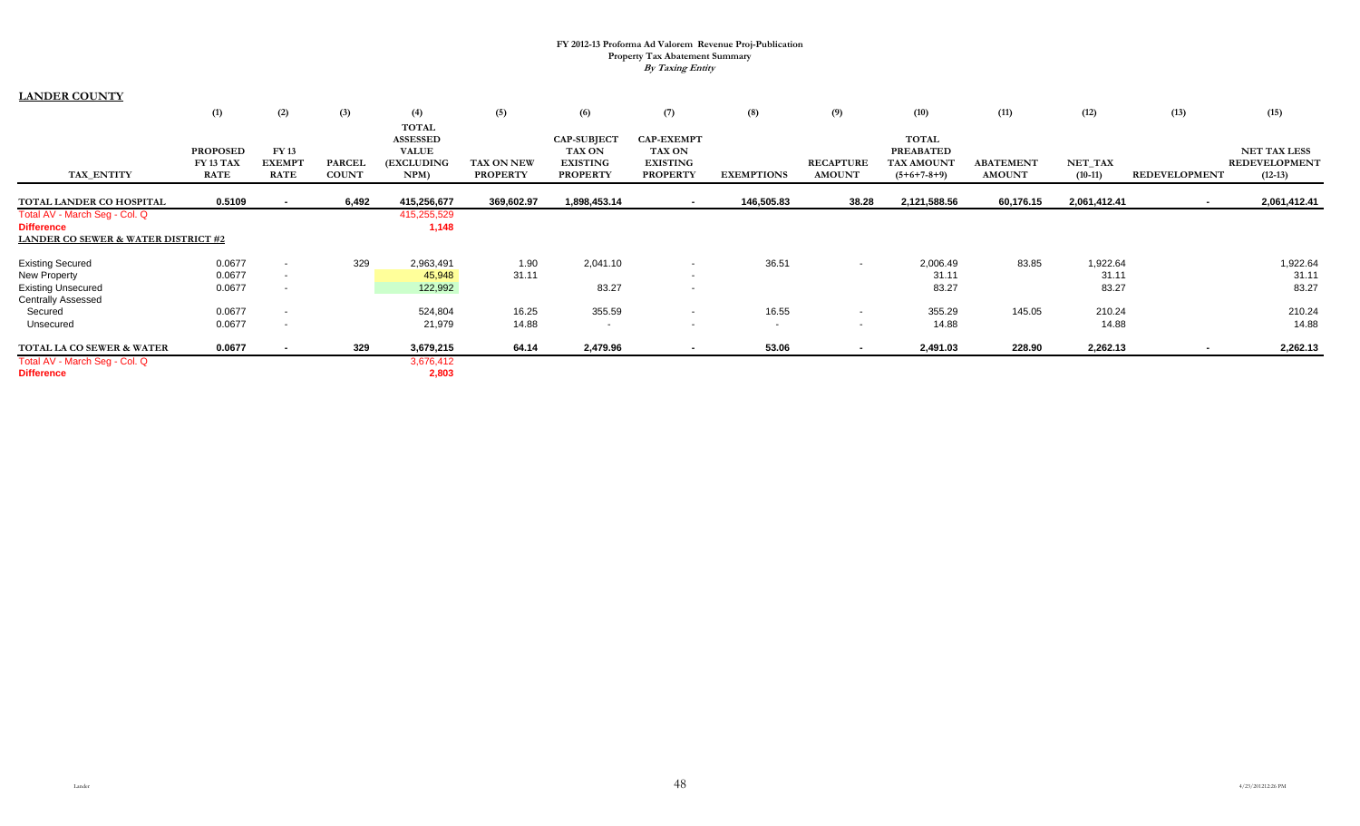**FY 2012-13 Proforma Ad Valorem Revenue Proj-Publication**
**Property Tax Abatement Summary**
***By Taxing Entity***

**LANDER COUNTY**

| TAX_ENTITY | (1) PROPOSED FY 13 TAX RATE | (2) FY 13 EXEMPT RATE | (3) PARCEL COUNT | (4) TOTAL ASSESSED VALUE (EXCLUDING NPM) | (5) TAX ON NEW PROPERTY | (6) CAP-SUBJECT TAX ON EXISTING PROPERTY | (7) CAP-EXEMPT TAX ON EXISTING PROPERTY | (8) EXEMPTIONS | (9) RECAPTURE AMOUNT | (10) TOTAL PREABATED TAX AMOUNT (5+6+7-8+9) | (11) ABATEMENT AMOUNT | (12) NET_TAX (10-11) | (13) REDEVELOPMENT | (15) NET TAX LESS REDEVELOPMENT (12-13) |
|---|---|---|---|---|---|---|---|---|---|---|---|---|---|---|
| **TOTAL LANDER CO HOSPITAL** | **0.5109** | **-** | **6,492** | **415,256,677** | **369,602.97** | **1,898,453.14** | **-** | **146,505.83** | **38.28** | **2,121,588.56** | **60,176.15** | **2,061,412.41** | **-** | **2,061,412.41** |
| Total AV - March Seg - Col. Q | | | | 415,255,529 | | | | | | | | | | |
| **Difference** | | | | **1,148** | | | | | | | | | | |
| **LANDER CO SEWER & WATER DISTRICT #2** | | | | | | | | | | | | | | |
| Existing Secured | 0.0677 | - | 329 | 2,963,491 | 1.90 | 2,041.10 | - | 36.51 | - | 2,006.49 | 83.85 | 1,922.64 | | 1,922.64 |
| New Property | 0.0677 | - | | 45,948 | 31.11 | | - | | | 31.11 | | 31.11 | | 31.11 |
| Existing Unsecured | 0.0677 | - | | 122,992 | | 83.27 | - | | | 83.27 | | 83.27 | | 83.27 |
| Centrally Assessed | | | | | | | | | | | | | | |
| Secured | 0.0677 | - | | 524,804 | 16.25 | 355.59 | - | 16.55 | - | 355.29 | 145.05 | 210.24 | | 210.24 |
| Unsecured | 0.0677 | - | | 21,979 | 14.88 | - | - | - | - | 14.88 | | 14.88 | | 14.88 |
| **TOTAL LA CO SEWER & WATER** | **0.0677** | **-** | **329** | **3,679,215** | **64.14** | **2,479.96** | **-** | **53.06** | **-** | **2,491.03** | **228.90** | **2,262.13** | **-** | **2,262.13** |
| Total AV - March Seg - Col. Q | | | | 3,676,412 | | | | | | | | | | |
| **Difference** | | | | **2,803** | | | | | | | | | | |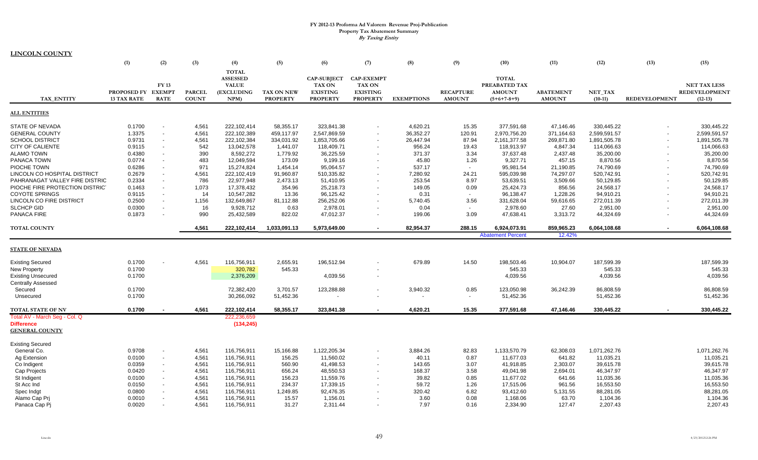**FY 2012-13 Proforma Ad Valorem Revenue Proj-Publication**
**Property Tax Abatement Summary**
***By Taxing Entity***

**LINCOLN COUNTY**

| | (1) | (2) | (3) | (4) | (5) | (6) | (7) | (8) | (9) | (10) | (11) | (12) | (13) | (15) |
|---|---|---|---|---|---|---|---|---|---|---|---|---|---|---|
| TAX_ENTITY | PROPOSED FY 13 TAX RATE | FY 13 EXEMPT RATE | PARCEL COUNT | TOTAL ASSESSED VALUE (EXCLUDING NPM) | TAX ON NEW PROPERTY | CAP-SUBJECT TAX ON EXISTING PROPERTY | CAP-EXEMPT TAX ON EXISTING PROPERTY | EXEMPTIONS | RECAPTURE AMOUNT | TOTAL PREABATED TAX AMOUNT (5+6+7-8+9) | ABATEMENT AMOUNT | NET_TAX (10-11) | REDEVELOPMENT | NET TAX LESS REDEVELOPMENT (12-13) |
| **ALL ENTITIES** | | | | | | | | | | | | | | |
| STATE OF NEVADA | 0.1700 | - | 4,561 | 222,102,414 | 58,355.17 | 323,841.38 | - | 4,620.21 | 15.35 | 377,591.68 | 47,146.46 | 330,445.22 | - | 330,445.22 |
| GENERAL COUNTY | 1.3375 | - | 4,561 | 222,102,389 | 459,117.97 | 2,547,869.59 | - | 36,352.27 | 120.91 | 2,970,756.20 | 371,164.63 | 2,599,591.57 | - | 2,599,591.57 |
| SCHOOL DISTRICT | 0.9731 | - | 4,561 | 222,102,384 | 334,031.92 | 1,853,705.66 | - | 26,447.94 | 87.94 | 2,161,377.58 | 269,871.80 | 1,891,505.78 | - | 1,891,505.78 |
| CITY OF CALIENTE | 0.9115 | - | 542 | 13,042,578 | 1,441.07 | 118,409.71 | - | 956.24 | 19.43 | 118,913.97 | 4,847.34 | 114,066.63 | - | 114,066.63 |
| ALAMO TOWN | 0.4380 | - | 390 | 8,592,272 | 1,779.92 | 36,225.59 | - | 371.37 | 3.34 | 37,637.48 | 2,437.48 | 35,200.00 | - | 35,200.00 |
| PANACA TOWN | 0.0774 | - | 483 | 12,049,594 | 173.09 | 9,199.16 | - | 45.80 | 1.26 | 9,327.71 | 457.15 | 8,870.56 | - | 8,870.56 |
| PIOCHE TOWN | 0.6286 | - | 971 | 15,274,824 | 1,454.14 | 95,064.57 | - | 537.17 | - | 95,981.54 | 21,190.85 | 74,790.69 | - | 74,790.69 |
| LINCOLN CO HOSPITAL DISTRICT | 0.2679 | - | 4,561 | 222,102,419 | 91,960.87 | 510,335.82 | - | 7,280.92 | 24.21 | 595,039.98 | 74,297.07 | 520,742.91 | - | 520,742.91 |
| PAHRANAGAT VALLEY FIRE DISTRIC | 0.2334 | - | 786 | 22,977,948 | 2,473.13 | 51,410.95 | - | 253.54 | 8.97 | 53,639.51 | 3,509.66 | 50,129.85 | - | 50,129.85 |
| PIOCHE FIRE PROTECTION DISTRICT | 0.1463 | - | 1,073 | 17,378,432 | 354.96 | 25,218.73 | - | 149.05 | 0.09 | 25,424.73 | 856.56 | 24,568.17 | - | 24,568.17 |
| COYOTE SPRINGS | 0.9115 | - | 14 | 10,547,282 | 13.36 | 96,125.42 | - | 0.31 | - | 96,138.47 | 1,228.26 | 94,910.21 | - | 94,910.21 |
| LINCOLN CO FIRE DISTRICT | 0.2500 | - | 1,156 | 132,649,867 | 81,112.88 | 256,252.06 | - | 5,740.45 | 3.56 | 331,628.04 | 59,616.65 | 272,011.39 | - | 272,011.39 |
| SLCHCP GID | 0.0300 | - | 16 | 9,928,712 | 0.63 | 2,978.01 | - | 0.04 | - | 2,978.60 | 27.60 | 2,951.00 | - | 2,951.00 |
| PANACA FIRE | 0.1873 | - | 990 | 25,432,589 | 822.02 | 47,012.37 | - | 199.06 | 3.09 | 47,638.41 | 3,313.72 | 44,324.69 | - | 44,324.69 |
| **TOTAL COUNTY** | | | **4,561** | **222,102,414** | **1,033,091.13** | **5,973,649.00** | **-** | **82,954.37** | **288.15** | **6,924,073.91** | **859,965.23** | **6,064,108.68** | **-** | **6,064,108.68** |
| | | | | | | | | | | Abatement Percent | 12.42% | | | |
| **STATE OF NEVADA** | | | | | | | | | | | | | | |
| Existing Secured | 0.1700 | - | 4,561 | 116,756,911 | 2,655.91 | 196,512.94 | - | 679.89 | 14.50 | 198,503.46 | 10,904.07 | 187,599.39 | | 187,599.39 |
| New Property | 0.1700 | | | 320,782 | 545.33 | | - | | | 545.33 | | 545.33 | | 545.33 |
| Existing Unsecured | 0.1700 | | | 2,376,209 | | 4,039.56 | - | | | 4,039.56 | | 4,039.56 | | 4,039.56 |
| Centrally Assessed | | | | | | | | | | | | | | |
| Secured | 0.1700 | | | 72,382,420 | 3,701.57 | 123,288.88 | - | 3,940.32 | 0.85 | 123,050.98 | 36,242.39 | 86,808.59 | | 86,808.59 |
| Unsecured | 0.1700 | | | 30,266,092 | 51,452.36 | - | - | - | - | 51,452.36 | | 51,452.36 | | 51,452.36 |
| **TOTAL STATE OF NV** | **0.1700** | **-** | **4,561** | **222,102,414** | **58,355.17** | **323,841.38** | **-** | **4,620.21** | **15.35** | **377,591.68** | **47,146.46** | **330,445.22** | **-** | **330,445.22** |
| Total AV - March Seg - Col. Q | | | | 222,236,659 | | | | | | | | | | |
| **Difference** | | | | **(134,245)** | | | | | | | | | | |
| **GENERAL COUNTY** | | | | | | | | | | | | | | |
| Existing Secured | | | | | | | | | | | | | | |
| General Co. | 0.9708 | - | 4,561 | 116,756,911 | 15,166.88 | 1,122,205.34 | - | 3,884.26 | 82.83 | 1,133,570.79 | 62,308.03 | 1,071,262.76 | | 1,071,262.76 |
| Ag Extension | 0.0100 | - | 4,561 | 116,756,911 | 156.25 | 11,560.02 | - | 40.11 | 0.87 | 11,677.03 | 641.82 | 11,035.21 | | 11,035.21 |
| Co Indigent | 0.0359 | - | 4,561 | 116,756,911 | 560.90 | 41,498.53 | - | 143.65 | 3.07 | 41,918.85 | 2,303.07 | 39,615.78 | | 39,615.78 |
| Cap Projects | 0.0420 | - | 4,561 | 116,756,911 | 656.24 | 48,550.53 | - | 168.37 | 3.58 | 49,041.98 | 2,694.01 | 46,347.97 | | 46,347.97 |
| St Indigent | 0.0100 | - | 4,561 | 116,756,911 | 156.23 | 11,559.76 | - | 39.82 | 0.85 | 11,677.02 | 641.66 | 11,035.36 | | 11,035.36 |
| St Acc Ind | 0.0150 | - | 4,561 | 116,756,911 | 234.37 | 17,339.15 | - | 59.72 | 1.26 | 17,515.06 | 961.56 | 16,553.50 | | 16,553.50 |
| Spec Indgt | 0.0800 | - | 4,561 | 116,756,911 | 1,249.85 | 92,476.35 | - | 320.42 | 6.82 | 93,412.60 | 5,131.55 | 88,281.05 | | 88,281.05 |
| Alamo Cap Prj | 0.0010 | - | 4,561 | 116,756,911 | 15.57 | 1,156.01 | - | 3.60 | 0.08 | 1,168.06 | 63.70 | 1,104.36 | | 1,104.36 |
| Panaca Cap Pj | 0.0020 | - | 4,561 | 116,756,911 | 31.27 | 2,311.44 | - | 7.97 | 0.16 | 2,334.90 | 127.47 | 2,207.43 | | 2,207.43 |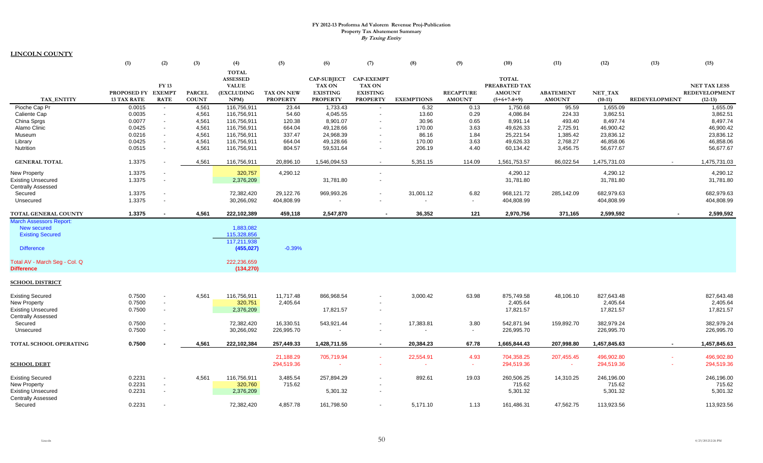**FY 2012-13 Proforma Ad Valorem Revenue Proj-Publication**
**Property Tax Abatement Summary**
*By Taxing Entity*

**LINCOLN COUNTY**

| TAX_ENTITY | (1) PROPOSED FY 13 TAX RATE | (2) FY 13 EXEMPT RATE | (3) PARCEL COUNT | (4) TOTAL ASSESSED VALUE (EXCLUDING NPM) | (5) TAX ON NEW PROPERTY | (6) CAP-SUBJECT TAX ON EXISTING PROPERTY | (7) CAP-EXEMPT TAX ON EXISTING PROPERTY | (8) EXEMPTIONS | (9) RECAPTURE AMOUNT | (10) TOTAL PREABATED TAX AMOUNT (5+6+7-8+9) | (11) ABATEMENT AMOUNT | (12) NET_TAX (10-11) | (13) REDEVELOPMENT | (15) NET TAX LESS REDEVELOPMENT (12-13) |
|---|---|---|---|---|---|---|---|---|---|---|---|---|---|---|
| Pioche Cap Pr | 0.0015 | - | 4,561 | 116,756,911 | 23.44 | 1,733.43 | - | 6.32 | 0.13 | 1,750.68 | 95.59 | 1,655.09 | | 1,655.09 |
| Caliente Cap | 0.0035 | - | 4,561 | 116,756,911 | 54.60 | 4,045.55 | - | 13.60 | 0.29 | 4,086.84 | 224.33 | 3,862.51 | | 3,862.51 |
| China Sprgs | 0.0077 | - | 4,561 | 116,756,911 | 120.38 | 8,901.07 | - | 30.96 | 0.65 | 8,991.14 | 493.40 | 8,497.74 | | 8,497.74 |
| Alamo Clinic | 0.0425 | - | 4,561 | 116,756,911 | 664.04 | 49,128.66 | - | 170.00 | 3.63 | 49,626.33 | 2,725.91 | 46,900.42 | | 46,900.42 |
| Museum | 0.0216 | - | 4,561 | 116,756,911 | 337.47 | 24,968.39 | - | 86.16 | 1.84 | 25,221.54 | 1,385.42 | 23,836.12 | | 23,836.12 |
| Library | 0.0425 | - | 4,561 | 116,756,911 | 664.04 | 49,128.66 | - | 170.00 | 3.63 | 49,626.33 | 2,768.27 | 46,858.06 | | 46,858.06 |
| Nutrition | 0.0515 | - | 4,561 | 116,756,911 | 804.57 | 59,531.64 | - | 206.19 | 4.40 | 60,134.42 | 3,456.75 | 56,677.67 | | 56,677.67 |
| **GENERAL TOTAL** | 1.3375 | - | 4,561 | 116,756,911 | 20,896.10 | 1,546,094.53 | - | 5,351.15 | 114.09 | 1,561,753.57 | 86,022.54 | 1,475,731.03 | - | 1,475,731.03 |
| New Property | 1.3375 | - | | 320,757 | 4,290.12 | | - | | | 4,290.12 | | 4,290.12 | | 4,290.12 |
| Existing Unsecured | 1.3375 | - | | 2,376,209 | | 31,781.80 | - | | | 31,781.80 | | 31,781.80 | | 31,781.80 |
| Centrally Assessed | | | | | | | | | | | | | | |
| Secured | 1.3375 | - | | 72,382,420 | 29,122.76 | 969,993.26 | - | 31,001.12 | 6.82 | 968,121.72 | 285,142.09 | 682,979.63 | | 682,979.63 |
| Unsecured | 1.3375 | - | | 30,266,092 | 404,808.99 | - | - | - | - | 404,808.99 | | 404,808.99 | | 404,808.99 |
| **TOTAL GENERAL COUNTY** | **1.3375** | **-** | **4,561** | **222,102,389** | **459,118** | **2,547,870** | **-** | **36,352** | **121** | **2,970,756** | **371,165** | **2,599,592** | **-** | **2,599,592** |
| March Assessors Report: | | | | | | | | | | | | | | |
| New secured | | | | 1,883,082 | | | | | | | | | | |
| Existing Secured | | | | 115,328,856 | | | | | | | | | | |
| | | | | 117,211,938 | | | | | | | | | | |
| Difference | | | | (455,027) | -0.39% | | | | | | | | | |
| Total AV - March Seg - Col. Q | | | | 222,236,659 | | | | | | | | | | |
| **Difference** | | | | (134,270) | | | | | | | | | | |
| **SCHOOL DISTRICT** | | | | | | | | | | | | | | |
| Existing Secured | 0.7500 | - | 4,561 | 116,756,911 | 11,717.48 | 866,968.54 | - | 3,000.42 | 63.98 | 875,749.58 | 48,106.10 | 827,643.48 | | 827,643.48 |
| New Property | 0.7500 | - | | 320,751 | 2,405.64 | | - | | | 2,405.64 | | 2,405.64 | | 2,405.64 |
| Existing Unsecured | 0.7500 | - | | 2,376,209 | | 17,821.57 | - | | | 17,821.57 | | 17,821.57 | | 17,821.57 |
| Centrally Assessed | | | | | | | | | | | | | | |
| Secured | 0.7500 | - | | 72,382,420 | 16,330.51 | 543,921.44 | - | 17,383.81 | 3.80 | 542,871.94 | 159,892.70 | 382,979.24 | | 382,979.24 |
| Unsecured | 0.7500 | - | | 30,266,092 | 226,995.70 | - | - | - | - | 226,995.70 | | 226,995.70 | | 226,995.70 |
| **TOTAL SCHOOL OPERATING** | **0.7500** | **-** | **4,561** | **222,102,384** | **257,449.33** | **1,428,711.55** | **-** | **20,384.23** | **67.78** | **1,665,844.43** | **207,998.80** | **1,457,845.63** | **-** | **1,457,845.63** |
| | | | | | 21,188.29 | 705,719.94 | - | 22,554.91 | 4.93 | 704,358.25 | 207,455.45 | 496,902.80 | - | 496,902.80 |
| **SCHOOL DEBT** | | | | | 294,519.36 | - | - | - | - | 294,519.36 | - | 294,519.36 | - | 294,519.36 |
| Existing Secured | 0.2231 | - | 4,561 | 116,756,911 | 3,485.54 | 257,894.29 | - | 892.61 | 19.03 | 260,506.25 | 14,310.25 | 246,196.00 | | 246,196.00 |
| New Property | 0.2231 | - | | 320,760 | 715.62 | | - | | | 715.62 | | 715.62 | | 715.62 |
| Existing Unsecured | 0.2231 | - | | 2,376,209 | | 5,301.32 | - | | | 5,301.32 | | 5,301.32 | | 5,301.32 |
| Centrally Assessed | | | | | | | | | | | | | | |
| Secured | 0.2231 | - | | 72,382,420 | 4,857.78 | 161,798.50 | - | 5,171.10 | 1.13 | 161,486.31 | 47,562.75 | 113,923.56 | | 113,923.56 |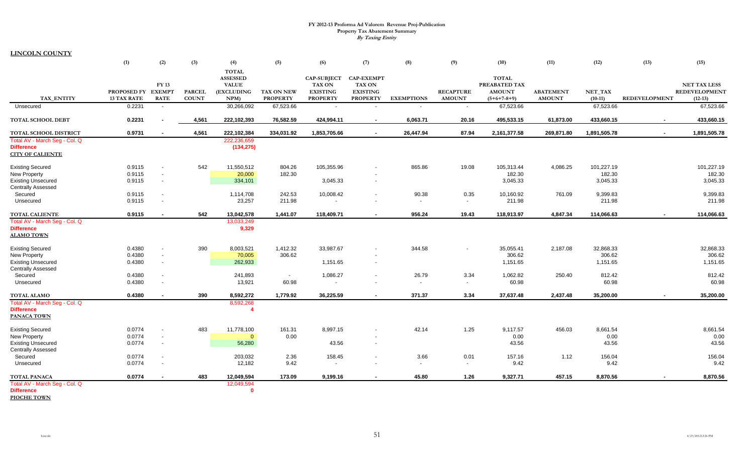# FY 2012-13 Proforma Ad Valorem Revenue Proj-Publication
## Property Tax Abatement Summary
### *By Taxing Entity*

**LINCOLN COUNTY**

| TAX_ENTITY | (1) PROPOSED FY 13 TAX RATE | (2) FY 13 EXEMPT RATE | (3) PARCEL COUNT | (4) TOTAL ASSESSED VALUE (EXCLUDING NPM) | (5) TAX ON NEW PROPERTY | (6) CAP-SUBJECT TAX ON EXISTING PROPERTY | (7) CAP-EXEMPT TAX ON EXISTING PROPERTY | (8) EXEMPTIONS | (9) RECAPTURE AMOUNT | (10) TOTAL PREABATED TAX AMOUNT (5+6+7-8+9) | (11) ABATEMENT AMOUNT | (12) NET_TAX (10-11) | (13) REDEVELOPMENT | (15) NET TAX LESS REDEVELOPMENT (12-13) |
|---|---|---|---|---|---|---|---|---|---|---|---|---|---|---|
| Unsecured | 0.2231 | - | | 30,266,092 | 67,523.66 | - | - | - | - | 67,523.66 | | 67,523.66 | | 67,523.66 |
| **TOTAL SCHOOL DEBT** | **0.2231** | **-** | **4,561** | **222,102,393** | **76,582.59** | **424,994.11** | **-** | **6,063.71** | **20.16** | **495,533.15** | **61,873.00** | **433,660.15** | **-** | **433,660.15** |
| **TOTAL SCHOOL DISTRICT** | **0.9731** | **-** | **4,561** | **222,102,384** | **334,031.92** | **1,853,705.66** | **-** | **26,447.94** | **87.94** | **2,161,377.58** | **269,871.80** | **1,891,505.78** | **-** | **1,891,505.78** |
| Total AV - March Seg - Col. Q | | | | 222,236,659 | | | | | | | | | | |
| **Difference** | | | | (134,275) | | | | | | | | | | |
| **CITY OF CALIENTE** | | | | | | | | | | | | | | |
| Existing Secured | 0.9115 | - | 542 | 11,550,512 | 804.26 | 105,355.96 | - | 865.86 | 19.08 | 105,313.44 | 4,086.25 | 101,227.19 | | 101,227.19 |
| New Property | 0.9115 | - | | 20,000 | 182.30 | | - | | | 182.30 | | 182.30 | | 182.30 |
| Existing Unsecured | 0.9115 | - | | 334,101 | | 3,045.33 | - | | | 3,045.33 | | 3,045.33 | | 3,045.33 |
| Centrally Assessed | | | | | | | | | | | | | | |
| Secured | 0.9115 | - | | 1,114,708 | 242.53 | 10,008.42 | - | 90.38 | 0.35 | 10,160.92 | 761.09 | 9,399.83 | | 9,399.83 |
| Unsecured | 0.9115 | - | | 23,257 | 211.98 | - | - | - | - | 211.98 | | 211.98 | | 211.98 |
| **TOTAL CALIENTE** | **0.9115** | **-** | **542** | **13,042,578** | **1,441.07** | **118,409.71** | **-** | **956.24** | **19.43** | **118,913.97** | **4,847.34** | **114,066.63** | **-** | **114,066.63** |
| Total AV - March Seg - Col. Q | | | | 13,033,249 | | | | | | | | | | |
| **Difference** | | | | 9,329 | | | | | | | | | | |
| **ALAMO TOWN** | | | | | | | | | | | | | | |
| Existing Secured | 0.4380 | - | 390 | 8,003,521 | 1,412.32 | 33,987.67 | - | 344.58 | - | 35,055.41 | 2,187.08 | 32,868.33 | | 32,868.33 |
| New Property | 0.4380 | - | | 70,005 | 306.62 | | - | | | 306.62 | | 306.62 | | 306.62 |
| Existing Unsecured | 0.4380 | - | | 262,933 | | 1,151.65 | - | | | 1,151.65 | | 1,151.65 | | 1,151.65 |
| Centrally Assessed | | | | | | | | | | | | | | |
| Secured | 0.4380 | - | | 241,893 | - | 1,086.27 | - | 26.79 | 3.34 | 1,062.82 | 250.40 | 812.42 | | 812.42 |
| Unsecured | 0.4380 | - | | 13,921 | 60.98 | - | - | - | - | 60.98 | | 60.98 | | 60.98 |
| **TOTAL ALAMO** | **0.4380** | **-** | **390** | **8,592,272** | **1,779.92** | **36,225.59** | **-** | **371.37** | **3.34** | **37,637.48** | **2,437.48** | **35,200.00** | **-** | **35,200.00** |
| Total AV - March Seg - Col. Q | | | | 8,592,268 | | | | | | | | | | |
| **Difference** | | | | 4 | | | | | | | | | | |
| **PANACA TOWN** | | | | | | | | | | | | | | |
| Existing Secured | 0.0774 | - | 483 | 11,778,100 | 161.31 | 8,997.15 | - | 42.14 | 1.25 | 9,117.57 | 456.03 | 8,661.54 | | 8,661.54 |
| New Property | 0.0774 | - | | 0 | 0.00 | | - | | | 0.00 | | 0.00 | | 0.00 |
| Existing Unsecured | 0.0774 | - | | 56,280 | | 43.56 | - | | | 43.56 | | 43.56 | | 43.56 |
| Centrally Assessed | | | | | | | | | | | | | | |
| Secured | 0.0774 | - | | 203,032 | 2.36 | 158.45 | - | 3.66 | 0.01 | 157.16 | 1.12 | 156.04 | | 156.04 |
| Unsecured | 0.0774 | - | | 12,182 | 9.42 | - | - | - | - | 9.42 | | 9.42 | | 9.42 |
| **TOTAL PANACA** | **0.0774** | **-** | **483** | **12,049,594** | **173.09** | **9,199.16** | **-** | **45.80** | **1.26** | **9,327.71** | **457.15** | **8,870.56** | **-** | **8,870.56** |
| Total AV - March Seg - Col. Q | | | | 12,049,594 | | | | | | | | | | |
| **Difference** | | | | 0 | | | | | | | | | | |
| **PIOCHE TOWN** | | | | | | | | | | | | | | |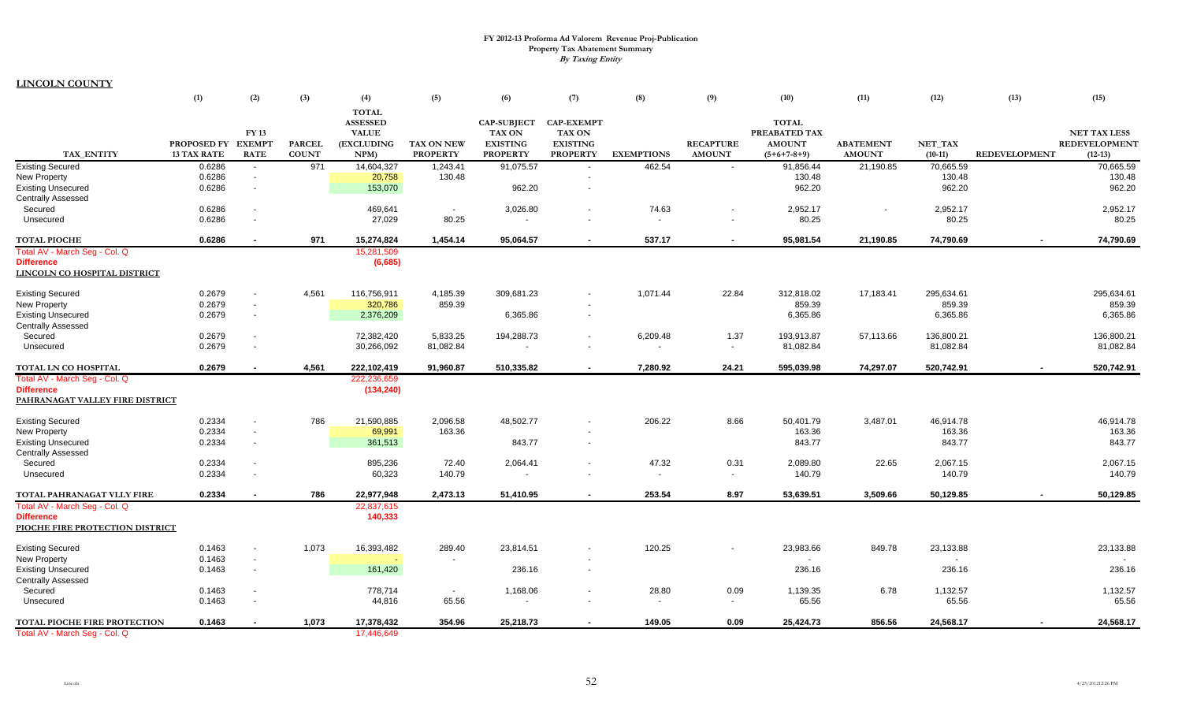# FY 2012-13 Proforma Ad Valorem Revenue Proj-Publication

**Property Tax Abatement Summary**

*By Taxing Entity*

**LINCOLN COUNTY**

| | (1) | (2) | (3) | (4) | (5) | (6) | (7) | (8) | (9) | (10) | (11) | (12) | (13) | (15) |
|---|---|---|---|---|---|---|---|---|---|---|---|---|---|---|
| TAX_ENTITY | PROPOSED FY 13 TAX RATE | FY 13 EXEMPT RATE | PARCEL COUNT | TOTAL ASSESSED VALUE (EXCLUDING NPM) | TAX ON NEW PROPERTY | CAP-SUBJECT TAX ON EXISTING PROPERTY | CAP-EXEMPT TAX ON EXISTING PROPERTY | EXEMPTIONS | RECAPTURE AMOUNT | TOTAL PREABATED TAX AMOUNT (5+6+7-8+9) | ABATEMENT AMOUNT | NET_TAX (10-11) | REDEVELOPMENT | NET TAX LESS REDEVELOPMENT (12-13) |
| Existing Secured | 0.6286 | - | 971 | 14,604,327 | 1,243.41 | 91,075.57 | - | 462.54 | - | 91,856.44 | 21,190.85 | 70,665.59 | | 70,665.59 |
| New Property | 0.6286 | - | | 20,758 | 130.48 | | - | | | 130.48 | | 130.48 | | 130.48 |
| Existing Unsecured | 0.6286 | - | | 153,070 | | 962.20 | - | | | 962.20 | | 962.20 | | 962.20 |
| Centrally Assessed | | | | | | | | | | | | | | |
| Secured | 0.6286 | - | | 469,641 | - | 3,026.80 | - | 74.63 | - | 2,952.17 | - | 2,952.17 | | 2,952.17 |
| Unsecured | 0.6286 | - | | 27,029 | 80.25 | - | - | - | - | 80.25 | | 80.25 | | 80.25 |
| **TOTAL PIOCHE** | **0.6286** | **-** | **971** | **15,274,824** | **1,454.14** | **95,064.57** | **-** | **537.17** | **-** | **95,981.54** | **21,190.85** | **74,790.69** | **-** | **74,790.69** |
| Total AV - March Seg - Col. Q | | | | 15,281,509 | | | | | | | | | | |
| Difference | | | | (6,685) | | | | | | | | | | |
| **LINCOLN CO HOSPITAL DISTRICT** | | | | | | | | | | | | | | |
| Existing Secured | 0.2679 | - | 4,561 | 116,756,911 | 4,185.39 | 309,681.23 | - | 1,071.44 | 22.84 | 312,818.02 | 17,183.41 | 295,634.61 | | 295,634.61 |
| New Property | 0.2679 | - | | 320,786 | 859.39 | | - | | | 859.39 | | 859.39 | | 859.39 |
| Existing Unsecured | 0.2679 | - | | 2,376,209 | | 6,365.86 | - | | | 6,365.86 | | 6,365.86 | | 6,365.86 |
| Centrally Assessed | | | | | | | | | | | | | | |
| Secured | 0.2679 | - | | 72,382,420 | 5,833.25 | 194,288.73 | - | 6,209.48 | 1.37 | 193,913.87 | 57,113.66 | 136,800.21 | | 136,800.21 |
| Unsecured | 0.2679 | - | | 30,266,092 | 81,082.84 | - | - | - | - | 81,082.84 | | 81,082.84 | | 81,082.84 |
| **TOTAL LN CO HOSPITAL** | **0.2679** | **-** | **4,561** | **222,102,419** | **91,960.87** | **510,335.82** | **-** | **7,280.92** | **24.21** | **595,039.98** | **74,297.07** | **520,742.91** | **-** | **520,742.91** |
| Total AV - March Seg - Col. Q | | | | 222,236,659 | | | | | | | | | | |
| Difference | | | | (134,240) | | | | | | | | | | |
| **PAHRANAGAT VALLEY FIRE DISTRICT** | | | | | | | | | | | | | | |
| Existing Secured | 0.2334 | - | 786 | 21,590,885 | 2,096.58 | 48,502.77 | - | 206.22 | 8.66 | 50,401.79 | 3,487.01 | 46,914.78 | | 46,914.78 |
| New Property | 0.2334 | - | | 69,991 | 163.36 | | - | | | 163.36 | | 163.36 | | 163.36 |
| Existing Unsecured | 0.2334 | - | | 361,513 | | 843.77 | - | | | 843.77 | | 843.77 | | 843.77 |
| Centrally Assessed | | | | | | | | | | | | | | |
| Secured | 0.2334 | - | | 895,236 | 72.40 | 2,064.41 | - | 47.32 | 0.31 | 2,089.80 | 22.65 | 2,067.15 | | 2,067.15 |
| Unsecured | 0.2334 | - | | 60,323 | 140.79 | - | - | - | - | 140.79 | | 140.79 | | 140.79 |
| **TOTAL PAHRANAGAT VLLY FIRE** | **0.2334** | **-** | **786** | **22,977,948** | **2,473.13** | **51,410.95** | **-** | **253.54** | **8.97** | **53,639.51** | **3,509.66** | **50,129.85** | **-** | **50,129.85** |
| Total AV - March Seg - Col. Q | | | | 22,837,615 | | | | | | | | | | |
| Difference | | | | 140,333 | | | | | | | | | | |
| **PIOCHE FIRE PROTECTION DISTRICT** | | | | | | | | | | | | | | |
| Existing Secured | 0.1463 | - | 1,073 | 16,393,482 | 289.40 | 23,814.51 | - | 120.25 | - | 23,983.66 | 849.78 | 23,133.88 | | 23,133.88 |
| New Property | 0.1463 | - | | - | - | | - | | | - | | - | | - |
| Existing Unsecured | 0.1463 | - | | 161,420 | | 236.16 | - | | | 236.16 | | 236.16 | | 236.16 |
| Centrally Assessed | | | | | | | | | | | | | | |
| Secured | 0.1463 | - | | 778,714 | - | 1,168.06 | - | 28.80 | 0.09 | 1,139.35 | 6.78 | 1,132.57 | | 1,132.57 |
| Unsecured | 0.1463 | - | | 44,816 | 65.56 | - | - | - | - | 65.56 | | 65.56 | | 65.56 |
| **TOTAL PIOCHE FIRE PROTECTION** | **0.1463** | **-** | **1,073** | **17,378,432** | **354.96** | **25,218.73** | **-** | **149.05** | **0.09** | **25,424.73** | **856.56** | **24,568.17** | **-** | **24,568.17** |
| Total AV - March Seg - Col. Q | | | | 17,446,649 | | | | | | | | | | |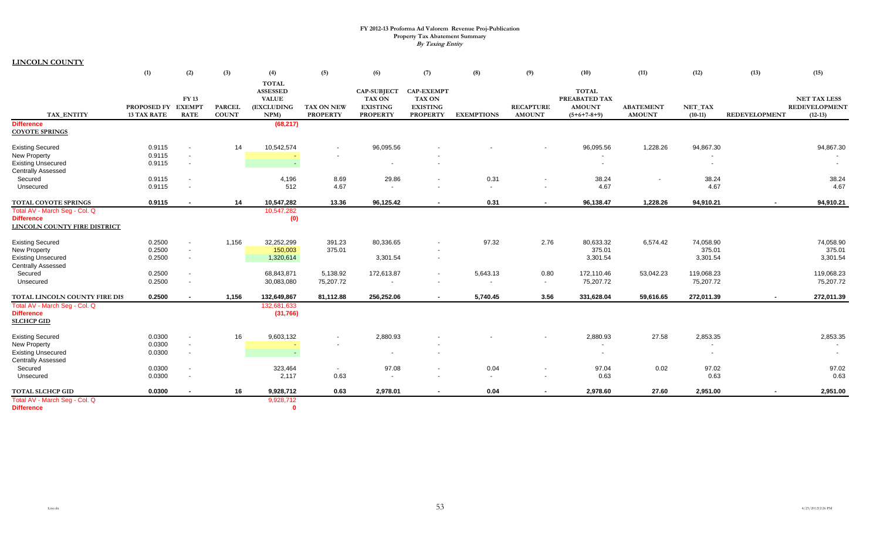**FY 2012-13 Proforma Ad Valorem Revenue Proj-Publication**
**Property Tax Abatement Summary**
***By Taxing Entity***

**LINCOLN COUNTY**

| TAX_ENTITY | (1) PROPOSED FY 13 TAX RATE | (2) FY 13 EXEMPT RATE | (3) PARCEL COUNT | (4) TOTAL ASSESSED VALUE (EXCLUDING NPM) | (5) TAX ON NEW PROPERTY | (6) CAP-SUBJECT TAX ON EXISTING PROPERTY | (7) CAP-EXEMPT TAX ON EXISTING PROPERTY | (8) EXEMPTIONS | (9) RECAPTURE AMOUNT | (10) TOTAL PREABATED TAX AMOUNT (5+6+7-8+9) | (11) ABATEMENT AMOUNT | (12) NET_TAX (10-11) | (13) REDEVELOPMENT | (15) NET TAX LESS REDEVELOPMENT (12-13) |
|---|---|---|---|---|---|---|---|---|---|---|---|---|---|---|
| Difference | | | | (68,217) | | | | | | | | | | |
| **COYOTE SPRINGS** | | | | | | | | | | | | | | |
| Existing Secured | 0.9115 | - | 14 | 10,542,574 | - | 96,095.56 | - | - | - | 96,095.56 | 1,228.26 | 94,867.30 | | 94,867.30 |
| New Property | 0.9115 | - | | - | - | | - | | | - | | - | | - |
| Existing Unsecured | 0.9115 | - | | - | | - | - | | | - | | - | | - |
| Centrally Assessed | | | | | | | | | | | | | | |
| Secured | 0.9115 | - | | 4,196 | 8.69 | 29.86 | - | 0.31 | - | 38.24 | - | 38.24 | | 38.24 |
| Unsecured | 0.9115 | - | | 512 | 4.67 | - | - | - | - | 4.67 | | 4.67 | | 4.67 |
| **TOTAL COYOTE SPRINGS** | **0.9115** | **-** | **14** | **10,547,282** | **13.36** | **96,125.42** | **-** | **0.31** | **-** | **96,138.47** | **1,228.26** | **94,910.21** | **-** | **94,910.21** |
| Total AV - March Seg - Col. Q | | | | 10,547,282 | | | | | | | | | | |
| Difference | | | | (0) | | | | | | | | | | |
| **LINCOLN COUNTY FIRE DISTRICT** | | | | | | | | | | | | | | |
| Existing Secured | 0.2500 | - | 1,156 | 32,252,299 | 391.23 | 80,336.65 | - | 97.32 | 2.76 | 80,633.32 | 6,574.42 | 74,058.90 | | 74,058.90 |
| New Property | 0.2500 | - | | 150,003 | 375.01 | | - | | | 375.01 | | 375.01 | | 375.01 |
| Existing Unsecured | 0.2500 | - | | 1,320,614 | | 3,301.54 | - | | | 3,301.54 | | 3,301.54 | | 3,301.54 |
| Centrally Assessed | | | | | | | | | | | | | | |
| Secured | 0.2500 | - | | 68,843,871 | 5,138.92 | 172,613.87 | - | 5,643.13 | 0.80 | 172,110.46 | 53,042.23 | 119,068.23 | | 119,068.23 |
| Unsecured | 0.2500 | - | | 30,083,080 | 75,207.72 | - | - | - | - | 75,207.72 | | 75,207.72 | | 75,207.72 |
| **TOTAL LINCOLN COUNTY FIRE DIS** | **0.2500** | **-** | **1,156** | **132,649,867** | **81,112.88** | **256,252.06** | **-** | **5,740.45** | **3.56** | **331,628.04** | **59,616.65** | **272,011.39** | **-** | **272,011.39** |
| Total AV - March Seg - Col. Q | | | | 132,681,633 | | | | | | | | | | |
| Difference | | | | (31,766) | | | | | | | | | | |
| **SLCHCP GID** | | | | | | | | | | | | | | |
| Existing Secured | 0.0300 | - | 16 | 9,603,132 | - | 2,880.93 | - | - | - | 2,880.93 | 27.58 | 2,853.35 | | 2,853.35 |
| New Property | 0.0300 | - | | - | - | | - | | | - | | - | | - |
| Existing Unsecured | 0.0300 | - | | - | | - | - | | | - | | - | | - |
| Centrally Assessed | | | | | | | | | | | | | | |
| Secured | 0.0300 | - | | 323,464 | - | 97.08 | - | 0.04 | - | 97.04 | 0.02 | 97.02 | | 97.02 |
| Unsecured | 0.0300 | - | | 2,117 | 0.63 | - | - | - | - | 0.63 | | 0.63 | | 0.63 |
| **TOTAL SLCHCP GID** | **0.0300** | **-** | **16** | **9,928,712** | **0.63** | **2,978.01** | **-** | **0.04** | **-** | **2,978.60** | **27.60** | **2,951.00** | **-** | **2,951.00** |
| Total AV - March Seg - Col. Q | | | | 9,928,712 | | | | | | | | | | |
| Difference | | | | 0 | | | | | | | | | | |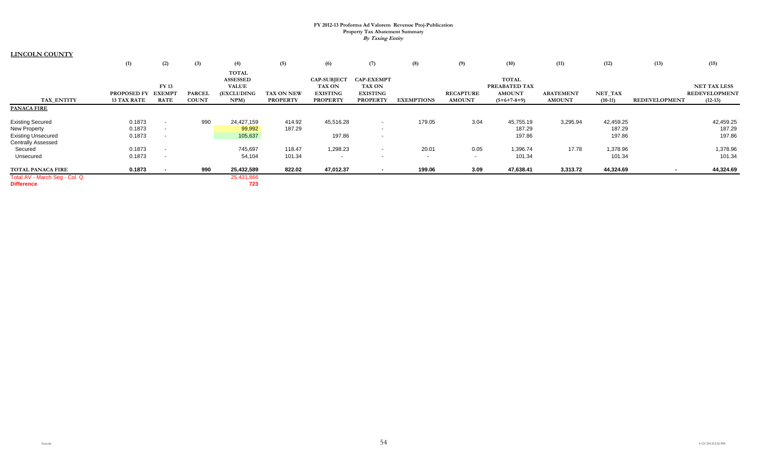**FY 2012-13 Proforma Ad Valorem Revenue Proj-Publication**
**Property Tax Abatement Summary**
***By Taxing Entity***

**LINCOLN COUNTY**

| TAX_ENTITY | (1) PROPOSED FY 13 TAX RATE | (2) FY 13 EXEMPT RATE | (3) PARCEL COUNT | (4) TOTAL ASSESSED VALUE (EXCLUDING NPM) | (5) TAX ON NEW PROPERTY | (6) CAP-SUBJECT TAX ON EXISTING PROPERTY | (7) CAP-EXEMPT TAX ON EXISTING PROPERTY | (8) EXEMPTIONS | (9) RECAPTURE AMOUNT | (10) TOTAL PREABATED TAX AMOUNT (5+6+7-8+9) | (11) ABATEMENT AMOUNT | (12) NET_TAX (10-11) | (13) REDEVELOPMENT | (15) NET TAX LESS REDEVELOPMENT (12-13) |
|---|---|---|---|---|---|---|---|---|---|---|---|---|---|---|
| **PANACA FIRE** | | | | | | | | | | | | | | |
| Existing Secured | 0.1873 | - | 990 | 24,427,159 | 414.92 | 45,516.28 | - | 179.05 | 3.04 | 45,755.19 | 3,295.94 | 42,459.25 | | 42,459.25 |
| New Property | 0.1873 | - | | 99,992 | 187.29 | | - | | | 187.29 | | 187.29 | | 187.29 |
| Existing Unsecured | 0.1873 | - | | 105,637 | | 197.86 | - | | | 197.86 | | 197.86 | | 197.86 |
| Centrally Assessed | | | | | | | | | | | | | | |
| Secured | 0.1873 | - | | 745,697 | 118.47 | 1,298.23 | - | 20.01 | 0.05 | 1,396.74 | 17.78 | 1,378.96 | | 1,378.96 |
| Unsecured | 0.1873 | - | | 54,104 | 101.34 | - | - | - | - | 101.34 | | 101.34 | | 101.34 |
| **TOTAL PANACA FIRE** | **0.1873** | **-** | **990** | **25,432,589** | **822.02** | **47,012.37** | **-** | **199.06** | **3.09** | **47,638.41** | **3,313.72** | **44,324.69** | **-** | **44,324.69** |
| Total AV - March Seg - Col. Q | | | | 25,431,866 | | | | | | | | | | |
| **Difference** | | | | **723** | | | | | | | | | | |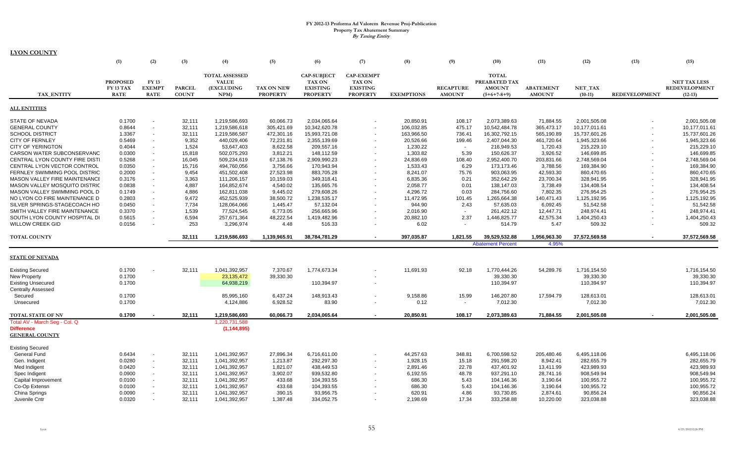# FY 2012-13 Proforma Ad Valorem Revenue Proj-Publication

**Property Tax Abatement Summary**

*By Taxing Entity*

**LYON COUNTY**

| TAX_ENTITY | (1) PROPOSED FY 13 TAX RATE | (2) FY 13 EXEMPT RATE | (3) PARCEL COUNT | (4) TOTAL ASSESSED VALUE (EXCLUDING NPM) | (5) TAX ON NEW PROPERTY | (6) CAP-SUBJECT TAX ON EXISTING PROPERTY | (7) CAP-EXEMPT TAX ON EXISTING PROPERTY | (8) EXEMPTIONS | (9) RECAPTURE AMOUNT | (10) TOTAL PREABATED TAX AMOUNT (5+6+7-8+9) | (11) ABATEMENT AMOUNT | (12) NET_TAX (10-11) | (13) REDEVELOPMENT | (15) NET TAX LESS REDEVELOPMENT (12-13) |
|---|---|---|---|---|---|---|---|---|---|---|---|---|---|---|
| **ALL ENTITIES** | | | | | | | | | | | | | | |
| STATE OF NEVADA | 0.1700 | - | 32,111 | 1,219,586,693 | 60,066.73 | 2,034,065.64 | - | 20,850.91 | 108.17 | 2,073,389.63 | 71,884.55 | 2,001,505.08 | - | 2,001,505.08 |
| GENERAL COUNTY | 0.8644 | - | 32,111 | 1,219,586,618 | 305,421.69 | 10,342,620.78 | - | 106,032.85 | 475.17 | 10,542,484.78 | 365,473.17 | 10,177,011.61 | - | 10,177,011.61 |
| SCHOOL DISTRICT | 1.3367 | - | 32,111 | 1,219,586,587 | 472,301.16 | 15,993,721.08 | - | 163,966.50 | 736.41 | 16,302,792.15 | 565,190.89 | 15,737,601.26 | - | 15,737,601.26 |
| CITY OF FERNLEY | 0.5469 | - | 9,352 | 440,029,406 | 72,231.81 | 2,355,139.69 | - | 20,526.66 | 199.46 | 2,407,044.30 | 461,720.64 | 1,945,323.66 | - | 1,945,323.66 |
| CITY OF YERINGTON | 0.4044 | - | 1,524 | 53,647,403 | 8,622.58 | 209,557.16 | - | 1,230.22 | - | 216,949.53 | 1,720.43 | 215,229.10 | - | 215,229.10 |
| CARSON WATER SUBCONSERVANC | 0.0300 | - | 15,818 | 502,075,293 | 3,812.21 | 148,112.59 | - | 1,303.82 | 5.39 | 150,626.37 | 3,926.52 | 146,699.85 | - | 146,699.85 |
| CENTRAL LYON COUNTY FIRE DISTI | 0.5268 | - | 16,045 | 509,234,619 | 67,138.76 | 2,909,990.23 | - | 24,836.69 | 108.40 | 2,952,400.70 | 203,831.66 | 2,748,569.04 | - | 2,748,569.04 |
| CENTRAL LYON VECTOR CONTROL | 0.0350 | - | 15,716 | 494,760,056 | 3,756.66 | 170,943.94 | - | 1,533.43 | 6.29 | 173,173.46 | 3,788.56 | 169,384.90 | - | 169,384.90 |
| FERNLEY SWIMMING POOL DISTRIC | 0.2000 | - | 9,454 | 451,502,408 | 27,523.98 | 883,705.28 | - | 8,241.07 | 75.76 | 903,063.95 | 42,593.30 | 860,470.65 | - | 860,470.65 |
| MASON VALLEY FIRE MAINTENANCI | 0.3176 | - | 3,363 | 111,206,157 | 10,159.03 | 349,318.41 | - | 6,835.36 | 0.21 | 352,642.29 | 23,700.34 | 328,941.95 | - | 328,941.95 |
| MASON VALLEY MOSQUITO DISTRIC | 0.0838 | - | 4,887 | 164,852,674 | 4,540.02 | 135,665.76 | - | 2,058.77 | 0.01 | 138,147.03 | 3,738.49 | 134,408.54 | - | 134,408.54 |
| MASON VALLEY SWIMMING POOL D | 0.1749 | - | 4,886 | 162,811,038 | 9,445.02 | 279,608.26 | - | 4,296.72 | 0.03 | 284,756.60 | 7,802.35 | 276,954.25 | - | 276,954.25 |
| NO LYON CO FIRE MAINTENANCE D | 0.2803 | - | 9,472 | 452,525,939 | 38,500.72 | 1,238,535.17 | - | 11,472.95 | 101.45 | 1,265,664.38 | 140,471.43 | 1,125,192.95 | - | 1,125,192.95 |
| SILVER SPRINGS-STAGECOACH HO | 0.0450 | - | 7,734 | 128,064,066 | 1,445.47 | 57,132.04 | - | 944.90 | 2.43 | 57,635.03 | 6,092.45 | 51,542.58 | - | 51,542.58 |
| SMITH VALLEY FIRE MAINTENANCE | 0.3370 | - | 1,539 | 77,524,545 | 6,773.05 | 256,665.96 | - | 2,016.90 | - | 261,422.12 | 12,447.71 | 248,974.41 | - | 248,974.41 |
| SOUTH LYON COUNTY HOSPITAL DI | 0.5615 | - | 6,594 | 257,671,364 | 48,222.54 | 1,419,482.96 | - | 20,882.10 | 2.37 | 1,446,825.77 | 42,575.34 | 1,404,250.43 | - | 1,404,250.43 |
| WILLOW CREEK GID | 0.0156 | - | 253 | 3,296,974 | 4.48 | 516.33 | - | 6.02 | - | 514.79 | 5.47 | 509.32 | - | 509.32 |
| **TOTAL COUNTY** | | | **32,111** | **1,219,586,693** | **1,139,965.91** | **38,784,781.29** | **-** | **397,035.87** | **1,821.55** | **39,529,532.88** | **1,956,963.30** | **37,572,569.58** | **-** | **37,572,569.58** |
| | | | | | | | | | | Abatement Percent | 4.95% | | | |
| **STATE OF NEVADA** | | | | | | | | | | | | | | |
| Existing Secured | 0.1700 | - | 32,111 | 1,041,392,957 | 7,370.67 | 1,774,673.34 | - | 11,691.93 | 92.18 | 1,770,444.26 | 54,289.76 | 1,716,154.50 | | 1,716,154.50 |
| New Property | 0.1700 | | | 23,135,472 | 39,330.30 | | - | | | 39,330.30 | | 39,330.30 | | 39,330.30 |
| Existing Unsecured | 0.1700 | | | 64,938,219 | | 110,394.97 | - | | | 110,394.97 | | 110,394.97 | | 110,394.97 |
| Centrally Assessed | | | | | | | | | | | | | | |
| Secured | 0.1700 | | | 85,995,160 | 6,437.24 | 148,913.43 | - | 9,158.86 | 15.99 | 146,207.80 | 17,594.79 | 128,613.01 | | 128,613.01 |
| Unsecured | 0.1700 | | | 4,124,886 | 6,928.52 | 83.90 | - | 0.12 | - | 7,012.30 | | 7,012.30 | | 7,012.30 |
| **TOTAL STATE OF NV** | **0.1700** | **-** | **32,111** | **1,219,586,693** | **60,066.73** | **2,034,065.64** | **-** | **20,850.91** | **108.17** | **2,073,389.63** | **71,884.55** | **2,001,505.08** | **-** | **2,001,505.08** |
| Total AV - March Seg - Col. Q | | | | 1,220,731,588 | | | | | | | | | | |
| **Difference** | | | | **(1,144,895)** | | | | | | | | | | |
| **GENERAL COUNTY** | | | | | | | | | | | | | | |
| Existing Secured | | | | | | | | | | | | | | |
| General Fund | 0.6434 | - | 32,111 | 1,041,392,957 | 27,896.34 | 6,716,611.00 | - | 44,257.63 | 348.81 | 6,700,598.52 | 205,480.46 | 6,495,118.06 | | 6,495,118.06 |
| Gen. Indigent | 0.0280 | - | 32,111 | 1,041,392,957 | 1,213.87 | 292,297.30 | - | 1,928.15 | 15.18 | 291,598.20 | 8,942.41 | 282,655.79 | | 282,655.79 |
| Med Indigent | 0.0420 | - | 32,111 | 1,041,392,957 | 1,821.07 | 438,449.53 | - | 2,891.46 | 22.78 | 437,401.92 | 13,411.99 | 423,989.93 | | 423,989.93 |
| Spec Indigent | 0.0900 | - | 32,111 | 1,041,392,957 | 3,902.07 | 939,532.80 | - | 6,192.55 | 48.78 | 937,291.10 | 28,741.16 | 908,549.94 | | 908,549.94 |
| Capital Improvement | 0.0100 | - | 32,111 | 1,041,392,957 | 433.68 | 104,393.55 | - | 686.30 | 5.43 | 104,146.36 | 3,190.64 | 100,955.72 | | 100,955.72 |
| Co-Op Extensn | 0.0100 | - | 32,111 | 1,041,392,957 | 433.68 | 104,393.55 | - | 686.30 | 5.43 | 104,146.36 | 3,190.64 | 100,955.72 | | 100,955.72 |
| China Springs | 0.0090 | - | 32,111 | 1,041,392,957 | 390.15 | 93,956.75 | - | 620.91 | 4.86 | 93,730.85 | 2,874.61 | 90,856.24 | | 90,856.24 |
| Juvenile Cntr | 0.0320 | - | 32,111 | 1,041,392,957 | 1,387.48 | 334,052.75 | - | 2,198.69 | 17.34 | 333,258.88 | 10,220.00 | 323,038.88 | | 323,038.88 |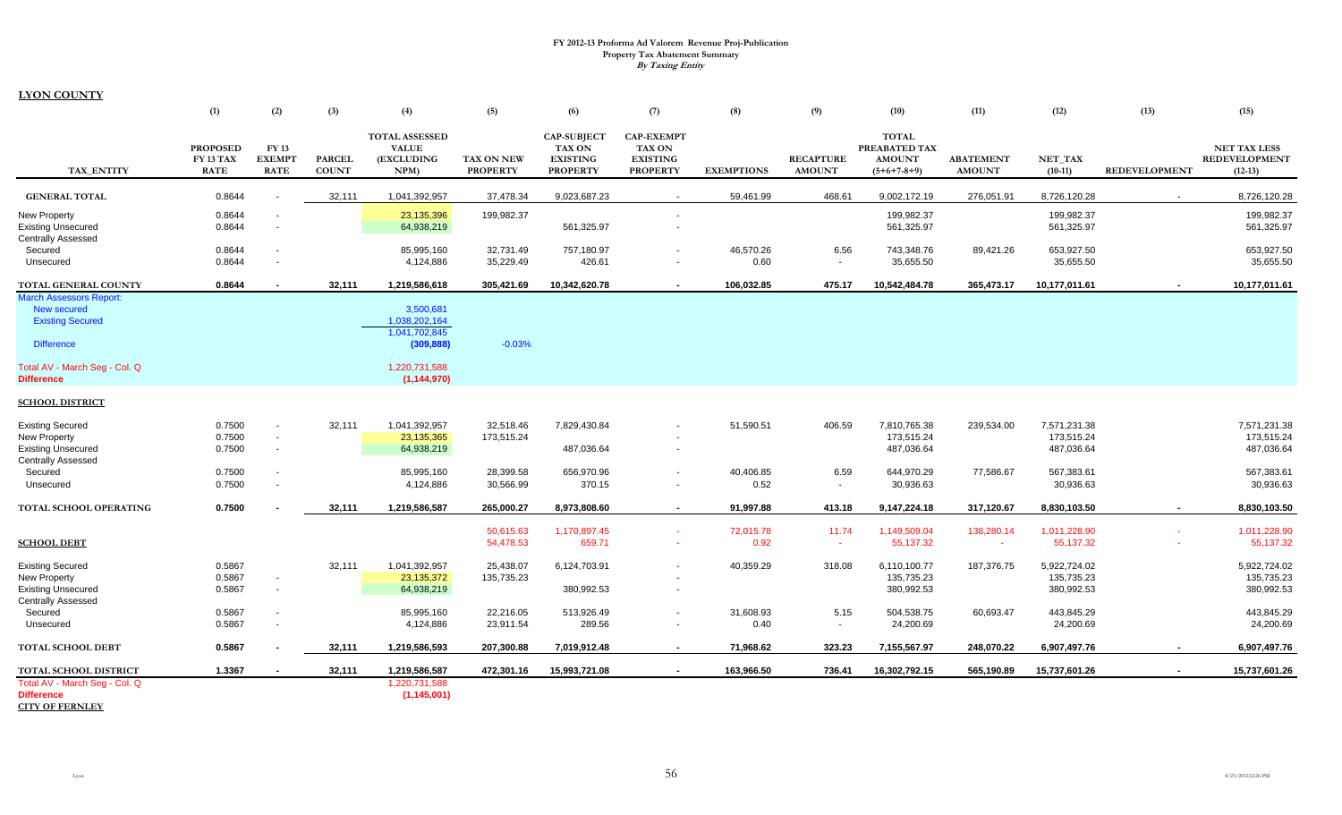# FY 2012-13 Proforma Ad Valorem Revenue Proj-Publication
## Property Tax Abatement Summary
### *By Taxing Entity*

**LYON COUNTY**

| | (1) | (2) | (3) | (4) | (5) | (6) | (7) | (8) | (9) | (10) | (11) | (12) | (13) | (15) |
|---|---|---|---|---|---|---|---|---|---|---|---|---|---|---|
| TAX_ENTITY | PROPOSED FY 13 TAX RATE | FY 13 EXEMPT RATE | PARCEL COUNT | TOTAL ASSESSED VALUE (EXCLUDING NPM) | TAX ON NEW PROPERTY | CAP-SUBJECT TAX ON EXISTING PROPERTY | CAP-EXEMPT TAX ON EXISTING PROPERTY | EXEMPTIONS | RECAPTURE AMOUNT | TOTAL PREABATED TAX AMOUNT (5+6+7-8+9) | ABATEMENT AMOUNT | NET_TAX (10-11) | REDEVELOPMENT | NET TAX LESS REDEVELOPMENT (12-13) |
| **GENERAL TOTAL** | 0.8644 | - | 32,111 | 1,041,392,957 | 37,478.34 | 9,023,687.23 | - | 59,461.99 | 468.61 | 9,002,172.19 | 276,051.91 | 8,726,120.28 | - | 8,726,120.28 |
| New Property | 0.8644 | - | | 23,135,396 | 199,982.37 | | - | | | 199,982.37 | | 199,982.37 | | 199,982.37 |
| Existing Unsecured | 0.8644 | - | | 64,938,219 | | 561,325.97 | - | | | 561,325.97 | | 561,325.97 | | 561,325.97 |
| Centrally Assessed | | | | | | | | | | | | | | |
| Secured | 0.8644 | - | | 85,995,160 | 32,731.49 | 757,180.97 | - | 46,570.26 | 6.56 | 743,348.76 | 89,421.26 | 653,927.50 | | 653,927.50 |
| Unsecured | 0.8644 | - | | 4,124,886 | 35,229.49 | 426.61 | - | 0.60 | - | 35,655.50 | | 35,655.50 | | 35,655.50 |
| **TOTAL GENERAL COUNTY** | **0.8644** | **-** | **32,111** | **1,219,586,618** | **305,421.69** | **10,342,620.78** | **-** | **106,032.85** | **475.17** | **10,542,484.78** | **365,473.17** | **10,177,011.61** | **-** | **10,177,011.61** |
| March Assessors Report: | | | | | | | | | | | | | | |
| New secured | | | | 3,500,681 | | | | | | | | | | |
| Existing Secured | | | | 1,038,202,164 | | | | | | | | | | |
| | | | | 1,041,702,845 | | | | | | | | | | |
| Difference | | | | **(309,888)** | -0.03% | | | | | | | | | |
| Total AV - March Seg - Col. Q | | | | 1,220,731,588 | | | | | | | | | | |
| **Difference** | | | | **(1,144,970)** | | | | | | | | | | |
| **SCHOOL DISTRICT** | | | | | | | | | | | | | | |
| Existing Secured | 0.7500 | - | 32,111 | 1,041,392,957 | 32,518.46 | 7,829,430.84 | - | 51,590.51 | 406.59 | 7,810,765.38 | 239,534.00 | 7,571,231.38 | | 7,571,231.38 |
| New Property | 0.7500 | - | | 23,135,365 | 173,515.24 | | - | | | 173,515.24 | | 173,515.24 | | 173,515.24 |
| Existing Unsecured | 0.7500 | - | | 64,938,219 | | 487,036.64 | - | | | 487,036.64 | | 487,036.64 | | 487,036.64 |
| Centrally Assessed | | | | | | | | | | | | | | |
| Secured | 0.7500 | - | | 85,995,160 | 28,399.58 | 656,970.96 | - | 40,406.85 | 6.59 | 644,970.29 | 77,586.67 | 567,383.61 | | 567,383.61 |
| Unsecured | 0.7500 | - | | 4,124,886 | 30,566.99 | 370.15 | - | 0.52 | - | 30,936.63 | | 30,936.63 | | 30,936.63 |
| **TOTAL SCHOOL OPERATING** | **0.7500** | **-** | **32,111** | **1,219,586,587** | **265,000.27** | **8,973,808.60** | **-** | **91,997.88** | **413.18** | **9,147,224.18** | **317,120.67** | **8,830,103.50** | **-** | **8,830,103.50** |
| | | | | | 50,615.63 | 1,170,897.45 | - | 72,015.78 | 11.74 | 1,149,509.04 | 138,280.14 | 1,011,228.90 | - | 1,011,228.90 |
| **SCHOOL DEBT** | | | | | 54,478.53 | 659.71 | - | 0.92 | - | 55,137.32 | - | 55,137.32 | - | 55,137.32 |
| Existing Secured | 0.5867 | | 32,111 | 1,041,392,957 | 25,438.07 | 6,124,703.91 | - | 40,359.29 | 318.08 | 6,110,100.77 | 187,376.75 | 5,922,724.02 | | 5,922,724.02 |
| New Property | 0.5867 | - | | 23,135,372 | 135,735.23 | | - | | | 135,735.23 | | 135,735.23 | | 135,735.23 |
| Existing Unsecured | 0.5867 | - | | 64,938,219 | | 380,992.53 | - | | | 380,992.53 | | 380,992.53 | | 380,992.53 |
| Centrally Assessed | | | | | | | | | | | | | | |
| Secured | 0.5867 | - | | 85,995,160 | 22,216.05 | 513,926.49 | - | 31,608.93 | 5.15 | 504,538.75 | 60,693.47 | 443,845.29 | | 443,845.29 |
| Unsecured | 0.5867 | - | | 4,124,886 | 23,911.54 | 289.56 | - | 0.40 | - | 24,200.69 | | 24,200.69 | | 24,200.69 |
| **TOTAL SCHOOL DEBT** | **0.5867** | **-** | **32,111** | **1,219,586,593** | **207,300.88** | **7,019,912.48** | **-** | **71,968.62** | **323.23** | **7,155,567.97** | **248,070.22** | **6,907,497.76** | **-** | **6,907,497.76** |
| **TOTAL SCHOOL DISTRICT** | **1.3367** | **-** | **32,111** | **1,219,586,587** | **472,301.16** | **15,993,721.08** | **-** | **163,966.50** | **736.41** | **16,302,792.15** | **565,190.89** | **15,737,601.26** | **-** | **15,737,601.26** |
| Total AV - March Seg - Col. Q | | | | 1,220,731,588 | | | | | | | | | | |
| **Difference** | | | | **(1,145,001)** | | | | | | | | | | |

**CITY OF FERNLEY**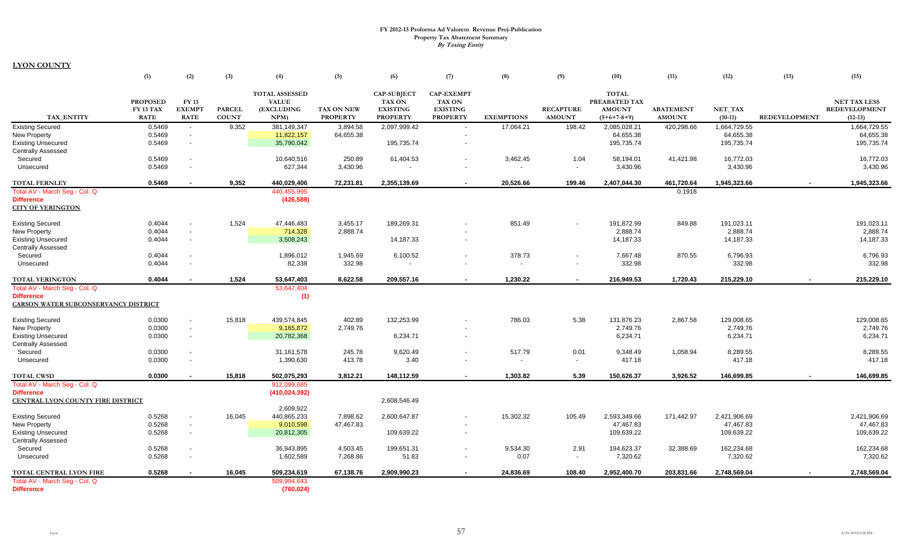# FY 2012-13 Proforma Ad Valorem Revenue Proj-Publication
## Property Tax Abatement Summary
### *By Taxing Entity*

**LYON COUNTY**

| | (1) | (2) | (3) | (4) | (5) | (6) | (7) | (8) | (9) | (10) | (11) | (12) | (13) | (15) |
|---|---|---|---|---|---|---|---|---|---|---|---|---|---|---|
| TAX_ENTITY | PROPOSED FY 13 TAX RATE | FY 13 EXEMPT RATE | PARCEL COUNT | TOTAL ASSESSED VALUE (EXCLUDING NPM) | TAX ON NEW PROPERTY | CAP-SUBJECT TAX ON EXISTING PROPERTY | CAP-EXEMPT TAX ON EXISTING PROPERTY | EXEMPTIONS | RECAPTURE AMOUNT | TOTAL PREABATED TAX AMOUNT (5+6+7-8+9) | ABATEMENT AMOUNT | NET_TAX (10-11) | REDEVELOPMENT | NET TAX LESS REDEVELOPMENT (12-13) |
| Existing Secured | 0.5469 | - | 9,352 | 381,149,347 | 3,894.58 | 2,097,999.42 | - | 17,064.21 | 198.42 | 2,085,028.21 | 420,298.66 | 1,664,729.55 | | 1,664,729.55 |
| New Property | 0.5469 | - | | 11,822,157 | 64,655.38 | | - | | | 64,655.38 | | 64,655.38 | | 64,655.38 |
| Existing Unsecured | 0.5469 | - | | 35,790,042 | | 195,735.74 | - | | | 195,735.74 | | 195,735.74 | | 195,735.74 |
| Centrally Assessed | | | | | | | | | | | | | | |
| Secured | 0.5469 | - | | 10,640,516 | 250.89 | 61,404.53 | - | 3,462.45 | 1.04 | 58,194.01 | 41,421.98 | 16,772.03 | | 16,772.03 |
| Unsecured | 0.5469 | - | | 627,344 | 3,430.96 | - | - | - | - | 3,430.96 | | 3,430.96 | | 3,430.96 |
| **TOTAL FERNLEY** | **0.5469** | **-** | **9,352** | **440,029,406** | **72,231.81** | **2,355,139.69** | **-** | **20,526.66** | **199.46** | **2,407,044.30** | **461,720.64** | **1,945,323.66** | **-** | **1,945,323.66** |
| Total AV - March Seg - Col. Q | | | | 440,455,995 | | | | | | | 0.1918 | | | |
| **Difference** | | | | **(426,589)** | | | | | | | | | | |
| **CITY OF YERINGTON** | | | | | | | | | | | | | | |
| Existing Secured | 0.4044 | - | 1,524 | 47,446,483 | 3,455.17 | 189,269.31 | - | 851.49 | - | 191,872.99 | 849.88 | 191,023.11 | | 191,023.11 |
| New Property | 0.4044 | - | | 714,328 | 2,888.74 | | - | | | 2,888.74 | | 2,888.74 | | 2,888.74 |
| Existing Unsecured | 0.4044 | - | | 3,508,243 | | 14,187.33 | - | | | 14,187.33 | | 14,187.33 | | 14,187.33 |
| Centrally Assessed | | | | | | | | | | | | | | |
| Secured | 0.4044 | - | | 1,896,012 | 1,945.69 | 6,100.52 | - | 378.73 | - | 7,667.48 | 870.55 | 6,796.93 | | 6,796.93 |
| Unsecured | 0.4044 | - | | 82,338 | 332.98 | - | - | - | - | 332.98 | | 332.98 | | 332.98 |
| **TOTAL YERINGTON** | **0.4044** | **-** | **1,524** | **53,647,403** | **8,622.58** | **209,557.16** | **-** | **1,230.22** | **-** | **216,949.53** | **1,720.43** | **215,229.10** | **-** | **215,229.10** |
| Total AV - March Seg - Col. Q | | | | 53,647,404 | | | | | | | | | | |
| **Difference** | | | | **(1)** | | | | | | | | | | |
| **CARSON WATER SUBCONSERVANCY DISTRICT** | | | | | | | | | | | | | | |
| Existing Secured | 0.0300 | - | 15,818 | 439,574,845 | 402.89 | 132,253.99 | - | 786.03 | 5.38 | 131,876.23 | 2,867.58 | 129,008.65 | | 129,008.65 |
| New Property | 0.0300 | - | | 9,165,872 | 2,749.76 | | - | | | 2,749.76 | | 2,749.76 | | 2,749.76 |
| Existing Unsecured | 0.0300 | - | | 20,782,368 | | 6,234.71 | - | | | 6,234.71 | | 6,234.71 | | 6,234.71 |
| Centrally Assessed | | | | | | | | | | | | | | |
| Secured | 0.0300 | - | | 31,161,578 | 245.78 | 9,620.49 | - | 517.79 | 0.01 | 9,348.49 | 1,058.94 | 8,289.55 | | 8,289.55 |
| Unsecured | 0.0300 | - | | 1,390,630 | 413.78 | 3.40 | - | - | - | 417.18 | | 417.18 | | 417.18 |
| **TOTAL CWSD** | **0.0300** | **-** | **15,818** | **502,075,293** | **3,812.21** | **148,112.59** | **-** | **1,303.82** | **5.39** | **150,626.37** | **3,926.52** | **146,699.85** | **-** | **146,699.85** |
| Total AV - March Seg - Col. Q | | | | 912,099,685 | | | | | | | | | | |
| **Difference** | | | | **(410,024,392)** | | | | | | | | | | |
| **CENTRAL LYON COUNTY FIRE DISTRICT** | | | | | | 2,608,546.49 | | | | | | | | |
| | | | | 2,609,922 | | | | | | | | | | |
| Existing Secured | 0.5268 | - | 16,045 | 440,865,233 | 7,898.62 | 2,600,647.87 | - | 15,302.32 | 105.49 | 2,593,349.66 | 171,442.97 | 2,421,906.69 | | 2,421,906.69 |
| New Property | 0.5268 | - | | 9,010,598 | 47,467.83 | | - | | | 47,467.83 | | 47,467.83 | | 47,467.83 |
| Existing Unsecured | 0.5268 | - | | 20,812,305 | | 109,639.22 | - | | | 109,639.22 | | 109,639.22 | | 109,639.22 |
| Centrally Assessed | | | | | | | | | | | | | | |
| Secured | 0.5268 | - | | 36,943,895 | 4,503.45 | 199,651.31 | - | 9,534.30 | 2.91 | 194,623.37 | 32,388.69 | 162,234.68 | | 162,234.68 |
| Unsecured | 0.5268 | - | | 1,602,589 | 7,268.86 | 51.83 | - | 0.07 | - | 7,320.62 | | 7,320.62 | | 7,320.62 |
| **TOTAL CENTRAL LYON FIRE** | **0.5268** | **-** | **16,045** | **509,234,619** | **67,138.76** | **2,909,990.23** | **-** | **24,836.69** | **108.40** | **2,952,400.70** | **203,831.66** | **2,748,569.04** | **-** | **2,748,569.04** |
| Total AV - March Seg - Col. Q | | | | 509,994,643 | | | | | | | | | | |
| **Difference** | | | | **(760,024)** | | | | | | | | | | |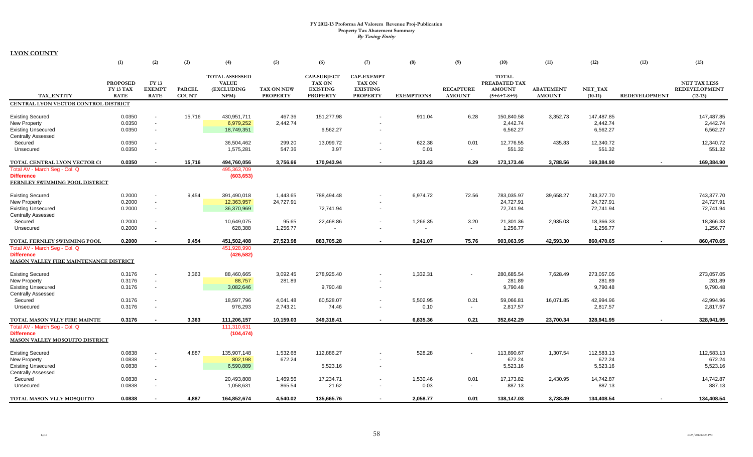# FY 2012-13 Proforma Ad Valorem Revenue Proj-Publication
## Property Tax Abatement Summary
### *By Taxing Entity*

**LYON COUNTY**

| TAX_ENTITY | (1) PROPOSED FY 13 TAX RATE | (2) FY 13 EXEMPT RATE | (3) PARCEL COUNT | (4) TOTAL ASSESSED VALUE (EXCLUDING NPM) | (5) TAX ON NEW PROPERTY | (6) CAP-SUBJECT TAX ON EXISTING PROPERTY | (7) CAP-EXEMPT TAX ON EXISTING PROPERTY | (8) EXEMPTIONS | (9) RECAPTURE AMOUNT | (10) TOTAL PREABATED TAX AMOUNT (5+6+7-8+9) | (11) ABATEMENT AMOUNT | (12) NET_TAX (10-11) | (13) REDEVELOPMENT | (15) NET TAX LESS REDEVELOPMENT (12-13) |
|---|---|---|---|---|---|---|---|---|---|---|---|---|---|---|
| **CENTRAL LYON VECTOR CONTROL DISTRICT** | | | | | | | | | | | | | | |
| Existing Secured | 0.0350 | - | 15,716 | 430,951,711 | 467.36 | 151,277.98 | - | 911.04 | 6.28 | 150,840.58 | 3,352.73 | 147,487.85 | | 147,487.85 |
| New Property | 0.0350 | - | | 6,979,252 | 2,442.74 | | - | | | 2,442.74 | | 2,442.74 | | 2,442.74 |
| Existing Unsecured | 0.0350 | - | | 18,749,351 | | 6,562.27 | - | | | 6,562.27 | | 6,562.27 | | 6,562.27 |
| Centrally Assessed | | | | | | | | | | | | | | |
| Secured | 0.0350 | - | | 36,504,462 | 299.20 | 13,099.72 | - | 622.38 | 0.01 | 12,776.55 | 435.83 | 12,340.72 | | 12,340.72 |
| Unsecured | 0.0350 | - | | 1,575,281 | 547.36 | 3.97 | - | 0.01 | - | 551.32 | | 551.32 | | 551.32 |
| **TOTAL CENTRAL LYON VECTOR C(** | **0.0350** | **-** | **15,716** | **494,760,056** | **3,756.66** | **170,943.94** | **-** | **1,533.43** | **6.29** | **173,173.46** | **3,788.56** | **169,384.90** | **-** | **169,384.90** |
| Total AV - March Seg - Col. Q | | | | 495,363,709 | | | | | | | | | | |
| Difference | | | | (603,653) | | | | | | | | | | |
| **FERNLEY SWIMMING POOL DISTRICT** | | | | | | | | | | | | | | |
| Existing Secured | 0.2000 | - | 9,454 | 391,490,018 | 1,443.65 | 788,494.48 | - | 6,974.72 | 72.56 | 783,035.97 | 39,658.27 | 743,377.70 | | 743,377.70 |
| New Property | 0.2000 | - | | 12,363,957 | 24,727.91 | | - | | | 24,727.91 | | 24,727.91 | | 24,727.91 |
| Existing Unsecured | 0.2000 | - | | 36,370,969 | | 72,741.94 | - | | | 72,741.94 | | 72,741.94 | | 72,741.94 |
| Centrally Assessed | | | | | | | | | | | | | | |
| Secured | 0.2000 | - | | 10,649,075 | 95.65 | 22,468.86 | - | 1,266.35 | 3.20 | 21,301.36 | 2,935.03 | 18,366.33 | | 18,366.33 |
| Unsecured | 0.2000 | - | | 628,388 | 1,256.77 | - | - | - | - | 1,256.77 | | 1,256.77 | | 1,256.77 |
| **TOTAL FERNLEY SWIMMING POOL** | **0.2000** | **-** | **9,454** | **451,502,408** | **27,523.98** | **883,705.28** | **-** | **8,241.07** | **75.76** | **903,063.95** | **42,593.30** | **860,470.65** | **-** | **860,470.65** |
| Total AV - March Seg - Col. Q | | | | 451,928,990 | | | | | | | | | | |
| Difference | | | | (426,582) | | | | | | | | | | |
| **MASON VALLEY FIRE MAINTENANCE DISTRICT** | | | | | | | | | | | | | | |
| Existing Secured | 0.3176 | - | 3,363 | 88,460,665 | 3,092.45 | 278,925.40 | - | 1,332.31 | - | 280,685.54 | 7,628.49 | 273,057.05 | | 273,057.05 |
| New Property | 0.3176 | - | | 88,757 | 281.89 | | - | | | 281.89 | | 281.89 | | 281.89 |
| Existing Unsecured | 0.3176 | - | | 3,082,646 | | 9,790.48 | - | | | 9,790.48 | | 9,790.48 | | 9,790.48 |
| Centrally Assessed | | | | | | | | | | | | | | |
| Secured | 0.3176 | - | | 18,597,796 | 4,041.48 | 60,528.07 | - | 5,502.95 | 0.21 | 59,066.81 | 16,071.85 | 42,994.96 | | 42,994.96 |
| Unsecured | 0.3176 | - | | 976,293 | 2,743.21 | 74.46 | - | 0.10 | - | 2,817.57 | | 2,817.57 | | 2,817.57 |
| **TOTAL MASON VLLY FIRE MAINTE** | **0.3176** | **-** | **3,363** | **111,206,157** | **10,159.03** | **349,318.41** | **-** | **6,835.36** | **0.21** | **352,642.29** | **23,700.34** | **328,941.95** | **-** | **328,941.95** |
| Total AV - March Seg - Col. Q | | | | 111,310,631 | | | | | | | | | | |
| Difference | | | | (104,474) | | | | | | | | | | |
| **MASON VALLEY MOSQUITO DISTRICT** | | | | | | | | | | | | | | |
| Existing Secured | 0.0838 | - | 4,887 | 135,907,148 | 1,532.68 | 112,886.27 | - | 528.28 | - | 113,890.67 | 1,307.54 | 112,583.13 | | 112,583.13 |
| New Property | 0.0838 | - | | 802,198 | 672.24 | | - | | | 672.24 | | 672.24 | | 672.24 |
| Existing Unsecured | 0.0838 | - | | 6,590,889 | | 5,523.16 | - | | | 5,523.16 | | 5,523.16 | | 5,523.16 |
| Centrally Assessed | | | | | | | | | | | | | | |
| Secured | 0.0838 | - | | 20,493,808 | 1,469.56 | 17,234.71 | - | 1,530.46 | 0.01 | 17,173.82 | 2,430.95 | 14,742.87 | | 14,742.87 |
| Unsecured | 0.0838 | - | | 1,058,631 | 865.54 | 21.62 | - | 0.03 | - | 887.13 | | 887.13 | | 887.13 |
| **TOTAL MASON VLLY MOSQUITO** | **0.0838** | **-** | **4,887** | **164,852,674** | **4,540.02** | **135,665.76** | **-** | **2,058.77** | **0.01** | **138,147.03** | **3,738.49** | **134,408.54** | **-** | **134,408.54** |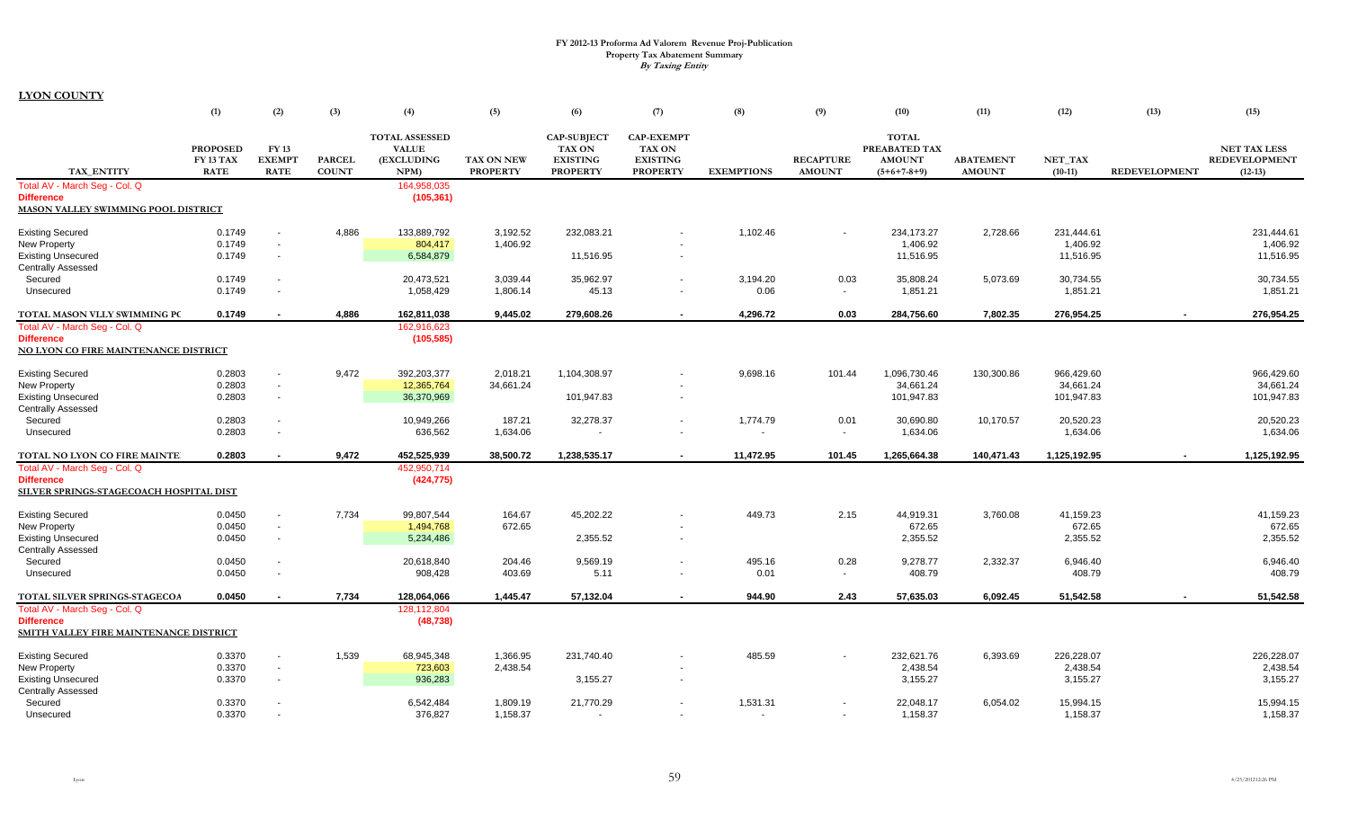# FY 2012-13 Proforma Ad Valorem Revenue Proj-Publication

## Property Tax Abatement Summary

### *By Taxing Entity*

**LYON COUNTY**

| TAX_ENTITY | (1) PROPOSED FY 13 TAX RATE | (2) FY 13 EXEMPT RATE | (3) PARCEL COUNT | (4) TOTAL ASSESSED VALUE (EXCLUDING NPM) | (5) TAX ON NEW PROPERTY | (6) CAP-SUBJECT TAX ON EXISTING PROPERTY | (7) CAP-EXEMPT TAX ON EXISTING PROPERTY | (8) EXEMPTIONS | (9) RECAPTURE AMOUNT | (10) TOTAL PREABATED TAX AMOUNT (5+6+7-8+9) | (11) ABATEMENT AMOUNT | (12) NET_TAX (10-11) | (13) REDEVELOPMENT | (15) NET TAX LESS REDEVELOPMENT (12-13) |
|---|---|---|---|---|---|---|---|---|---|---|---|---|---|---|
| Total AV - March Seg - Col. Q | | | | 164,958,035 | | | | | | | | | | |
| **Difference** | | | | **(105,361)** | | | | | | | | | | |
| **MASON VALLEY SWIMMING POOL DISTRICT** | | | | | | | | | | | | | | |
| Existing Secured | 0.1749 | - | 4,886 | 133,889,792 | 3,192.52 | 232,083.21 | - | 1,102.46 | - | 234,173.27 | 2,728.66 | 231,444.61 | | 231,444.61 |
| New Property | 0.1749 | - | | 804,417 | 1,406.92 | | - | | | 1,406.92 | | 1,406.92 | | 1,406.92 |
| Existing Unsecured | 0.1749 | - | | 6,584,879 | | 11,516.95 | - | | | 11,516.95 | | 11,516.95 | | 11,516.95 |
| Centrally Assessed | | | | | | | | | | | | | | |
| Secured | 0.1749 | - | | 20,473,521 | 3,039.44 | 35,962.97 | - | 3,194.20 | 0.03 | 35,808.24 | 5,073.69 | 30,734.55 | | 30,734.55 |
| Unsecured | 0.1749 | - | | 1,058,429 | 1,806.14 | 45.13 | - | 0.06 | - | 1,851.21 | | 1,851.21 | | 1,851.21 |
| **TOTAL MASON VLLY SWIMMING PC** | **0.1749** | **-** | **4,886** | **162,811,038** | **9,445.02** | **279,608.26** | **-** | **4,296.72** | **0.03** | **284,756.60** | **7,802.35** | **276,954.25** | **-** | **276,954.25** |
| Total AV - March Seg - Col. Q | | | | 162,916,623 | | | | | | | | | | |
| **Difference** | | | | **(105,585)** | | | | | | | | | | |
| **NO LYON CO FIRE MAINTENANCE DISTRICT** | | | | | | | | | | | | | | |
| Existing Secured | 0.2803 | - | 9,472 | 392,203,377 | 2,018.21 | 1,104,308.97 | - | 9,698.16 | 101.44 | 1,096,730.46 | 130,300.86 | 966,429.60 | | 966,429.60 |
| New Property | 0.2803 | - | | 12,365,764 | 34,661.24 | | - | | | 34,661.24 | | 34,661.24 | | 34,661.24 |
| Existing Unsecured | 0.2803 | - | | 36,370,969 | | 101,947.83 | - | | | 101,947.83 | | 101,947.83 | | 101,947.83 |
| Centrally Assessed | | | | | | | | | | | | | | |
| Secured | 0.2803 | - | | 10,949,266 | 187.21 | 32,278.37 | - | 1,774.79 | 0.01 | 30,690.80 | 10,170.57 | 20,520.23 | | 20,520.23 |
| Unsecured | 0.2803 | - | | 636,562 | 1,634.06 | - | - | - | - | 1,634.06 | | 1,634.06 | | 1,634.06 |
| **TOTAL NO LYON CO FIRE MAINTE** | **0.2803** | **-** | **9,472** | **452,525,939** | **38,500.72** | **1,238,535.17** | **-** | **11,472.95** | **101.45** | **1,265,664.38** | **140,471.43** | **1,125,192.95** | **-** | **1,125,192.95** |
| Total AV - March Seg - Col. Q | | | | 452,950,714 | | | | | | | | | | |
| **Difference** | | | | **(424,775)** | | | | | | | | | | |
| **SILVER SPRINGS-STAGECOACH HOSPITAL DIST** | | | | | | | | | | | | | | |
| Existing Secured | 0.0450 | - | 7,734 | 99,807,544 | 164.67 | 45,202.22 | - | 449.73 | 2.15 | 44,919.31 | 3,760.08 | 41,159.23 | | 41,159.23 |
| New Property | 0.0450 | - | | 1,494,768 | 672.65 | | - | | | 672.65 | | 672.65 | | 672.65 |
| Existing Unsecured | 0.0450 | - | | 5,234,486 | | 2,355.52 | - | | | 2,355.52 | | 2,355.52 | | 2,355.52 |
| Centrally Assessed | | | | | | | | | | | | | | |
| Secured | 0.0450 | - | | 20,618,840 | 204.46 | 9,569.19 | - | 495.16 | 0.28 | 9,278.77 | 2,332.37 | 6,946.40 | | 6,946.40 |
| Unsecured | 0.0450 | - | | 908,428 | 403.69 | 5.11 | - | 0.01 | - | 408.79 | | 408.79 | | 408.79 |
| **TOTAL SILVER SPRINGS-STAGECOA** | **0.0450** | **-** | **7,734** | **128,064,066** | **1,445.47** | **57,132.04** | **-** | **944.90** | **2.43** | **57,635.03** | **6,092.45** | **51,542.58** | **-** | **51,542.58** |
| Total AV - March Seg - Col. Q | | | | 128,112,804 | | | | | | | | | | |
| **Difference** | | | | **(48,738)** | | | | | | | | | | |
| **SMITH VALLEY FIRE MAINTENANCE DISTRICT** | | | | | | | | | | | | | | |
| Existing Secured | 0.3370 | - | 1,539 | 68,945,348 | 1,366.95 | 231,740.40 | - | 485.59 | - | 232,621.76 | 6,393.69 | 226,228.07 | | 226,228.07 |
| New Property | 0.3370 | - | | 723,603 | 2,438.54 | | - | | | 2,438.54 | | 2,438.54 | | 2,438.54 |
| Existing Unsecured | 0.3370 | - | | 936,283 | | 3,155.27 | - | | | 3,155.27 | | 3,155.27 | | 3,155.27 |
| Centrally Assessed | | | | | | | | | | | | | | |
| Secured | 0.3370 | - | | 6,542,484 | 1,809.19 | 21,770.29 | - | 1,531.31 | - | 22,048.17 | 6,054.02 | 15,994.15 | | 15,994.15 |
| Unsecured | 0.3370 | - | | 376,827 | 1,158.37 | - | - | - | - | 1,158.37 | | 1,158.37 | | 1,158.37 |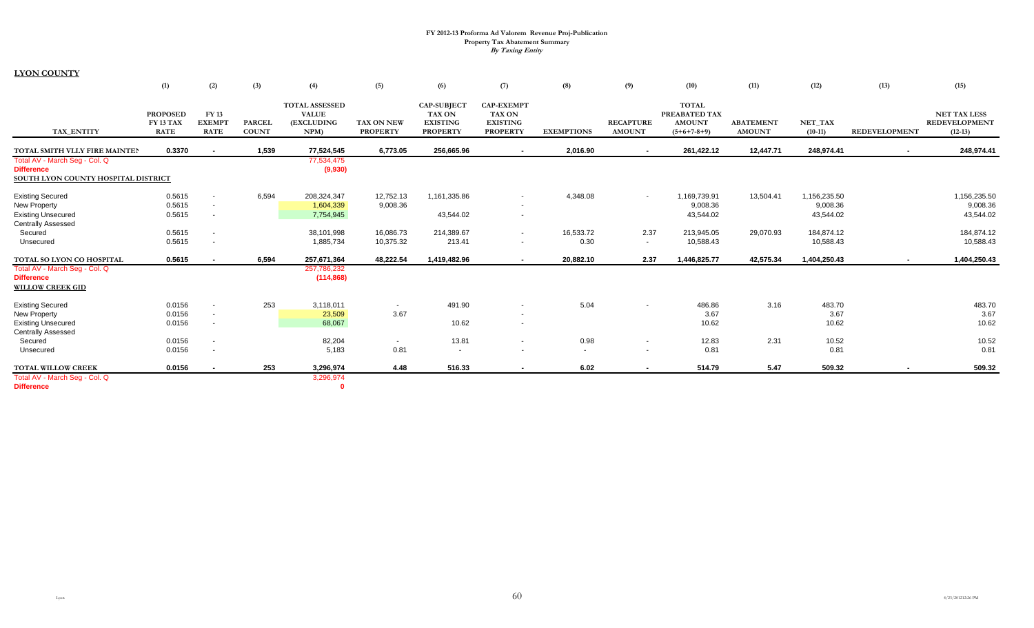# FY 2012-13 Proforma Ad Valorem Revenue Proj-Publication
## Property Tax Abatement Summary
### *By Taxing Entity*

**LYON COUNTY**

| TAX_ENTITY | (1) PROPOSED FY 13 TAX RATE | (2) FY 13 EXEMPT RATE | (3) PARCEL COUNT | (4) TOTAL ASSESSED VALUE (EXCLUDING NPM) | (5) TAX ON NEW PROPERTY | (6) CAP-SUBJECT TAX ON EXISTING PROPERTY | (7) CAP-EXEMPT TAX ON EXISTING PROPERTY | (8) EXEMPTIONS | (9) RECAPTURE AMOUNT | (10) TOTAL PREABATED TAX AMOUNT (5+6+7-8+9) | (11) ABATEMENT AMOUNT | (12) NET_TAX (10-11) | (13) REDEVELOPMENT | (15) NET TAX LESS REDEVELOPMENT (12-13) |
|---|---|---|---|---|---|---|---|---|---|---|---|---|---|---|
| **TOTAL SMITH VLLY FIRE MAINTEN** | **0.3370** | **-** | **1,539** | **77,524,545** | **6,773.05** | **256,665.96** | **-** | **2,016.90** | **-** | **261,422.12** | **12,447.71** | **248,974.41** | **-** | **248,974.41** |
| Total AV - March Seg - Col. Q | | | | 77,534,475 | | | | | | | | | | |
| **Difference** | | | | (9,930) | | | | | | | | | | |
| **SOUTH LYON COUNTY HOSPITAL DISTRICT** | | | | | | | | | | | | | | |
| Existing Secured | 0.5615 | - | 6,594 | 208,324,347 | 12,752.13 | 1,161,335.86 | - | 4,348.08 | - | 1,169,739.91 | 13,504.41 | 1,156,235.50 | | 1,156,235.50 |
| New Property | 0.5615 | - | | 1,604,339 | 9,008.36 | | - | | | 9,008.36 | | 9,008.36 | | 9,008.36 |
| Existing Unsecured | 0.5615 | - | | 7,754,945 | | 43,544.02 | - | | | 43,544.02 | | 43,544.02 | | 43,544.02 |
| Centrally Assessed | | | | | | | | | | | | | | |
| Secured | 0.5615 | - | | 38,101,998 | 16,086.73 | 214,389.67 | - | 16,533.72 | 2.37 | 213,945.05 | 29,070.93 | 184,874.12 | | 184,874.12 |
| Unsecured | 0.5615 | - | | 1,885,734 | 10,375.32 | 213.41 | - | 0.30 | - | 10,588.43 | | 10,588.43 | | 10,588.43 |
| **TOTAL SO LYON CO HOSPITAL** | **0.5615** | **-** | **6,594** | **257,671,364** | **48,222.54** | **1,419,482.96** | **-** | **20,882.10** | **2.37** | **1,446,825.77** | **42,575.34** | **1,404,250.43** | **-** | **1,404,250.43** |
| Total AV - March Seg - Col. Q | | | | 257,786,232 | | | | | | | | | | |
| **Difference** | | | | (114,868) | | | | | | | | | | |
| **WILLOW CREEK GID** | | | | | | | | | | | | | | |
| Existing Secured | 0.0156 | - | 253 | 3,118,011 | - | 491.90 | - | 5.04 | - | 486.86 | 3.16 | 483.70 | | 483.70 |
| New Property | 0.0156 | - | | 23,509 | 3.67 | | - | | | 3.67 | | 3.67 | | 3.67 |
| Existing Unsecured | 0.0156 | - | | 68,067 | | 10.62 | - | | | 10.62 | | 10.62 | | 10.62 |
| Centrally Assessed | | | | | | | | | | | | | | |
| Secured | 0.0156 | - | | 82,204 | - | 13.81 | - | 0.98 | - | 12.83 | 2.31 | 10.52 | | 10.52 |
| Unsecured | 0.0156 | - | | 5,183 | 0.81 | - | - | - | - | 0.81 | | 0.81 | | 0.81 |
| **TOTAL WILLOW CREEK** | **0.0156** | **-** | **253** | **3,296,974** | **4.48** | **516.33** | **-** | **6.02** | **-** | **514.79** | **5.47** | **509.32** | **-** | **509.32** |
| Total AV - March Seg - Col. Q | | | | 3,296,974 | | | | | | | | | | |
| **Difference** | | | | 0 | | | | | | | | | | |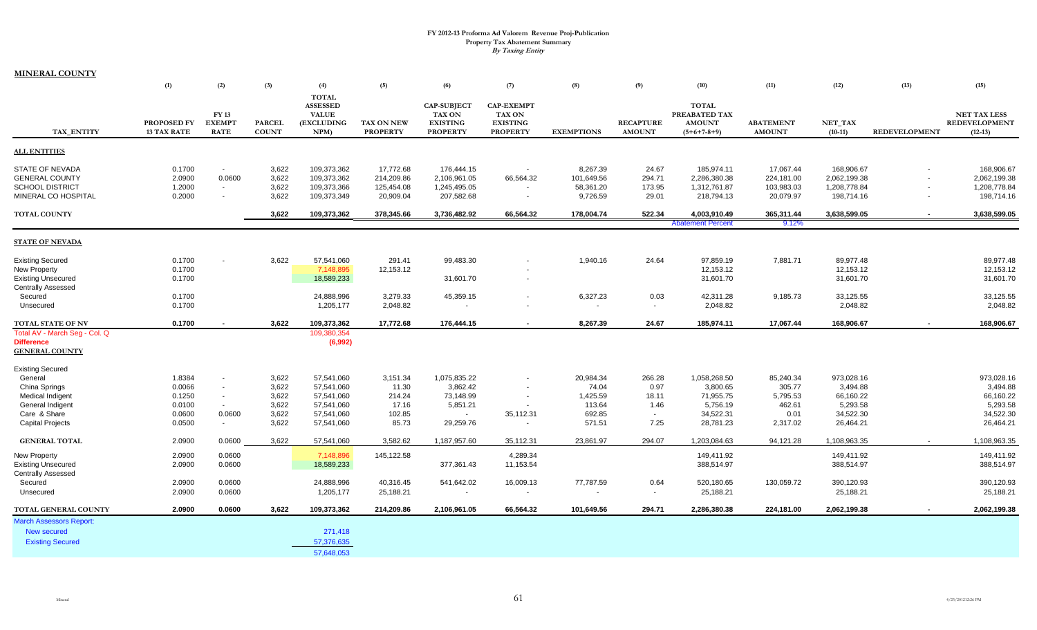# FY 2012-13 Proforma Ad Valorem Revenue Proj-Publication
## Property Tax Abatement Summary
### *By Taxing Entity*

**MINERAL COUNTY**

| TAX_ENTITY | (1) PROPOSED FY 13 TAX RATE | (2) FY 13 EXEMPT RATE | (3) PARCEL COUNT | (4) TOTAL ASSESSED VALUE (EXCLUDING NPM) | (5) TAX ON NEW PROPERTY | (6) CAP-SUBJECT TAX ON EXISTING PROPERTY | (7) CAP-EXEMPT TAX ON EXISTING PROPERTY | (8) EXEMPTIONS | (9) RECAPTURE AMOUNT | (10) TOTAL PREABATED TAX AMOUNT (5+6+7-8+9) | (11) ABATEMENT AMOUNT | (12) NET_TAX (10-11) | (13) REDEVELOPMENT | (15) NET TAX LESS REDEVELOPMENT (12-13) |
|---|---|---|---|---|---|---|---|---|---|---|---|---|---|---|
| **ALL ENTITIES** | | | | | | | | | | | | | | |
| STATE OF NEVADA | 0.1700 | - | 3,622 | 109,373,362 | 17,772.68 | 176,444.15 | - | 8,267.39 | 24.67 | 185,974.11 | 17,067.44 | 168,906.67 | - | 168,906.67 |
| GENERAL COUNTY | 2.0900 | 0.0600 | 3,622 | 109,373,362 | 214,209.86 | 2,106,961.05 | 66,564.32 | 101,649.56 | 294.71 | 2,286,380.38 | 224,181.00 | 2,062,199.38 | - | 2,062,199.38 |
| SCHOOL DISTRICT | 1.2000 | - | 3,622 | 109,373,366 | 125,454.08 | 1,245,495.05 | - | 58,361.20 | 173.95 | 1,312,761.87 | 103,983.03 | 1,208,778.84 | - | 1,208,778.84 |
| MINERAL CO HOSPITAL | 0.2000 | - | 3,622 | 109,373,349 | 20,909.04 | 207,582.68 | - | 9,726.59 | 29.01 | 218,794.13 | 20,079.97 | 198,714.16 | - | 198,714.16 |
| **TOTAL COUNTY** | | | **3,622** | **109,373,362** | **378,345.66** | **3,736,482.92** | **66,564.32** | **178,004.74** | **522.34** | **4,003,910.49** | **365,311.44** | **3,638,599.05** | **-** | **3,638,599.05** |
| | | | | | | | | | | Abatement Percent | 9.12% | | | |
| **STATE OF NEVADA** | | | | | | | | | | | | | | |
| Existing Secured | 0.1700 | - | 3,622 | 57,541,060 | 291.41 | 99,483.30 | - | 1,940.16 | 24.64 | 97,859.19 | 7,881.71 | 89,977.48 | | 89,977.48 |
| New Property | 0.1700 | | | 7,148,895 | 12,153.12 | | - | | | 12,153.12 | | 12,153.12 | | 12,153.12 |
| Existing Unsecured | 0.1700 | | | 18,589,233 | | 31,601.70 | - | | | 31,601.70 | | 31,601.70 | | 31,601.70 |
| Centrally Assessed | | | | | | | | | | | | | | |
| Secured | 0.1700 | | | 24,888,996 | 3,279.33 | 45,359.15 | - | 6,327.23 | 0.03 | 42,311.28 | 9,185.73 | 33,125.55 | | 33,125.55 |
| Unsecured | 0.1700 | | | 1,205,177 | 2,048.82 | - | - | - | - | 2,048.82 | | 2,048.82 | | 2,048.82 |
| **TOTAL STATE OF NV** | **0.1700** | **-** | **3,622** | **109,373,362** | **17,772.68** | **176,444.15** | **-** | **8,267.39** | **24.67** | **185,974.11** | **17,067.44** | **168,906.67** | **-** | **168,906.67** |
| Total AV - March Seg - Col. Q | | | | 109,380,354 | | | | | | | | | | |
| **Difference** | | | | (6,992) | | | | | | | | | | |
| **GENERAL COUNTY** | | | | | | | | | | | | | | |
| Existing Secured | | | | | | | | | | | | | | |
| General | 1.8384 | - | 3,622 | 57,541,060 | 3,151.34 | 1,075,835.22 | - | 20,984.34 | 266.28 | 1,058,268.50 | 85,240.34 | 973,028.16 | | 973,028.16 |
| China Springs | 0.0066 | - | 3,622 | 57,541,060 | 11.30 | 3,862.42 | - | 74.04 | 0.97 | 3,800.65 | 305.77 | 3,494.88 | | 3,494.88 |
| Medical Indigent | 0.1250 | - | 3,622 | 57,541,060 | 214.24 | 73,148.99 | - | 1,425.59 | 18.11 | 71,955.75 | 5,795.53 | 66,160.22 | | 66,160.22 |
| General Indigent | 0.0100 | - | 3,622 | 57,541,060 | 17.16 | 5,851.21 | - | 113.64 | 1.46 | 5,756.19 | 462.61 | 5,293.58 | | 5,293.58 |
| Care & Share | 0.0600 | 0.0600 | 3,622 | 57,541,060 | 102.85 | - | 35,112.31 | 692.85 | - | 34,522.31 | 0.01 | 34,522.30 | | 34,522.30 |
| Capital Projects | 0.0500 | - | 3,622 | 57,541,060 | 85.73 | 29,259.76 | - | 571.51 | 7.25 | 28,781.23 | 2,317.02 | 26,464.21 | | 26,464.21 |
| **GENERAL TOTAL** | 2.0900 | 0.0600 | 3,622 | 57,541,060 | 3,582.62 | 1,187,957.60 | 35,112.31 | 23,861.97 | 294.07 | 1,203,084.63 | 94,121.28 | 1,108,963.35 | - | 1,108,963.35 |
| New Property | 2.0900 | 0.0600 | | 7,148,896 | 145,122.58 | | 4,289.34 | | | 149,411.92 | | 149,411.92 | | 149,411.92 |
| Existing Unsecured | 2.0900 | 0.0600 | | 18,589,233 | | 377,361.43 | 11,153.54 | | | 388,514.97 | | 388,514.97 | | 388,514.97 |
| Centrally Assessed | | | | | | | | | | | | | | |
| Secured | 2.0900 | 0.0600 | | 24,888,996 | 40,316.45 | 541,642.02 | 16,009.13 | 77,787.59 | 0.64 | 520,180.65 | 130,059.72 | 390,120.93 | | 390,120.93 |
| Unsecured | 2.0900 | 0.0600 | | 1,205,177 | 25,188.21 | - | - | - | - | 25,188.21 | | 25,188.21 | | 25,188.21 |
| **TOTAL GENERAL COUNTY** | **2.0900** | **0.0600** | **3,622** | **109,373,362** | **214,209.86** | **2,106,961.05** | **66,564.32** | **101,649.56** | **294.71** | **2,286,380.38** | **224,181.00** | **2,062,199.38** | **-** | **2,062,199.38** |
| March Assessors Report: | | | | | | | | | | | | | | |
| New secured | | | | 271,418 | | | | | | | | | | |
| Existing Secured | | | | 57,376,635 | | | | | | | | | | |
| | | | | 57,648,053 | | | | | | | | | | |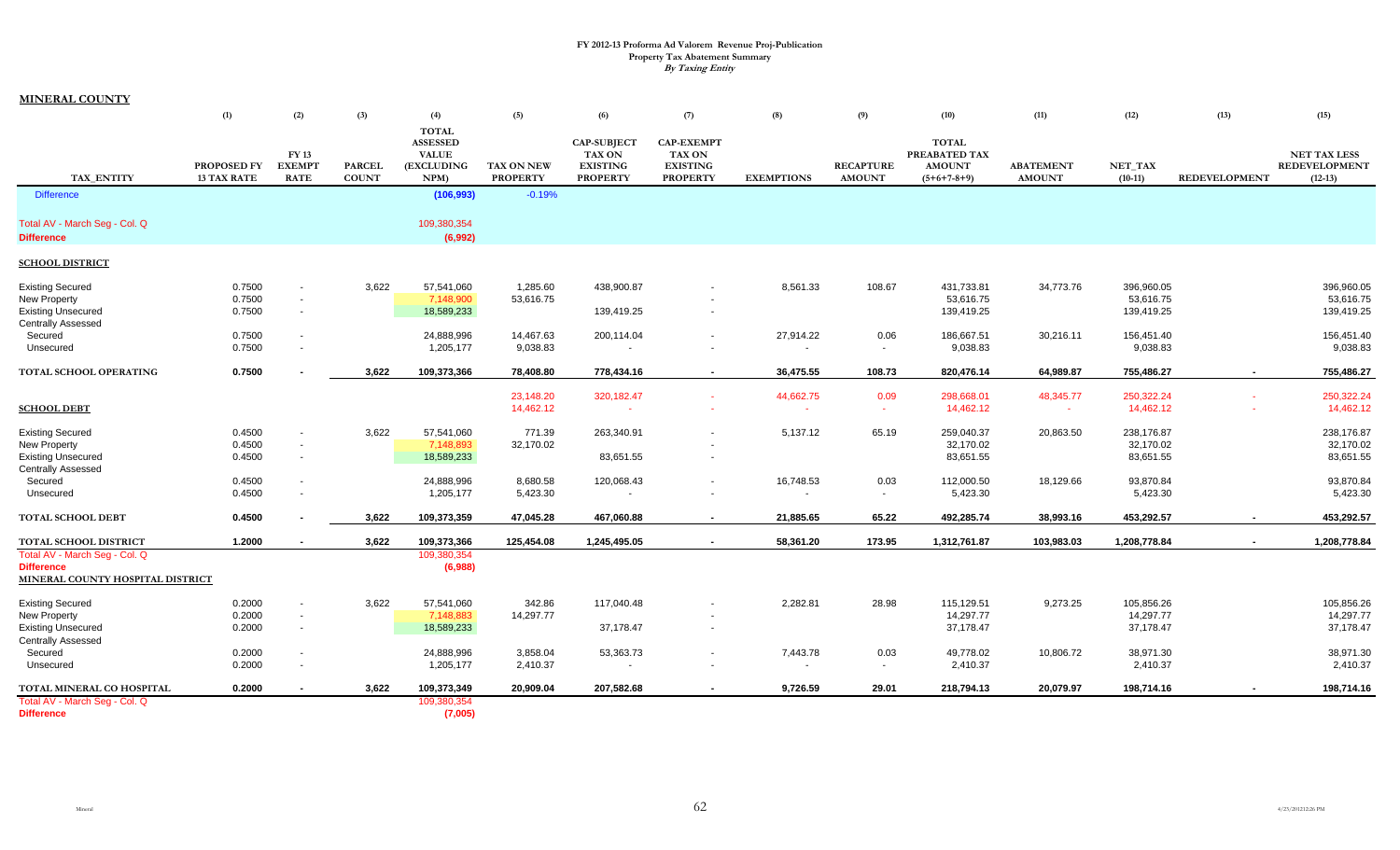**FY 2012-13 Proforma Ad Valorem Revenue Proj-Publication**
**Property Tax Abatement Summary**
***By Taxing Entity***

**MINERAL COUNTY**

| TAX_ENTITY | (1) PROPOSED FY 13 TAX RATE | (2) FY 13 EXEMPT RATE | (3) PARCEL COUNT | (4) TOTAL ASSESSED VALUE (EXCLUDING NPM) | (5) TAX ON NEW PROPERTY | (6) CAP-SUBJECT TAX ON EXISTING PROPERTY | (7) CAP-EXEMPT TAX ON EXISTING PROPERTY | (8) EXEMPTIONS | (9) RECAPTURE AMOUNT | (10) TOTAL PREABATED TAX AMOUNT (5+6+7-8+9) | (11) ABATEMENT AMOUNT | (12) NET_TAX (10-11) | (13) REDEVELOPMENT | (15) NET TAX LESS REDEVELOPMENT (12-13) |
|---|---|---|---|---|---|---|---|---|---|---|---|---|---|---|
| Difference | | | | (106,993) | -0.19% | | | | | | | | | |
| Total AV - March Seg - Col. Q | | | | 109,380,354 | | | | | | | | | | |
| **Difference** | | | | (6,992) | | | | | | | | | | |
| **SCHOOL DISTRICT** | | | | | | | | | | | | | | |
| Existing Secured | 0.7500 | - | 3,622 | 57,541,060 | 1,285.60 | 438,900.87 | - | 8,561.33 | 108.67 | 431,733.81 | 34,773.76 | 396,960.05 | | 396,960.05 |
| New Property | 0.7500 | - | | 7,148,900 | 53,616.75 | | - | | | 53,616.75 | | 53,616.75 | | 53,616.75 |
| Existing Unsecured | 0.7500 | - | | 18,589,233 | | 139,419.25 | - | | | 139,419.25 | | 139,419.25 | | 139,419.25 |
| Centrally Assessed | | | | | | | | | | | | | | |
| Secured | 0.7500 | - | | 24,888,996 | 14,467.63 | 200,114.04 | - | 27,914.22 | 0.06 | 186,667.51 | 30,216.11 | 156,451.40 | | 156,451.40 |
| Unsecured | 0.7500 | - | | 1,205,177 | 9,038.83 | - | - | - | - | 9,038.83 | | 9,038.83 | | 9,038.83 |
| **TOTAL SCHOOL OPERATING** | **0.7500** | **-** | **3,622** | **109,373,366** | **78,408.80** | **778,434.16** | **-** | **36,475.55** | **108.73** | **820,476.14** | **64,989.87** | **755,486.27** | **-** | **755,486.27** |
| | | | | | 23,148.20 | 320,182.47 | - | 44,662.75 | 0.09 | 298,668.01 | 48,345.77 | 250,322.24 | - | 250,322.24 |
| **SCHOOL DEBT** | | | | | 14,462.12 | - | - | - | - | 14,462.12 | - | 14,462.12 | - | 14,462.12 |
| Existing Secured | 0.4500 | - | 3,622 | 57,541,060 | 771.39 | 263,340.91 | - | 5,137.12 | 65.19 | 259,040.37 | 20,863.50 | 238,176.87 | | 238,176.87 |
| New Property | 0.4500 | - | | 7,148,893 | 32,170.02 | | - | | | 32,170.02 | | 32,170.02 | | 32,170.02 |
| Existing Unsecured | 0.4500 | - | | 18,589,233 | | 83,651.55 | - | | | 83,651.55 | | 83,651.55 | | 83,651.55 |
| Centrally Assessed | | | | | | | | | | | | | | |
| Secured | 0.4500 | - | | 24,888,996 | 8,680.58 | 120,068.43 | - | 16,748.53 | 0.03 | 112,000.50 | 18,129.66 | 93,870.84 | | 93,870.84 |
| Unsecured | 0.4500 | - | | 1,205,177 | 5,423.30 | - | - | - | - | 5,423.30 | | 5,423.30 | | 5,423.30 |
| **TOTAL SCHOOL DEBT** | **0.4500** | **-** | **3,622** | **109,373,359** | **47,045.28** | **467,060.88** | **-** | **21,885.65** | **65.22** | **492,285.74** | **38,993.16** | **453,292.57** | **-** | **453,292.57** |
| **TOTAL SCHOOL DISTRICT** | **1.2000** | **-** | **3,622** | **109,373,366** | **125,454.08** | **1,245,495.05** | **-** | **58,361.20** | **173.95** | **1,312,761.87** | **103,983.03** | **1,208,778.84** | **-** | **1,208,778.84** |
| Total AV - March Seg - Col. Q | | | | 109,380,354 | | | | | | | | | | |
| **Difference** | | | | (6,988) | | | | | | | | | | |
| **MINERAL COUNTY HOSPITAL DISTRICT** | | | | | | | | | | | | | | |
| Existing Secured | 0.2000 | - | 3,622 | 57,541,060 | 342.86 | 117,040.48 | - | 2,282.81 | 28.98 | 115,129.51 | 9,273.25 | 105,856.26 | | 105,856.26 |
| New Property | 0.2000 | - | | 7,148,883 | 14,297.77 | | - | | | 14,297.77 | | 14,297.77 | | 14,297.77 |
| Existing Unsecured | 0.2000 | - | | 18,589,233 | | 37,178.47 | - | | | 37,178.47 | | 37,178.47 | | 37,178.47 |
| Centrally Assessed | | | | | | | | | | | | | | |
| Secured | 0.2000 | - | | 24,888,996 | 3,858.04 | 53,363.73 | - | 7,443.78 | 0.03 | 49,778.02 | 10,806.72 | 38,971.30 | | 38,971.30 |
| Unsecured | 0.2000 | - | | 1,205,177 | 2,410.37 | - | - | - | - | 2,410.37 | | 2,410.37 | | 2,410.37 |
| **TOTAL MINERAL CO HOSPITAL** | **0.2000** | **-** | **3,622** | **109,373,349** | **20,909.04** | **207,582.68** | **-** | **9,726.59** | **29.01** | **218,794.13** | **20,079.97** | **198,714.16** | **-** | **198,714.16** |
| Total AV - March Seg - Col. Q | | | | 109,380,354 | | | | | | | | | | |
| **Difference** | | | | (7,005) | | | | | | | | | | |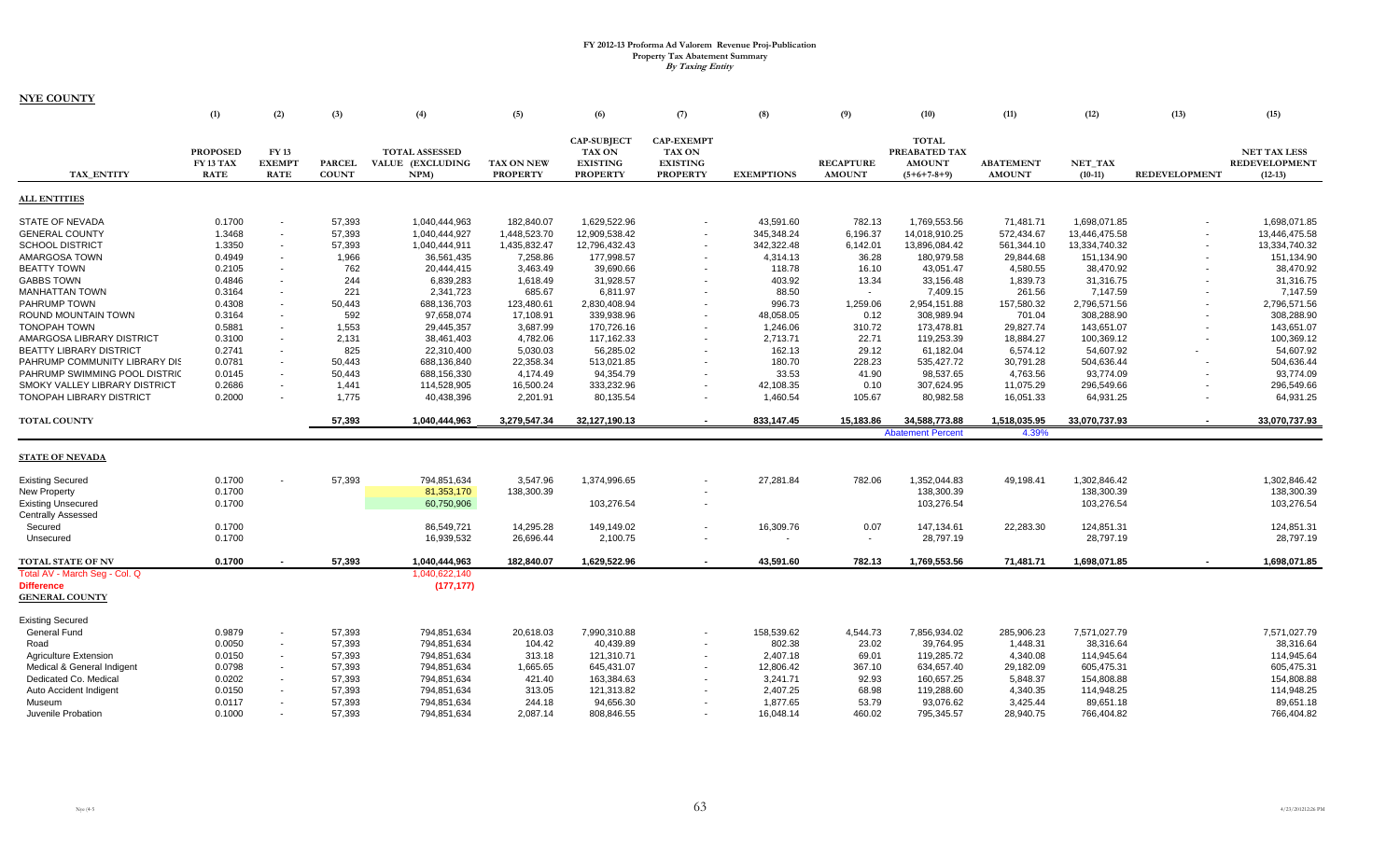# FY 2012-13 Proforma Ad Valorem Revenue Proj-Publication

## Property Tax Abatement Summary

### *By Taxing Entity*

**NYE COUNTY**

| | (1) | (2) | (3) | (4) | (5) | (6) | (7) | (8) | (9) | (10) | (11) | (12) | (13) | (15) |
|---|---|---|---|---|---|---|---|---|---|---|---|---|---|---|
| TAX_ENTITY | PROPOSED FY 13 TAX RATE | FY 13 EXEMPT RATE | PARCEL COUNT | TOTAL ASSESSED VALUE (EXCLUDING NPM) | TAX ON NEW PROPERTY | CAP-SUBJECT TAX ON EXISTING PROPERTY | CAP-EXEMPT TAX ON EXISTING PROPERTY | EXEMPTIONS | RECAPTURE AMOUNT | TOTAL PREABATED TAX AMOUNT (5+6+7-8+9) | ABATEMENT AMOUNT | NET_TAX (10-11) | REDEVELOPMENT | NET TAX LESS REDEVELOPMENT (12-13) |
| **ALL ENTITIES** | | | | | | | | | | | | | | |
| STATE OF NEVADA | 0.1700 | - | 57,393 | 1,040,444,963 | 182,840.07 | 1,629,522.96 | - | 43,591.60 | 782.13 | 1,769,553.56 | 71,481.71 | 1,698,071.85 | - | 1,698,071.85 |
| GENERAL COUNTY | 1.3468 | - | 57,393 | 1,040,444,927 | 1,448,523.70 | 12,909,538.42 | - | 345,348.24 | 6,196.37 | 14,018,910.25 | 572,434.67 | 13,446,475.58 | - | 13,446,475.58 |
| SCHOOL DISTRICT | 1.3350 | - | 57,393 | 1,040,444,911 | 1,435,832.47 | 12,796,432.43 | - | 342,322.48 | 6,142.01 | 13,896,084.42 | 561,344.10 | 13,334,740.32 | - | 13,334,740.32 |
| AMARGOSA TOWN | 0.4949 | - | 1,966 | 36,561,435 | 7,258.86 | 177,998.57 | - | 4,314.13 | 36.28 | 180,979.58 | 29,844.68 | 151,134.90 | - | 151,134.90 |
| BEATTY TOWN | 0.2105 | - | 762 | 20,444,415 | 3,463.49 | 39,690.66 | - | 118.78 | 16.10 | 43,051.47 | 4,580.55 | 38,470.92 | - | 38,470.92 |
| GABBS TOWN | 0.4846 | - | 244 | 6,839,283 | 1,618.49 | 31,928.57 | - | 403.92 | 13.34 | 33,156.48 | 1,839.73 | 31,316.75 | - | 31,316.75 |
| MANHATTAN TOWN | 0.3164 | - | 221 | 2,341,723 | 685.67 | 6,811.97 | - | 88.50 | - | 7,409.15 | 261.56 | 7,147.59 | - | 7,147.59 |
| PAHRUMP TOWN | 0.4308 | - | 50,443 | 688,136,703 | 123,480.61 | 2,830,408.94 | - | 996.73 | 1,259.06 | 2,954,151.88 | 157,580.32 | 2,796,571.56 | - | 2,796,571.56 |
| ROUND MOUNTAIN TOWN | 0.3164 | - | 592 | 97,658,074 | 17,108.91 | 339,938.96 | - | 48,058.05 | 0.12 | 308,989.94 | 701.04 | 308,288.90 | - | 308,288.90 |
| TONOPAH TOWN | 0.5881 | - | 1,553 | 29,445,357 | 3,687.99 | 170,726.16 | - | 1,246.06 | 310.72 | 173,478.81 | 29,827.74 | 143,651.07 | - | 143,651.07 |
| AMARGOSA LIBRARY DISTRICT | 0.3100 | - | 2,131 | 38,461,403 | 4,782.06 | 117,162.33 | - | 2,713.71 | 22.71 | 119,253.39 | 18,884.27 | 100,369.12 | - | 100,369.12 |
| BEATTY LIBRARY DISTRICT | 0.2741 | - | 825 | 22,310,400 | 5,030.03 | 56,285.02 | - | 162.13 | 29.12 | 61,182.04 | 6,574.12 | 54,607.92 | - | 54,607.92 |
| PAHRUMP COMMUNITY LIBRARY DIS | 0.0781 | - | 50,443 | 688,136,840 | 22,358.34 | 513,021.85 | - | 180.70 | 228.23 | 535,427.72 | 30,791.28 | 504,636.44 | - | 504,636.44 |
| PAHRUMP SWIMMING POOL DISTRIC | 0.0145 | - | 50,443 | 688,156,330 | 4,174.49 | 94,354.79 | - | 33.53 | 41.90 | 98,537.65 | 4,763.56 | 93,774.09 | - | 93,774.09 |
| SMOKY VALLEY LIBRARY DISTRICT | 0.2686 | - | 1,441 | 114,528,905 | 16,500.24 | 333,232.96 | - | 42,108.35 | 0.10 | 307,624.95 | 11,075.29 | 296,549.66 | - | 296,549.66 |
| TONOPAH LIBRARY DISTRICT | 0.2000 | - | 1,775 | 40,438,396 | 2,201.91 | 80,135.54 | - | 1,460.54 | 105.67 | 80,982.58 | 16,051.33 | 64,931.25 | - | 64,931.25 |
| **TOTAL COUNTY** | | | **57,393** | **1,040,444,963** | **3,279,547.34** | **32,127,190.13** | **-** | **833,147.45** | **15,183.86** | **34,588,773.88** | **1,518,035.95** | **33,070,737.93** | **-** | **33,070,737.93** |
| | | | | | | | | | | Abatement Percent | 4.39% | | | |
| **STATE OF NEVADA** | | | | | | | | | | | | | | |
| Existing Secured | 0.1700 | - | 57,393 | 794,851,634 | 3,547.96 | 1,374,996.65 | - | 27,281.84 | 782.06 | 1,352,044.83 | 49,198.41 | 1,302,846.42 | | 1,302,846.42 |
| New Property | 0.1700 | | | 81,353,170 | 138,300.39 | | - | | | 138,300.39 | | 138,300.39 | | 138,300.39 |
| Existing Unsecured | 0.1700 | | | 60,750,906 | | 103,276.54 | - | | | 103,276.54 | | 103,276.54 | | 103,276.54 |
| Centrally Assessed | | | | | | | | | | | | | | |
| Secured | 0.1700 | | | 86,549,721 | 14,295.28 | 149,149.02 | - | 16,309.76 | 0.07 | 147,134.61 | 22,283.30 | 124,851.31 | | 124,851.31 |
| Unsecured | 0.1700 | | | 16,939,532 | 26,696.44 | 2,100.75 | - | - | - | 28,797.19 | | 28,797.19 | | 28,797.19 |
| **TOTAL STATE OF NV** | **0.1700** | **-** | **57,393** | **1,040,444,963** | **182,840.07** | **1,629,522.96** | **-** | **43,591.60** | **782.13** | **1,769,553.56** | **71,481.71** | **1,698,071.85** | **-** | **1,698,071.85** |
| Total AV - March Seg - Col. Q | | | | 1,040,622,140 | | | | | | | | | | |
| **Difference** | | | | **(177,177)** | | | | | | | | | | |
| **GENERAL COUNTY** | | | | | | | | | | | | | | |
| Existing Secured | | | | | | | | | | | | | | |
| General Fund | 0.9879 | - | 57,393 | 794,851,634 | 20,618.03 | 7,990,310.88 | - | 158,539.62 | 4,544.73 | 7,856,934.02 | 285,906.23 | 7,571,027.79 | | 7,571,027.79 |
| Road | 0.0050 | - | 57,393 | 794,851,634 | 104.42 | 40,439.89 | - | 802.38 | 23.02 | 39,764.95 | 1,448.31 | 38,316.64 | | 38,316.64 |
| Agriculture Extension | 0.0150 | - | 57,393 | 794,851,634 | 313.18 | 121,310.71 | - | 2,407.18 | 69.01 | 119,285.72 | 4,340.08 | 114,945.64 | | 114,945.64 |
| Medical & General Indigent | 0.0798 | - | 57,393 | 794,851,634 | 1,665.65 | 645,431.07 | - | 12,806.42 | 367.10 | 634,657.40 | 29,182.09 | 605,475.31 | | 605,475.31 |
| Dedicated Co. Medical | 0.0202 | - | 57,393 | 794,851,634 | 421.40 | 163,384.63 | - | 3,241.71 | 92.93 | 160,657.25 | 5,848.37 | 154,808.88 | | 154,808.88 |
| Auto Accident Indigent | 0.0150 | - | 57,393 | 794,851,634 | 313.05 | 121,313.82 | - | 2,407.25 | 68.98 | 119,288.60 | 4,340.35 | 114,948.25 | | 114,948.25 |
| Museum | 0.0117 | - | 57,393 | 794,851,634 | 244.18 | 94,656.30 | - | 1,877.65 | 53.79 | 93,076.62 | 3,425.44 | 89,651.18 | | 89,651.18 |
| Juvenile Probation | 0.1000 | - | 57,393 | 794,851,634 | 2,087.14 | 808,846.55 | - | 16,048.14 | 460.02 | 795,345.57 | 28,940.75 | 766,404.82 | | 766,404.82 |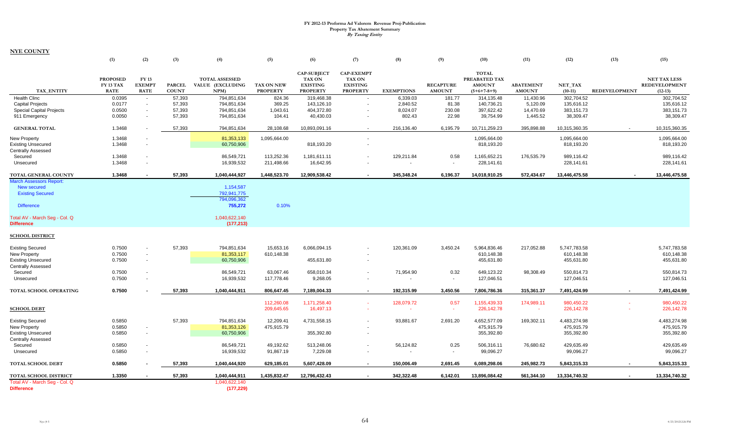# FY 2012-13 Proforma Ad Valorem Revenue Proj-Publication

**Property Tax Abatement Summary**

***By Taxing Entity***

**NYE COUNTY**

| TAX_ENTITY | (1) PROPOSED FY 13 TAX RATE | (2) FY 13 EXEMPT RATE | (3) PARCEL COUNT | (4) TOTAL ASSESSED VALUE (EXCLUDING NPM) | (5) TAX ON NEW PROPERTY | (6) CAP-SUBJECT TAX ON EXISTING PROPERTY | (7) CAP-EXEMPT TAX ON EXISTING PROPERTY | (8) EXEMPTIONS | (9) RECAPTURE AMOUNT | (10) TOTAL PREABATED TAX AMOUNT (5+6+7-8+9) | (11) ABATEMENT AMOUNT | (12) NET_TAX (10-11) | (13) REDEVELOPMENT | (15) NET TAX LESS REDEVELOPMENT (12-13) |
|---|---|---|---|---|---|---|---|---|---|---|---|---|---|---|
| Health Clinc | 0.0395 | - | 57,393 | 794,851,634 | 824.36 | 319,468.38 | - | 6,339.03 | 181.77 | 314,135.48 | 11,430.96 | 302,704.52 | | 302,704.52 |
| Capital Projects | 0.0177 | - | 57,393 | 794,851,634 | 369.25 | 143,126.10 | - | 2,840.52 | 81.38 | 140,736.21 | 5,120.09 | 135,616.12 | | 135,616.12 |
| Special Capital Projects | 0.0500 | - | 57,393 | 794,851,634 | 1,043.61 | 404,372.80 | - | 8,024.07 | 230.08 | 397,622.42 | 14,470.69 | 383,151.73 | | 383,151.73 |
| 911 Emergency | 0.0050 | - | 57,393 | 794,851,634 | 104.41 | 40,430.03 | - | 802.43 | 22.98 | 39,754.99 | 1,445.52 | 38,309.47 | | 38,309.47 |
| **GENERAL TOTAL** | 1.3468 | - | 57,393 | 794,851,634 | 28,108.68 | 10,893,091.16 | - | 216,136.40 | 6,195.79 | 10,711,259.23 | 395,898.88 | 10,315,360.35 | - | 10,315,360.35 |
| New Property | 1.3468 | - | | 81,353,133 | 1,095,664.00 | | - | | | 1,095,664.00 | | 1,095,664.00 | | 1,095,664.00 |
| Existing Unsecured | 1.3468 | - | | 60,750,906 | | 818,193.20 | - | | | 818,193.20 | | 818,193.20 | | 818,193.20 |
| Centrally Assessed | | | | | | | | | | | | | | |
| Secured | 1.3468 | - | | 86,549,721 | 113,252.36 | 1,181,611.11 | - | 129,211.84 | 0.58 | 1,165,652.21 | 176,535.79 | 989,116.42 | | 989,116.42 |
| Unsecured | 1.3468 | - | | 16,939,532 | 211,498.66 | 16,642.95 | - | - | - | 228,141.61 | | 228,141.61 | | 228,141.61 |
| **TOTAL GENERAL COUNTY** | **1.3468** | **-** | **57,393** | **1,040,444,927** | **1,448,523.70** | **12,909,538.42** | **-** | **345,348.24** | **6,196.37** | **14,018,910.25** | **572,434.67** | **13,446,475.58** | **-** | **13,446,475.58** |
| March Assessors Report: | | | | | | | | | | | | | | |
| New secured | | | | 1,154,587 | | | | | | | | | | |
| Existing Secured | | | | 792,941,775 | | | | | | | | | | |
| | | | | 794,096,362 | | | | | | | | | | |
| Difference | | | | 755,272 | 0.10% | | | | | | | | | |
| Total AV - March Seg - Col. Q | | | | 1,040,622,140 | | | | | | | | | | |
| **Difference** | | | | **(177,213)** | | | | | | | | | | |
| **SCHOOL DISTRICT** | | | | | | | | | | | | | | |
| Existing Secured | 0.7500 | - | 57,393 | 794,851,634 | 15,653.16 | 6,066,094.15 | - | 120,361.09 | 3,450.24 | 5,964,836.46 | 217,052.88 | 5,747,783.58 | | 5,747,783.58 |
| New Property | 0.7500 | - | | 81,353,117 | 610,148.38 | | - | | | 610,148.38 | | 610,148.38 | | 610,148.38 |
| Existing Unsecured | 0.7500 | - | | 60,750,906 | | 455,631.80 | - | | | 455,631.80 | | 455,631.80 | | 455,631.80 |
| Centrally Assessed | | | | | | | | | | | | | | |
| Secured | 0.7500 | - | | 86,549,721 | 63,067.46 | 658,010.34 | - | 71,954.90 | 0.32 | 649,123.22 | 98,308.49 | 550,814.73 | | 550,814.73 |
| Unsecured | 0.7500 | - | | 16,939,532 | 117,778.46 | 9,268.05 | - | - | - | 127,046.51 | | 127,046.51 | | 127,046.51 |
| **TOTAL SCHOOL OPERATING** | **0.7500** | **-** | **57,393** | **1,040,444,911** | **806,647.45** | **7,189,004.33** | **-** | **192,315.99** | **3,450.56** | **7,806,786.36** | **315,361.37** | **7,491,424.99** | **-** | **7,491,424.99** |
| | | | | | 112,260.08 | 1,171,258.40 | - | 128,079.72 | 0.57 | 1,155,439.33 | 174,989.11 | 980,450.22 | - | 980,450.22 |
| **SCHOOL DEBT** | | | | | 209,645.65 | 16,497.13 | - | - | - | 226,142.78 | - | 226,142.78 | - | 226,142.78 |
| Existing Secured | 0.5850 | | 57,393 | 794,851,634 | 12,209.41 | 4,731,558.15 | - | 93,881.67 | 2,691.20 | 4,652,577.09 | 169,302.11 | 4,483,274.98 | | 4,483,274.98 |
| New Property | 0.5850 | - | | 81,353,126 | 475,915.79 | | - | | | 475,915.79 | | 475,915.79 | | 475,915.79 |
| Existing Unsecured | 0.5850 | - | | 60,750,906 | | 355,392.80 | - | | | 355,392.80 | | 355,392.80 | | 355,392.80 |
| Centrally Assessed | | | | | | | | | | | | | | |
| Secured | 0.5850 | - | | 86,549,721 | 49,192.62 | 513,248.06 | - | 56,124.82 | 0.25 | 506,316.11 | 76,680.62 | 429,635.49 | | 429,635.49 |
| Unsecured | 0.5850 | - | | 16,939,532 | 91,867.19 | 7,229.08 | - | - | - | 99,096.27 | | 99,096.27 | | 99,096.27 |
| **TOTAL SCHOOL DEBT** | **0.5850** | **-** | **57,393** | **1,040,444,920** | **629,185.01** | **5,607,428.09** | **-** | **150,006.49** | **2,691.45** | **6,089,298.06** | **245,982.73** | **5,843,315.33** | **-** | **5,843,315.33** |
| **TOTAL SCHOOL DISTRICT** | **1.3350** | **-** | **57,393** | **1,040,444,911** | **1,435,832.47** | **12,796,432.43** | **-** | **342,322.48** | **6,142.01** | **13,896,084.42** | **561,344.10** | **13,334,740.32** | **-** | **13,334,740.32** |
| Total AV - March Seg - Col. Q | | | | 1,040,622,140 | | | | | | | | | | |
| **Difference** | | | | **(177,229)** | | | | | | | | | | |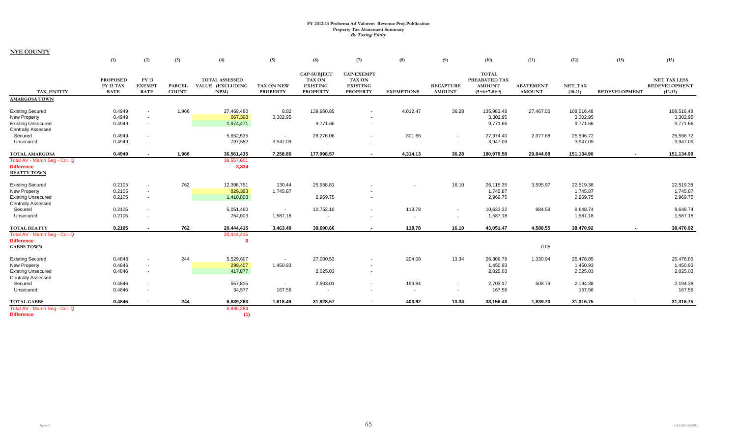# FY 2012-13 Proforma Ad Valorem Revenue Proj-Publication
## Property Tax Abatement Summary
### *By Taxing Entity*

**NYE COUNTY**

| TAX_ENTITY | (1) PROPOSED FY 13 TAX RATE | (2) FY 13 EXEMPT RATE | (3) PARCEL COUNT | (4) TOTAL ASSESSED VALUE (EXCLUDING NPM) | (5) TAX ON NEW PROPERTY | (6) CAP-SUBJECT TAX ON EXISTING PROPERTY | (7) CAP-EXEMPT TAX ON EXISTING PROPERTY | (8) EXEMPTIONS | (9) RECAPTURE AMOUNT | (10) TOTAL PREABATED TAX AMOUNT (5+6+7-8+9) | (11) ABATEMENT AMOUNT | (12) NET_TAX (10-11) | (13) REDEVELOPMENT | (15) NET TAX LESS REDEVELOPMENT (12-13) |
|---|---|---|---|---|---|---|---|---|---|---|---|---|---|---|
| **AMARGOSA TOWN** | | | | | | | | | | | | | | |
| Existing Secured | 0.4949 | - | 1,966 | 27,469,480 | 8.82 | 139,950.85 | - | 4,012.47 | 36.28 | 135,983.48 | 27,467.00 | 108,516.48 | | 108,516.48 |
| New Property | 0.4949 | - | | 667,398 | 3,302.95 | | - | | | 3,302.95 | | 3,302.95 | | 3,302.95 |
| Existing Unsecured | 0.4949 | - | | 1,974,471 | | 9,771.66 | - | | | 9,771.66 | | 9,771.66 | | 9,771.66 |
| Centrally Assessed | | | | | | | | | | | | | | |
| Secured | 0.4949 | - | | 5,652,535 | - | 28,276.06 | - | 301.66 | - | 27,974.40 | 2,377.68 | 25,596.72 | | 25,596.72 |
| Unsecured | 0.4949 | - | | 797,552 | 3,947.09 | - | - | - | - | 3,947.09 | | 3,947.09 | | 3,947.09 |
| **TOTAL AMARGOSA** | **0.4949** | **-** | **1,966** | **36,561,435** | **7,258.86** | **177,998.57** | **-** | **4,314.13** | **36.28** | **180,979.58** | **29,844.68** | **151,134.90** | **-** | **151,134.90** |
| Total AV - March Seg - Col. Q | | | | 36,557,601 | | | | | | | | | | |
| Difference | | | | 3,834 | | | | | | | | | | |
| **BEATTY TOWN** | | | | | | | | | | | | | | |
| Existing Secured | 0.2105 | - | 762 | 12,398,751 | 130.44 | 25,968.81 | - | - | 16.10 | 26,115.35 | 3,595.97 | 22,519.38 | | 22,519.38 |
| New Property | 0.2105 | - | | 829,393 | 1,745.87 | | - | | | 1,745.87 | | 1,745.87 | | 1,745.87 |
| Existing Unsecured | 0.2105 | - | | 1,410,808 | | 2,969.75 | - | | | 2,969.75 | | 2,969.75 | | 2,969.75 |
| Centrally Assessed | | | | | | | | | | | | | | |
| Secured | 0.2105 | - | | 5,051,460 | - | 10,752.10 | - | 118.78 | - | 10,633.32 | 984.58 | 9,648.74 | | 9,648.74 |
| Unsecured | 0.2105 | - | | 754,003 | 1,587.18 | - | - | - | - | 1,587.18 | | 1,587.18 | | 1,587.18 |
| **TOTAL BEATTY** | **0.2105** | **-** | **762** | **20,444,415** | **3,463.49** | **39,690.66** | **-** | **118.78** | **16.10** | **43,051.47** | **4,580.55** | **38,470.92** | **-** | **38,470.92** |
| Total AV - March Seg - Col. Q | | | | 20,444,415 | | | | | | | | | | |
| Difference | | | | 0 | | | | | | | | | | |
| **GABBS TOWN** | | | | | | | | | | | 0.05 | | | |
| Existing Secured | 0.4846 | - | 244 | 5,529,607 | - | 27,000.53 | - | 204.08 | 13.34 | 26,809.79 | 1,330.94 | 25,478.85 | | 25,478.85 |
| New Property | 0.4846 | - | | 299,407 | 1,450.93 | | - | | | 1,450.93 | | 1,450.93 | | 1,450.93 |
| Existing Unsecured | 0.4846 | - | | 417,877 | | 2,025.03 | - | | | 2,025.03 | | 2,025.03 | | 2,025.03 |
| Centrally Assessed | | | | | | | | | | | | | | |
| Secured | 0.4846 | - | | 557,815 | - | 2,903.01 | - | 199.84 | - | 2,703.17 | 508.79 | 2,194.38 | | 2,194.38 |
| Unsecured | 0.4846 | - | | 34,577 | 167.56 | - | - | - | - | 167.56 | | 167.56 | | 167.56 |
| **TOTAL GABBS** | **0.4846** | **-** | **244** | **6,839,283** | **1,618.49** | **31,928.57** | **-** | **403.92** | **13.34** | **33,156.48** | **1,839.73** | **31,316.75** | **-** | **31,316.75** |
| Total AV - March Seg - Col. Q | | | | 6,839,284 | | | | | | | | | | |
| Difference | | | | (1) | | | | | | | | | | |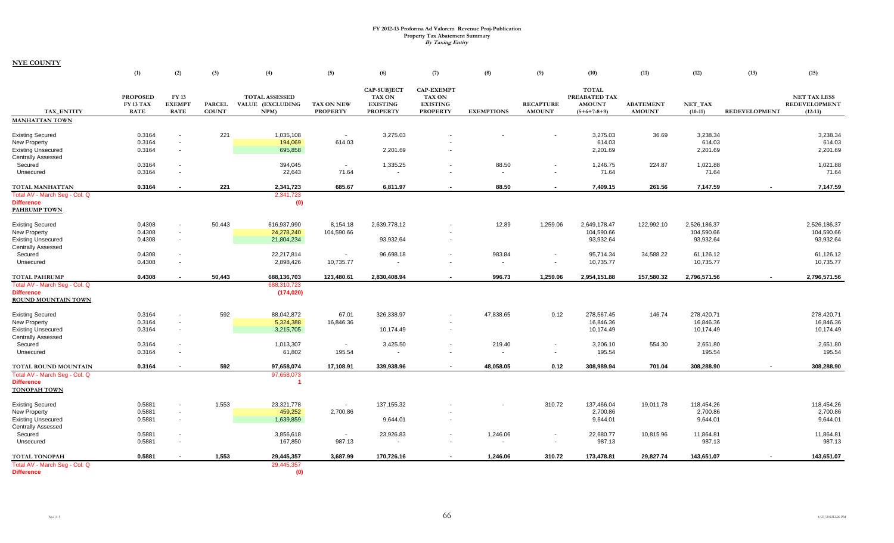# FY 2012-13 Proforma Ad Valorem Revenue Proj-Publication
## Property Tax Abatement Summary
### *By Taxing Entity*

**NYE COUNTY**

| | (1) | (2) | (3) | (4) | (5) | (6) | (7) | (8) | (9) | (10) | (11) | (12) | (13) | (15) |
|---|---|---|---|---|---|---|---|---|---|---|---|---|---|---|
| TAX_ENTITY | PROPOSED FY 13 TAX RATE | FY 13 EXEMPT RATE | PARCEL COUNT | TOTAL ASSESSED VALUE (EXCLUDING NPM) | TAX ON NEW PROPERTY | CAP-SUBJECT TAX ON EXISTING PROPERTY | CAP-EXEMPT TAX ON EXISTING PROPERTY | EXEMPTIONS | RECAPTURE AMOUNT | TOTAL PREABATED TAX AMOUNT (5+6+7-8+9) | ABATEMENT AMOUNT | NET_TAX (10-11) | REDEVELOPMENT | NET TAX LESS REDEVELOPMENT (12-13) |
| **MANHATTAN TOWN** | | | | | | | | | | | | | | |
| Existing Secured | 0.3164 | - | 221 | 1,035,108 | - | 3,275.03 | - | - | - | 3,275.03 | 36.69 | 3,238.34 | | 3,238.34 |
| New Property | 0.3164 | - | | 194,069 | 614.03 | | - | | | 614.03 | | 614.03 | | 614.03 |
| Existing Unsecured | 0.3164 | - | | 695,858 | | 2,201.69 | - | | | 2,201.69 | | 2,201.69 | | 2,201.69 |
| Centrally Assessed | | | | | | | | | | | | | | |
| Secured | 0.3164 | - | | 394,045 | - | 1,335.25 | - | 88.50 | - | 1,246.75 | 224.87 | 1,021.88 | | 1,021.88 |
| Unsecured | 0.3164 | - | | 22,643 | 71.64 | - | - | - | - | 71.64 | | 71.64 | | 71.64 |
| **TOTAL MANHATTAN** | **0.3164** | **-** | **221** | **2,341,723** | **685.67** | **6,811.97** | **-** | **88.50** | **-** | **7,409.15** | **261.56** | **7,147.59** | **-** | **7,147.59** |
| Total AV - March Seg - Col. Q | | | | 2,341,723 | | | | | | | | | | |
| **Difference** | | | | **(0)** | | | | | | | | | | |
| **PAHRUMP TOWN** | | | | | | | | | | | | | | |
| Existing Secured | 0.4308 | - | 50,443 | 616,937,990 | 8,154.18 | 2,639,778.12 | - | 12.89 | 1,259.06 | 2,649,178.47 | 122,992.10 | 2,526,186.37 | | 2,526,186.37 |
| New Property | 0.4308 | - | | 24,278,240 | 104,590.66 | | - | | | 104,590.66 | | 104,590.66 | | 104,590.66 |
| Existing Unsecured | 0.4308 | - | | 21,804,234 | | 93,932.64 | - | | | 93,932.64 | | 93,932.64 | | 93,932.64 |
| Centrally Assessed | | | | | | | | | | | | | | |
| Secured | 0.4308 | - | | 22,217,814 | - | 96,698.18 | - | 983.84 | - | 95,714.34 | 34,588.22 | 61,126.12 | | 61,126.12 |
| Unsecured | 0.4308 | - | | 2,898,426 | 10,735.77 | - | - | - | - | 10,735.77 | | 10,735.77 | | 10,735.77 |
| **TOTAL PAHRUMP** | **0.4308** | **-** | **50,443** | **688,136,703** | **123,480.61** | **2,830,408.94** | **-** | **996.73** | **1,259.06** | **2,954,151.88** | **157,580.32** | **2,796,571.56** | **-** | **2,796,571.56** |
| Total AV - March Seg - Col. Q | | | | 688,310,723 | | | | | | | | | | |
| **Difference** | | | | **(174,020)** | | | | | | | | | | |
| **ROUND MOUNTAIN TOWN** | | | | | | | | | | | | | | |
| Existing Secured | 0.3164 | - | 592 | 88,042,872 | 67.01 | 326,338.97 | - | 47,838.65 | 0.12 | 278,567.45 | 146.74 | 278,420.71 | | 278,420.71 |
| New Property | 0.3164 | - | | 5,324,388 | 16,846.36 | | - | | | 16,846.36 | | 16,846.36 | | 16,846.36 |
| Existing Unsecured | 0.3164 | - | | 3,215,705 | | 10,174.49 | - | | | 10,174.49 | | 10,174.49 | | 10,174.49 |
| Centrally Assessed | | | | | | | | | | | | | | |
| Secured | 0.3164 | - | | 1,013,307 | - | 3,425.50 | - | 219.40 | - | 3,206.10 | 554.30 | 2,651.80 | | 2,651.80 |
| Unsecured | 0.3164 | - | | 61,802 | 195.54 | - | - | - | - | 195.54 | | 195.54 | | 195.54 |
| **TOTAL ROUND MOUNTAIN** | **0.3164** | **-** | **592** | **97,658,074** | **17,108.91** | **339,938.96** | **-** | **48,058.05** | **0.12** | **308,989.94** | **701.04** | **308,288.90** | **-** | **308,288.90** |
| Total AV - March Seg - Col. Q | | | | 97,658,073 | | | | | | | | | | |
| **Difference** | | | | **1** | | | | | | | | | | |
| **TONOPAH TOWN** | | | | | | | | | | | | | | |
| Existing Secured | 0.5881 | - | 1,553 | 23,321,778 | - | 137,155.32 | - | - | 310.72 | 137,466.04 | 19,011.78 | 118,454.26 | | 118,454.26 |
| New Property | 0.5881 | - | | 459,252 | 2,700.86 | | - | | | 2,700.86 | | 2,700.86 | | 2,700.86 |
| Existing Unsecured | 0.5881 | - | | 1,639,859 | | 9,644.01 | - | | | 9,644.01 | | 9,644.01 | | 9,644.01 |
| Centrally Assessed | | | | | | | | | | | | | | |
| Secured | 0.5881 | - | | 3,856,618 | - | 23,926.83 | - | 1,246.06 | - | 22,680.77 | 10,815.96 | 11,864.81 | | 11,864.81 |
| Unsecured | 0.5881 | - | | 167,850 | 987.13 | - | - | - | - | 987.13 | | 987.13 | | 987.13 |
| **TOTAL TONOPAH** | **0.5881** | **-** | **1,553** | **29,445,357** | **3,687.99** | **170,726.16** | **-** | **1,246.06** | **310.72** | **173,478.81** | **29,827.74** | **143,651.07** | **-** | **143,651.07** |
| Total AV - March Seg - Col. Q | | | | 29,445,357 | | | | | | | | | | |
| **Difference** | | | | **(0)** | | | | | | | | | | |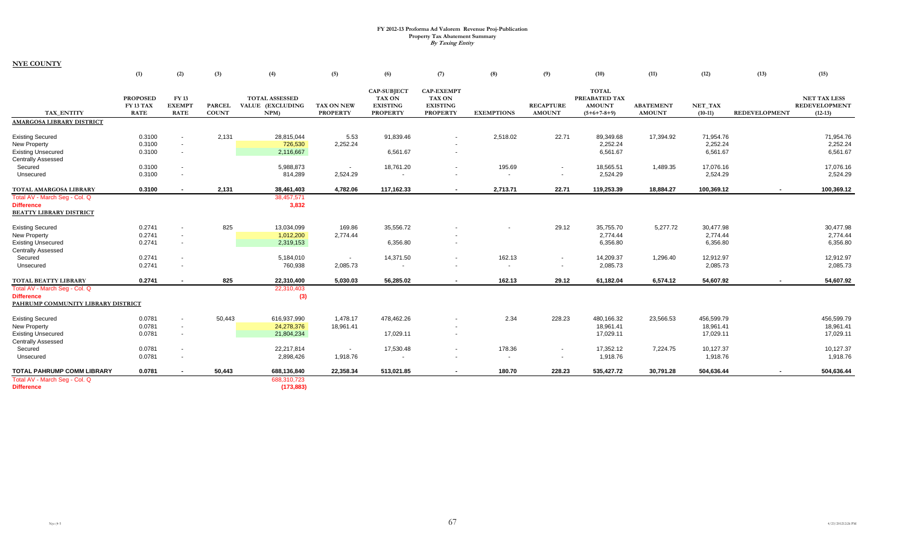# FY 2012-13 Proforma Ad Valorem Revenue Proj-Publication
## Property Tax Abatement Summary
### *By Taxing Entity*

**NYE COUNTY**

| TAX_ENTITY | (1) PROPOSED FY 13 TAX RATE | (2) FY 13 EXEMPT RATE | (3) PARCEL COUNT | (4) TOTAL ASSESSED VALUE (EXCLUDING NPM) | (5) TAX ON NEW PROPERTY | (6) CAP-SUBJECT TAX ON EXISTING PROPERTY | (7) CAP-EXEMPT TAX ON EXISTING PROPERTY | (8) EXEMPTIONS | (9) RECAPTURE AMOUNT | (10) TOTAL PREABATED TAX AMOUNT (5+6+7-8+9) | (11) ABATEMENT AMOUNT | (12) NET_TAX (10-11) | (13) REDEVELOPMENT | (15) NET TAX LESS REDEVELOPMENT (12-13) |
|---|---|---|---|---|---|---|---|---|---|---|---|---|---|---|
| **AMARGOSA LIBRARY DISTRICT** | | | | | | | | | | | | | | |
| Existing Secured | 0.3100 | - | 2,131 | 28,815,044 | 5.53 | 91,839.46 | - | 2,518.02 | 22.71 | 89,349.68 | 17,394.92 | 71,954.76 | | 71,954.76 |
| New Property | 0.3100 | - | | 726,530 | 2,252.24 | | - | | | 2,252.24 | | 2,252.24 | | 2,252.24 |
| Existing Unsecured | 0.3100 | - | | 2,116,667 | | 6,561.67 | - | | | 6,561.67 | | 6,561.67 | | 6,561.67 |
| Centrally Assessed | | | | | | | | | | | | | | |
| Secured | 0.3100 | - | | 5,988,873 | - | 18,761.20 | - | 195.69 | - | 18,565.51 | 1,489.35 | 17,076.16 | | 17,076.16 |
| Unsecured | 0.3100 | - | | 814,289 | 2,524.29 | - | - | - | - | 2,524.29 | | 2,524.29 | | 2,524.29 |
| **TOTAL AMARGOSA LIBRARY** | **0.3100** | **-** | **2,131** | **38,461,403** | **4,782.06** | **117,162.33** | **-** | **2,713.71** | **22.71** | **119,253.39** | **18,884.27** | **100,369.12** | **-** | **100,369.12** |
| Total AV - March Seg - Col. Q | | | | 38,457,571 | | | | | | | | | | |
| **Difference** | | | | **3,832** | | | | | | | | | | |
| **BEATTY LIBRARY DISTRICT** | | | | | | | | | | | | | | |
| Existing Secured | 0.2741 | - | 825 | 13,034,099 | 169.86 | 35,556.72 | - | - | 29.12 | 35,755.70 | 5,277.72 | 30,477.98 | | 30,477.98 |
| New Property | 0.2741 | - | | 1,012,200 | 2,774.44 | | - | | | 2,774.44 | | 2,774.44 | | 2,774.44 |
| Existing Unsecured | 0.2741 | - | | 2,319,153 | | 6,356.80 | - | | | 6,356.80 | | 6,356.80 | | 6,356.80 |
| Centrally Assessed | | | | | | | | | | | | | | |
| Secured | 0.2741 | - | | 5,184,010 | - | 14,371.50 | - | 162.13 | - | 14,209.37 | 1,296.40 | 12,912.97 | | 12,912.97 |
| Unsecured | 0.2741 | - | | 760,938 | 2,085.73 | - | - | - | - | 2,085.73 | | 2,085.73 | | 2,085.73 |
| **TOTAL BEATTY LIBRARY** | **0.2741** | **-** | **825** | **22,310,400** | **5,030.03** | **56,285.02** | **-** | **162.13** | **29.12** | **61,182.04** | **6,574.12** | **54,607.92** | **-** | **54,607.92** |
| Total AV - March Seg - Col. Q | | | | 22,310,403 | | | | | | | | | | |
| **Difference** | | | | **(3)** | | | | | | | | | | |
| **PAHRUMP COMMUNITY LIBRARY DISTRICT** | | | | | | | | | | | | | | |
| Existing Secured | 0.0781 | - | 50,443 | 616,937,990 | 1,478.17 | 478,462.26 | - | 2.34 | 228.23 | 480,166.32 | 23,566.53 | 456,599.79 | | 456,599.79 |
| New Property | 0.0781 | - | | 24,278,376 | 18,961.41 | | - | | | 18,961.41 | | 18,961.41 | | 18,961.41 |
| Existing Unsecured | 0.0781 | - | | 21,804,234 | | 17,029.11 | - | | | 17,029.11 | | 17,029.11 | | 17,029.11 |
| Centrally Assessed | | | | | | | | | | | | | | |
| Secured | 0.0781 | - | | 22,217,814 | - | 17,530.48 | - | 178.36 | - | 17,352.12 | 7,224.75 | 10,127.37 | | 10,127.37 |
| Unsecured | 0.0781 | - | | 2,898,426 | 1,918.76 | - | - | - | - | 1,918.76 | | 1,918.76 | | 1,918.76 |
| **TOTAL PAHRUMP COMM LIBRARY** | **0.0781** | **-** | **50,443** | **688,136,840** | **22,358.34** | **513,021.85** | **-** | **180.70** | **228.23** | **535,427.72** | **30,791.28** | **504,636.44** | **-** | **504,636.44** |
| Total AV - March Seg - Col. Q | | | | 688,310,723 | | | | | | | | | | |
| **Difference** | | | | **(173,883)** | | | | | | | | | | |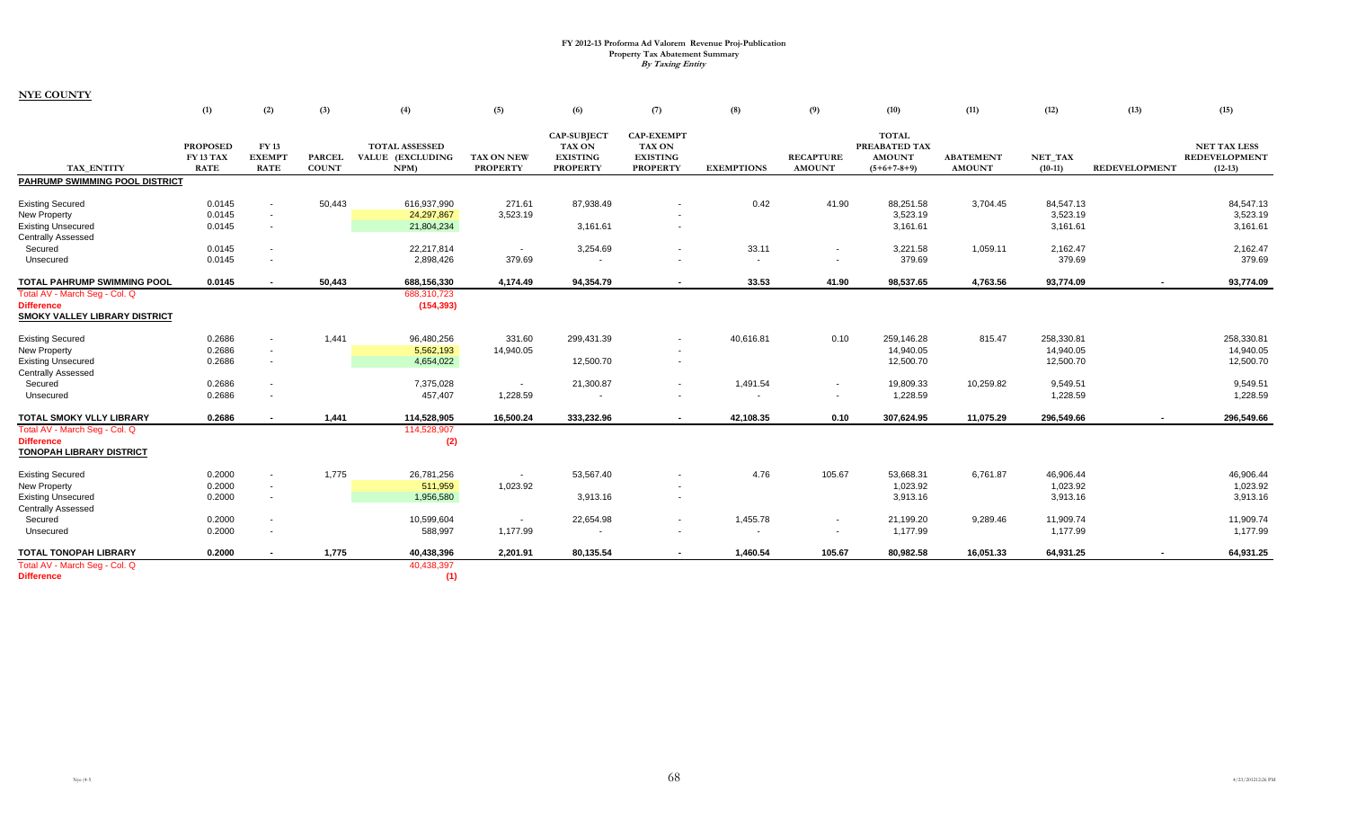# FY 2012-13 Proforma Ad Valorem Revenue Proj-Publication
## Property Tax Abatement Summary
### *By Taxing Entity*

**NYE COUNTY**

| TAX_ENTITY | (1) PROPOSED FY 13 TAX RATE | (2) FY 13 EXEMPT RATE | (3) PARCEL COUNT | (4) TOTAL ASSESSED VALUE (EXCLUDING NPM) | (5) TAX ON NEW PROPERTY | (6) CAP-SUBJECT TAX ON EXISTING PROPERTY | (7) CAP-EXEMPT TAX ON EXISTING PROPERTY | (8) EXEMPTIONS | (9) RECAPTURE AMOUNT | (10) TOTAL PREABATED TAX AMOUNT (5+6+7-8+9) | (11) ABATEMENT AMOUNT | (12) NET_TAX (10-11) | (13) REDEVELOPMENT | (15) NET TAX LESS REDEVELOPMENT (12-13) |
|---|---|---|---|---|---|---|---|---|---|---|---|---|---|---|
| **PAHRUMP SWIMMING POOL DISTRICT** | | | | | | | | | | | | | | |
| Existing Secured | 0.0145 | - | 50,443 | 616,937,990 | 271.61 | 87,938.49 | - | 0.42 | 41.90 | 88,251.58 | 3,704.45 | 84,547.13 | | 84,547.13 |
| New Property | 0.0145 | - | | 24,297,867 | 3,523.19 | | - | | | 3,523.19 | | 3,523.19 | | 3,523.19 |
| Existing Unsecured | 0.0145 | - | | 21,804,234 | | 3,161.61 | - | | | 3,161.61 | | 3,161.61 | | 3,161.61 |
| Centrally Assessed | | | | | | | | | | | | | | |
| Secured | 0.0145 | - | | 22,217,814 | - | 3,254.69 | - | 33.11 | - | 3,221.58 | 1,059.11 | 2,162.47 | | 2,162.47 |
| Unsecured | 0.0145 | - | | 2,898,426 | 379.69 | - | - | - | - | 379.69 | | 379.69 | | 379.69 |
| **TOTAL PAHRUMP SWIMMING POOL** | **0.0145** | **-** | **50,443** | **688,156,330** | **4,174.49** | **94,354.79** | **-** | **33.53** | **41.90** | **98,537.65** | **4,763.56** | **93,774.09** | **-** | **93,774.09** |
| Total AV - March Seg - Col. Q | | | | 688,310,723 | | | | | | | | | | |
| **Difference** | | | | **(154,393)** | | | | | | | | | | |
| **SMOKY VALLEY LIBRARY DISTRICT** | | | | | | | | | | | | | | |
| Existing Secured | 0.2686 | - | 1,441 | 96,480,256 | 331.60 | 299,431.39 | - | 40,616.81 | 0.10 | 259,146.28 | 815.47 | 258,330.81 | | 258,330.81 |
| New Property | 0.2686 | - | | 5,562,193 | 14,940.05 | | - | | | 14,940.05 | | 14,940.05 | | 14,940.05 |
| Existing Unsecured | 0.2686 | - | | 4,654,022 | | 12,500.70 | - | | | 12,500.70 | | 12,500.70 | | 12,500.70 |
| Centrally Assessed | | | | | | | | | | | | | | |
| Secured | 0.2686 | - | | 7,375,028 | - | 21,300.87 | - | 1,491.54 | - | 19,809.33 | 10,259.82 | 9,549.51 | | 9,549.51 |
| Unsecured | 0.2686 | - | | 457,407 | 1,228.59 | - | - | - | - | 1,228.59 | | 1,228.59 | | 1,228.59 |
| **TOTAL SMOKY VLLY LIBRARY** | **0.2686** | **-** | **1,441** | **114,528,905** | **16,500.24** | **333,232.96** | **-** | **42,108.35** | **0.10** | **307,624.95** | **11,075.29** | **296,549.66** | **-** | **296,549.66** |
| Total AV - March Seg - Col. Q | | | | 114,528,907 | | | | | | | | | | |
| **Difference** | | | | **(2)** | | | | | | | | | | |
| **TONOPAH LIBRARY DISTRICT** | | | | | | | | | | | | | | |
| Existing Secured | 0.2000 | - | 1,775 | 26,781,256 | - | 53,567.40 | - | 4.76 | 105.67 | 53,668.31 | 6,761.87 | 46,906.44 | | 46,906.44 |
| New Property | 0.2000 | - | | 511,959 | 1,023.92 | | - | | | 1,023.92 | | 1,023.92 | | 1,023.92 |
| Existing Unsecured | 0.2000 | - | | 1,956,580 | | 3,913.16 | - | | | 3,913.16 | | 3,913.16 | | 3,913.16 |
| Centrally Assessed | | | | | | | | | | | | | | |
| Secured | 0.2000 | - | | 10,599,604 | - | 22,654.98 | - | 1,455.78 | - | 21,199.20 | 9,289.46 | 11,909.74 | | 11,909.74 |
| Unsecured | 0.2000 | - | | 588,997 | 1,177.99 | - | - | - | - | 1,177.99 | | 1,177.99 | | 1,177.99 |
| **TOTAL TONOPAH LIBRARY** | **0.2000** | **-** | **1,775** | **40,438,396** | **2,201.91** | **80,135.54** | **-** | **1,460.54** | **105.67** | **80,982.58** | **16,051.33** | **64,931.25** | **-** | **64,931.25** |
| Total AV - March Seg - Col. Q | | | | 40,438,397 | | | | | | | | | | |
| **Difference** | | | | **(1)** | | | | | | | | | | |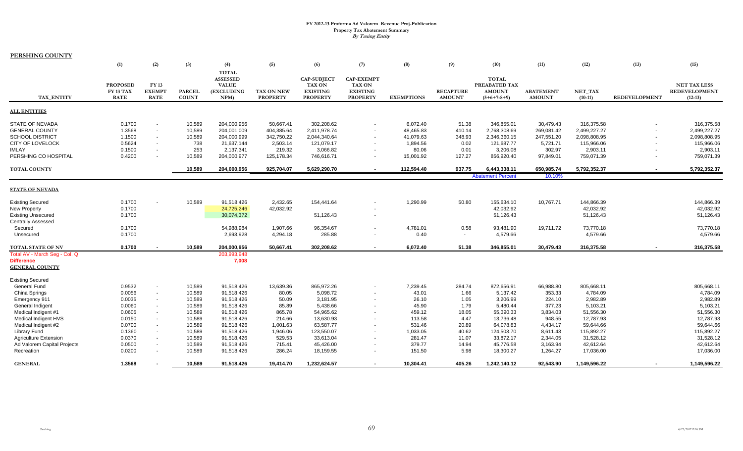# FY 2012-13 Proforma Ad Valorem Revenue Proj-Publication
## Property Tax Abatement Summary
### *By Taxing Entity*

**PERSHING COUNTY**

| TAX_ENTITY | (1) PROPOSED FY 13 TAX RATE | (2) FY 13 EXEMPT RATE | (3) PARCEL COUNT | (4) TOTAL ASSESSED VALUE (EXCLUDING NPM) | (5) TAX ON NEW PROPERTY | (6) CAP-SUBJECT TAX ON EXISTING PROPERTY | (7) CAP-EXEMPT TAX ON EXISTING PROPERTY | (8) EXEMPTIONS | (9) RECAPTURE AMOUNT | (10) TOTAL PREABATED TAX AMOUNT (5+6+7-8+9) | (11) ABATEMENT AMOUNT | (12) NET_TAX (10-11) | (13) REDEVELOPMENT | (15) NET TAX LESS REDEVELOPMENT (12-13) |
|---|---|---|---|---|---|---|---|---|---|---|---|---|---|---|
| **ALL ENTITIES** | | | | | | | | | | | | | | |
| STATE OF NEVADA | 0.1700 | - | 10,589 | 204,000,956 | 50,667.41 | 302,208.62 | - | 6,072.40 | 51.38 | 346,855.01 | 30,479.43 | 316,375.58 | - | 316,375.58 |
| GENERAL COUNTY | 1.3568 | - | 10,589 | 204,001,009 | 404,385.64 | 2,411,978.74 | - | 48,465.83 | 410.14 | 2,768,308.69 | 269,081.42 | 2,499,227.27 | - | 2,499,227.27 |
| SCHOOL DISTRICT | 1.1500 | - | 10,589 | 204,000,999 | 342,750.22 | 2,044,340.64 | - | 41,079.63 | 348.93 | 2,346,360.15 | 247,551.20 | 2,098,808.95 | - | 2,098,808.95 |
| CITY OF LOVELOCK | 0.5624 | - | 738 | 21,637,144 | 2,503.14 | 121,079.17 | - | 1,894.56 | 0.02 | 121,687.77 | 5,721.71 | 115,966.06 | - | 115,966.06 |
| IMLAY | 0.1500 | - | 253 | 2,137,341 | 219.32 | 3,066.82 | - | 80.06 | 0.01 | 3,206.08 | 302.97 | 2,903.11 | - | 2,903.11 |
| PERSHING CO HOSPITAL | 0.4200 | - | 10,589 | 204,000,977 | 125,178.34 | 746,616.71 | - | 15,001.92 | 127.27 | 856,920.40 | 97,849.01 | 759,071.39 | - | 759,071.39 |
| **TOTAL COUNTY** | | | **10,589** | **204,000,956** | **925,704.07** | **5,629,290.70** | **-** | **112,594.40** | **937.75** | **6,443,338.11** | **650,985.74** | **5,792,352.37** | **-** | **5,792,352.37** |
| | | | | | | | | | | Abatement Percent | 10.10% | | | |
| **STATE OF NEVADA** | | | | | | | | | | | | | | |
| Existing Secured | 0.1700 | - | 10,589 | 91,518,426 | 2,432.65 | 154,441.64 | - | 1,290.99 | 50.80 | 155,634.10 | 10,767.71 | 144,866.39 | | 144,866.39 |
| New Property | 0.1700 | | | 24,725,246 | 42,032.92 | | - | | | 42,032.92 | | 42,032.92 | | 42,032.92 |
| Existing Unsecured | 0.1700 | | | 30,074,372 | | 51,126.43 | - | | | 51,126.43 | | 51,126.43 | | 51,126.43 |
| Centrally Assessed | | | | | | | | | | | | | | |
| Secured | 0.1700 | | | 54,988,984 | 1,907.66 | 96,354.67 | - | 4,781.01 | 0.58 | 93,481.90 | 19,711.72 | 73,770.18 | | 73,770.18 |
| Unsecured | 0.1700 | | | 2,693,928 | 4,294.18 | 285.88 | - | 0.40 | - | 4,579.66 | | 4,579.66 | | 4,579.66 |
| **TOTAL STATE OF NV** | **0.1700** | **-** | **10,589** | **204,000,956** | **50,667.41** | **302,208.62** | **-** | **6,072.40** | **51.38** | **346,855.01** | **30,479.43** | **316,375.58** | **-** | **316,375.58** |
| Total AV - March Seg - Col. Q | | | | 203,993,948 | | | | | | | | | | |
| **Difference** | | | | 7,008 | | | | | | | | | | |
| **GENERAL COUNTY** | | | | | | | | | | | | | | |
| Existing Secured | | | | | | | | | | | | | | |
| General Fund | 0.9532 | - | 10,589 | 91,518,426 | 13,639.36 | 865,972.26 | - | 7,239.45 | 284.74 | 872,656.91 | 66,988.80 | 805,668.11 | | 805,668.11 |
| China Springs | 0.0056 | - | 10,589 | 91,518,426 | 80.05 | 5,098.72 | - | 43.01 | 1.66 | 5,137.42 | 353.33 | 4,784.09 | | 4,784.09 |
| Emergency 911 | 0.0035 | - | 10,589 | 91,518,426 | 50.09 | 3,181.95 | - | 26.10 | 1.05 | 3,206.99 | 224.10 | 2,982.89 | | 2,982.89 |
| General Indigent | 0.0060 | - | 10,589 | 91,518,426 | 85.89 | 5,438.66 | - | 45.90 | 1.79 | 5,480.44 | 377.23 | 5,103.21 | | 5,103.21 |
| Medical Indigent #1 | 0.0605 | - | 10,589 | 91,518,426 | 865.78 | 54,965.62 | - | 459.12 | 18.05 | 55,390.33 | 3,834.03 | 51,556.30 | | 51,556.30 |
| Medical Indigent HVS | 0.0150 | - | 10,589 | 91,518,426 | 214.66 | 13,630.93 | - | 113.58 | 4.47 | 13,736.48 | 948.55 | 12,787.93 | | 12,787.93 |
| Medical Indigent #2 | 0.0700 | - | 10,589 | 91,518,426 | 1,001.63 | 63,587.77 | - | 531.46 | 20.89 | 64,078.83 | 4,434.17 | 59,644.66 | | 59,644.66 |
| Library Fund | 0.1360 | - | 10,589 | 91,518,426 | 1,946.06 | 123,550.07 | - | 1,033.05 | 40.62 | 124,503.70 | 8,611.43 | 115,892.27 | | 115,892.27 |
| Agriculture Extension | 0.0370 | - | 10,589 | 91,518,426 | 529.53 | 33,613.04 | - | 281.47 | 11.07 | 33,872.17 | 2,344.05 | 31,528.12 | | 31,528.12 |
| Ad Valorem Capital Projects | 0.0500 | - | 10,589 | 91,518,426 | 715.41 | 45,426.00 | - | 379.77 | 14.94 | 45,776.58 | 3,163.94 | 42,612.64 | | 42,612.64 |
| Recreation | 0.0200 | - | 10,589 | 91,518,426 | 286.24 | 18,159.55 | - | 151.50 | 5.98 | 18,300.27 | 1,264.27 | 17,036.00 | | 17,036.00 |
| **GENERAL** | **1.3568** | **-** | **10,589** | **91,518,426** | **19,414.70** | **1,232,624.57** | **-** | **10,304.41** | **405.26** | **1,242,140.12** | **92,543.90** | **1,149,596.22** | **-** | **1,149,596.22** |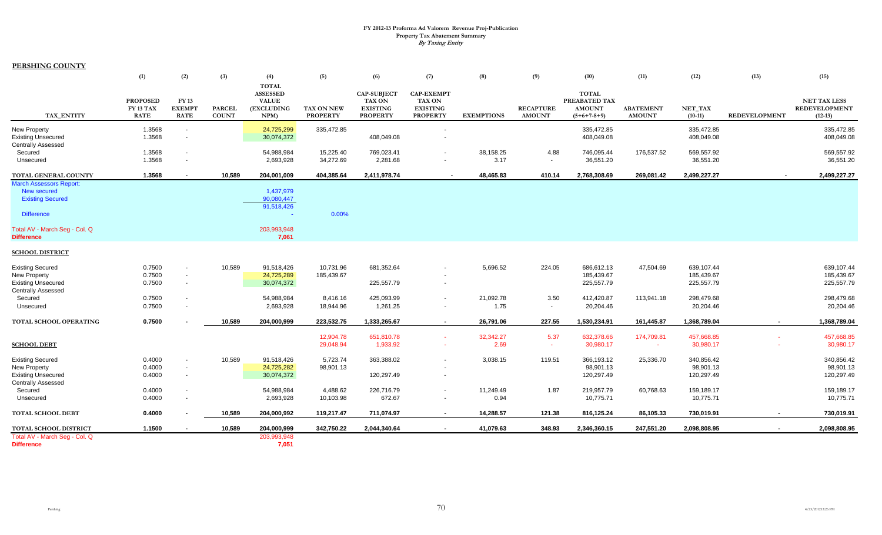# FY 2012-13 Proforma Ad Valorem Revenue Proj-Publication
## Property Tax Abatement Summary
### *By Taxing Entity*

**PERSHING COUNTY**

| | (1) | (2) | (3) | (4) | (5) | (6) | (7) | (8) | (9) | (10) | (11) | (12) | (13) | (15) |
|---|---|---|---|---|---|---|---|---|---|---|---|---|---|---|
| TAX_ENTITY | PROPOSED FY 13 TAX RATE | FY 13 EXEMPT RATE | PARCEL COUNT | TOTAL ASSESSED VALUE (EXCLUDING NPM) | TAX ON NEW PROPERTY | CAP-SUBJECT TAX ON EXISTING PROPERTY | CAP-EXEMPT TAX ON EXISTING PROPERTY | EXEMPTIONS | RECAPTURE AMOUNT | TOTAL PREABATED TAX AMOUNT (5+6+7-8+9) | ABATEMENT AMOUNT | NET_TAX (10-11) | REDEVELOPMENT | NET TAX LESS REDEVELOPMENT (12-13) |
| New Property | 1.3568 | - | | 24,725,299 | 335,472.85 | | - | | | 335,472.85 | | 335,472.85 | | 335,472.85 |
| Existing Unsecured | 1.3568 | - | | 30,074,372 | | 408,049.08 | - | | | 408,049.08 | | 408,049.08 | | 408,049.08 |
| Centrally Assessed | | | | | | | | | | | | | | |
| Secured | 1.3568 | - | | 54,988,984 | 15,225.40 | 769,023.41 | - | 38,158.25 | 4.88 | 746,095.44 | 176,537.52 | 569,557.92 | | 569,557.92 |
| Unsecured | 1.3568 | - | | 2,693,928 | 34,272.69 | 2,281.68 | - | 3.17 | - | 36,551.20 | | 36,551.20 | | 36,551.20 |
| **TOTAL GENERAL COUNTY** | **1.3568** | **-** | **10,589** | **204,001,009** | **404,385.64** | **2,411,978.74** | **-** | **48,465.83** | **410.14** | **2,768,308.69** | **269,081.42** | **2,499,227.27** | **-** | **2,499,227.27** |
| March Assessors Report: | | | | | | | | | | | | | | |
| New secured | | | | 1,437,979 | | | | | | | | | | |
| Existing Secured | | | | 90,080,447 | | | | | | | | | | |
| | | | | 91,518,426 | | | | | | | | | | |
| Difference | | | | - | 0.00% | | | | | | | | | |
| Total AV - March Seg - Col. Q | | | | 203,993,948 | | | | | | | | | | |
| **Difference** | | | | **7,061** | | | | | | | | | | |
| **SCHOOL DISTRICT** | | | | | | | | | | | | | | |
| Existing Secured | 0.7500 | - | 10,589 | 91,518,426 | 10,731.96 | 681,352.64 | - | 5,696.52 | 224.05 | 686,612.13 | 47,504.69 | 639,107.44 | | 639,107.44 |
| New Property | 0.7500 | - | | 24,725,289 | 185,439.67 | | - | | | 185,439.67 | | 185,439.67 | | 185,439.67 |
| Existing Unsecured | 0.7500 | - | | 30,074,372 | | 225,557.79 | - | | | 225,557.79 | | 225,557.79 | | 225,557.79 |
| Centrally Assessed | | | | | | | | | | | | | | |
| Secured | 0.7500 | - | | 54,988,984 | 8,416.16 | 425,093.99 | - | 21,092.78 | 3.50 | 412,420.87 | 113,941.18 | 298,479.68 | | 298,479.68 |
| Unsecured | 0.7500 | - | | 2,693,928 | 18,944.96 | 1,261.25 | - | 1.75 | - | 20,204.46 | | 20,204.46 | | 20,204.46 |
| **TOTAL SCHOOL OPERATING** | **0.7500** | **-** | **10,589** | **204,000,999** | **223,532.75** | **1,333,265.67** | **-** | **26,791.06** | **227.55** | **1,530,234.91** | **161,445.87** | **1,368,789.04** | **-** | **1,368,789.04** |
| | | | | | 12,904.78 | 651,810.78 | - | 32,342.27 | 5.37 | 632,378.66 | 174,709.81 | 457,668.85 | - | 457,668.85 |
| **SCHOOL DEBT** | | | | | 29,048.94 | 1,933.92 | - | 2.69 | - | 30,980.17 | - | 30,980.17 | - | 30,980.17 |
| Existing Secured | 0.4000 | - | 10,589 | 91,518,426 | 5,723.74 | 363,388.02 | - | 3,038.15 | 119.51 | 366,193.12 | 25,336.70 | 340,856.42 | | 340,856.42 |
| New Property | 0.4000 | - | | 24,725,282 | 98,901.13 | | - | | | 98,901.13 | | 98,901.13 | | 98,901.13 |
| Existing Unsecured | 0.4000 | - | | 30,074,372 | | 120,297.49 | - | | | 120,297.49 | | 120,297.49 | | 120,297.49 |
| Centrally Assessed | | | | | | | | | | | | | | |
| Secured | 0.4000 | - | | 54,988,984 | 4,488.62 | 226,716.79 | - | 11,249.49 | 1.87 | 219,957.79 | 60,768.63 | 159,189.17 | | 159,189.17 |
| Unsecured | 0.4000 | - | | 2,693,928 | 10,103.98 | 672.67 | - | 0.94 | | 10,775.71 | | 10,775.71 | | 10,775.71 |
| **TOTAL SCHOOL DEBT** | **0.4000** | **-** | **10,589** | **204,000,992** | **119,217.47** | **711,074.97** | **-** | **14,288.57** | **121.38** | **816,125.24** | **86,105.33** | **730,019.91** | **-** | **730,019.91** |
| **TOTAL SCHOOL DISTRICT** | **1.1500** | **-** | **10,589** | **204,000,999** | **342,750.22** | **2,044,340.64** | **-** | **41,079.63** | **348.93** | **2,346,360.15** | **247,551.20** | **2,098,808.95** | **-** | **2,098,808.95** |
| Total AV - March Seg - Col. Q | | | | 203,993,948 | | | | | | | | | | |
| **Difference** | | | | **7,051** | | | | | | | | | | |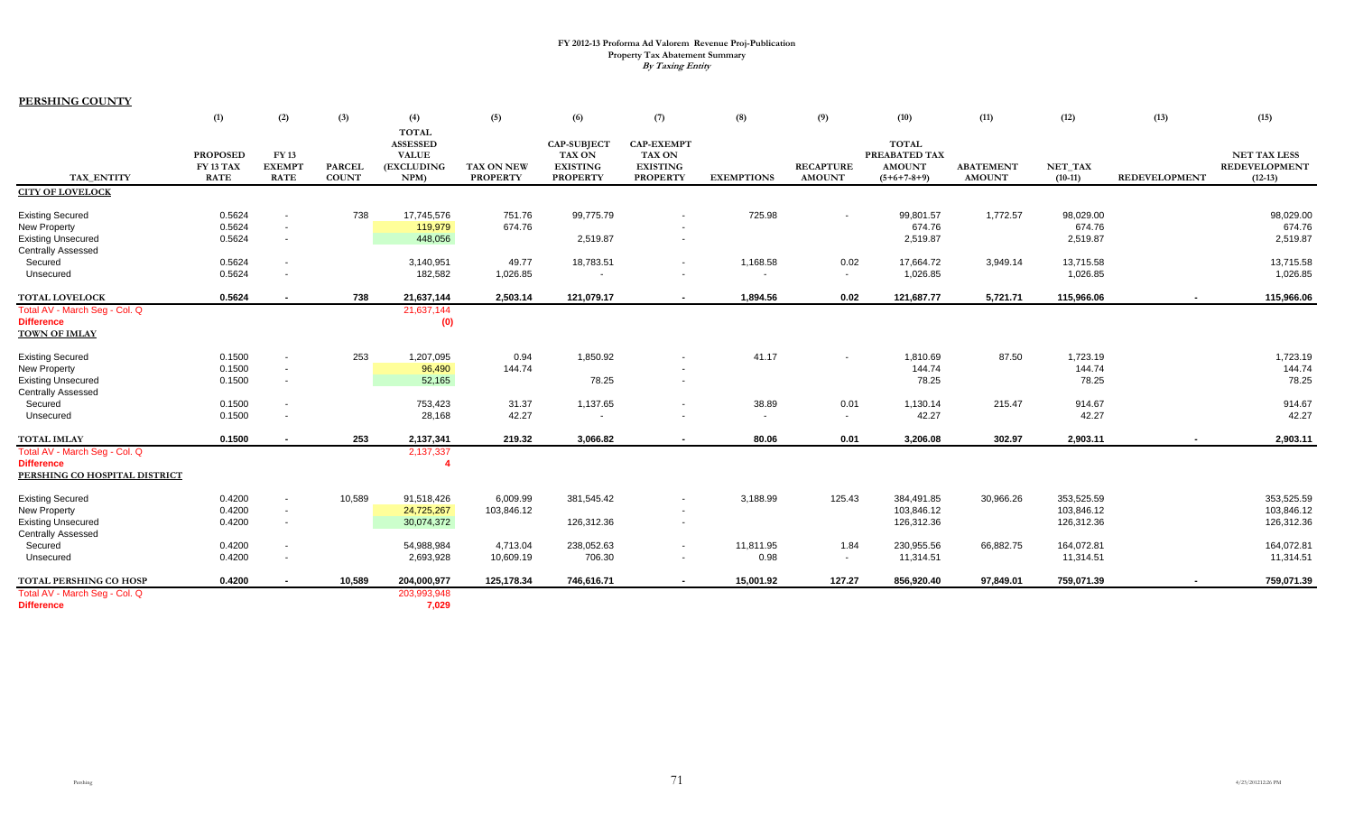# FY 2012-13 Proforma Ad Valorem Revenue Proj-Publication
## Property Tax Abatement Summary
*By Taxing Entity*

**PERSHING COUNTY**

| | (1) | (2) | (3) | (4) | (5) | (6) | (7) | (8) | (9) | (10) | (11) | (12) | (13) | (15) |
|---|---|---|---|---|---|---|---|---|---|---|---|---|---|---|
| TAX_ENTITY | PROPOSED FY 13 TAX RATE | FY 13 EXEMPT RATE | PARCEL COUNT | TOTAL ASSESSED VALUE (EXCLUDING NPM) | TAX ON NEW PROPERTY | CAP-SUBJECT TAX ON EXISTING PROPERTY | CAP-EXEMPT TAX ON EXISTING PROPERTY | EXEMPTIONS | RECAPTURE AMOUNT | TOTAL PREABATED TAX AMOUNT (5+6+7-8+9) | ABATEMENT AMOUNT | NET_TAX (10-11) | REDEVELOPMENT | NET TAX LESS REDEVELOPMENT (12-13) |
| **CITY OF LOVELOCK** | | | | | | | | | | | | | | |
| Existing Secured | 0.5624 | - | 738 | 17,745,576 | 751.76 | 99,775.79 | - | 725.98 | - | 99,801.57 | 1,772.57 | 98,029.00 | | 98,029.00 |
| New Property | 0.5624 | - | | 119,979 | 674.76 | | - | | | 674.76 | | 674.76 | | 674.76 |
| Existing Unsecured | 0.5624 | - | | 448,056 | | 2,519.87 | - | | | 2,519.87 | | 2,519.87 | | 2,519.87 |
| Centrally Assessed | | | | | | | | | | | | | | |
| Secured | 0.5624 | - | | 3,140,951 | 49.77 | 18,783.51 | - | 1,168.58 | 0.02 | 17,664.72 | 3,949.14 | 13,715.58 | | 13,715.58 |
| Unsecured | 0.5624 | - | | 182,582 | 1,026.85 | - | - | - | - | 1,026.85 | | 1,026.85 | | 1,026.85 |
| **TOTAL LOVELOCK** | **0.5624** | **-** | **738** | **21,637,144** | **2,503.14** | **121,079.17** | **-** | **1,894.56** | **0.02** | **121,687.77** | **5,721.71** | **115,966.06** | **-** | **115,966.06** |
| Total AV - March Seg - Col. Q | | | | 21,637,144 | | | | | | | | | | |
| **Difference** | | | | **(0)** | | | | | | | | | | |
| **TOWN OF IMLAY** | | | | | | | | | | | | | | |
| Existing Secured | 0.1500 | - | 253 | 1,207,095 | 0.94 | 1,850.92 | - | 41.17 | - | 1,810.69 | 87.50 | 1,723.19 | | 1,723.19 |
| New Property | 0.1500 | - | | 96,490 | 144.74 | | - | | | 144.74 | | 144.74 | | 144.74 |
| Existing Unsecured | 0.1500 | - | | 52,165 | | 78.25 | - | | | 78.25 | | 78.25 | | 78.25 |
| Centrally Assessed | | | | | | | | | | | | | | |
| Secured | 0.1500 | - | | 753,423 | 31.37 | 1,137.65 | - | 38.89 | 0.01 | 1,130.14 | 215.47 | 914.67 | | 914.67 |
| Unsecured | 0.1500 | - | | 28,168 | 42.27 | - | - | - | - | 42.27 | | 42.27 | | 42.27 |
| **TOTAL IMLAY** | **0.1500** | **-** | **253** | **2,137,341** | **219.32** | **3,066.82** | **-** | **80.06** | **0.01** | **3,206.08** | **302.97** | **2,903.11** | **-** | **2,903.11** |
| Total AV - March Seg - Col. Q | | | | 2,137,337 | | | | | | | | | | |
| **Difference** | | | | **4** | | | | | | | | | | |
| **PERSHING CO HOSPITAL DISTRICT** | | | | | | | | | | | | | | |
| Existing Secured | 0.4200 | - | 10,589 | 91,518,426 | 6,009.99 | 381,545.42 | - | 3,188.99 | 125.43 | 384,491.85 | 30,966.26 | 353,525.59 | | 353,525.59 |
| New Property | 0.4200 | - | | 24,725,267 | 103,846.12 | | - | | | 103,846.12 | | 103,846.12 | | 103,846.12 |
| Existing Unsecured | 0.4200 | - | | 30,074,372 | | 126,312.36 | - | | | 126,312.36 | | 126,312.36 | | 126,312.36 |
| Centrally Assessed | | | | | | | | | | | | | | |
| Secured | 0.4200 | - | | 54,988,984 | 4,713.04 | 238,052.63 | - | 11,811.95 | 1.84 | 230,955.56 | 66,882.75 | 164,072.81 | | 164,072.81 |
| Unsecured | 0.4200 | - | | 2,693,928 | 10,609.19 | 706.30 | - | 0.98 | - | 11,314.51 | | 11,314.51 | | 11,314.51 |
| **TOTAL PERSHING CO HOSP** | **0.4200** | **-** | **10,589** | **204,000,977** | **125,178.34** | **746,616.71** | **-** | **15,001.92** | **127.27** | **856,920.40** | **97,849.01** | **759,071.39** | **-** | **759,071.39** |
| Total AV - March Seg - Col. Q | | | | 203,993,948 | | | | | | | | | | |
| **Difference** | | | | **7,029** | | | | | | | | | | |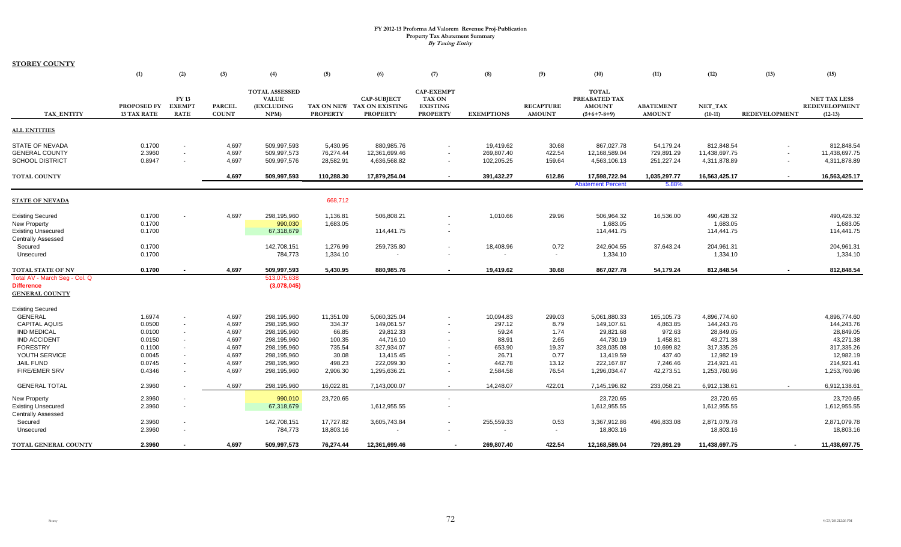**FY 2012-13 Proforma Ad Valorem Revenue Proj-Publication**
**Property Tax Abatement Summary**
***By Taxing Entity***

**STOREY COUNTY**

| | (1) | (2) | (3) | (4) | (5) | (6) | (7) | (8) | (9) | (10) | (11) | (12) | (13) | (15) |
|---|---|---|---|---|---|---|---|---|---|---|---|---|---|---|
| TAX_ENTITY | PROPOSED FY 13 TAX RATE | FY 13 EXEMPT RATE | PARCEL COUNT | TOTAL ASSESSED VALUE (EXCLUDING NPM) | TAX ON NEW PROPERTY | CAP-SUBJECT TAX ON EXISTING PROPERTY | CAP-EXEMPT TAX ON EXISTING PROPERTY | EXEMPTIONS | RECAPTURE AMOUNT | TOTAL PREABATED TAX AMOUNT (5+6+7-8+9) | ABATEMENT AMOUNT | NET_TAX (10-11) | REDEVELOPMENT | NET TAX LESS REDEVELOPMENT (12-13) |
| **ALL ENTITIES** | | | | | | | | | | | | | | |
| STATE OF NEVADA | 0.1700 | - | 4,697 | 509,997,593 | 5,430.95 | 880,985.76 | - | 19,419.62 | 30.68 | 867,027.78 | 54,179.24 | 812,848.54 | - | 812,848.54 |
| GENERAL COUNTY | 2.3960 | - | 4,697 | 509,997,573 | 76,274.44 | 12,361,699.46 | - | 269,807.40 | 422.54 | 12,168,589.04 | 729,891.29 | 11,438,697.75 | - | 11,438,697.75 |
| SCHOOL DISTRICT | 0.8947 | - | 4,697 | 509,997,576 | 28,582.91 | 4,636,568.82 | - | 102,205.25 | 159.64 | 4,563,106.13 | 251,227.24 | 4,311,878.89 | - | 4,311,878.89 |
| **TOTAL COUNTY** | | | **4,697** | **509,997,593** | **110,288.30** | **17,879,254.04** | **-** | **391,432.27** | **612.86** | **17,598,722.94** | **1,035,297.77** | **16,563,425.17** | **-** | **16,563,425.17** |
| | | | | | | | | | | Abatement Percent | 5.88% | | | |
| **STATE OF NEVADA** | | | | | 668,712 | | | | | | | | | |
| Existing Secured | 0.1700 | - | 4,697 | 298,195,960 | 1,136.81 | 506,808.21 | - | 1,010.66 | 29.96 | 506,964.32 | 16,536.00 | 490,428.32 | | 490,428.32 |
| New Property | 0.1700 | | | 990,030 | 1,683.05 | | - | | | 1,683.05 | | 1,683.05 | | 1,683.05 |
| Existing Unsecured | 0.1700 | | | 67,318,679 | | 114,441.75 | - | | | 114,441.75 | | 114,441.75 | | 114,441.75 |
| Centrally Assessed | | | | | | | | | | | | | | |
| Secured | 0.1700 | | | 142,708,151 | 1,276.99 | 259,735.80 | - | 18,408.96 | 0.72 | 242,604.55 | 37,643.24 | 204,961.31 | | 204,961.31 |
| Unsecured | 0.1700 | | | 784,773 | 1,334.10 | - | - | - | - | 1,334.10 | | 1,334.10 | | 1,334.10 |
| **TOTAL STATE OF NV** | **0.1700** | **-** | **4,697** | **509,997,593** | **5,430.95** | **880,985.76** | **-** | **19,419.62** | **30.68** | **867,027.78** | **54,179.24** | **812,848.54** | **-** | **812,848.54** |
| Total AV - March Seg - Col. Q | | | | 513,075,638 | | | | | | | | | | |
| **Difference** | | | | **(3,078,045)** | | | | | | | | | | |
| **GENERAL COUNTY** | | | | | | | | | | | | | | |
| Existing Secured | | | | | | | | | | | | | | |
| GENERAL | 1.6974 | - | 4,697 | 298,195,960 | 11,351.09 | 5,060,325.04 | - | 10,094.83 | 299.03 | 5,061,880.33 | 165,105.73 | 4,896,774.60 | | 4,896,774.60 |
| CAPITAL AQUIS | 0.0500 | - | 4,697 | 298,195,960 | 334.37 | 149,061.57 | - | 297.12 | 8.79 | 149,107.61 | 4,863.85 | 144,243.76 | | 144,243.76 |
| IND MEDICAL | 0.0100 | - | 4,697 | 298,195,960 | 66.85 | 29,812.33 | - | 59.24 | 1.74 | 29,821.68 | 972.63 | 28,849.05 | | 28,849.05 |
| IND ACCIDENT | 0.0150 | - | 4,697 | 298,195,960 | 100.35 | 44,716.10 | - | 88.91 | 2.65 | 44,730.19 | 1,458.81 | 43,271.38 | | 43,271.38 |
| FORESTRY | 0.1100 | - | 4,697 | 298,195,960 | 735.54 | 327,934.07 | - | 653.90 | 19.37 | 328,035.08 | 10,699.82 | 317,335.26 | | 317,335.26 |
| YOUTH SERVICE | 0.0045 | - | 4,697 | 298,195,960 | 30.08 | 13,415.45 | - | 26.71 | 0.77 | 13,419.59 | 437.40 | 12,982.19 | | 12,982.19 |
| JAIL FUND | 0.0745 | - | 4,697 | 298,195,960 | 498.23 | 222,099.30 | - | 442.78 | 13.12 | 222,167.87 | 7,246.46 | 214,921.41 | | 214,921.41 |
| FIRE/EMER SRV | 0.4346 | - | 4,697 | 298,195,960 | 2,906.30 | 1,295,636.21 | - | 2,584.58 | 76.54 | 1,296,034.47 | 42,273.51 | 1,253,760.96 | | 1,253,760.96 |
| GENERAL TOTAL | 2.3960 | - | 4,697 | 298,195,960 | 16,022.81 | 7,143,000.07 | - | 14,248.07 | 422.01 | 7,145,196.82 | 233,058.21 | 6,912,138.61 | - | 6,912,138.61 |
| New Property | 2.3960 | - | | 990,010 | 23,720.65 | | - | | | 23,720.65 | | 23,720.65 | | 23,720.65 |
| Existing Unsecured | 2.3960 | - | | 67,318,679 | | 1,612,955.55 | - | | | 1,612,955.55 | | 1,612,955.55 | | 1,612,955.55 |
| Centrally Assessed | | | | | | | | | | | | | | |
| Secured | 2.3960 | - | | 142,708,151 | 17,727.82 | 3,605,743.84 | - | 255,559.33 | 0.53 | 3,367,912.86 | 496,833.08 | 2,871,079.78 | | 2,871,079.78 |
| Unsecured | 2.3960 | - | | 784,773 | 18,803.16 | - | - | - | - | 18,803.16 | | 18,803.16 | | 18,803.16 |
| **TOTAL GENERAL COUNTY** | **2.3960** | **-** | **4,697** | **509,997,573** | **76,274.44** | **12,361,699.46** | **-** | **269,807.40** | **422.54** | **12,168,589.04** | **729,891.29** | **11,438,697.75** | **-** | **11,438,697.75** |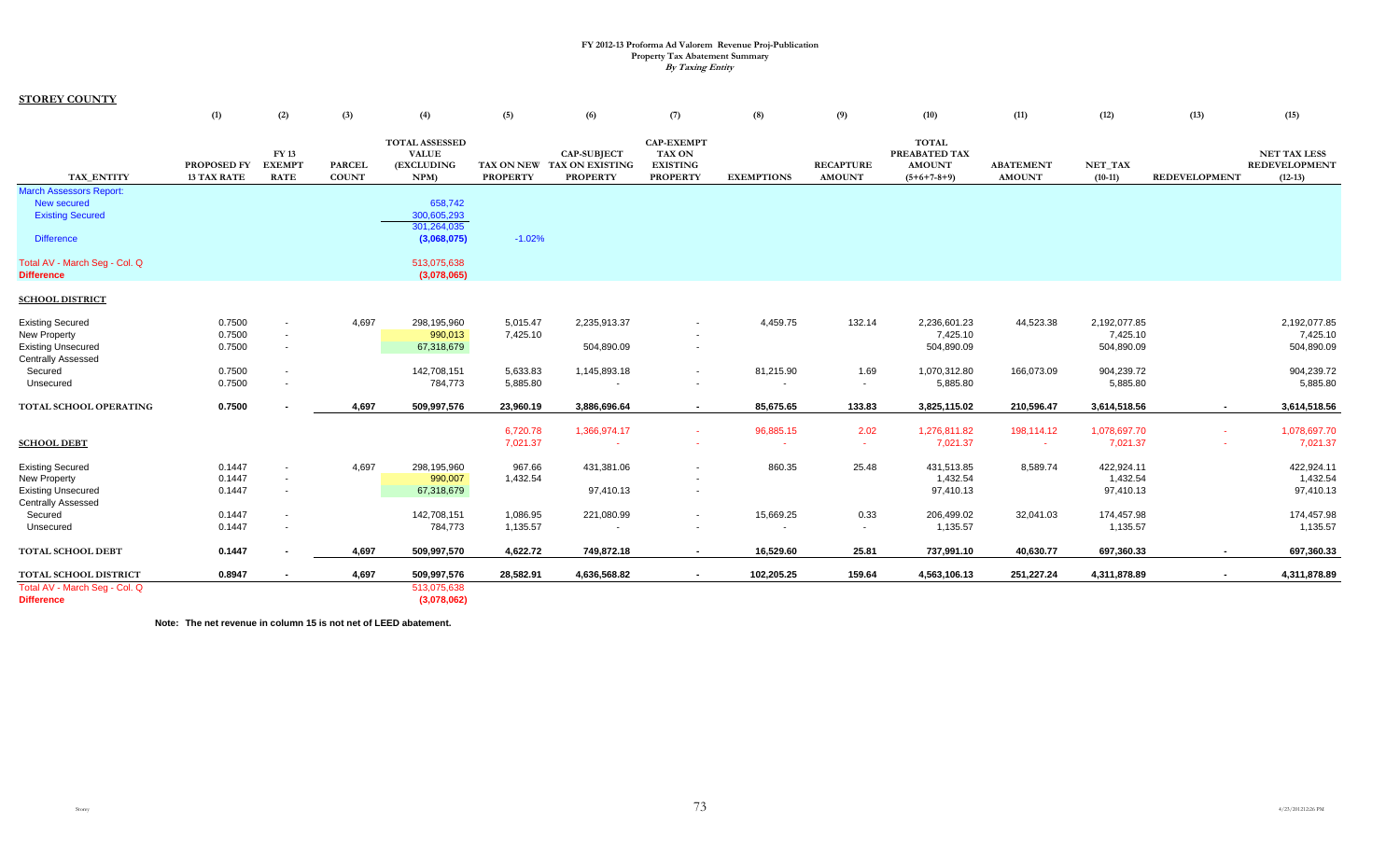**FY 2012-13 Proforma Ad Valorem Revenue Proj-Publication**
**Property Tax Abatement Summary**
***By Taxing Entity***

**STOREY COUNTY**

| | (1) | (2) | (3) | (4) | (5) | (6) | (7) | (8) | (9) | (10) | (11) | (12) | (13) | (15) |
|---|---|---|---|---|---|---|---|---|---|---|---|---|---|---|
| TAX_ENTITY | PROPOSED FY 13 TAX RATE | FY 13 EXEMPT RATE | PARCEL COUNT | TOTAL ASSESSED VALUE (EXCLUDING NPM) | TAX ON NEW PROPERTY | CAP-SUBJECT TAX ON EXISTING PROPERTY | CAP-EXEMPT TAX ON EXISTING PROPERTY | EXEMPTIONS | RECAPTURE AMOUNT | TOTAL PREABATED TAX AMOUNT (5+6+7-8+9) | ABATEMENT AMOUNT | NET_TAX (10-11) | REDEVELOPMENT | NET TAX LESS REDEVELOPMENT (12-13) |
| March Assessors Report: | | | | | | | | | | | | | | |
| New secured | | | | 658,742 | | | | | | | | | | |
| Existing Secured | | | | 300,605,293 | | | | | | | | | | |
| | | | | 301,264,035 | | | | | | | | | | |
| Difference | | | | (3,068,075) | -1.02% | | | | | | | | | |
| Total AV - March Seg - Col. Q | | | | 513,075,638 | | | | | | | | | | |
| **Difference** | | | | (3,078,065) | | | | | | | | | | |
| **SCHOOL DISTRICT** | | | | | | | | | | | | | | |
| Existing Secured | 0.7500 | - | 4,697 | 298,195,960 | 5,015.47 | 2,235,913.37 | - | 4,459.75 | 132.14 | 2,236,601.23 | 44,523.38 | 2,192,077.85 | | 2,192,077.85 |
| New Property | 0.7500 | - | | 990,013 | 7,425.10 | | - | | | 7,425.10 | | 7,425.10 | | 7,425.10 |
| Existing Unsecured | 0.7500 | - | | 67,318,679 | | 504,890.09 | - | | | 504,890.09 | | 504,890.09 | | 504,890.09 |
| Centrally Assessed | | | | | | | | | | | | | | |
| Secured | 0.7500 | - | | 142,708,151 | 5,633.83 | 1,145,893.18 | - | 81,215.90 | 1.69 | 1,070,312.80 | 166,073.09 | 904,239.72 | | 904,239.72 |
| Unsecured | 0.7500 | - | | 784,773 | 5,885.80 | - | - | - | - | 5,885.80 | | 5,885.80 | | 5,885.80 |
| **TOTAL SCHOOL OPERATING** | **0.7500** | **-** | **4,697** | **509,997,576** | **23,960.19** | **3,886,696.64** | **-** | **85,675.65** | **133.83** | **3,825,115.02** | **210,596.47** | **3,614,518.56** | **-** | **3,614,518.56** |
| | | | | | 6,720.78 | 1,366,974.17 | - | 96,885.15 | 2.02 | 1,276,811.82 | 198,114.12 | 1,078,697.70 | - | 1,078,697.70 |
| **SCHOOL DEBT** | | | | | 7,021.37 | - | - | - | - | 7,021.37 | - | 7,021.37 | - | 7,021.37 |
| Existing Secured | 0.1447 | - | 4,697 | 298,195,960 | 967.66 | 431,381.06 | - | 860.35 | 25.48 | 431,513.85 | 8,589.74 | 422,924.11 | | 422,924.11 |
| New Property | 0.1447 | - | | 990,007 | 1,432.54 | | - | | | 1,432.54 | | 1,432.54 | | 1,432.54 |
| Existing Unsecured | 0.1447 | - | | 67,318,679 | | 97,410.13 | - | | | 97,410.13 | | 97,410.13 | | 97,410.13 |
| Centrally Assessed | | | | | | | | | | | | | | |
| Secured | 0.1447 | - | | 142,708,151 | 1,086.95 | 221,080.99 | - | 15,669.25 | 0.33 | 206,499.02 | 32,041.03 | 174,457.98 | | 174,457.98 |
| Unsecured | 0.1447 | - | | 784,773 | 1,135.57 | - | - | - | - | 1,135.57 | | 1,135.57 | | 1,135.57 |
| **TOTAL SCHOOL DEBT** | **0.1447** | **-** | **4,697** | **509,997,570** | **4,622.72** | **749,872.18** | **-** | **16,529.60** | **25.81** | **737,991.10** | **40,630.77** | **697,360.33** | **-** | **697,360.33** |
| **TOTAL SCHOOL DISTRICT** | **0.8947** | **-** | **4,697** | **509,997,576** | **28,582.91** | **4,636,568.82** | **-** | **102,205.25** | **159.64** | **4,563,106.13** | **251,227.24** | **4,311,878.89** | **-** | **4,311,878.89** |
| Total AV - March Seg - Col. Q | | | | 513,075,638 | | | | | | | | | | |
| **Difference** | | | | (3,078,062) | | | | | | | | | | |

**Note: The net revenue in column 15 is not net of LEED abatement.**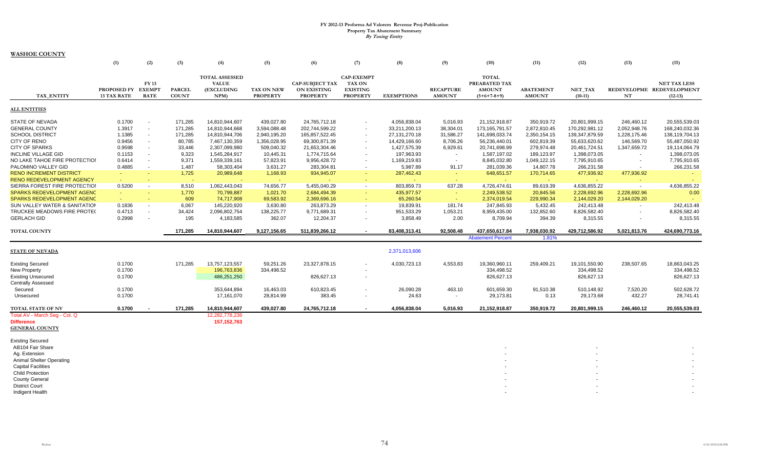# FY 2012-13 Proforma Ad Valorem Revenue Proj-Publication
## Property Tax Abatement Summary
### *By Taxing Entity*

**WASHOE COUNTY**

| TAX_ENTITY | (1) PROPOSED FY 13 TAX RATE | (2) FY 13 EXEMPT RATE | (3) PARCEL COUNT | (4) TOTAL ASSESSED VALUE (EXCLUDING NPM) | (5) TAX ON NEW PROPERTY | (6) CAP-SUBJECT TAX ON EXISTING PROPERTY | (7) CAP-EXEMPT TAX ON EXISTING PROPERTY | (8) EXEMPTIONS | (9) RECAPTURE AMOUNT | (10) TOTAL PREABATED TAX AMOUNT (5+6+7-8+9) | (11) ABATEMENT AMOUNT | (12) NET_TAX (10-11) | (13) REDEVELOPMENT NT | (15) NET TAX LESS REDEVELOPMENT (12-13) |
|---|---|---|---|---|---|---|---|---|---|---|---|---|---|---|
| **ALL ENTITIES** | | | | | | | | | | | | | | |
| STATE OF NEVADA | 0.1700 | - | 171,285 | 14,810,944,607 | 439,027.80 | 24,765,712.18 | - | 4,056,838.04 | 5,016.93 | 21,152,918.87 | 350,919.72 | 20,801,999.15 | 246,460.12 | 20,555,539.03 |
| GENERAL COUNTY | 1.3917 | - | 171,285 | 14,810,944,668 | 3,594,088.48 | 202,744,599.22 | - | 33,211,200.13 | 38,304.01 | 173,165,791.57 | 2,872,810.45 | 170,292,981.12 | 2,052,948.76 | 168,240,032.36 |
| SCHOOL DISTRICT | 1.1385 | - | 171,285 | 14,810,944,706 | 2,940,195.20 | 165,857,522.45 | - | 27,131,270.18 | 31,586.27 | 141,698,033.74 | 2,350,154.15 | 139,347,879.59 | 1,228,175.46 | 138,119,704.13 |
| CITY OF RENO | 0.9456 | - | 80,785 | 7,467,130,359 | 1,356,028.95 | 69,300,871.39 | - | 14,429,166.60 | 8,706.26 | 56,236,440.01 | 602,819.39 | 55,633,620.62 | 146,569.70 | 55,487,050.92 |
| CITY OF SPARKS | 0.9598 | - | 33,446 | 2,307,099,980 | 509,040.32 | 21,653,304.46 | - | 1,427,575.39 | 6,929.61 | 20,741,698.99 | 279,974.48 | 20,461,724.51 | 1,347,659.72 | 19,114,064.79 |
| INCLINE VILLAGE GID | 0.1153 | - | 9,323 | 1,545,284,917 | 10,445.31 | 1,774,715.64 | - | 197,963.93 | - | 1,587,197.02 | 189,123.97 | 1,398,073.05 | - | 1,398,073.05 |
| NO LAKE TAHOE FIRE PROTECTIOI | 0.6414 | - | 9,371 | 1,559,339,161 | 57,823.91 | 9,956,428.72 | - | 1,169,219.83 | - | 8,845,032.80 | 1,049,122.15 | 7,795,910.65 | - | 7,795,910.65 |
| PALOMINO VALLEY GID | 0.4885 | - | 1,487 | 58,303,404 | 3,631.27 | 283,304.81 | - | 5,987.89 | 91.17 | 281,039.36 | 14,807.78 | 266,231.58 | - | 266,231.58 |
| RENO INCREMENT DISTRICT | - | - | 1,725 | 20,989,648 | 1,168.93 | 934,945.07 | - | 287,462.43 | - | 648,651.57 | 170,714.65 | 477,936.92 | 477,936.92 | - |
| RENO REDEVELOPMENT AGENCY | - | - | - | - | - | - | - | - | - | - | - | - | - | - |
| SIERRA FOREST FIRE PROTECTIOI | 0.5200 | - | 8,510 | 1,062,443,043 | 74,656.77 | 5,455,040.29 | - | 803,859.73 | 637.28 | 4,726,474.61 | 89,619.39 | 4,636,855.22 | - | 4,636,855.22 |
| SPARKS REDEVELOPMENT AGENC | - | - | 1,770 | 70,799,887 | 1,021.70 | 2,684,494.39 | - | 435,977.57 | - | 2,249,538.52 | 20,845.56 | 2,228,692.96 | 2,228,692.96 | 0.00 |
| SPARKS REDEVELOPMENT AGENC | - | - | 609 | 74,717,908 | 69,583.92 | 2,369,696.16 | - | 65,260.54 | - | 2,374,019.54 | 229,990.34 | 2,144,029.20 | 2,144,029.20 | - |
| SUN VALLEY WATER & SANITATION | 0.1836 | - | 6,067 | 145,220,920 | 3,630.80 | 263,873.29 | - | 19,839.91 | 181.74 | 247,845.93 | 5,432.45 | 242,413.48 | - | 242,413.48 |
| TRUCKEE MEADOWS FIRE PROTE( | 0.4713 | - | 34,424 | 2,096,802,754 | 138,225.77 | 9,771,689.31 | - | 951,533.29 | 1,053.21 | 8,959,435.00 | 132,852.60 | 8,826,582.40 | - | 8,826,582.40 |
| GERLACH GID | 0.2998 | - | 195 | 4,183,585 | 362.07 | 12,204.37 | - | 3,858.49 | 2.00 | 8,709.94 | 394.39 | 8,315.55 | - | 8,315.55 |
| **TOTAL COUNTY** | | | **171,285** | **14,810,944,607** | **9,127,156.65** | **511,839,266.12** | **-** | **83,408,313.41** | **92,508.48** | **437,650,617.84** | **7,938,030.92** | **429,712,586.92** | **5,021,813.76** | **424,690,773.16** |
| | | | | | | | | | | Abatement Percent | 1.81% | | | |
| **STATE OF NEVADA** | | | | | | | | 2,371,013,606 | | | | | | |
| Existing Secured | 0.1700 | | 171,285 | 13,757,123,557 | 59,251.26 | 23,327,878.15 | - | 4,030,723.13 | 4,553.83 | 19,360,960.11 | 259,409.21 | 19,101,550.90 | 238,507.65 | 18,863,043.25 |
| New Property | 0.1700 | | | 196,763,836 | 334,498.52 | | - | | | 334,498.52 | | 334,498.52 | | 334,498.52 |
| Existing Unsecured | 0.1700 | | | 486,251,250 | | 826,627.13 | - | | | 826,627.13 | | 826,627.13 | | 826,627.13 |
| Centrally Assessed | | | | | | | | | | | | | | |
| Secured | 0.1700 | | | 353,644,894 | 16,463.03 | 610,823.45 | - | 26,090.28 | 463.10 | 601,659.30 | 91,510.38 | 510,148.92 | 7,520.20 | 502,628.72 |
| Unsecured | 0.1700 | | | 17,161,070 | 28,814.99 | 383.45 | - | 24.63 | - | 29,173.81 | 0.13 | 29,173.68 | 432.27 | 28,741.41 |
| **TOTAL STATE OF NV** | **0.1700** | **-** | **171,285** | **14,810,944,607** | **439,027.80** | **24,765,712.18** | **-** | **4,056,838.04** | **5,016.93** | **21,152,918.87** | **350,919.72** | **20,801,999.15** | **246,460.12** | **20,555,539.03** |
| Total AV - March Seg - Col. Q | | | | 12,282,778,238 | | | | | | | | | | |
| **Difference** | | | | **157,152,763** | | | | | | | | | | |
| **GENERAL COUNTY** | | | | | | | | | | | | | | |
| Existing Secured | | | | | | | | | | | | | | |
| AB104 Fair Share | | | | | | | | | | - | | - | | - |
| Ag. Extension | | | | | | | | | | - | | - | | - |
| Animal Shelter Operating | | | | | | | | | | - | | - | | - |
| Capital Facilities | | | | | | | | | | - | | - | | - |
| Child Protection | | | | | | | | | | - | | - | | - |
| County General | | | | | | | | | | - | | - | | - |
| District Court | | | | | | | | | | - | | - | | - |
| Indigent Health | | | | | | | | | | - | | - | | - |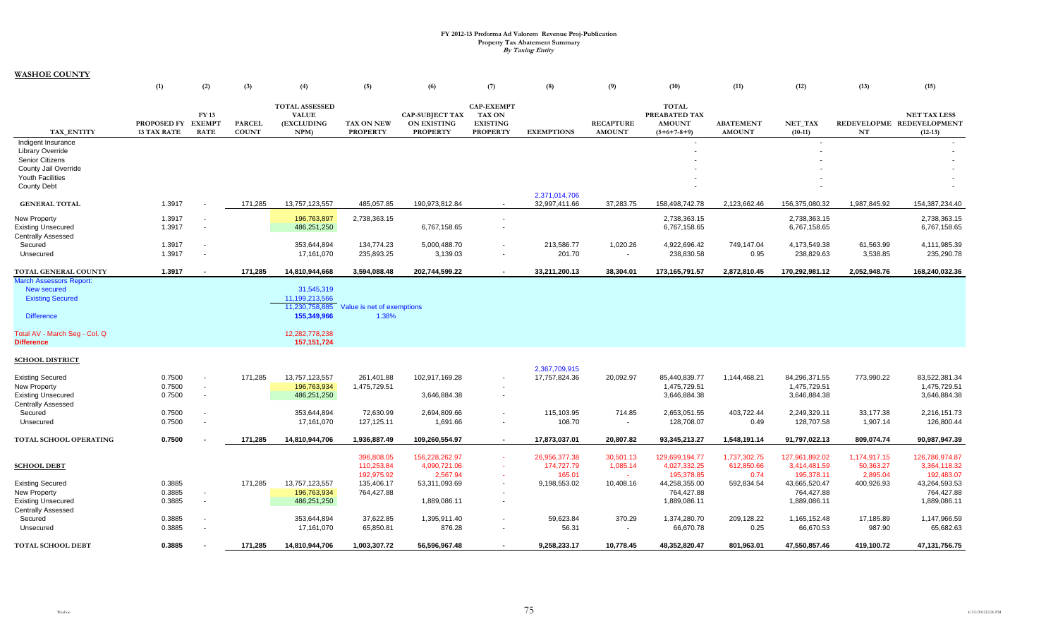# FY 2012-13 Proforma Ad Valorem Revenue Proj-Publication
## Property Tax Abatement Summary
### *By Taxing Entity*

**WASHOE COUNTY**

| TAX_ENTITY | (1) PROPOSED FY 13 TAX RATE | (2) FY 13 EXEMPT RATE | (3) PARCEL COUNT | (4) TOTAL ASSESSED VALUE (EXCLUDING NPM) | (5) TAX ON NEW PROPERTY | (6) CAP-SUBJECT TAX ON EXISTING PROPERTY | (7) CAP-EXEMPT TAX ON EXISTING PROPERTY | (8) EXEMPTIONS | (9) RECAPTURE AMOUNT | (10) TOTAL PREABATED TAX AMOUNT (5+6+7-8+9) | (11) ABATEMENT AMOUNT | (12) NET_TAX (10-11) | (13) REDEVELOPME NT | (15) NET TAX LESS REDEVELOPMENT (12-13) |
|---|---|---|---|---|---|---|---|---|---|---|---|---|---|---|
| Indigent Insurance | | | | | | | | | | - | | - | | - |
| Library Override | | | | | | | | | | - | | - | | - |
| Senior Citizens | | | | | | | | | | - | | - | | - |
| County Jail Override | | | | | | | | | | - | | - | | - |
| Youth Facilities | | | | | | | | | | - | | - | | - |
| County Debt | | | | | | | | | | - | | - | | - |
| | | | | | | | | 2,371,014,706 | | | | | | |
| **GENERAL TOTAL** | 1.3917 | - | 171,285 | 13,757,123,557 | 485,057.85 | 190,973,812.84 | - | 32,997,411.66 | 37,283.75 | 158,498,742.78 | 2,123,662.46 | 156,375,080.32 | 1,987,845.92 | 154,387,234.40 |
| New Property | 1.3917 | - | | 196,763,897 | 2,738,363.15 | | - | | | 2,738,363.15 | | 2,738,363.15 | | 2,738,363.15 |
| Existing Unsecured | 1.3917 | - | | 486,251,250 | | 6,767,158.65 | - | | | 6,767,158.65 | | 6,767,158.65 | | 6,767,158.65 |
| Centrally Assessed | | | | | | | | | | | | | | |
| Secured | 1.3917 | - | | 353,644,894 | 134,774.23 | 5,000,488.70 | - | 213,586.77 | 1,020.26 | 4,922,696.42 | 749,147.04 | 4,173,549.38 | 61,563.99 | 4,111,985.39 |
| Unsecured | 1.3917 | - | | 17,161,070 | 235,893.25 | 3,139.03 | - | 201.70 | - | 238,830.58 | 0.95 | 238,829.63 | 3,538.85 | 235,290.78 |
| **TOTAL GENERAL COUNTY** | **1.3917** | **-** | **171,285** | **14,810,944,668** | **3,594,088.48** | **202,744,599.22** | **-** | **33,211,200.13** | **38,304.01** | **173,165,791.57** | **2,872,810.45** | **170,292,981.12** | **2,052,948.76** | **168,240,032.36** |
| March Assessors Report: | | | | | | | | | | | | | | |
| New secured | | | | 31,545,319 | | | | | | | | | | |
| Existing Secured | | | | 11,199,213,566 | | | | | | | | | | |
| | | | | 11,230,758,885 | Value is net of exemptions | | | | | | | | | |
| Difference | | | | **155,349,966** | 1.38% | | | | | | | | | |
| Total AV - March Seg - Col. Q | | | | 12,282,778,238 | | | | | | | | | | |
| **Difference** | | | | **157,151,724** | | | | | | | | | | |
| **SCHOOL DISTRICT** | | | | | | | | | | | | | | |
| | | | | | | | | 2,367,709,915 | | | | | | |
| Existing Secured | 0.7500 | - | 171,285 | 13,757,123,557 | 261,401.88 | 102,917,169.28 | - | 17,757,824.36 | 20,092.97 | 85,440,839.77 | 1,144,468.21 | 84,296,371.55 | 773,990.22 | 83,522,381.34 |
| New Property | 0.7500 | - | | 196,763,934 | 1,475,729.51 | | - | | | 1,475,729.51 | | 1,475,729.51 | | 1,475,729.51 |
| Existing Unsecured | 0.7500 | - | | 486,251,250 | | 3,646,884.38 | - | | | 3,646,884.38 | | 3,646,884.38 | | 3,646,884.38 |
| Centrally Assessed | | | | | | | | | | | | | | |
| Secured | 0.7500 | - | | 353,644,894 | 72,630.99 | 2,694,809.66 | - | 115,103.95 | 714.85 | 2,653,051.55 | 403,722.44 | 2,249,329.11 | 33,177.38 | 2,216,151.73 |
| Unsecured | 0.7500 | - | | 17,161,070 | 127,125.11 | 1,691.66 | - | 108.70 | - | 128,708.07 | 0.49 | 128,707.58 | 1,907.14 | 126,800.44 |
| **TOTAL SCHOOL OPERATING** | **0.7500** | **-** | **171,285** | **14,810,944,706** | **1,936,887.49** | **109,260,554.97** | **-** | **17,873,037.01** | **20,807.82** | **93,345,213.27** | **1,548,191.14** | **91,797,022.13** | **809,074.74** | **90,987,947.39** |
| | | | | | 396,808.05 | 156,228,262.97 | - | 26,956,377.38 | 30,501.13 | 129,699,194.77 | 1,737,302.75 | 127,961,892.02 | 1,174,917.15 | 126,786,974.87 |
| **SCHOOL DEBT** | | | | | 110,253.84 | 4,090,721.06 | - | 174,727.79 | 1,085.14 | 4,027,332.25 | 612,850.66 | 3,414,481.59 | 50,363.27 | 3,364,118.32 |
| | | | | | 192,975.92 | 2,567.94 | - | 165.01 | - | 195,378.85 | 0.74 | 195,378.11 | 2,895.04 | 192,483.07 |
| Existing Secured | 0.3885 | | 171,285 | 13,757,123,557 | 135,406.17 | 53,311,093.69 | - | 9,198,553.02 | 10,408.16 | 44,258,355.00 | 592,834.54 | 43,665,520.47 | 400,926.93 | 43,264,593.53 |
| New Property | 0.3885 | - | | 196,763,934 | 764,427.88 | | - | | | 764,427.88 | | 764,427.88 | | 764,427.88 |
| Existing Unsecured | 0.3885 | - | | 486,251,250 | | 1,889,086.11 | - | | | 1,889,086.11 | | 1,889,086.11 | | 1,889,086.11 |
| Centrally Assessed | | | | | | | | | | | | | | |
| Secured | 0.3885 | - | | 353,644,894 | 37,622.85 | 1,395,911.40 | - | 59,623.84 | 370.29 | 1,374,280.70 | 209,128.22 | 1,165,152.48 | 17,185.89 | 1,147,966.59 |
| Unsecured | 0.3885 | - | | 17,161,070 | 65,850.81 | 876.28 | - | 56.31 | - | 66,670.78 | 0.25 | 66,670.53 | 987.90 | 65,682.63 |
| **TOTAL SCHOOL DEBT** | **0.3885** | **-** | **171,285** | **14,810,944,706** | **1,003,307.72** | **56,596,967.48** | **-** | **9,258,233.17** | **10,778.45** | **48,352,820.47** | **801,963.01** | **47,550,857.46** | **419,100.72** | **47,131,756.75** |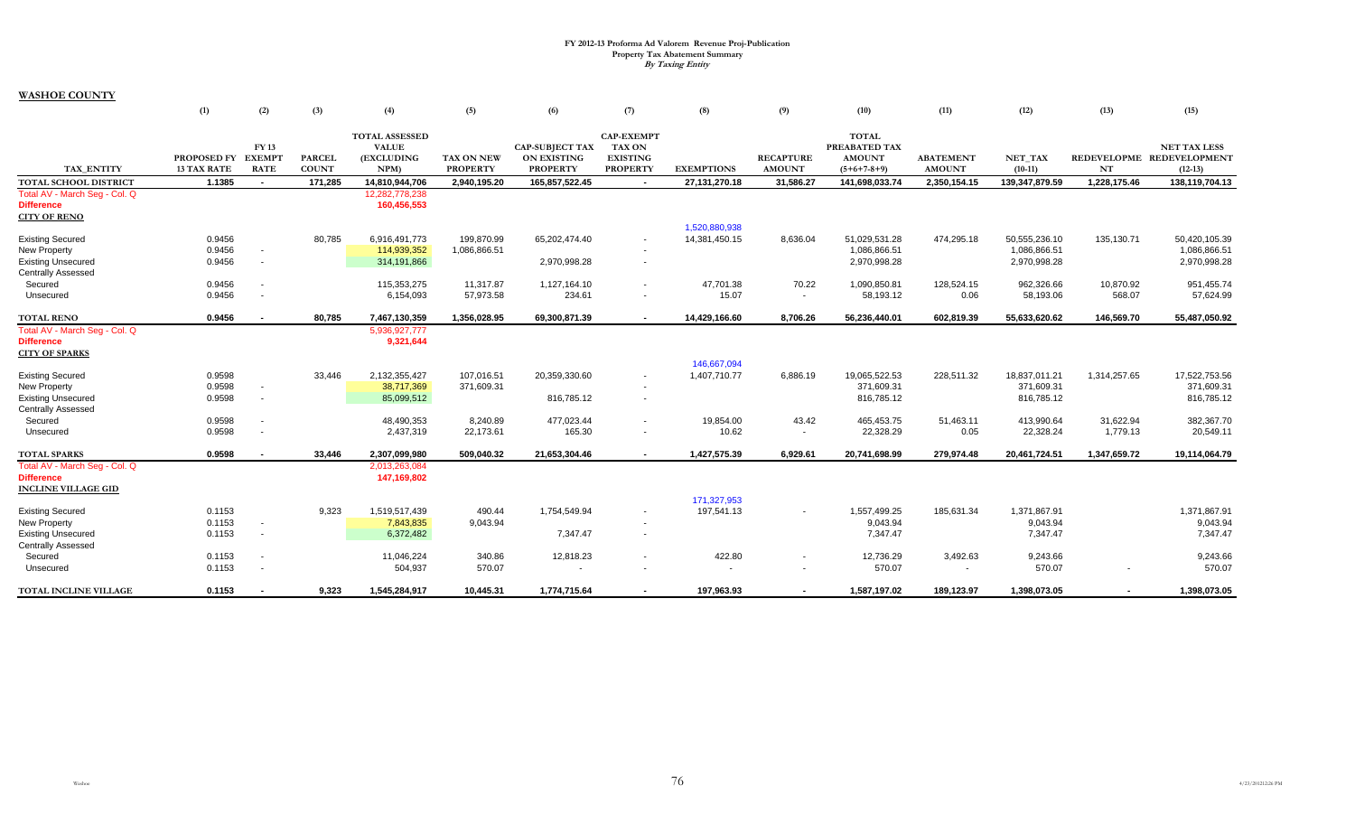# FY 2012-13 Proforma Ad Valorem Revenue Proj-Publication
## Property Tax Abatement Summary
### *By Taxing Entity*

**WASHOE COUNTY**

| TAX_ENTITY | (1) PROPOSED FY 13 TAX RATE | (2) FY 13 EXEMPT RATE | (3) PARCEL COUNT | (4) TOTAL ASSESSED VALUE (EXCLUDING NPM) | (5) TAX ON NEW PROPERTY | (6) CAP-SUBJECT TAX ON EXISTING PROPERTY | (7) CAP-EXEMPT TAX ON EXISTING PROPERTY | (8) EXEMPTIONS | (9) RECAPTURE AMOUNT | (10) TOTAL PREABATED TAX AMOUNT (5+6+7-8+9) | (11) ABATEMENT AMOUNT | (12) NET_TAX (10-11) | (13) REDEVELOPMENT NT | (15) NET TAX LESS REDEVELOPMENT (12-13) |
|---|---|---|---|---|---|---|---|---|---|---|---|---|---|---|
| TOTAL SCHOOL DISTRICT | 1.1385 | - | 171,285 | 14,810,944,706 | 2,940,195.20 | 165,857,522.45 | - | 27,131,270.18 | 31,586.27 | 141,698,033.74 | 2,350,154.15 | 139,347,879.59 | 1,228,175.46 | 138,119,704.13 |
| Total AV - March Seg - Col. Q | | | | 12,282,778,238 | | | | | | | | | | |
| Difference | | | | 160,456,553 | | | | | | | | | | |
| **CITY OF RENO** | | | | | | | | | | | | | | |
| | | | | | | | | 1,520,880,938 | | | | | | |
| Existing Secured | 0.9456 | | 80,785 | 6,916,491,773 | 199,870.99 | 65,202,474.40 | - | 14,381,450.15 | 8,636.04 | 51,029,531.28 | 474,295.18 | 50,555,236.10 | 135,130.71 | 50,420,105.39 |
| New Property | 0.9456 | - | | 114,939,352 | 1,086,866.51 | | - | | | 1,086,866.51 | | 1,086,866.51 | | 1,086,866.51 |
| Existing Unsecured | 0.9456 | - | | 314,191,866 | | 2,970,998.28 | - | | | 2,970,998.28 | | 2,970,998.28 | | 2,970,998.28 |
| Centrally Assessed | | | | | | | | | | | | | | |
| Secured | 0.9456 | - | | 115,353,275 | 11,317.87 | 1,127,164.10 | - | 47,701.38 | 70.22 | 1,090,850.81 | 128,524.15 | 962,326.66 | 10,870.92 | 951,455.74 |
| Unsecured | 0.9456 | - | | 6,154,093 | 57,973.58 | 234.61 | - | 15.07 | - | 58,193.12 | 0.06 | 58,193.06 | 568.07 | 57,624.99 |
| TOTAL RENO | 0.9456 | - | 80,785 | 7,467,130,359 | 1,356,028.95 | 69,300,871.39 | - | 14,429,166.60 | 8,706.26 | 56,236,440.01 | 602,819.39 | 55,633,620.62 | 146,569.70 | 55,487,050.92 |
| Total AV - March Seg - Col. Q | | | | 5,936,927,777 | | | | | | | | | | |
| Difference | | | | 9,321,644 | | | | | | | | | | |
| **CITY OF SPARKS** | | | | | | | | | | | | | | |
| | | | | | | | | 146,667,094 | | | | | | |
| Existing Secured | 0.9598 | | 33,446 | 2,132,355,427 | 107,016.51 | 20,359,330.60 | - | 1,407,710.77 | 6,886.19 | 19,065,522.53 | 228,511.32 | 18,837,011.21 | 1,314,257.65 | 17,522,753.56 |
| New Property | 0.9598 | - | | 38,717,369 | 371,609.31 | | - | | | 371,609.31 | | 371,609.31 | | 371,609.31 |
| Existing Unsecured | 0.9598 | - | | 85,099,512 | | 816,785.12 | - | | | 816,785.12 | | 816,785.12 | | 816,785.12 |
| Centrally Assessed | | | | | | | | | | | | | | |
| Secured | 0.9598 | - | | 48,490,353 | 8,240.89 | 477,023.44 | - | 19,854.00 | 43.42 | 465,453.75 | 51,463.11 | 413,990.64 | 31,622.94 | 382,367.70 |
| Unsecured | 0.9598 | - | | 2,437,319 | 22,173.61 | 165.30 | - | 10.62 | - | 22,328.29 | 0.05 | 22,328.24 | 1,779.13 | 20,549.11 |
| TOTAL SPARKS | 0.9598 | - | 33,446 | 2,307,099,980 | 509,040.32 | 21,653,304.46 | - | 1,427,575.39 | 6,929.61 | 20,741,698.99 | 279,974.48 | 20,461,724.51 | 1,347,659.72 | 19,114,064.79 |
| Total AV - March Seg - Col. Q | | | | 2,013,263,084 | | | | | | | | | | |
| Difference | | | | 147,169,802 | | | | | | | | | | |
| **INCLINE VILLAGE GID** | | | | | | | | | | | | | | |
| | | | | | | | | 171,327,953 | | | | | | |
| Existing Secured | 0.1153 | | 9,323 | 1,519,517,439 | 490.44 | 1,754,549.94 | - | 197,541.13 | - | 1,557,499.25 | 185,631.34 | 1,371,867.91 | | 1,371,867.91 |
| New Property | 0.1153 | - | | 7,843,835 | 9,043.94 | | - | | | 9,043.94 | | 9,043.94 | | 9,043.94 |
| Existing Unsecured | 0.1153 | - | | 6,372,482 | | 7,347.47 | - | | | 7,347.47 | | 7,347.47 | | 7,347.47 |
| Centrally Assessed | | | | | | | | | | | | | | |
| Secured | 0.1153 | - | | 11,046,224 | 340.86 | 12,818.23 | - | 422.80 | - | 12,736.29 | 3,492.63 | 9,243.66 | | 9,243.66 |
| Unsecured | 0.1153 | - | | 504,937 | 570.07 | - | - | - | - | 570.07 | - | 570.07 | - | 570.07 |
| TOTAL INCLINE VILLAGE | 0.1153 | - | 9,323 | 1,545,284,917 | 10,445.31 | 1,774,715.64 | - | 197,963.93 | - | 1,587,197.02 | 189,123.97 | 1,398,073.05 | - | 1,398,073.05 |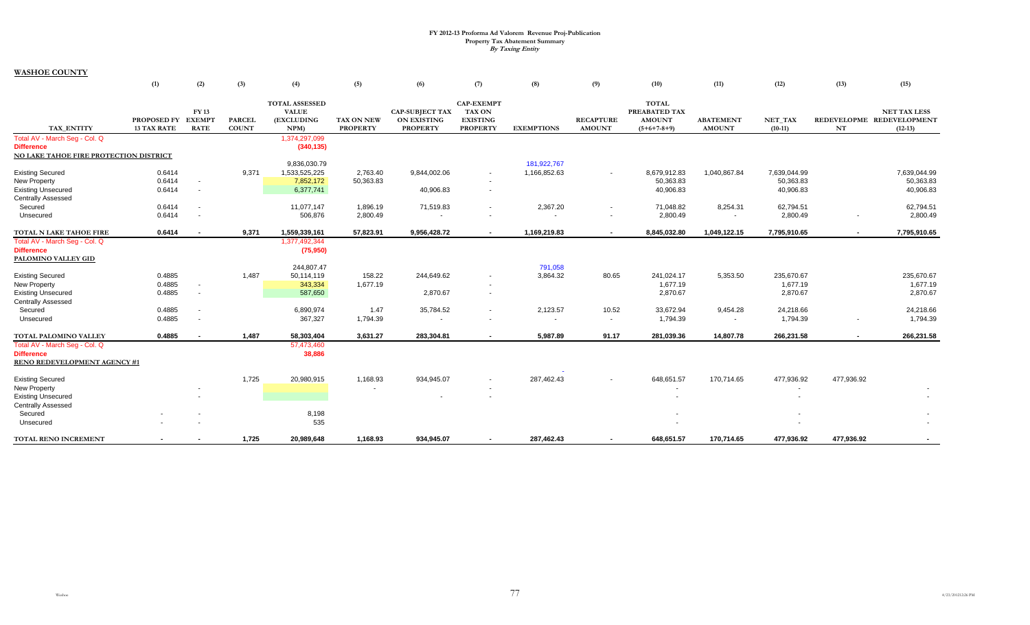# FY 2012-13 Proforma Ad Valorem Revenue Proj-Publication
## Property Tax Abatement Summary
### *By Taxing Entity*

**WASHOE COUNTY**

| TAX_ENTITY | (1) PROPOSED FY 13 TAX RATE | (2) FY 13 EXEMPT RATE | (3) PARCEL COUNT | (4) TOTAL ASSESSED VALUE (EXCLUDING NPM) | (5) TAX ON NEW PROPERTY | (6) CAP-SUBJECT TAX ON EXISTING PROPERTY | (7) CAP-EXEMPT TAX ON EXISTING PROPERTY | (8) EXEMPTIONS | (9) RECAPTURE AMOUNT | (10) TOTAL PREABATED TAX AMOUNT (5+6+7-8+9) | (11) ABATEMENT AMOUNT | (12) NET_TAX (10-11) | (13) REDEVELOPMENT | (15) NET TAX LESS REDEVELOPMENT (12-13) |
|---|---|---|---|---|---|---|---|---|---|---|---|---|---|---|
| Total AV - March Seg - Col. Q | | | | 1,374,297,099 | | | | | | | | | | |
| Difference | | | | (340,135) | | | | | | | | | | |
| **NO LAKE TAHOE FIRE PROTECTION DISTRICT** | | | | | | | | | | | | | | |
| | | | | 9,836,030.79 | | | | 181,922,767 | | | | | | |
| Existing Secured | 0.6414 | | 9,371 | 1,533,525,225 | 2,763.40 | 9,844,002.06 | - | 1,166,852.63 | - | 8,679,912.83 | 1,040,867.84 | 7,639,044.99 | | 7,639,044.99 |
| New Property | 0.6414 | - | | 7,852,172 | 50,363.83 | | - | | | 50,363.83 | | 50,363.83 | | 50,363.83 |
| Existing Unsecured | 0.6414 | - | | 6,377,741 | | 40,906.83 | - | | | 40,906.83 | | 40,906.83 | | 40,906.83 |
| Centrally Assessed | | | | | | | | | | | | | | |
| Secured | 0.6414 | - | | 11,077,147 | 1,896.19 | 71,519.83 | - | 2,367.20 | - | 71,048.82 | 8,254.31 | 62,794.51 | | 62,794.51 |
| Unsecured | 0.6414 | - | | 506,876 | 2,800.49 | - | - | - | - | 2,800.49 | - | 2,800.49 | - | 2,800.49 |
| **TOTAL N LAKE TAHOE FIRE** | **0.6414** | **-** | **9,371** | **1,559,339,161** | **57,823.91** | **9,956,428.72** | **-** | **1,169,219.83** | **-** | **8,845,032.80** | **1,049,122.15** | **7,795,910.65** | **-** | **7,795,910.65** |
| Total AV - March Seg - Col. Q | | | | 1,377,492,344 | | | | | | | | | | |
| Difference | | | | (75,950) | | | | | | | | | | |
| **PALOMINO VALLEY GID** | | | | | | | | | | | | | | |
| | | | | 244,807.47 | | | | 791,058 | | | | | | |
| Existing Secured | 0.4885 | | 1,487 | 50,114,119 | 158.22 | 244,649.62 | - | 3,864.32 | 80.65 | 241,024.17 | 5,353.50 | 235,670.67 | | 235,670.67 |
| New Property | 0.4885 | - | | 343,334 | 1,677.19 | | - | | | 1,677.19 | | 1,677.19 | | 1,677.19 |
| Existing Unsecured | 0.4885 | - | | 587,650 | | 2,870.67 | - | | | 2,870.67 | | 2,870.67 | | 2,870.67 |
| Centrally Assessed | | | | | | | | | | | | | | |
| Secured | 0.4885 | - | | 6,890,974 | 1.47 | 35,784.52 | - | 2,123.57 | 10.52 | 33,672.94 | 9,454.28 | 24,218.66 | | 24,218.66 |
| Unsecured | 0.4885 | - | | 367,327 | 1,794.39 | - | - | - | - | 1,794.39 | - | 1,794.39 | - | 1,794.39 |
| **TOTAL PALOMINO VALLEY** | **0.4885** | **-** | **1,487** | **58,303,404** | **3,631.27** | **283,304.81** | **-** | **5,987.89** | **91.17** | **281,039.36** | **14,807.78** | **266,231.58** | **-** | **266,231.58** |
| Total AV - March Seg - Col. Q | | | | 57,473,460 | | | | | | | | | | |
| Difference | | | | 38,886 | | | | | | | | | | |
| **RENO REDEVELOPMENT AGENCY #1** | | | | | | | | | | | | | | |
| | | | | | | | | - | | | | | | |
| Existing Secured | | | 1,725 | 20,980,915 | 1,168.93 | 934,945.07 | - | 287,462.43 | - | 648,651.57 | 170,714.65 | 477,936.92 | 477,936.92 | |
| New Property | | - | | | - | | - | | | - | | - | | - |
| Existing Unsecured | | - | | | | - | - | | | - | | - | | - |
| Centrally Assessed | | | | | | | | | | | | | | |
| Secured | - | - | | 8,198 | | | | | | - | | - | | - |
| Unsecured | - | - | | 535 | | | | | | - | | - | | - |
| **TOTAL RENO INCREMENT** | **-** | **-** | **1,725** | **20,989,648** | **1,168.93** | **934,945.07** | **-** | **287,462.43** | **-** | **648,651.57** | **170,714.65** | **477,936.92** | **477,936.92** | **-** |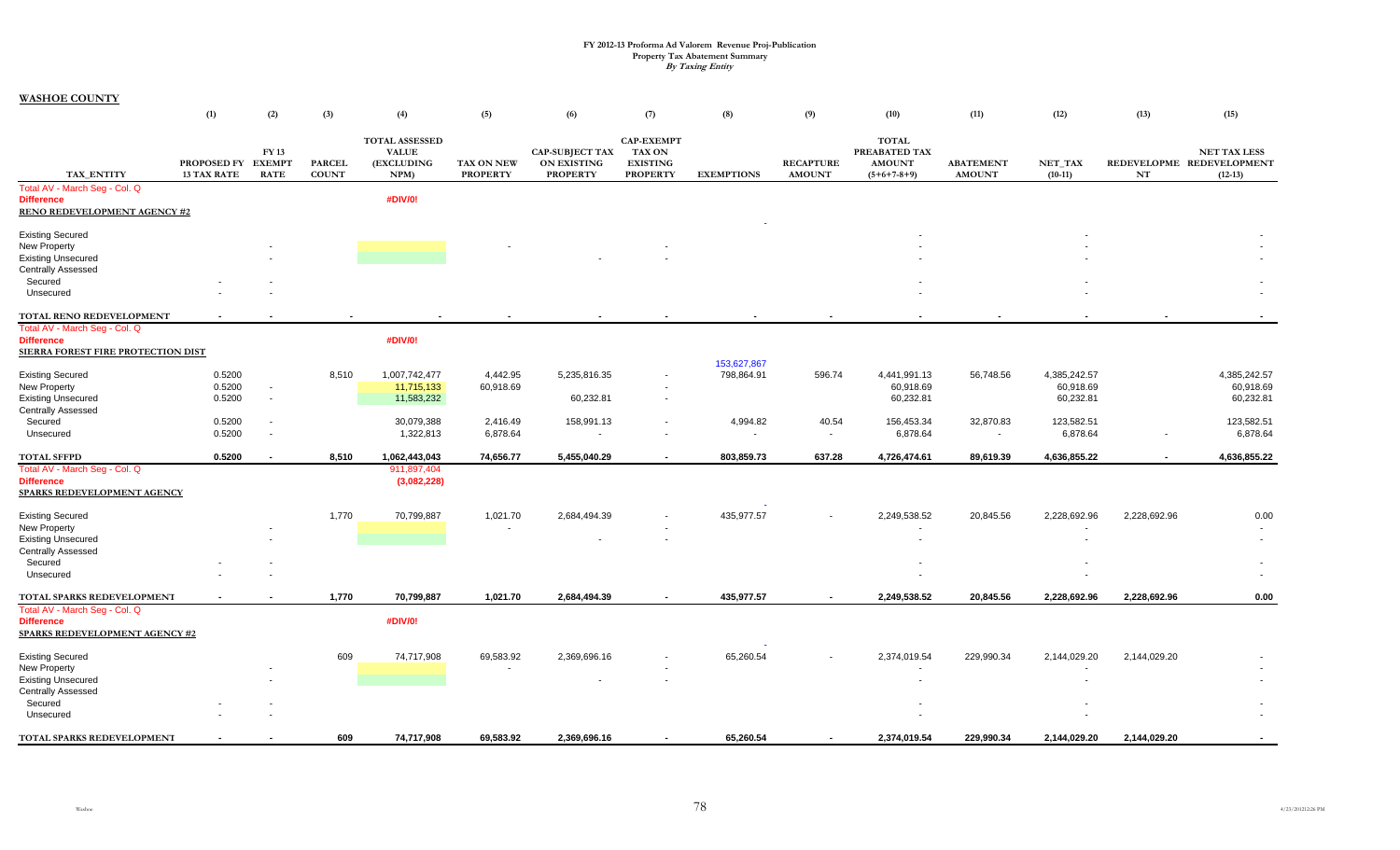# FY 2012-13 Proforma Ad Valorem Revenue Proj-Publication
## Property Tax Abatement Summary
### *By Taxing Entity*

**WASHOE COUNTY**

| | (1) | (2) | (3) | (4) | (5) | (6) | (7) | (8) | (9) | (10) | (11) | (12) | (13) | (15) |
|---|---|---|---|---|---|---|---|---|---|---|---|---|---|---|
| TAX_ENTITY | PROPOSED FY 13 TAX RATE | FY 13 EXEMPT RATE | PARCEL COUNT | TOTAL ASSESSED VALUE (EXCLUDING NPM) | TAX ON NEW PROPERTY | CAP-SUBJECT TAX ON EXISTING PROPERTY | CAP-EXEMPT TAX ON EXISTING PROPERTY | EXEMPTIONS | RECAPTURE AMOUNT | TOTAL PREABATED TAX AMOUNT (5+6+7-8+9) | ABATEMENT AMOUNT | NET_TAX (10-11) | REDEVELOPMENT NT | NET TAX LESS REDEVELOPMENT (12-13) |
| Total AV - March Seg - Col. Q | | | | | | | | | | | | | | |
| Difference | | | | #DIV/0! | | | | | | | | | | |
| **RENO REDEVELOPMENT AGENCY #2** | | | | | | | | | | | | | | |
| | | | | | | | | - | | | | | | |
| Existing Secured | | | | | | | | | | - | | - | | - |
| New Property | | - | | | - | | - | | | - | | - | | - |
| Existing Unsecured | | - | | | | - | - | | | - | | - | | - |
| Centrally Assessed | | | | | | | | | | | | | | |
| Secured | - | - | | | | | | | | - | | - | | - |
| Unsecured | - | - | | | | | | | | - | | - | | - |
| **TOTAL RENO REDEVELOPMENT** | - | - | - | - | - | - | - | - | - | - | - | - | - | - |
| Total AV - March Seg - Col. Q | | | | | | | | | | | | | | |
| Difference | | | | #DIV/0! | | | | | | | | | | |
| **SIERRA FOREST FIRE PROTECTION DIST** | | | | | | | | | | | | | | |
| | | | | | | | | 153,627,867 | | | | | | |
| Existing Secured | 0.5200 | | 8,510 | 1,007,742,477 | 4,442.95 | 5,235,816.35 | - | 798,864.91 | 596.74 | 4,441,991.13 | 56,748.56 | 4,385,242.57 | | 4,385,242.57 |
| New Property | 0.5200 | - | | 11,715,133 | 60,918.69 | | - | | | 60,918.69 | | 60,918.69 | | 60,918.69 |
| Existing Unsecured | 0.5200 | - | | 11,583,232 | | 60,232.81 | - | | | 60,232.81 | | 60,232.81 | | 60,232.81 |
| Centrally Assessed | | | | | | | | | | | | | | |
| Secured | 0.5200 | - | | 30,079,388 | 2,416.49 | 158,991.13 | - | 4,994.82 | 40.54 | 156,453.34 | 32,870.83 | 123,582.51 | | 123,582.51 |
| Unsecured | 0.5200 | - | | 1,322,813 | 6,878.64 | - | - | - | - | 6,878.64 | - | 6,878.64 | - | 6,878.64 |
| **TOTAL SFFPD** | **0.5200** | - | **8,510** | **1,062,443,043** | **74,656.77** | **5,455,040.29** | - | **803,859.73** | **637.28** | **4,726,474.61** | **89,619.39** | **4,636,855.22** | - | **4,636,855.22** |
| Total AV - March Seg - Col. Q | | | | 911,897,404 | | | | | | | | | | |
| Difference | | | | (3,082,228) | | | | | | | | | | |
| **SPARKS REDEVELOPMENT AGENCY** | | | | | | | | | | | | | | |
| | | | | | | | | - | | | | | | |
| Existing Secured | | | 1,770 | 70,799,887 | 1,021.70 | 2,684,494.39 | - | 435,977.57 | - | 2,249,538.52 | 20,845.56 | 2,228,692.96 | 2,228,692.96 | 0.00 |
| New Property | | - | | | - | | - | | | - | | - | | - |
| Existing Unsecured | | - | | | | - | - | | | - | | - | | - |
| Centrally Assessed | | | | | | | | | | | | | | |
| Secured | - | - | | | | | | | | - | | - | | - |
| Unsecured | - | - | | | | | | | | - | | - | | - |
| **TOTAL SPARKS REDEVELOPMENT** | - | - | **1,770** | **70,799,887** | **1,021.70** | **2,684,494.39** | - | **435,977.57** | - | **2,249,538.52** | **20,845.56** | **2,228,692.96** | **2,228,692.96** | **0.00** |
| Total AV - March Seg - Col. Q | | | | | | | | | | | | | | |
| Difference | | | | #DIV/0! | | | | | | | | | | |
| **SPARKS REDEVELOPMENT AGENCY #2** | | | | | | | | | | | | | | |
| | | | | | | | | - | | | | | | |
| Existing Secured | | | 609 | 74,717,908 | 69,583.92 | 2,369,696.16 | - | 65,260.54 | - | 2,374,019.54 | 229,990.34 | 2,144,029.20 | 2,144,029.20 | - |
| New Property | | - | | | - | | - | | | - | | - | | - |
| Existing Unsecured | | - | | | | - | - | | | - | | - | | - |
| Centrally Assessed | | | | | | | | | | | | | | |
| Secured | - | - | | | | | | | | - | | - | | - |
| Unsecured | - | - | | | | | | | | - | | - | | - |
| **TOTAL SPARKS REDEVELOPMENT** | - | - | **609** | **74,717,908** | **69,583.92** | **2,369,696.16** | - | **65,260.54** | - | **2,374,019.54** | **229,990.34** | **2,144,029.20** | **2,144,029.20** | - |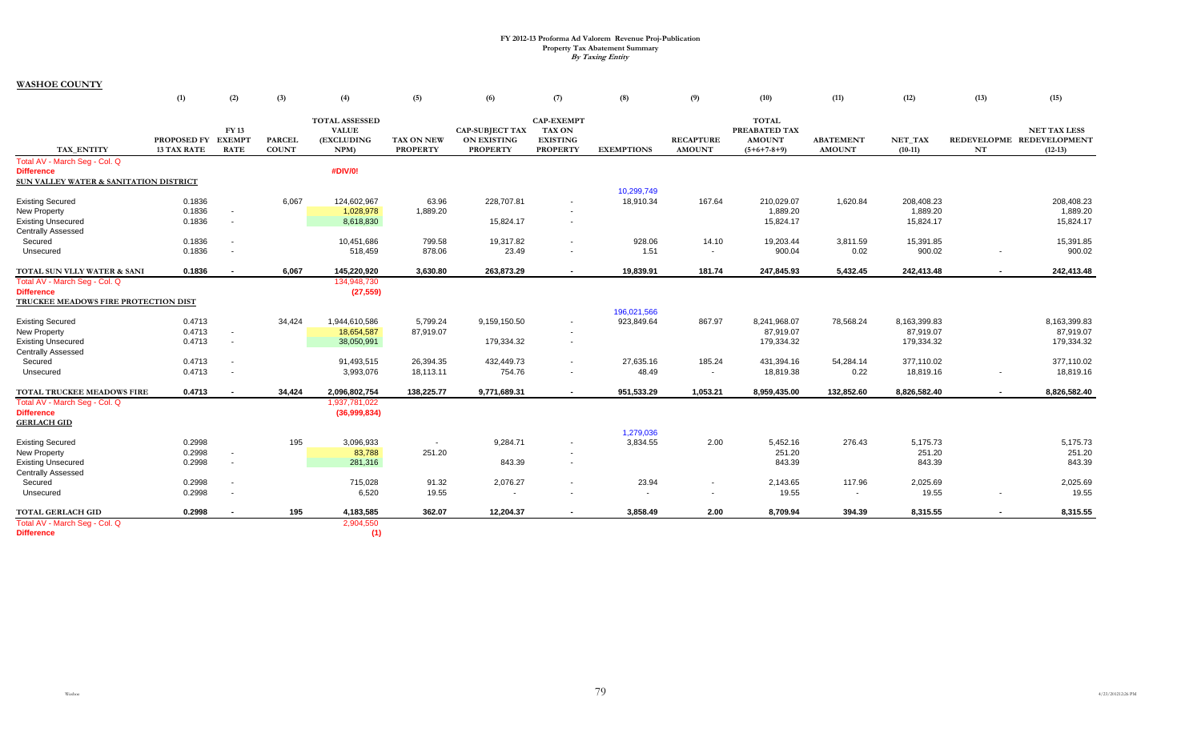# FY 2012-13 Proforma Ad Valorem Revenue Proj-Publication
## Property Tax Abatement Summary
### *By Taxing Entity*

**WASHOE COUNTY**

| | (1) | (2) | (3) | (4) | (5) | (6) | (7) | (8) | (9) | (10) | (11) | (12) | (13) | (15) |
|---|---|---|---|---|---|---|---|---|---|---|---|---|---|---|
| TAX_ENTITY | PROPOSED FY 13 TAX RATE | FY 13 EXEMPT RATE | PARCEL COUNT | TOTAL ASSESSED VALUE (EXCLUDING NPM) | TAX ON NEW PROPERTY | CAP-SUBJECT TAX ON EXISTING PROPERTY | CAP-EXEMPT TAX ON EXISTING PROPERTY | EXEMPTIONS | RECAPTURE AMOUNT | TOTAL PREABATED TAX AMOUNT (5+6+7-8+9) | ABATEMENT AMOUNT | NET_TAX (10-11) | REDEVELOPME NT | NET TAX LESS REDEVELOPMENT (12-13) |
| Total AV - March Seg - Col. Q | | | | | | | | | | | | | | |
| **Difference** | | | | #DIV/0! | | | | | | | | | | |
| **SUN VALLEY WATER & SANITATION DISTRICT** | | | | | | | | | | | | | | |
| | | | | | | | | 10,299,749 | | | | | | |
| Existing Secured | 0.1836 | | 6,067 | 124,602,967 | 63.96 | 228,707.81 | - | 18,910.34 | 167.64 | 210,029.07 | 1,620.84 | 208,408.23 | | 208,408.23 |
| New Property | 0.1836 | - | | 1,028,978 | 1,889.20 | | - | | | 1,889.20 | | 1,889.20 | | 1,889.20 |
| Existing Unsecured | 0.1836 | - | | 8,618,830 | | 15,824.17 | - | | | 15,824.17 | | 15,824.17 | | 15,824.17 |
| Centrally Assessed | | | | | | | | | | | | | | |
| Secured | 0.1836 | - | | 10,451,686 | 799.58 | 19,317.82 | - | 928.06 | 14.10 | 19,203.44 | 3,811.59 | 15,391.85 | | 15,391.85 |
| Unsecured | 0.1836 | - | | 518,459 | 878.06 | 23.49 | - | 1.51 | - | 900.04 | 0.02 | 900.02 | - | 900.02 |
| **TOTAL SUN VLLY WATER & SANI** | **0.1836** | **-** | **6,067** | **145,220,920** | **3,630.80** | **263,873.29** | **-** | **19,839.91** | **181.74** | **247,845.93** | **5,432.45** | **242,413.48** | **-** | **242,413.48** |
| Total AV - March Seg - Col. Q | | | | 134,948,730 | | | | | | | | | | |
| **Difference** | | | | **(27,559)** | | | | | | | | | | |
| **TRUCKEE MEADOWS FIRE PROTECTION DIST** | | | | | | | | | | | | | | |
| | | | | | | | | 196,021,566 | | | | | | |
| Existing Secured | 0.4713 | | 34,424 | 1,944,610,586 | 5,799.24 | 9,159,150.50 | - | 923,849.64 | 867.97 | 8,241,968.07 | 78,568.24 | 8,163,399.83 | | 8,163,399.83 |
| New Property | 0.4713 | - | | 18,654,587 | 87,919.07 | | - | | | 87,919.07 | | 87,919.07 | | 87,919.07 |
| Existing Unsecured | 0.4713 | - | | 38,050,991 | | 179,334.32 | - | | | 179,334.32 | | 179,334.32 | | 179,334.32 |
| Centrally Assessed | | | | | | | | | | | | | | |
| Secured | 0.4713 | - | | 91,493,515 | 26,394.35 | 432,449.73 | - | 27,635.16 | 185.24 | 431,394.16 | 54,284.14 | 377,110.02 | | 377,110.02 |
| Unsecured | 0.4713 | - | | 3,993,076 | 18,113.11 | 754.76 | - | 48.49 | - | 18,819.38 | 0.22 | 18,819.16 | - | 18,819.16 |
| **TOTAL TRUCKEE MEADOWS FIRE** | **0.4713** | **-** | **34,424** | **2,096,802,754** | **138,225.77** | **9,771,689.31** | **-** | **951,533.29** | **1,053.21** | **8,959,435.00** | **132,852.60** | **8,826,582.40** | **-** | **8,826,582.40** |
| Total AV - March Seg - Col. Q | | | | 1,937,781,022 | | | | | | | | | | |
| **Difference** | | | | **(36,999,834)** | | | | | | | | | | |
| **GERLACH GID** | | | | | | | | | | | | | | |
| | | | | | | | | 1,279,036 | | | | | | |
| Existing Secured | 0.2998 | | 195 | 3,096,933 | - | 9,284.71 | - | 3,834.55 | 2.00 | 5,452.16 | 276.43 | 5,175.73 | | 5,175.73 |
| New Property | 0.2998 | - | | 83,788 | 251.20 | | - | | | 251.20 | | 251.20 | | 251.20 |
| Existing Unsecured | 0.2998 | - | | 281,316 | | 843.39 | - | | | 843.39 | | 843.39 | | 843.39 |
| Centrally Assessed | | | | | | | | | | | | | | |
| Secured | 0.2998 | - | | 715,028 | 91.32 | 2,076.27 | - | 23.94 | - | 2,143.65 | 117.96 | 2,025.69 | | 2,025.69 |
| Unsecured | 0.2998 | - | | 6,520 | 19.55 | - | - | - | - | 19.55 | - | 19.55 | - | 19.55 |
| **TOTAL GERLACH GID** | **0.2998** | **-** | **195** | **4,183,585** | **362.07** | **12,204.37** | **-** | **3,858.49** | **2.00** | **8,709.94** | **394.39** | **8,315.55** | **-** | **8,315.55** |
| Total AV - March Seg - Col. Q | | | | 2,904,550 | | | | | | | | | | |
| **Difference** | | | | **(1)** | | | | | | | | | | |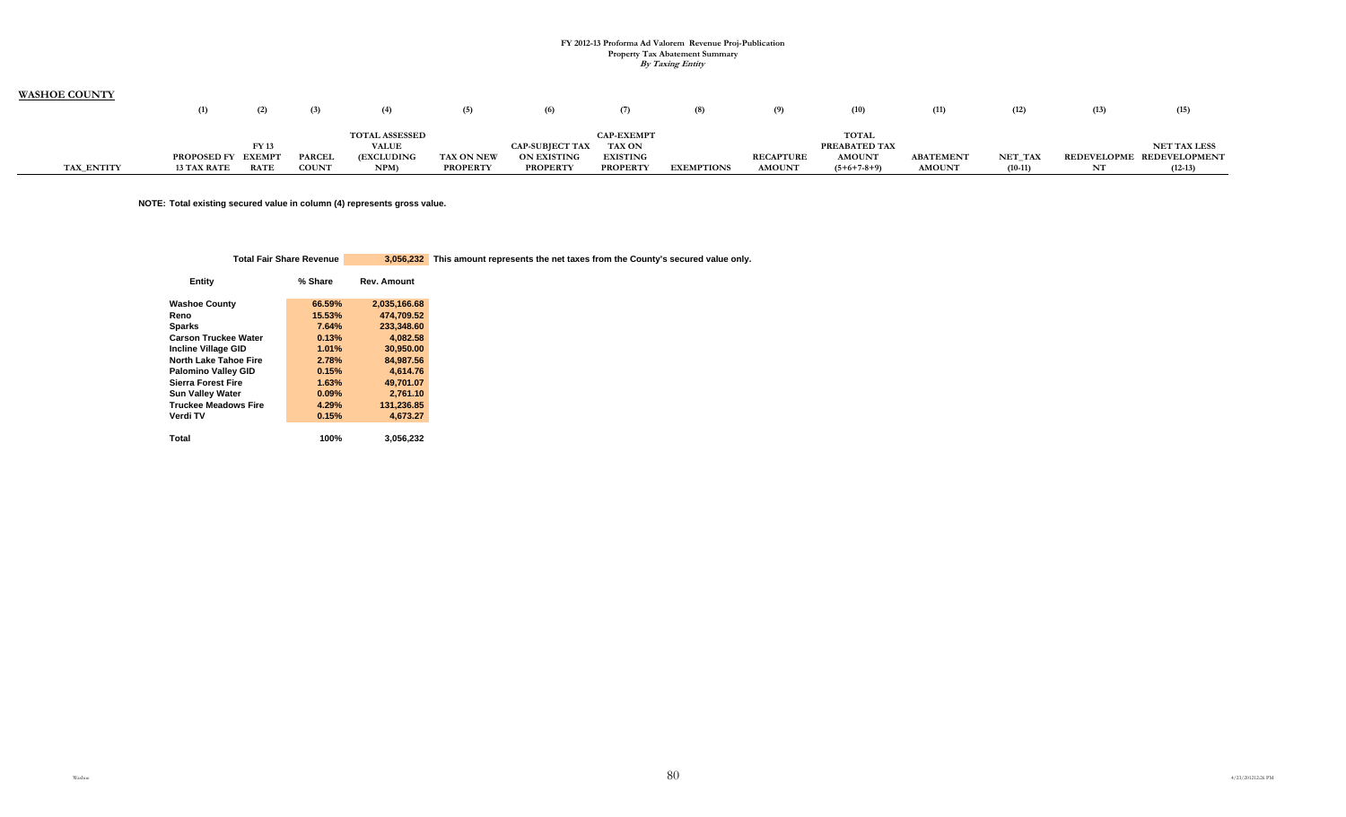FY 2012-13 Proforma Ad Valorem Revenue Proj-Publication
Property Tax Abatement Summary
*By Taxing Entity*

## WASHOE COUNTY

| TAX_ENTITY | (1) PROPOSED FY 13 TAX RATE | (2) FY 13 EXEMPT RATE | (3) PARCEL COUNT | (4) TOTAL ASSESSED VALUE (EXCLUDING NPM) | (5) TAX ON NEW PROPERTY | (6) CAP-SUBJECT TAX ON EXISTING PROPERTY | (7) CAP-EXEMPT TAX ON EXISTING PROPERTY | (8) EXEMPTIONS | (9) RECAPTURE AMOUNT | (10) TOTAL PREABATED TAX AMOUNT (5+6+7-8+9) | (11) ABATEMENT AMOUNT | (12) NET_TAX (10-11) | (13) REDEVELOPMENT | (15) NET TAX LESS REDEVELOPMENT (12-13) |
|---|---|---|---|---|---|---|---|---|---|---|---|---|---|---|

NOTE: Total existing secured value in column (4) represents gross value.

**Total Fair Share Revenue** 3,056,232 This amount represents the net taxes from the County's secured value only.

| Entity | % Share | Rev. Amount |
|---|---|---|
| Washoe County | 66.59% | 2,035,166.68 |
| Reno | 15.53% | 474,709.52 |
| Sparks | 7.64% | 233,348.60 |
| Carson Truckee Water | 0.13% | 4,082.58 |
| Incline Village GID | 1.01% | 30,950.00 |
| North Lake Tahoe Fire | 2.78% | 84,987.56 |
| Palomino Valley GID | 0.15% | 4,614.76 |
| Sierra Forest Fire | 1.63% | 49,701.07 |
| Sun Valley Water | 0.09% | 2,761.10 |
| Truckee Meadows Fire | 4.29% | 131,236.85 |
| Verdi TV | 0.15% | 4,673.27 |
| Total | 100% | 3,056,232 |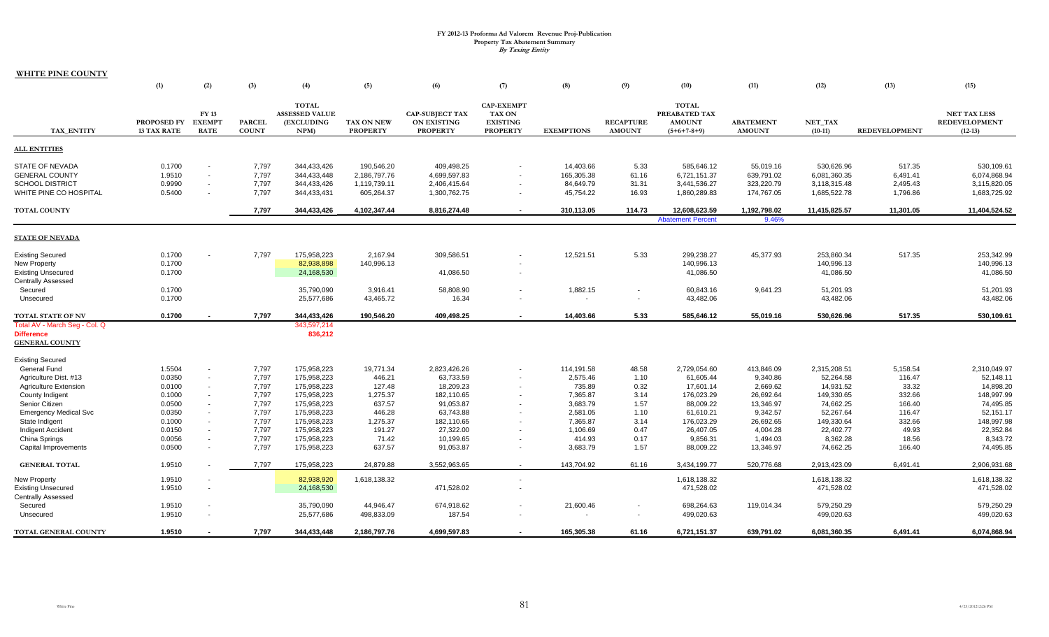# FY 2012-13 Proforma Ad Valorem Revenue Proj-Publication
## Property Tax Abatement Summary
### *By Taxing Entity*

**WHITE PINE COUNTY**

| TAX_ENTITY | (1) PROPOSED FY 13 TAX RATE | (2) FY 13 EXEMPT RATE | (3) PARCEL COUNT | (4) TOTAL ASSESSED VALUE (EXCLUDING NPM) | (5) TAX ON NEW PROPERTY | (6) CAP-SUBJECT TAX ON EXISTING PROPERTY | (7) CAP-EXEMPT TAX ON EXISTING PROPERTY | (8) EXEMPTIONS | (9) RECAPTURE AMOUNT | (10) TOTAL PREABATED TAX AMOUNT (5+6+7-8+9) | (11) ABATEMENT AMOUNT | (12) NET_TAX (10-11) | (13) REDEVELOPMENT | (15) NET TAX LESS REDEVELOPMENT (12-13) |
|---|---|---|---|---|---|---|---|---|---|---|---|---|---|---|
| **ALL ENTITIES** | | | | | | | | | | | | | | |
| STATE OF NEVADA | 0.1700 | - | 7,797 | 344,433,426 | 190,546.20 | 409,498.25 | - | 14,403.66 | 5.33 | 585,646.12 | 55,019.16 | 530,626.96 | 517.35 | 530,109.61 |
| GENERAL COUNTY | 1.9510 | - | 7,797 | 344,433,448 | 2,186,797.76 | 4,699,597.83 | - | 165,305.38 | 61.16 | 6,721,151.37 | 639,791.02 | 6,081,360.35 | 6,491.41 | 6,074,868.94 |
| SCHOOL DISTRICT | 0.9990 | - | 7,797 | 344,433,426 | 1,119,739.11 | 2,406,415.64 | - | 84,649.79 | 31.31 | 3,441,536.27 | 323,220.79 | 3,118,315.48 | 2,495.43 | 3,115,820.05 |
| WHITE PINE CO HOSPITAL | 0.5400 | - | 7,797 | 344,433,431 | 605,264.37 | 1,300,762.75 | - | 45,754.22 | 16.93 | 1,860,289.83 | 174,767.05 | 1,685,522.78 | 1,796.86 | 1,683,725.92 |
| **TOTAL COUNTY** | | | **7,797** | **344,433,426** | **4,102,347.44** | **8,816,274.48** | **-** | **310,113.05** | **114.73** | **12,608,623.59** | **1,192,798.02** | **11,415,825.57** | **11,301.05** | **11,404,524.52** |
| | | | | | | | | | | Abatement Percent | 9.46% | | | |
| **STATE OF NEVADA** | | | | | | | | | | | | | | |
| Existing Secured | 0.1700 | - | 7,797 | 175,958,223 | 2,167.94 | 309,586.51 | - | 12,521.51 | 5.33 | 299,238.27 | 45,377.93 | 253,860.34 | 517.35 | 253,342.99 |
| New Property | 0.1700 | | | 82,938,898 | 140,996.13 | | - | | | 140,996.13 | | 140,996.13 | | 140,996.13 |
| Existing Unsecured | 0.1700 | | | 24,168,530 | | 41,086.50 | - | | | 41,086.50 | | 41,086.50 | | 41,086.50 |
| Centrally Assessed | | | | | | | | | | | | | | |
| Secured | 0.1700 | | | 35,790,090 | 3,916.41 | 58,808.90 | - | 1,882.15 | - | 60,843.16 | 9,641.23 | 51,201.93 | | 51,201.93 |
| Unsecured | 0.1700 | | | 25,577,686 | 43,465.72 | 16.34 | - | - | - | 43,482.06 | | 43,482.06 | | 43,482.06 |
| **TOTAL STATE OF NV** | **0.1700** | **-** | **7,797** | **344,433,426** | **190,546.20** | **409,498.25** | **-** | **14,403.66** | **5.33** | **585,646.12** | **55,019.16** | **530,626.96** | **517.35** | **530,109.61** |
| Total AV - March Seg - Col. Q | | | | 343,597,214 | | | | | | | | | | |
| **Difference** | | | | 836,212 | | | | | | | | | | |
| **GENERAL COUNTY** | | | | | | | | | | | | | | |
| Existing Secured | | | | | | | | | | | | | | |
| General Fund | 1.5504 | - | 7,797 | 175,958,223 | 19,771.34 | 2,823,426.26 | - | 114,191.58 | 48.58 | 2,729,054.60 | 413,846.09 | 2,315,208.51 | 5,158.54 | 2,310,049.97 |
| Agriculture Dist. #13 | 0.0350 | - | 7,797 | 175,958,223 | 446.21 | 63,733.59 | - | 2,575.46 | 1.10 | 61,605.44 | 9,340.86 | 52,264.58 | 116.47 | 52,148.11 |
| Agriculture Extension | 0.0100 | - | 7,797 | 175,958,223 | 127.48 | 18,209.23 | - | 735.89 | 0.32 | 17,601.14 | 2,669.62 | 14,931.52 | 33.32 | 14,898.20 |
| County Indigent | 0.1000 | - | 7,797 | 175,958,223 | 1,275.37 | 182,110.65 | - | 7,365.87 | 3.14 | 176,023.29 | 26,692.64 | 149,330.65 | 332.66 | 148,997.99 |
| Senior Citizen | 0.0500 | - | 7,797 | 175,958,223 | 637.57 | 91,053.87 | - | 3,683.79 | 1.57 | 88,009.22 | 13,346.97 | 74,662.25 | 166.40 | 74,495.85 |
| Emergency Medical Svc | 0.0350 | - | 7,797 | 175,958,223 | 446.28 | 63,743.88 | - | 2,581.05 | 1.10 | 61,610.21 | 9,342.57 | 52,267.64 | 116.47 | 52,151.17 |
| State Indigent | 0.1000 | - | 7,797 | 175,958,223 | 1,275.37 | 182,110.65 | - | 7,365.87 | 3.14 | 176,023.29 | 26,692.65 | 149,330.64 | 332.66 | 148,997.98 |
| Indigent Accident | 0.0150 | - | 7,797 | 175,958,223 | 191.27 | 27,322.00 | - | 1,106.69 | 0.47 | 26,407.05 | 4,004.28 | 22,402.77 | 49.93 | 22,352.84 |
| China Springs | 0.0056 | - | 7,797 | 175,958,223 | 71.42 | 10,199.65 | - | 414.93 | 0.17 | 9,856.31 | 1,494.03 | 8,362.28 | 18.56 | 8,343.72 |
| Capital Improvements | 0.0500 | - | 7,797 | 175,958,223 | 637.57 | 91,053.87 | - | 3,683.79 | 1.57 | 88,009.22 | 13,346.97 | 74,662.25 | 166.40 | 74,495.85 |
| **GENERAL TOTAL** | 1.9510 | - | 7,797 | 175,958,223 | 24,879.88 | 3,552,963.65 | - | 143,704.92 | 61.16 | 3,434,199.77 | 520,776.68 | 2,913,423.09 | 6,491.41 | 2,906,931.68 |
| New Property | 1.9510 | - | | 82,938,920 | 1,618,138.32 | | - | | | 1,618,138.32 | | 1,618,138.32 | | 1,618,138.32 |
| Existing Unsecured | 1.9510 | - | | 24,168,530 | | 471,528.02 | - | | | 471,528.02 | | 471,528.02 | | 471,528.02 |
| Centrally Assessed | | | | | | | | | | | | | | |
| Secured | 1.9510 | - | | 35,790,090 | 44,946.47 | 674,918.62 | - | 21,600.46 | - | 698,264.63 | 119,014.34 | 579,250.29 | | 579,250.29 |
| Unsecured | 1.9510 | - | | 25,577,686 | 498,833.09 | 187.54 | - | - | - | 499,020.63 | | 499,020.63 | | 499,020.63 |
| **TOTAL GENERAL COUNTY** | **1.9510** | **-** | **7,797** | **344,433,448** | **2,186,797.76** | **4,699,597.83** | **-** | **165,305.38** | **61.16** | **6,721,151.37** | **639,791.02** | **6,081,360.35** | **6,491.41** | **6,074,868.94** |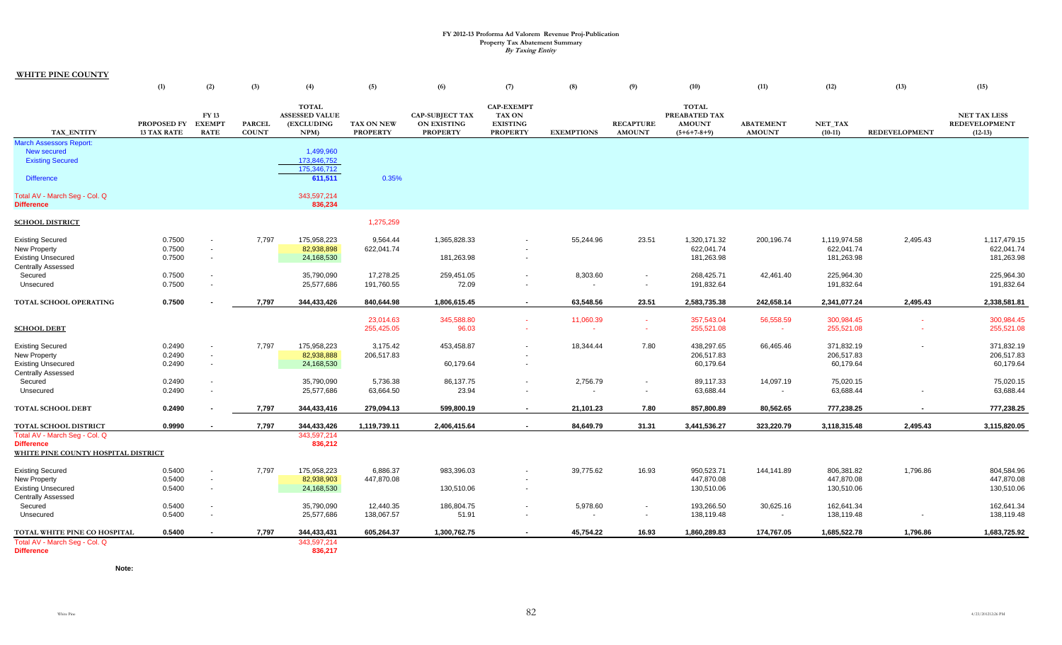**FY 2012-13 Proforma Ad Valorem Revenue Proj-Publication**
**Property Tax Abatement Summary**
***By Taxing Entity***

**WHITE PINE COUNTY**

| | (1) | (2) | (3) | (4) | (5) | (6) | (7) | (8) | (9) | (10) | (11) | (12) | (13) | (15) |
|---|---|---|---|---|---|---|---|---|---|---|---|---|---|---|
| TAX_ENTITY | PROPOSED FY 13 TAX RATE | FY 13 EXEMPT RATE | PARCEL COUNT | TOTAL ASSESSED VALUE (EXCLUDING NPM) | TAX ON NEW PROPERTY | CAP-SUBJECT TAX ON EXISTING PROPERTY | CAP-EXEMPT TAX ON EXISTING PROPERTY | EXEMPTIONS | RECAPTURE AMOUNT | TOTAL PREABATED TAX AMOUNT (5+6+7-8+9) | ABATEMENT AMOUNT | NET_TAX (10-11) | REDEVELOPMENT | NET TAX LESS REDEVELOPMENT (12-13) |
| March Assessors Report: | | | | | | | | | | | | | | |
| New secured | | | | 1,499,960 | | | | | | | | | | |
| Existing Secured | | | | 173,846,752 | | | | | | | | | | |
| | | | | 175,346,712 | | | | | | | | | | |
| Difference | | | | 611,511 | 0.35% | | | | | | | | | |
| Total AV - March Seg - Col. Q | | | | 343,597,214 | | | | | | | | | | |
| **Difference** | | | | **836,234** | | | | | | | | | | |
| **SCHOOL DISTRICT** | | | | | 1,275,259 | | | | | | | | | |
| Existing Secured | 0.7500 | - | 7,797 | 175,958,223 | 9,564.44 | 1,365,828.33 | - | 55,244.96 | 23.51 | 1,320,171.32 | 200,196.74 | 1,119,974.58 | 2,495.43 | 1,117,479.15 |
| New Property | 0.7500 | - | | 82,938,898 | 622,041.74 | | - | | | 622,041.74 | | 622,041.74 | | 622,041.74 |
| Existing Unsecured | 0.7500 | - | | 24,168,530 | | 181,263.98 | - | | | 181,263.98 | | 181,263.98 | | 181,263.98 |
| Centrally Assessed | | | | | | | | | | | | | | |
| Secured | 0.7500 | - | | 35,790,090 | 17,278.25 | 259,451.05 | - | 8,303.60 | - | 268,425.71 | 42,461.40 | 225,964.30 | | 225,964.30 |
| Unsecured | 0.7500 | - | | 25,577,686 | 191,760.55 | 72.09 | - | - | - | 191,832.64 | | 191,832.64 | | 191,832.64 |
| **TOTAL SCHOOL OPERATING** | **0.7500** | **-** | **7,797** | **344,433,426** | **840,644.98** | **1,806,615.45** | **-** | **63,548.56** | **23.51** | **2,583,735.38** | **242,658.14** | **2,341,077.24** | **2,495.43** | **2,338,581.81** |
| | | | | | 23,014.63 | 345,588.80 | - | 11,060.39 | - | 357,543.04 | 56,558.59 | 300,984.45 | - | 300,984.45 |
| **SCHOOL DEBT** | | | | | 255,425.05 | 96.03 | - | - | - | 255,521.08 | - | 255,521.08 | - | 255,521.08 |
| Existing Secured | 0.2490 | - | 7,797 | 175,958,223 | 3,175.42 | 453,458.87 | - | 18,344.44 | 7.80 | 438,297.65 | 66,465.46 | 371,832.19 | - | 371,832.19 |
| New Property | 0.2490 | - | | 82,938,888 | 206,517.83 | | - | | | 206,517.83 | | 206,517.83 | | 206,517.83 |
| Existing Unsecured | 0.2490 | - | | 24,168,530 | | 60,179.64 | - | | | 60,179.64 | | 60,179.64 | | 60,179.64 |
| Centrally Assessed | | | | | | | | | | | | | | |
| Secured | 0.2490 | - | | 35,790,090 | 5,736.38 | 86,137.75 | - | 2,756.79 | - | 89,117.33 | 14,097.19 | 75,020.15 | | 75,020.15 |
| Unsecured | 0.2490 | - | | 25,577,686 | 63,664.50 | 23.94 | - | - | - | 63,688.44 | - | 63,688.44 | - | 63,688.44 |
| **TOTAL SCHOOL DEBT** | **0.2490** | **-** | **7,797** | **344,433,416** | **279,094.13** | **599,800.19** | **-** | **21,101.23** | **7.80** | **857,800.89** | **80,562.65** | **777,238.25** | **-** | **777,238.25** |
| **TOTAL SCHOOL DISTRICT** | **0.9990** | **-** | **7,797** | **344,433,426** | **1,119,739.11** | **2,406,415.64** | **-** | **84,649.79** | **31.31** | **3,441,536.27** | **323,220.79** | **3,118,315.48** | **2,495.43** | **3,115,820.05** |
| Total AV - March Seg - Col. Q | | | | 343,597,214 | | | | | | | | | | |
| **Difference** | | | | **836,212** | | | | | | | | | | |
| **WHITE PINE COUNTY HOSPITAL DISTRICT** | | | | | | | | | | | | | | |
| Existing Secured | 0.5400 | - | 7,797 | 175,958,223 | 6,886.37 | 983,396.03 | - | 39,775.62 | 16.93 | 950,523.71 | 144,141.89 | 806,381.82 | 1,796.86 | 804,584.96 |
| New Property | 0.5400 | - | | 82,938,903 | 447,870.08 | | - | | | 447,870.08 | | 447,870.08 | | 447,870.08 |
| Existing Unsecured | 0.5400 | - | | 24,168,530 | | 130,510.06 | - | | | 130,510.06 | | 130,510.06 | | 130,510.06 |
| Centrally Assessed | | | | | | | | | | | | | | |
| Secured | 0.5400 | - | | 35,790,090 | 12,440.35 | 186,804.75 | - | 5,978.60 | - | 193,266.50 | 30,625.16 | 162,641.34 | | 162,641.34 |
| Unsecured | 0.5400 | - | | 25,577,686 | 138,067.57 | 51.91 | - | - | - | 138,119.48 | - | 138,119.48 | - | 138,119.48 |
| **TOTAL WHITE PINE CO HOSPITAL** | **0.5400** | **-** | **7,797** | **344,433,431** | **605,264.37** | **1,300,762.75** | **-** | **45,754.22** | **16.93** | **1,860,289.83** | **174,767.05** | **1,685,522.78** | **1,796.86** | **1,683,725.92** |
| Total AV - March Seg - Col. Q | | | | 343,597,214 | | | | | | | | | | |
| **Difference** | | | | **836,217** | | | | | | | | | | |

**Note:**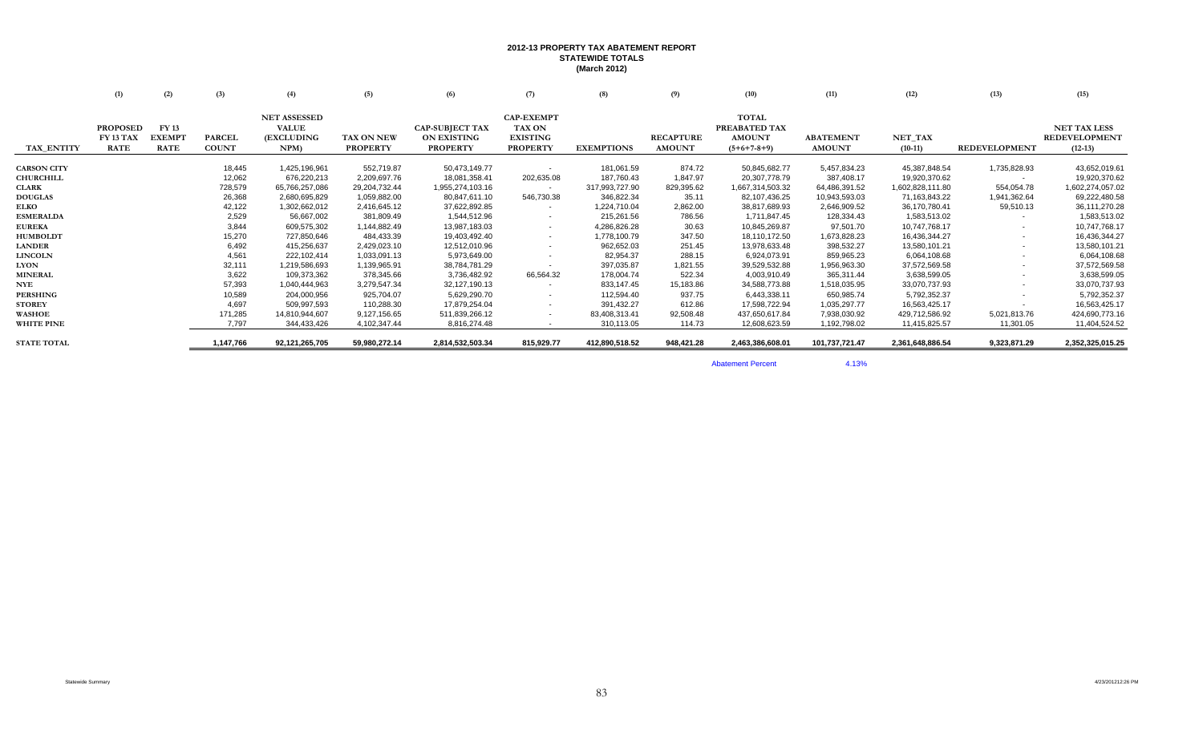# 2012-13 PROPERTY TAX ABATEMENT REPORT
## STATEWIDE TOTALS
### (March 2012)

| | (1) | (2) | (3) | (4) | (5) | (6) | (7) | (8) | (9) | (10) | (11) | (12) | (13) | (15) |
|---|---|---|---|---|---|---|---|---|---|---|---|---|---|---|
| TAX_ENTITY | PROPOSED FY 13 TAX RATE | FY 13 EXEMPT RATE | PARCEL COUNT | NET ASSESSED VALUE (EXCLUDING NPM) | TAX ON NEW PROPERTY | CAP-SUBJECT TAX ON EXISTING PROPERTY | CAP-EXEMPT TAX ON EXISTING PROPERTY | EXEMPTIONS | RECAPTURE AMOUNT | TOTAL PREABATED TAX AMOUNT (5+6+7-8+9) | ABATEMENT AMOUNT | NET_TAX (10-11) | REDEVELOPMENT | NET TAX LESS REDEVELOPMENT (12-13) |
| CARSON CITY | | | 18,445 | 1,425,196,961 | 552,719.87 | 50,473,149.77 | - | 181,061.59 | 874.72 | 50,845,682.77 | 5,457,834.23 | 45,387,848.54 | 1,735,828.93 | 43,652,019.61 |
| CHURCHILL | | | 12,062 | 676,220,213 | 2,209,697.76 | 18,081,358.41 | 202,635.08 | 187,760.43 | 1,847.97 | 20,307,778.79 | 387,408.17 | 19,920,370.62 | - | 19,920,370.62 |
| CLARK | | | 728,579 | 65,766,257,086 | 29,204,732.44 | 1,955,274,103.16 | - | 317,993,727.90 | 829,395.62 | 1,667,314,503.32 | 64,486,391.52 | 1,602,828,111.80 | 554,054.78 | 1,602,274,057.02 |
| DOUGLAS | | | 26,368 | 2,680,695,829 | 1,059,882.00 | 80,847,611.10 | 546,730.38 | 346,822.34 | 35.11 | 82,107,436.25 | 10,943,593.03 | 71,163,843.22 | 1,941,362.64 | 69,222,480.58 |
| ELKO | | | 42,122 | 1,302,662,012 | 2,416,645.12 | 37,622,892.85 | - | 1,224,710.04 | 2,862.00 | 38,817,689.93 | 2,646,909.52 | 36,170,780.41 | 59,510.13 | 36,111,270.28 |
| ESMERALDA | | | 2,529 | 56,667,002 | 381,809.49 | 1,544,512.96 | - | 215,261.56 | 786.56 | 1,711,847.45 | 128,334.43 | 1,583,513.02 | - | 1,583,513.02 |
| EUREKA | | | 3,844 | 609,575,302 | 1,144,882.49 | 13,987,183.03 | - | 4,286,826.28 | 30.63 | 10,845,269.87 | 97,501.70 | 10,747,768.17 | - | 10,747,768.17 |
| HUMBOLDT | | | 15,270 | 727,850,646 | 484,433.39 | 19,403,492.40 | - | 1,778,100.79 | 347.50 | 18,110,172.50 | 1,673,828.23 | 16,436,344.27 | - | 16,436,344.27 |
| LANDER | | | 6,492 | 415,256,637 | 2,429,023.10 | 12,512,010.96 | - | 962,652.03 | 251.45 | 13,978,633.48 | 398,532.27 | 13,580,101.21 | - | 13,580,101.21 |
| LINCOLN | | | 4,561 | 222,102,414 | 1,033,091.13 | 5,973,649.00 | - | 82,954.37 | 288.15 | 6,924,073.91 | 859,965.23 | 6,064,108.68 | - | 6,064,108.68 |
| LYON | | | 32,111 | 1,219,586,693 | 1,139,965.91 | 38,784,781.29 | - | 397,035.87 | 1,821.55 | 39,529,532.88 | 1,956,963.30 | 37,572,569.58 | - | 37,572,569.58 |
| MINERAL | | | 3,622 | 109,373,362 | 378,345.66 | 3,736,482.92 | 66,564.32 | 178,004.74 | 522.34 | 4,003,910.49 | 365,311.44 | 3,638,599.05 | - | 3,638,599.05 |
| NYE | | | 57,393 | 1,040,444,963 | 3,279,547.34 | 32,127,190.13 | - | 833,147.45 | 15,183.86 | 34,588,773.88 | 1,518,035.95 | 33,070,737.93 | - | 33,070,737.93 |
| PERSHING | | | 10,589 | 204,000,956 | 925,704.07 | 5,629,290.70 | - | 112,594.40 | 937.75 | 6,443,338.11 | 650,985.74 | 5,792,352.37 | - | 5,792,352.37 |
| STOREY | | | 4,697 | 509,997,593 | 110,288.30 | 17,879,254.04 | - | 391,432.27 | 612.86 | 17,598,722.94 | 1,035,297.77 | 16,563,425.17 | - | 16,563,425.17 |
| WASHOE | | | 171,285 | 14,810,944,607 | 9,127,156.65 | 511,839,266.12 | - | 83,408,313.41 | 92,508.48 | 437,650,617.84 | 7,938,030.92 | 429,712,586.92 | 5,021,813.76 | 424,690,773.16 |
| WHITE PINE | | | 7,797 | 344,433,426 | 4,102,347.44 | 8,816,274.48 | - | 310,113.05 | 114.73 | 12,608,623.59 | 1,192,798.02 | 11,415,825.57 | 11,301.05 | 11,404,524.52 |
| STATE TOTAL | | | 1,147,766 | 92,121,265,705 | 59,980,272.14 | 2,814,532,503.34 | 815,929.77 | 412,890,518.52 | 948,421.28 | 2,463,386,608.01 | 101,737,721.47 | 2,361,648,886.54 | 9,323,871.29 | 2,352,325,015.25 |

Abatement Percent 4.13%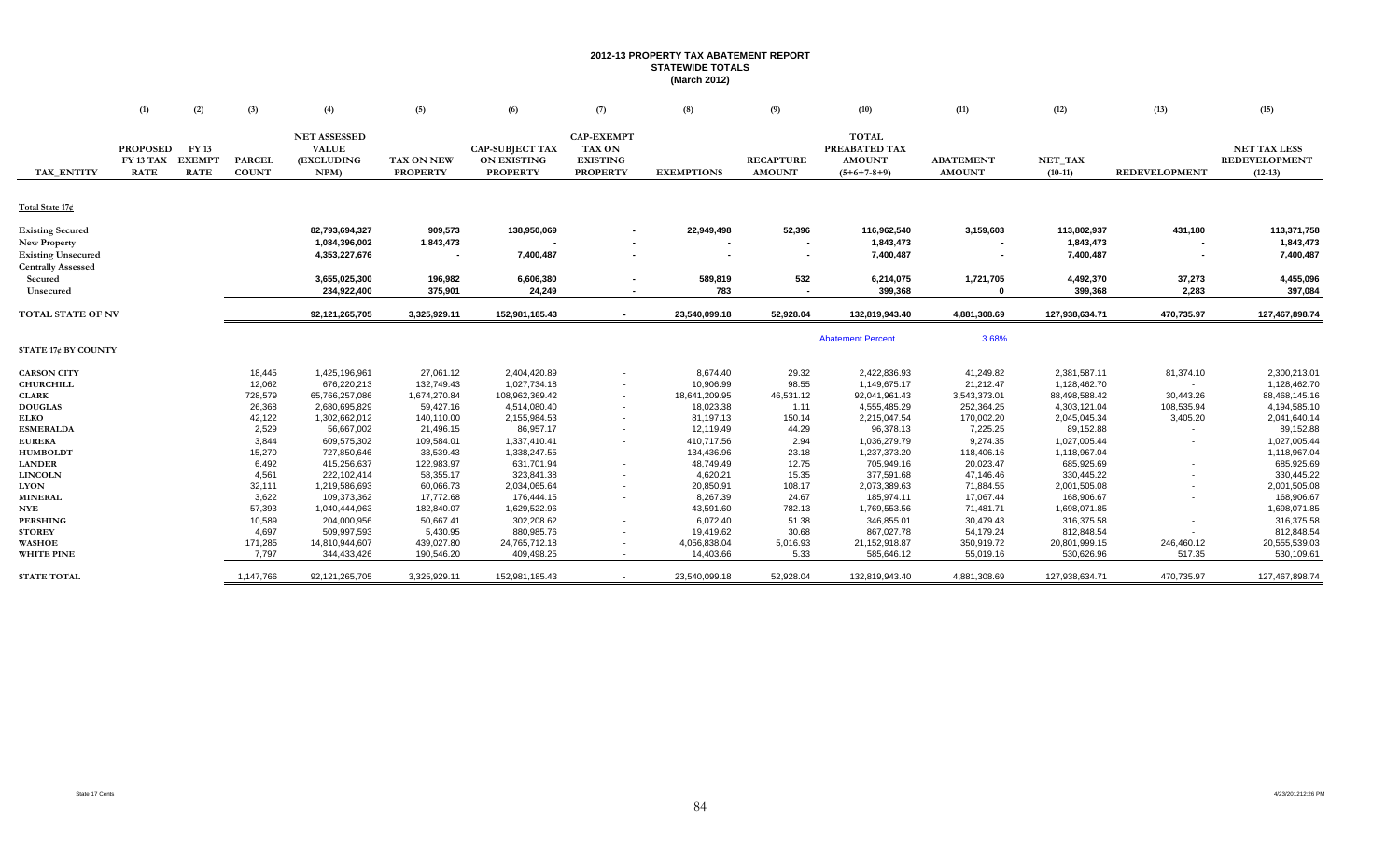# 2012-13 PROPERTY TAX ABATEMENT REPORT
## STATEWIDE TOTALS
### (March 2012)

| | (1) | (2) | (3) | (4) | (5) | (6) | (7) | (8) | (9) | (10) | (11) | (12) | (13) | (15) |
|---|---|---|---|---|---|---|---|---|---|---|---|---|---|---|
| TAX_ENTITY | PROPOSED FY 13 TAX RATE | FY 13 EXEMPT RATE | PARCEL COUNT | NET ASSESSED VALUE (EXCLUDING NPM) | TAX ON NEW PROPERTY | CAP-SUBJECT TAX ON EXISTING PROPERTY | CAP-EXEMPT TAX ON EXISTING PROPERTY | EXEMPTIONS | RECAPTURE AMOUNT | TOTAL PREABATED TAX AMOUNT (5+6+7-8+9) | ABATEMENT AMOUNT | NET_TAX (10-11) | REDEVELOPMENT | NET TAX LESS REDEVELOPMENT (12-13) |
| **Total State 17¢** | | | | | | | | | | | | | | |
| Existing Secured | | | | 82,793,694,327 | 909,573 | 138,950,069 | - | 22,949,498 | 52,396 | 116,962,540 | 3,159,603 | 113,802,937 | 431,180 | 113,371,758 |
| New Property | | | | 1,084,396,002 | 1,843,473 | - | - | - | - | 1,843,473 | - | 1,843,473 | - | 1,843,473 |
| Existing Unsecured | | | | 4,353,227,676 | - | 7,400,487 | - | - | - | 7,400,487 | - | 7,400,487 | - | 7,400,487 |
| Centrally Assessed | | | | | | | | | | | | | | |
| Secured | | | | 3,655,025,300 | 196,982 | 6,606,380 | - | 589,819 | 532 | 6,214,075 | 1,721,705 | 4,492,370 | 37,273 | 4,455,096 |
| Unsecured | | | | 234,922,400 | 375,901 | 24,249 | - | 783 | - | 399,368 | 0 | 399,368 | 2,283 | 397,084 |
| **TOTAL STATE OF NV** | | | | 92,121,265,705 | 3,325,929.11 | 152,981,185.43 | - | 23,540,099.18 | 52,928.04 | 132,819,943.40 | 4,881,308.69 | 127,938,634.71 | 470,735.97 | 127,467,898.74 |
| | | | | | | | | | | Abatement Percent | 3.68% | | | |
| **STATE 17¢ BY COUNTY** | | | | | | | | | | | | | | |
| CARSON CITY | | | 18,445 | 1,425,196,961 | 27,061.12 | 2,404,420.89 | - | 8,674.40 | 29.32 | 2,422,836.93 | 41,249.82 | 2,381,587.11 | 81,374.10 | 2,300,213.01 |
| CHURCHILL | | | 12,062 | 676,220,213 | 132,749.43 | 1,027,734.18 | - | 10,906.99 | 98.55 | 1,149,675.17 | 21,212.47 | 1,128,462.70 | - | 1,128,462.70 |
| CLARK | | | 728,579 | 65,766,257,086 | 1,674,270.84 | 108,962,369.42 | - | 18,641,209.95 | 46,531.12 | 92,041,961.43 | 3,543,373.01 | 88,498,588.42 | 30,443.26 | 88,468,145.16 |
| DOUGLAS | | | 26,368 | 2,680,695,829 | 59,427.16 | 4,514,080.40 | - | 18,023.38 | 1.11 | 4,555,485.29 | 252,364.25 | 4,303,121.04 | 108,535.94 | 4,194,585.10 |
| ELKO | | | 42,122 | 1,302,662,012 | 140,110.00 | 2,155,984.53 | - | 81,197.13 | 150.14 | 2,215,047.54 | 170,002.20 | 2,045,045.34 | 3,405.20 | 2,041,640.14 |
| ESMERALDA | | | 2,529 | 56,667,002 | 21,496.15 | 86,957.17 | - | 12,119.49 | 44.29 | 96,378.13 | 7,225.25 | 89,152.88 | - | 89,152.88 |
| EUREKA | | | 3,844 | 609,575,302 | 109,584.01 | 1,337,410.41 | - | 410,717.56 | 2.94 | 1,036,279.79 | 9,274.35 | 1,027,005.44 | - | 1,027,005.44 |
| HUMBOLDT | | | 15,270 | 727,850,646 | 33,539.43 | 1,338,247.55 | - | 134,436.96 | 23.18 | 1,237,373.20 | 118,406.16 | 1,118,967.04 | - | 1,118,967.04 |
| LANDER | | | 6,492 | 415,256,637 | 122,983.97 | 631,701.94 | - | 48,749.49 | 12.75 | 705,949.16 | 20,023.47 | 685,925.69 | - | 685,925.69 |
| LINCOLN | | | 4,561 | 222,102,414 | 58,355.17 | 323,841.38 | - | 4,620.21 | 15.35 | 377,591.68 | 47,146.46 | 330,445.22 | - | 330,445.22 |
| LYON | | | 32,111 | 1,219,586,693 | 60,066.73 | 2,034,065.64 | - | 20,850.91 | 108.17 | 2,073,389.63 | 71,884.55 | 2,001,505.08 | - | 2,001,505.08 |
| MINERAL | | | 3,622 | 109,373,362 | 17,772.68 | 176,444.15 | - | 8,267.39 | 24.67 | 185,974.11 | 17,067.44 | 168,906.67 | - | 168,906.67 |
| NYE | | | 57,393 | 1,040,444,963 | 182,840.07 | 1,629,522.96 | - | 43,591.60 | 782.13 | 1,769,553.56 | 71,481.71 | 1,698,071.85 | - | 1,698,071.85 |
| PERSHING | | | 10,589 | 204,000,956 | 50,667.41 | 302,208.62 | - | 6,072.40 | 51.38 | 346,855.01 | 30,479.43 | 316,375.58 | - | 316,375.58 |
| STOREY | | | 4,697 | 509,997,593 | 5,430.95 | 880,985.76 | - | 19,419.62 | 30.68 | 867,027.78 | 54,179.24 | 812,848.54 | - | 812,848.54 |
| WASHOE | | | 171,285 | 14,810,944,607 | 439,027.80 | 24,765,712.18 | - | 4,056,838.04 | 5,016.93 | 21,152,918.87 | 350,919.72 | 20,801,999.15 | 246,460.12 | 20,555,539.03 |
| WHITE PINE | | | 7,797 | 344,433,426 | 190,546.20 | 409,498.25 | - | 14,403.66 | 5.33 | 585,646.12 | 55,019.16 | 530,626.96 | 517.35 | 530,109.61 |
| **STATE TOTAL** | | | 1,147,766 | 92,121,265,705 | 3,325,929.11 | 152,981,185.43 | - | 23,540,099.18 | 52,928.04 | 132,819,943.40 | 4,881,308.69 | 127,938,634.71 | 470,735.97 | 127,467,898.74 |

State 17 Cents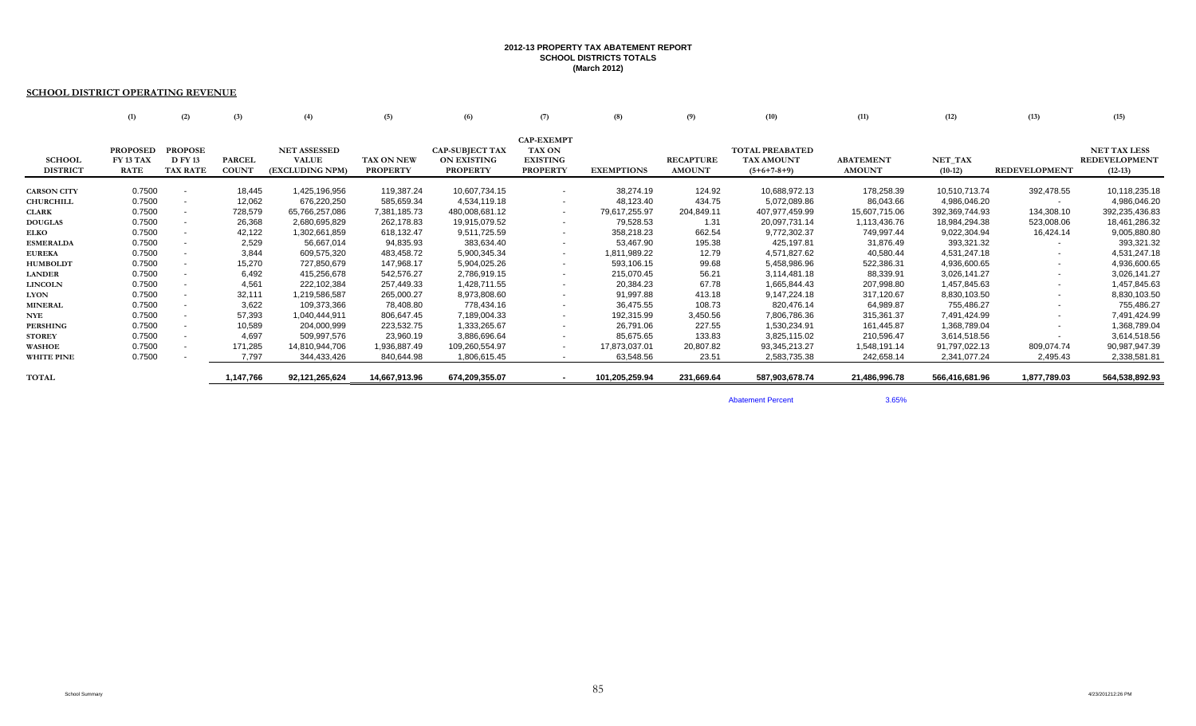**2012-13 PROPERTY TAX ABATEMENT REPORT**
**SCHOOL DISTRICTS TOTALS**
**(March 2012)**

**SCHOOL DISTRICT OPERATING REVENUE**

| | (1) | (2) | (3) | (4) | (5) | (6) | (7) | (8) | (9) | (10) | (11) | (12) | (13) | (15) |
|---|---|---|---|---|---|---|---|---|---|---|---|---|---|---|
| SCHOOL DISTRICT | PROPOSED FY 13 TAX RATE | PROPOSE D FY 13 TAX RATE | PARCEL COUNT | NET ASSESSED VALUE (EXCLUDING NPM) | TAX ON NEW PROPERTY | CAP-SUBJECT TAX ON EXISTING PROPERTY | CAP-EXEMPT TAX ON EXISTING PROPERTY | EXEMPTIONS | RECAPTURE AMOUNT | TOTAL PREABATED TAX AMOUNT (5+6+7-8+9) | ABATEMENT AMOUNT | NET_TAX (10-12) | REDEVELOPMENT | NET TAX LESS REDEVELOPMENT (12-13) |
| CARSON CITY | 0.7500 | - | 18,445 | 1,425,196,956 | 119,387.24 | 10,607,734.15 | - | 38,274.19 | 124.92 | 10,688,972.13 | 178,258.39 | 10,510,713.74 | 392,478.55 | 10,118,235.18 |
| CHURCHILL | 0.7500 | - | 12,062 | 676,220,250 | 585,659.34 | 4,534,119.18 | - | 48,123.40 | 434.75 | 5,072,089.86 | 86,043.66 | 4,986,046.20 | - | 4,986,046.20 |
| CLARK | 0.7500 | - | 728,579 | 65,766,257,086 | 7,381,185.73 | 480,008,681.12 | - | 79,617,255.97 | 204,849.11 | 407,977,459.99 | 15,607,715.06 | 392,369,744.93 | 134,308.10 | 392,235,436.83 |
| DOUGLAS | 0.7500 | - | 26,368 | 2,680,695,829 | 262,178.83 | 19,915,079.52 | - | 79,528.53 | 1.31 | 20,097,731.14 | 1,113,436.76 | 18,984,294.38 | 523,008.06 | 18,461,286.32 |
| ELKO | 0.7500 | - | 42,122 | 1,302,661,859 | 618,132.47 | 9,511,725.59 | - | 358,218.23 | 662.54 | 9,772,302.37 | 749,997.44 | 9,022,304.94 | 16,424.14 | 9,005,880.80 |
| ESMERALDA | 0.7500 | - | 2,529 | 56,667,014 | 94,835.93 | 383,634.40 | - | 53,467.90 | 195.38 | 425,197.81 | 31,876.49 | 393,321.32 | - | 393,321.32 |
| EUREKA | 0.7500 | - | 3,844 | 609,575,320 | 483,458.72 | 5,900,345.34 | - | 1,811,989.22 | 12.79 | 4,571,827.62 | 40,580.44 | 4,531,247.18 | - | 4,531,247.18 |
| HUMBOLDT | 0.7500 | - | 15,270 | 727,850,679 | 147,968.17 | 5,904,025.26 | - | 593,106.15 | 99.68 | 5,458,986.96 | 522,386.31 | 4,936,600.65 | - | 4,936,600.65 |
| LANDER | 0.7500 | - | 6,492 | 415,256,678 | 542,576.27 | 2,786,919.15 | - | 215,070.45 | 56.21 | 3,114,481.18 | 88,339.91 | 3,026,141.27 | - | 3,026,141.27 |
| LINCOLN | 0.7500 | - | 4,561 | 222,102,384 | 257,449.33 | 1,428,711.55 | - | 20,384.23 | 67.78 | 1,665,844.43 | 207,998.80 | 1,457,845.63 | - | 1,457,845.63 |
| LYON | 0.7500 | - | 32,111 | 1,219,586,587 | 265,000.27 | 8,973,808.60 | - | 91,997.88 | 413.18 | 9,147,224.18 | 317,120.67 | 8,830,103.50 | - | 8,830,103.50 |
| MINERAL | 0.7500 | - | 3,622 | 109,373,366 | 78,408.80 | 778,434.16 | - | 36,475.55 | 108.73 | 820,476.14 | 64,989.87 | 755,486.27 | - | 755,486.27 |
| NYE | 0.7500 | - | 57,393 | 1,040,444,911 | 806,647.45 | 7,189,004.33 | - | 192,315.99 | 3,450.56 | 7,806,786.36 | 315,361.37 | 7,491,424.99 | - | 7,491,424.99 |
| PERSHING | 0.7500 | - | 10,589 | 204,000,999 | 223,532.75 | 1,333,265.67 | - | 26,791.06 | 227.55 | 1,530,234.91 | 161,445.87 | 1,368,789.04 | - | 1,368,789.04 |
| STOREY | 0.7500 | - | 4,697 | 509,997,576 | 23,960.19 | 3,886,696.64 | - | 85,675.65 | 133.83 | 3,825,115.02 | 210,596.47 | 3,614,518.56 | - | 3,614,518.56 |
| WASHOE | 0.7500 | - | 171,285 | 14,810,944,706 | 1,936,887.49 | 109,260,554.97 | - | 17,873,037.01 | 20,807.82 | 93,345,213.27 | 1,548,191.14 | 91,797,022.13 | 809,074.74 | 90,987,947.39 |
| WHITE PINE | 0.7500 | - | 7,797 | 344,433,426 | 840,644.98 | 1,806,615.45 | - | 63,548.56 | 23.51 | 2,583,735.38 | 242,658.14 | 2,341,077.24 | 2,495.43 | 2,338,581.81 |
| TOTAL | | | 1,147,766 | 92,121,265,624 | 14,667,913.96 | 674,209,355.07 | - | 101,205,259.94 | 231,669.64 | 587,903,678.74 | 21,486,996.78 | 566,416,681.96 | 1,877,789.03 | 564,538,892.93 |

Abatement Percent 3.65%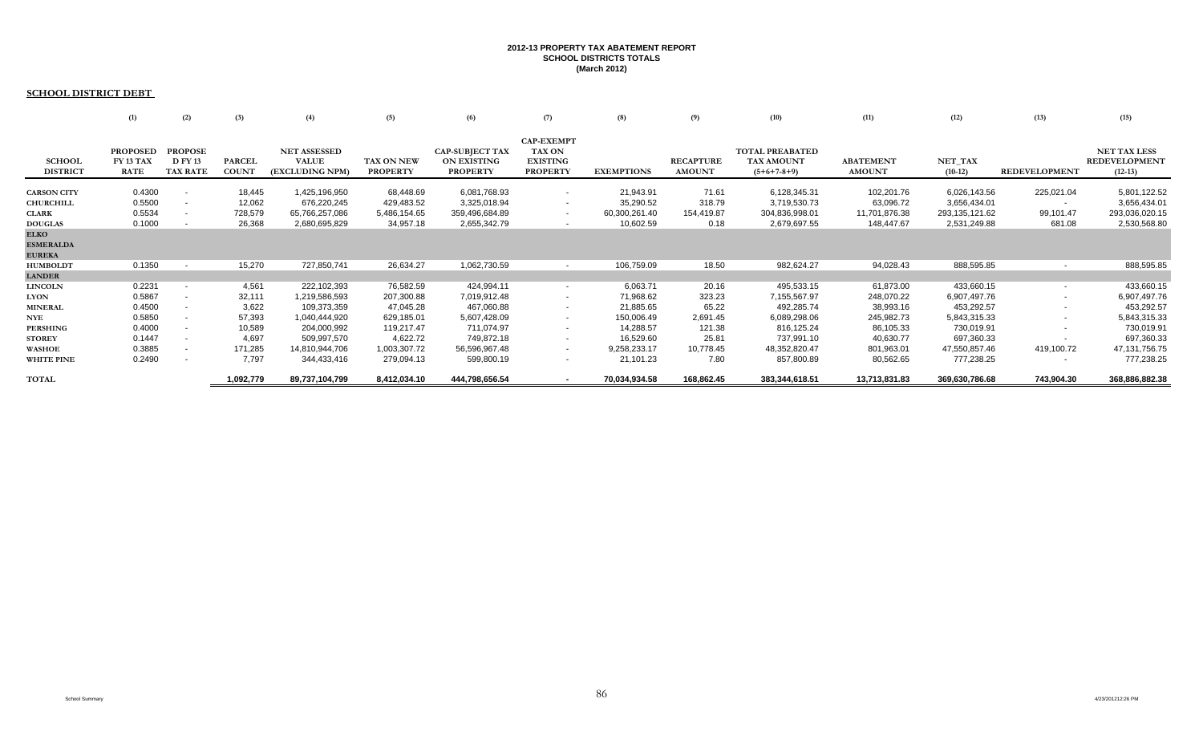**2012-13 PROPERTY TAX ABATEMENT REPORT**
**SCHOOL DISTRICTS TOTALS**
**(March 2012)**

**SCHOOL DISTRICT DEBT**

| | (1) | (2) | (3) | (4) | (5) | (6) | (7) | (8) | (9) | (10) | (11) | (12) | (13) | (15) |
|---|---|---|---|---|---|---|---|---|---|---|---|---|---|---|
| SCHOOL DISTRICT | PROPOSED FY 13 TAX RATE | PROPOSE D FY 13 TAX RATE | PARCEL COUNT | NET ASSESSED VALUE (EXCLUDING NPM) | TAX ON NEW PROPERTY | CAP-SUBJECT TAX ON EXISTING PROPERTY | CAP-EXEMPT TAX ON EXISTING PROPERTY | EXEMPTIONS | RECAPTURE AMOUNT | TOTAL PREABATED TAX AMOUNT (5+6+7-8+9) | ABATEMENT AMOUNT | NET_TAX (10-12) | REDEVELOPMENT | NET TAX LESS REDEVELOPMENT (12-13) |
| CARSON CITY | 0.4300 | - | 18,445 | 1,425,196,950 | 68,448.69 | 6,081,768.93 | - | 21,943.91 | 71.61 | 6,128,345.31 | 102,201.76 | 6,026,143.56 | 225,021.04 | 5,801,122.52 |
| CHURCHILL | 0.5500 | - | 12,062 | 676,220,245 | 429,483.52 | 3,325,018.94 | - | 35,290.52 | 318.79 | 3,719,530.73 | 63,096.72 | 3,656,434.01 | - | 3,656,434.01 |
| CLARK | 0.5534 | - | 728,579 | 65,766,257,086 | 5,486,154.65 | 359,496,684.89 | - | 60,300,261.40 | 154,419.87 | 304,836,998.01 | 11,701,876.38 | 293,135,121.62 | 99,101.47 | 293,036,020.15 |
| DOUGLAS | 0.1000 | - | 26,368 | 2,680,695,829 | 34,957.18 | 2,655,342.79 | - | 10,602.59 | 0.18 | 2,679,697.55 | 148,447.67 | 2,531,249.88 | 681.08 | 2,530,568.80 |
| ELKO | | | | | | | | | | | | | | |
| ESMERALDA | | | | | | | | | | | | | | |
| EUREKA | | | | | | | | | | | | | | |
| HUMBOLDT | 0.1350 | - | 15,270 | 727,850,741 | 26,634.27 | 1,062,730.59 | - | 106,759.09 | 18.50 | 982,624.27 | 94,028.43 | 888,595.85 | - | 888,595.85 |
| LANDER | | | | | | | | | | | | | | |
| LINCOLN | 0.2231 | - | 4,561 | 222,102,393 | 76,582.59 | 424,994.11 | - | 6,063.71 | 20.16 | 495,533.15 | 61,873.00 | 433,660.15 | - | 433,660.15 |
| LYON | 0.5867 | - | 32,111 | 1,219,586,593 | 207,300.88 | 7,019,912.48 | - | 71,968.62 | 323.23 | 7,155,567.97 | 248,070.22 | 6,907,497.76 | - | 6,907,497.76 |
| MINERAL | 0.4500 | - | 3,622 | 109,373,359 | 47,045.28 | 467,060.88 | - | 21,885.65 | 65.22 | 492,285.74 | 38,993.16 | 453,292.57 | - | 453,292.57 |
| NYE | 0.5850 | - | 57,393 | 1,040,444,920 | 629,185.01 | 5,607,428.09 | - | 150,006.49 | 2,691.45 | 6,089,298.06 | 245,982.73 | 5,843,315.33 | - | 5,843,315.33 |
| PERSHING | 0.4000 | - | 10,589 | 204,000,992 | 119,217.47 | 711,074.97 | - | 14,288.57 | 121.38 | 816,125.24 | 86,105.33 | 730,019.91 | - | 730,019.91 |
| STOREY | 0.1447 | - | 4,697 | 509,997,570 | 4,622.72 | 749,872.18 | - | 16,529.60 | 25.81 | 737,991.10 | 40,630.77 | 697,360.33 | - | 697,360.33 |
| WASHOE | 0.3885 | - | 171,285 | 14,810,944,706 | 1,003,307.72 | 56,596,967.48 | - | 9,258,233.17 | 10,778.45 | 48,352,820.47 | 801,963.01 | 47,550,857.46 | 419,100.72 | 47,131,756.75 |
| WHITE PINE | 0.2490 | - | 7,797 | 344,433,416 | 279,094.13 | 599,800.19 | - | 21,101.23 | 7.80 | 857,800.89 | 80,562.65 | 777,238.25 | - | 777,238.25 |
| TOTAL | | | 1,092,779 | 89,737,104,799 | 8,412,034.10 | 444,798,656.54 | - | 70,034,934.58 | 168,862.45 | 383,344,618.51 | 13,713,831.83 | 369,630,786.68 | 743,904.30 | 368,886,882.38 |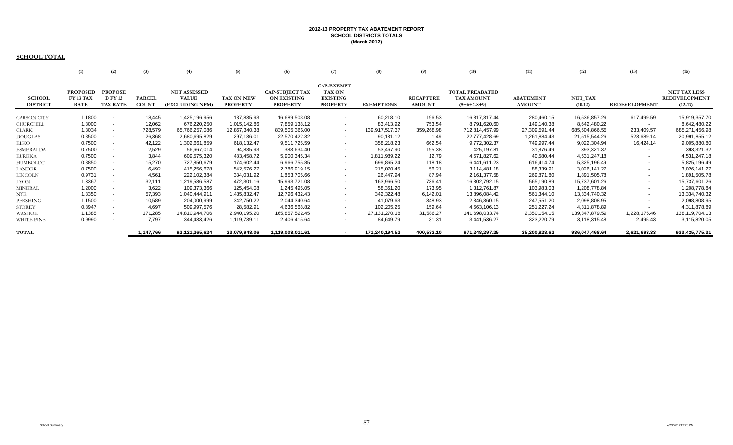**2012-13 PROPERTY TAX ABATEMENT REPORT**
**SCHOOL DISTRICTS TOTALS**
**(March 2012)**

**SCHOOL TOTAL**

| | (1) | (2) | (3) | (4) | (5) | (6) | (7) | (8) | (9) | (10) | (11) | (12) | (13) | (15) |
|---|---|---|---|---|---|---|---|---|---|---|---|---|---|---|
| SCHOOL DISTRICT | PROPOSED FY 13 TAX RATE | PROPOSE D FY 13 TAX RATE | PARCEL COUNT | NET ASSESSED VALUE (EXCLUDING NPM) | TAX ON NEW PROPERTY | CAP-SUBJECT TAX ON EXISTING PROPERTY | CAP-EXEMPT TAX ON EXISTING PROPERTY | EXEMPTIONS | RECAPTURE AMOUNT | TOTAL PREABATED TAX AMOUNT (5+6+7-8+9) | ABATEMENT AMOUNT | NET_TAX (10-12) | REDEVELOPMENT | NET TAX LESS REDEVELOPMENT (12-13) |
| CARSON CITY | 1.1800 | - | 18,445 | 1,425,196,956 | 187,835.93 | 16,689,503.08 | - | 60,218.10 | 196.53 | 16,817,317.44 | 280,460.15 | 16,536,857.29 | 617,499.59 | 15,919,357.70 |
| CHURCHILL | 1.3000 | - | 12,062 | 676,220,250 | 1,015,142.86 | 7,859,138.12 | - | 83,413.92 | 753.54 | 8,791,620.60 | 149,140.38 | 8,642,480.22 | - | 8,642,480.22 |
| CLARK | 1.3034 | - | 728,579 | 65,766,257,086 | 12,867,340.38 | 839,505,366.00 | - | 139,917,517.37 | 359,268.98 | 712,814,457.99 | 27,309,591.44 | 685,504,866.55 | 233,409.57 | 685,271,456.98 |
| DOUGLAS | 0.8500 | - | 26,368 | 2,680,695,829 | 297,136.01 | 22,570,422.32 | - | 90,131.12 | 1.49 | 22,777,428.69 | 1,261,884.43 | 21,515,544.26 | 523,689.14 | 20,991,855.12 |
| ELKO | 0.7500 | - | 42,122 | 1,302,661,859 | 618,132.47 | 9,511,725.59 | - | 358,218.23 | 662.54 | 9,772,302.37 | 749,997.44 | 9,022,304.94 | 16,424.14 | 9,005,880.80 |
| ESMERALDA | 0.7500 | - | 2,529 | 56,667,014 | 94,835.93 | 383,634.40 | - | 53,467.90 | 195.38 | 425,197.81 | 31,876.49 | 393,321.32 | - | 393,321.32 |
| EUREKA | 0.7500 | - | 3,844 | 609,575,320 | 483,458.72 | 5,900,345.34 | - | 1,811,989.22 | 12.79 | 4,571,827.62 | 40,580.44 | 4,531,247.18 | - | 4,531,247.18 |
| HUMBOLDT | 0.8850 | - | 15,270 | 727,850,679 | 174,602.44 | 6,966,755.85 | - | 699,865.24 | 118.18 | 6,441,611.23 | 616,414.74 | 5,825,196.49 | - | 5,825,196.49 |
| LANDER | 0.7500 | - | 6,492 | 415,256,678 | 542,576.27 | 2,786,919.15 | - | 215,070.45 | 56.21 | 3,114,481.18 | 88,339.91 | 3,026,141.27 | - | 3,026,141.27 |
| LINCOLN | 0.9731 | - | 4,561 | 222,102,384 | 334,031.92 | 1,853,705.66 | - | 26,447.94 | 87.94 | 2,161,377.58 | 269,871.80 | 1,891,505.78 | - | 1,891,505.78 |
| LYON | 1.3367 | - | 32,111 | 1,219,586,587 | 472,301.16 | 15,993,721.08 | - | 163,966.50 | 736.41 | 16,302,792.15 | 565,190.89 | 15,737,601.26 | - | 15,737,601.26 |
| MINERAL | 1.2000 | - | 3,622 | 109,373,366 | 125,454.08 | 1,245,495.05 | - | 58,361.20 | 173.95 | 1,312,761.87 | 103,983.03 | 1,208,778.84 | - | 1,208,778.84 |
| NYE | 1.3350 | - | 57,393 | 1,040,444,911 | 1,435,832.47 | 12,796,432.43 | - | 342,322.48 | 6,142.01 | 13,896,084.42 | 561,344.10 | 13,334,740.32 | - | 13,334,740.32 |
| PERSHING | 1.1500 | - | 10,589 | 204,000,999 | 342,750.22 | 2,044,340.64 | - | 41,079.63 | 348.93 | 2,346,360.15 | 247,551.20 | 2,098,808.95 | - | 2,098,808.95 |
| STOREY | 0.8947 | - | 4,697 | 509,997,576 | 28,582.91 | 4,636,568.82 | - | 102,205.25 | 159.64 | 4,563,106.13 | 251,227.24 | 4,311,878.89 | - | 4,311,878.89 |
| WASHOE | 1.1385 | - | 171,285 | 14,810,944,706 | 2,940,195.20 | 165,857,522.45 | - | 27,131,270.18 | 31,586.27 | 141,698,033.74 | 2,350,154.15 | 139,347,879.59 | 1,228,175.46 | 138,119,704.13 |
| WHITE PINE | 0.9990 | - | 7,797 | 344,433,426 | 1,119,739.11 | 2,406,415.64 | - | 84,649.79 | 31.31 | 3,441,536.27 | 323,220.79 | 3,118,315.48 | 2,495.43 | 3,115,820.05 |
| **TOTAL** | | | **1,147,766** | **92,121,265,624** | **23,079,948.06** | **1,119,008,011.61** | **-** | **171,240,194.52** | **400,532.10** | **971,248,297.25** | **35,200,828.62** | **936,047,468.64** | **2,621,693.33** | **933,425,775.31** |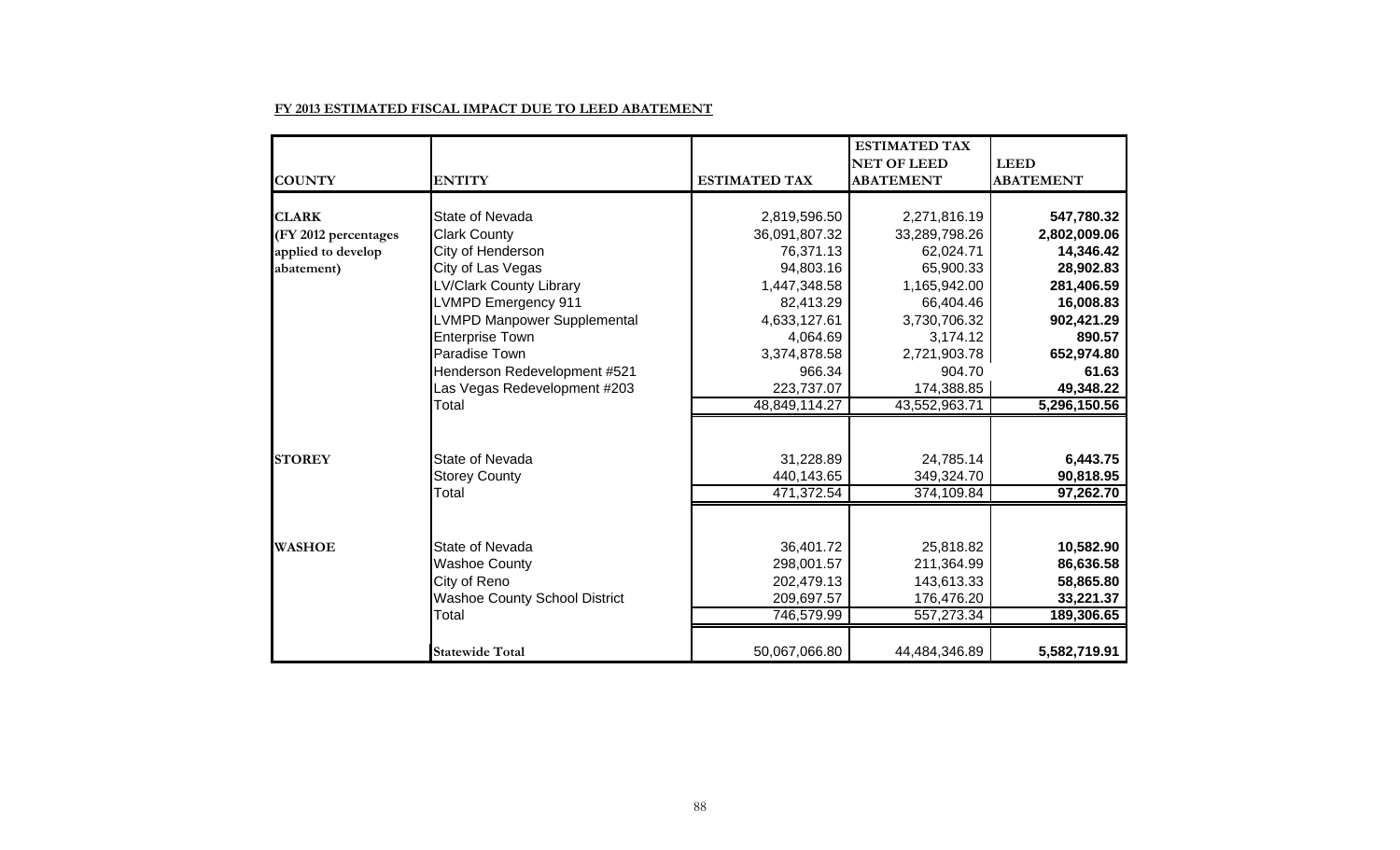**FY 2013 ESTIMATED FISCAL IMPACT DUE TO LEED ABATEMENT**

| COUNTY | ENTITY | ESTIMATED TAX | ESTIMATED TAX NET OF LEED ABATEMENT | LEED ABATEMENT |
|---|---|---|---|---|
| **CLARK** | State of Nevada | 2,819,596.50 | 2,271,816.19 | **547,780.32** |
| **(FY 2012 percentages** | Clark County | 36,091,807.32 | 33,289,798.26 | **2,802,009.06** |
| **applied to develop** | City of Henderson | 76,371.13 | 62,024.71 | **14,346.42** |
| **abatement)** | City of Las Vegas | 94,803.16 | 65,900.33 | **28,902.83** |
| | LV/Clark County Library | 1,447,348.58 | 1,165,942.00 | **281,406.59** |
| | LVMPD Emergency 911 | 82,413.29 | 66,404.46 | **16,008.83** |
| | LVMPD Manpower Supplemental | 4,633,127.61 | 3,730,706.32 | **902,421.29** |
| | Enterprise Town | 4,064.69 | 3,174.12 | **890.57** |
| | Paradise Town | 3,374,878.58 | 2,721,903.78 | **652,974.80** |
| | Henderson Redevelopment #521 | 966.34 | 904.70 | **61.63** |
| | Las Vegas Redevelopment #203 | 223,737.07 | 174,388.85 | **49,348.22** |
| | Total | 48,849,114.27 | 43,552,963.71 | **5,296,150.56** |
| **STOREY** | State of Nevada | 31,228.89 | 24,785.14 | **6,443.75** |
| | Storey County | 440,143.65 | 349,324.70 | **90,818.95** |
| | Total | 471,372.54 | 374,109.84 | **97,262.70** |
| **WASHOE** | State of Nevada | 36,401.72 | 25,818.82 | **10,582.90** |
| | Washoe County | 298,001.57 | 211,364.99 | **86,636.58** |
| | City of Reno | 202,479.13 | 143,613.33 | **58,865.80** |
| | Washoe County School District | 209,697.57 | 176,476.20 | **33,221.37** |
| | Total | 746,579.99 | 557,273.34 | **189,306.65** |
| | **Statewide Total** | 50,067,066.80 | 44,484,346.89 | **5,582,719.91** |